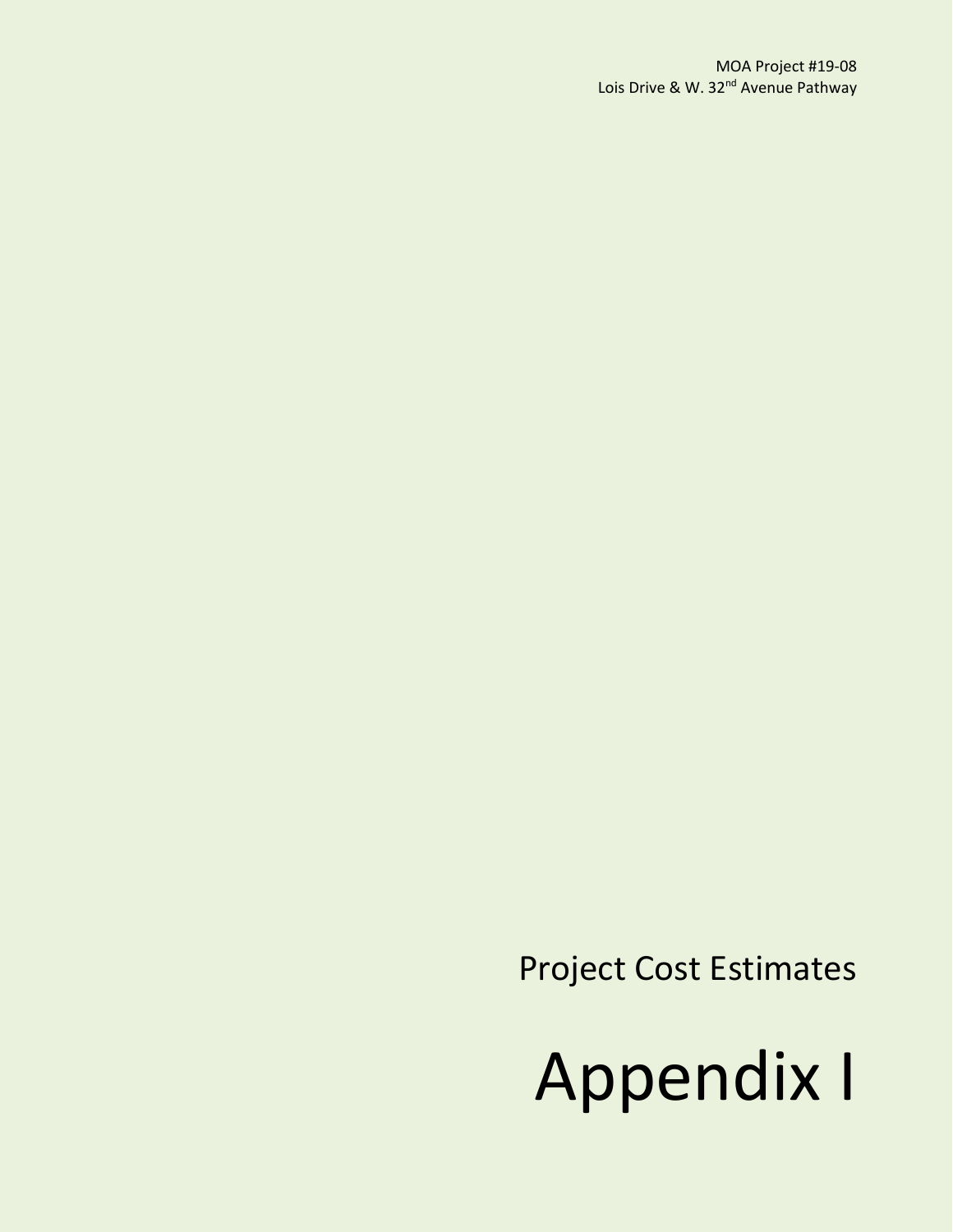MOA Project #19-08
Lois Drive & W. 32nd Avenue Pathway

Project Cost Estimates

# Appendix I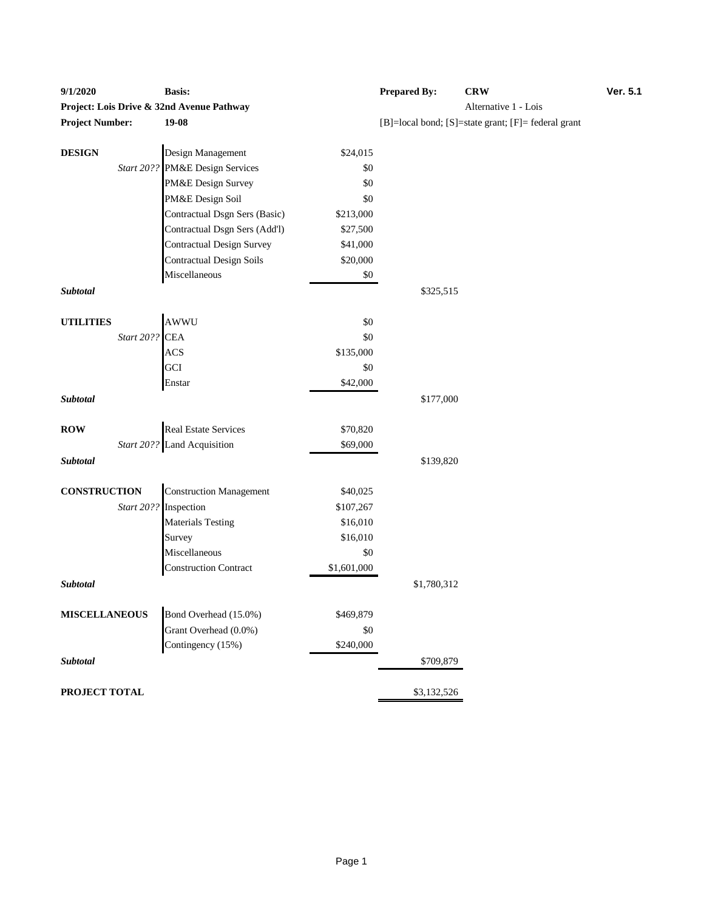| **9/1/2020** | **Basis:** | | **Prepared By:** | **CRW** | **Ver. 5.1** |
|---|---|---|---|---|---|
| **Project: Lois Drive & 32nd Avenue Pathway** | | | | Alternative 1 - Lois | |
| **Project Number:** | **19-08** | | [B]=local bond; [S]=state grant; [F]= federal grant | | |

| | | | |
|---|---|---|---|
| **DESIGN** | Design Management | $24,015 | |
| *Start 20??* | PM&E Design Services | $0 | |
| | PM&E Design Survey | $0 | |
| | PM&E Design Soil | $0 | |
| | Contractual Dsgn Sers (Basic) | $213,000 | |
| | Contractual Dsgn Sers (Add'l) | $27,500 | |
| | Contractual Design Survey | $41,000 | |
| | Contractual Design Soils | $20,000 | |
| | Miscellaneous | $0 | |
| ***Subtotal*** | | | $325,515 |
| **UTILITIES** | AWWU | $0 | |
| *Start 20??* | CEA | $0 | |
| | ACS | $135,000 | |
| | GCI | $0 | |
| | Enstar | $42,000 | |
| ***Subtotal*** | | | $177,000 |
| **ROW** | Real Estate Services | $70,820 | |
| *Start 20??* | Land Acquisition | $69,000 | |
| ***Subtotal*** | | | $139,820 |
| **CONSTRUCTION** | Construction Management | $40,025 | |
| *Start 20??* | Inspection | $107,267 | |
| | Materials Testing | $16,010 | |
| | Survey | $16,010 | |
| | Miscellaneous | $0 | |
| | Construction Contract | $1,601,000 | |
| ***Subtotal*** | | | $1,780,312 |
| **MISCELLANEOUS** | Bond Overhead (15.0%) | $469,879 | |
| | Grant Overhead (0.0%) | $0 | |
| | Contingency (15%) | $240,000 | |
| ***Subtotal*** | | | $709,879 |
| **PROJECT TOTAL** | | | $3,132,526 |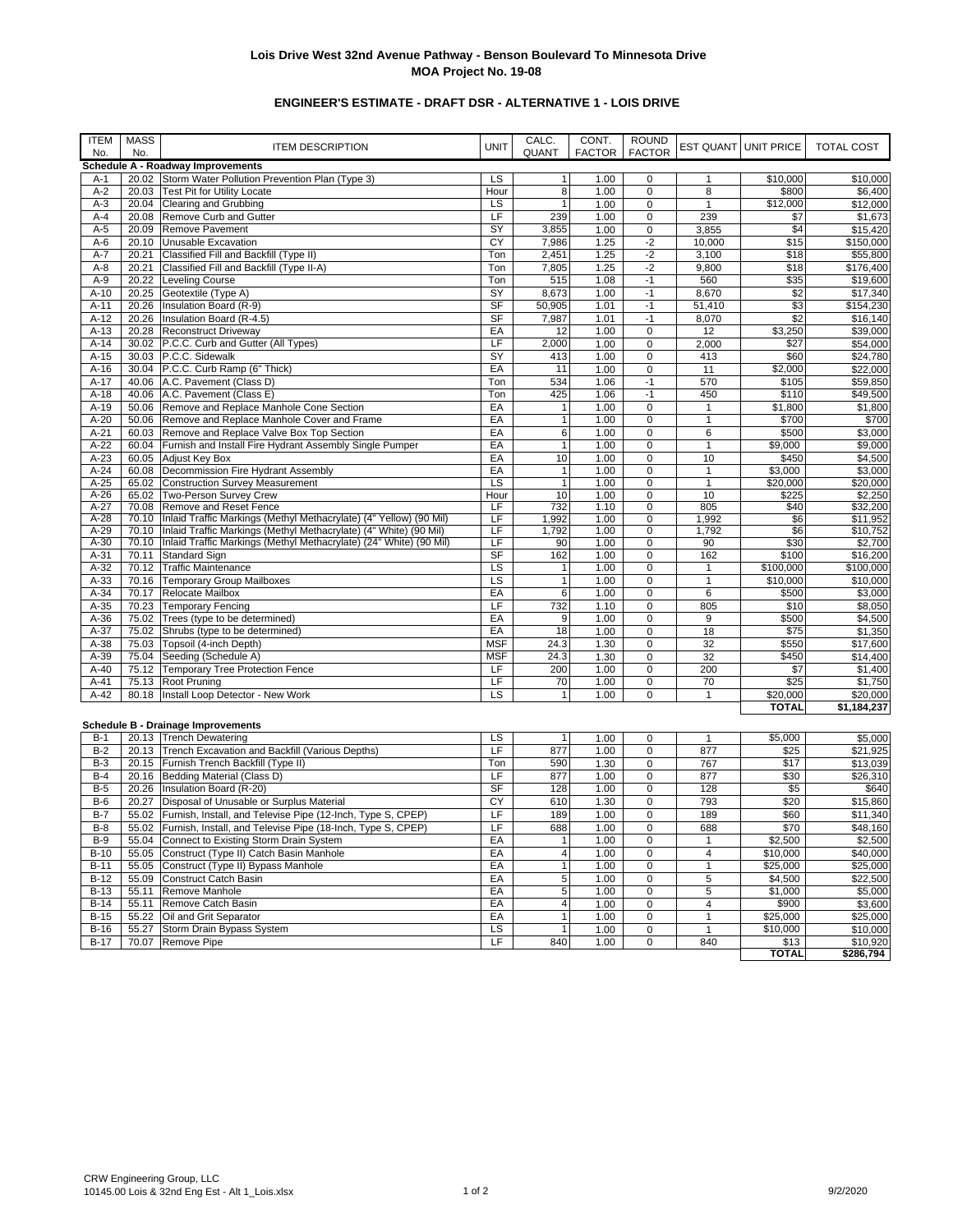**Lois Drive West 32nd Avenue Pathway - Benson Boulevard To Minnesota Drive**
**MOA Project No. 19-08**

**ENGINEER'S ESTIMATE - DRAFT DSR - ALTERNATIVE 1 - LOIS DRIVE**

| ITEM No. | MASS No. | ITEM DESCRIPTION | UNIT | CALC. QUANT | CONT. FACTOR | ROUND FACTOR | EST QUANT | UNIT PRICE | TOTAL COST |
|---|---|---|---|---|---|---|---|---|---|
| **Schedule A - Roadway Improvements** | | | | | | | | | |
| A-1 | 20.02 | Storm Water Pollution Prevention Plan (Type 3) | LS | 1 | 1.00 | 0 | 1 | $10,000 | $10,000 |
| A-2 | 20.03 | Test Pit for Utility Locate | Hour | 8 | 1.00 | 0 | 8 | $800 | $6,400 |
| A-3 | 20.04 | Clearing and Grubbing | LS | 1 | 1.00 | 0 | 1 | $12,000 | $12,000 |
| A-4 | 20.08 | Remove Curb and Gutter | LF | 239 | 1.00 | 0 | 239 | $7 | $1,673 |
| A-5 | 20.09 | Remove Pavement | SY | 3,855 | 1.00 | 0 | 3,855 | $4 | $15,420 |
| A-6 | 20.10 | Unusable Excavation | CY | 7,986 | 1.25 | -2 | 10,000 | $15 | $150,000 |
| A-7 | 20.21 | Classified Fill and Backfill (Type II) | Ton | 2,451 | 1.25 | -2 | 3,100 | $18 | $55,800 |
| A-8 | 20.21 | Classified Fill and Backfill (Type II-A) | Ton | 7,805 | 1.25 | -2 | 9,800 | $18 | $176,400 |
| A-9 | 20.22 | Leveling Course | Ton | 515 | 1.08 | -1 | 560 | $35 | $19,600 |
| A-10 | 20.25 | Geotextile (Type A) | SY | 8,673 | 1.00 | -1 | 8,670 | $2 | $17,340 |
| A-11 | 20.26 | Insulation Board (R-9) | SF | 50,905 | 1.01 | -1 | 51,410 | $3 | $154,230 |
| A-12 | 20.26 | Insulation Board (R-4.5) | SF | 7,987 | 1.01 | -1 | 8,070 | $2 | $16,140 |
| A-13 | 20.28 | Reconstruct Driveway | EA | 12 | 1.00 | 0 | 12 | $3,250 | $39,000 |
| A-14 | 30.02 | P.C.C. Curb and Gutter (All Types) | LF | 2,000 | 1.00 | 0 | 2,000 | $27 | $54,000 |
| A-15 | 30.03 | P.C.C. Sidewalk | SY | 413 | 1.00 | 0 | 413 | $60 | $24,780 |
| A-16 | 30.04 | P.C.C. Curb Ramp (6" Thick) | EA | 11 | 1.00 | 0 | 11 | $2,000 | $22,000 |
| A-17 | 40.06 | A.C. Pavement (Class D) | Ton | 534 | 1.06 | -1 | 570 | $105 | $59,850 |
| A-18 | 40.06 | A.C. Pavement (Class E) | Ton | 425 | 1.06 | -1 | 450 | $110 | $49,500 |
| A-19 | 50.06 | Remove and Replace Manhole Cone Section | EA | 1 | 1.00 | 0 | 1 | $1,800 | $1,800 |
| A-20 | 50.06 | Remove and Replace Manhole Cover and Frame | EA | 1 | 1.00 | 0 | 1 | $700 | $700 |
| A-21 | 60.03 | Remove and Replace Valve Box Top Section | EA | 6 | 1.00 | 0 | 6 | $500 | $3,000 |
| A-22 | 60.04 | Furnish and Install Fire Hydrant Assembly Single Pumper | EA | 1 | 1.00 | 0 | 1 | $9,000 | $9,000 |
| A-23 | 60.05 | Adjust Key Box | EA | 10 | 1.00 | 0 | 10 | $450 | $4,500 |
| A-24 | 60.08 | Decommission Fire Hydrant Assembly | EA | 1 | 1.00 | 0 | 1 | $3,000 | $3,000 |
| A-25 | 65.02 | Construction Survey Measurement | LS | 1 | 1.00 | 0 | 1 | $20,000 | $20,000 |
| A-26 | 65.02 | Two-Person Survey Crew | Hour | 10 | 1.00 | 0 | 10 | $225 | $2,250 |
| A-27 | 70.08 | Remove and Reset Fence | LF | 732 | 1.10 | 0 | 805 | $40 | $32,200 |
| A-28 | 70.10 | Inlaid Traffic Markings (Methyl Methacrylate) (4" Yellow) (90 Mil) | LF | 1,992 | 1.00 | 0 | 1,992 | $6 | $11,952 |
| A-29 | 70.10 | Inlaid Traffic Markings (Methyl Methacrylate) (4" White) (90 Mil) | LF | 1,792 | 1.00 | 0 | 1,792 | $6 | $10,752 |
| A-30 | 70.10 | Inlaid Traffic Markings (Methyl Methacrylate) (24" White) (90 Mil) | LF | 90 | 1.00 | 0 | 90 | $30 | $2,700 |
| A-31 | 70.11 | Standard Sign | SF | 162 | 1.00 | 0 | 162 | $100 | $16,200 |
| A-32 | 70.12 | Traffic Maintenance | LS | 1 | 1.00 | 0 | 1 | $100,000 | $100,000 |
| A-33 | 70.16 | Temporary Group Mailboxes | LS | 1 | 1.00 | 0 | 1 | $10,000 | $10,000 |
| A-34 | 70.17 | Relocate Mailbox | EA | 6 | 1.00 | 0 | 6 | $500 | $3,000 |
| A-35 | 70.23 | Temporary Fencing | LF | 732 | 1.10 | 0 | 805 | $10 | $8,050 |
| A-36 | 75.02 | Trees (type to be determined) | EA | 9 | 1.00 | 0 | 9 | $500 | $4,500 |
| A-37 | 75.02 | Shrubs (type to be determined) | EA | 18 | 1.00 | 0 | 18 | $75 | $1,350 |
| A-38 | 75.03 | Topsoil (4-inch Depth) | MSF | 24.3 | 1.30 | 0 | 32 | $550 | $17,600 |
| A-39 | 75.04 | Seeding (Schedule A) | MSF | 24.3 | 1.30 | 0 | 32 | $450 | $14,400 |
| A-40 | 75.12 | Temporary Tree Protection Fence | LF | 200 | 1.00 | 0 | 200 | $7 | $1,400 |
| A-41 | 75.13 | Root Pruning | LF | 70 | 1.00 | 0 | 70 | $25 | $1,750 |
| A-42 | 80.18 | Install Loop Detector - New Work | LS | 1 | 1.00 | 0 | 1 | $20,000 | $20,000 |
| | | | | | | | | **TOTAL** | **$1,184,237** |
| **Schedule B - Drainage Improvements** | | | | | | | | | |
| B-1 | 20.13 | Trench Dewatering | LS | 1 | 1.00 | 0 | 1 | $5,000 | $5,000 |
| B-2 | 20.13 | Trench Excavation and Backfill (Various Depths) | LF | 877 | 1.00 | 0 | 877 | $25 | $21,925 |
| B-3 | 20.15 | Furnish Trench Backfill (Type II) | Ton | 590 | 1.30 | 0 | 767 | $17 | $13,039 |
| B-4 | 20.16 | Bedding Material (Class D) | LF | 877 | 1.00 | 0 | 877 | $30 | $26,310 |
| B-5 | 20.26 | Insulation Board (R-20) | SF | 128 | 1.00 | 0 | 128 | $5 | $640 |
| B-6 | 20.27 | Disposal of Unusable or Surplus Material | CY | 610 | 1.30 | 0 | 793 | $20 | $15,860 |
| B-7 | 55.02 | Furnish, Install, and Televise Pipe (12-Inch, Type S, CPEP) | LF | 189 | 1.00 | 0 | 189 | $60 | $11,340 |
| B-8 | 55.02 | Furnish, Install, and Televise Pipe (18-Inch, Type S, CPEP) | LF | 688 | 1.00 | 0 | 688 | $70 | $48,160 |
| B-9 | 55.04 | Connect to Existing Storm Drain System | EA | 1 | 1.00 | 0 | 1 | $2,500 | $2,500 |
| B-10 | 55.05 | Construct (Type II) Catch Basin Manhole | EA | 4 | 1.00 | 0 | 4 | $10,000 | $40,000 |
| B-11 | 55.05 | Construct (Type II) Bypass Manhole | EA | 1 | 1.00 | 0 | 1 | $25,000 | $25,000 |
| B-12 | 55.09 | Construct Catch Basin | EA | 5 | 1.00 | 0 | 5 | $4,500 | $22,500 |
| B-13 | 55.11 | Remove Manhole | EA | 5 | 1.00 | 0 | 5 | $1,000 | $5,000 |
| B-14 | 55.11 | Remove Catch Basin | EA | 4 | 1.00 | 0 | 4 | $900 | $3,600 |
| B-15 | 55.22 | Oil and Grit Separator | EA | 1 | 1.00 | 0 | 1 | $25,000 | $25,000 |
| B-16 | 55.27 | Storm Drain Bypass System | LS | 1 | 1.00 | 0 | 1 | $10,000 | $10,000 |
| B-17 | 70.07 | Remove Pipe | LF | 840 | 1.00 | 0 | 840 | $13 | $10,920 |
| | | | | | | | | **TOTAL** | **$286,794** |

CRW Engineering Group, LLC
10145.00 Lois & 32nd Eng Est - Alt 1_Lois.xlsx

9/2/2020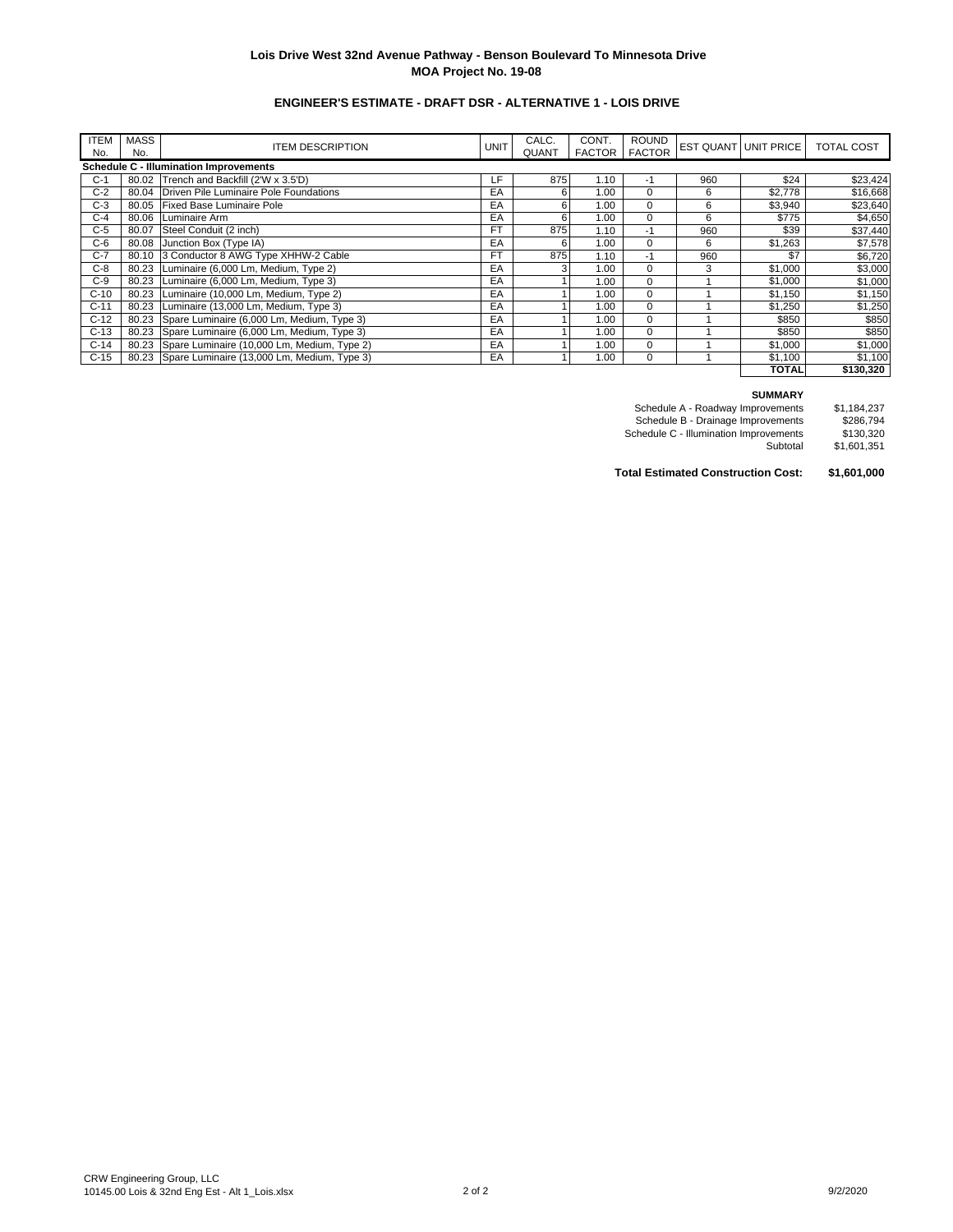**Lois Drive West 32nd Avenue Pathway - Benson Boulevard To Minnesota Drive**
**MOA Project No. 19-08**

**ENGINEER'S ESTIMATE - DRAFT DSR - ALTERNATIVE 1 - LOIS DRIVE**

| ITEM No. | MASS No. | ITEM DESCRIPTION | UNIT | CALC. QUANT | CONT. FACTOR | ROUND FACTOR | EST QUANT | UNIT PRICE | TOTAL COST |
|---|---|---|---|---|---|---|---|---|---|
| **Schedule C - Illumination Improvements** | | | | | | | | | |
| C-1 | 80.02 | Trench and Backfill (2'W x 3.5'D) | LF | 875 | 1.10 | -1 | 960 | $24 | $23,424 |
| C-2 | 80.04 | Driven Pile Luminaire Pole Foundations | EA | 6 | 1.00 | 0 | 6 | $2,778 | $16,668 |
| C-3 | 80.05 | Fixed Base Luminaire Pole | EA | 6 | 1.00 | 0 | 6 | $3,940 | $23,640 |
| C-4 | 80.06 | Luminaire Arm | EA | 6 | 1.00 | 0 | 6 | $775 | $4,650 |
| C-5 | 80.07 | Steel Conduit (2 inch) | FT | 875 | 1.10 | -1 | 960 | $39 | $37,440 |
| C-6 | 80.08 | Junction Box (Type IA) | EA | 6 | 1.00 | 0 | 6 | $1,263 | $7,578 |
| C-7 | 80.10 | 3 Conductor 8 AWG Type XHHW-2 Cable | FT | 875 | 1.10 | -1 | 960 | $7 | $6,720 |
| C-8 | 80.23 | Luminaire (6,000 Lm, Medium, Type 2) | EA | 3 | 1.00 | 0 | 3 | $1,000 | $3,000 |
| C-9 | 80.23 | Luminaire (6,000 Lm, Medium, Type 3) | EA | 1 | 1.00 | 0 | 1 | $1,000 | $1,000 |
| C-10 | 80.23 | Luminaire (10,000 Lm, Medium, Type 2) | EA | 1 | 1.00 | 0 | 1 | $1,150 | $1,150 |
| C-11 | 80.23 | Luminaire (13,000 Lm, Medium, Type 3) | EA | 1 | 1.00 | 0 | 1 | $1,250 | $1,250 |
| C-12 | 80.23 | Spare Luminaire (6,000 Lm, Medium, Type 2) | EA | 1 | 1.00 | 0 | 1 | $850 | $850 |
| C-13 | 80.23 | Spare Luminaire (6,000 Lm, Medium, Type 3) | EA | 1 | 1.00 | 0 | 1 | $850 | $850 |
| C-14 | 80.23 | Spare Luminaire (10,000 Lm, Medium, Type 2) | EA | 1 | 1.00 | 0 | 1 | $1,000 | $1,000 |
| C-15 | 80.23 | Spare Luminaire (13,000 Lm, Medium, Type 3) | EA | 1 | 1.00 | 0 | 1 | $1,100 | $1,100 |
| | | | | | | | | **TOTAL** | **$130,320** |

**SUMMARY**

| | |
|---|---|
| Schedule A - Roadway Improvements | $1,184,237 |
| Schedule B - Drainage Improvements | $286,794 |
| Schedule C - Illumination Improvements | $130,320 |
| Subtotal | $1,601,351 |

**Total Estimated Construction Cost: $1,601,000**

CRW Engineering Group, LLC
10145.00 Lois & 32nd Eng Est - Alt 1_Lois.xlsx

9/2/2020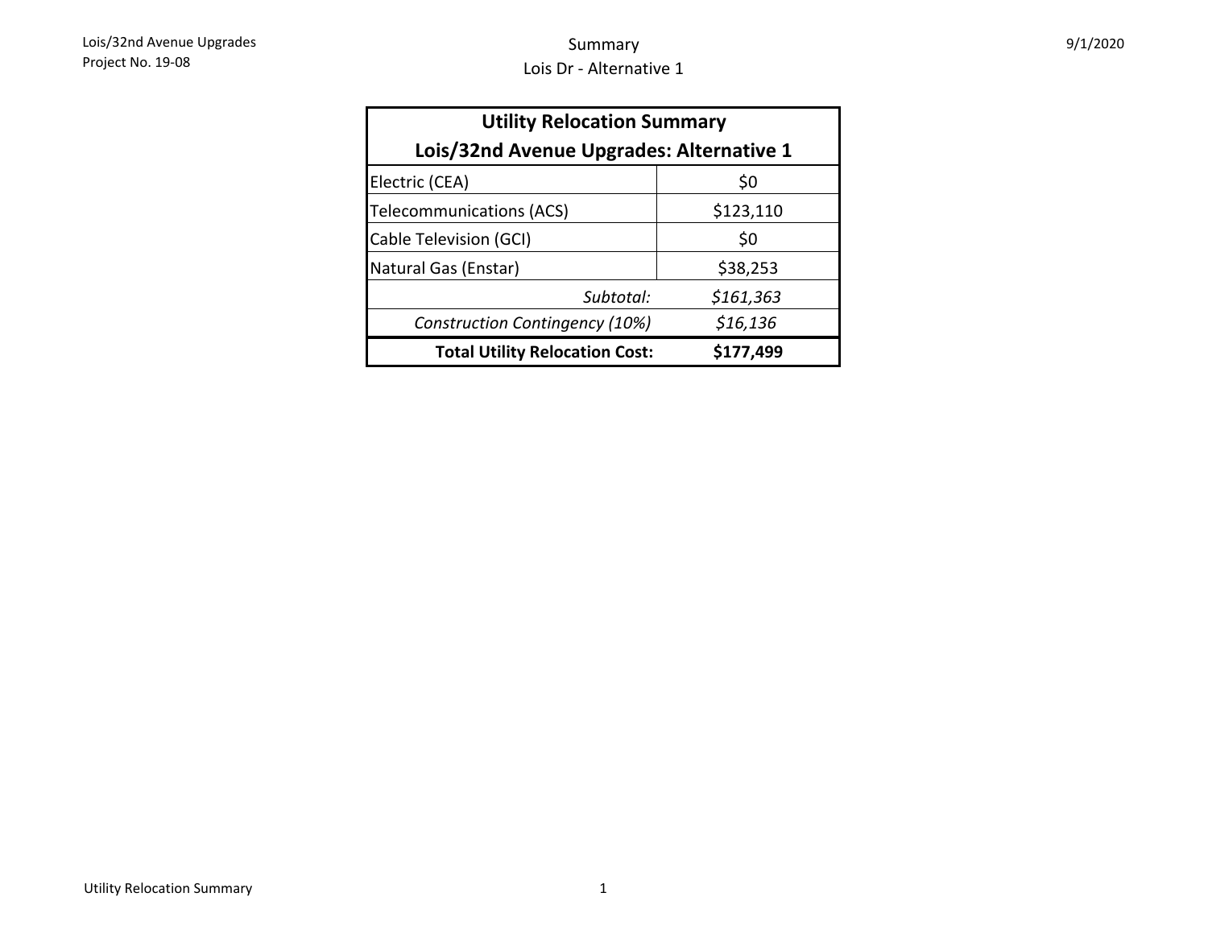# Summary

## Lois Dr - Alternative 1

| Utility Relocation Summary<br>Lois/32nd Avenue Upgrades: Alternative 1 | |
| --- | --- |
| Electric (CEA) | $0 |
| Telecommunications (ACS) | $123,110 |
| Cable Television (GCI) | $0 |
| Natural Gas (Enstar) | $38,253 |
| *Subtotal:* | *$161,363* |
| *Construction Contingency (10%)* | *$16,136* |
| **Total Utility Relocation Cost:** | **$177,499** |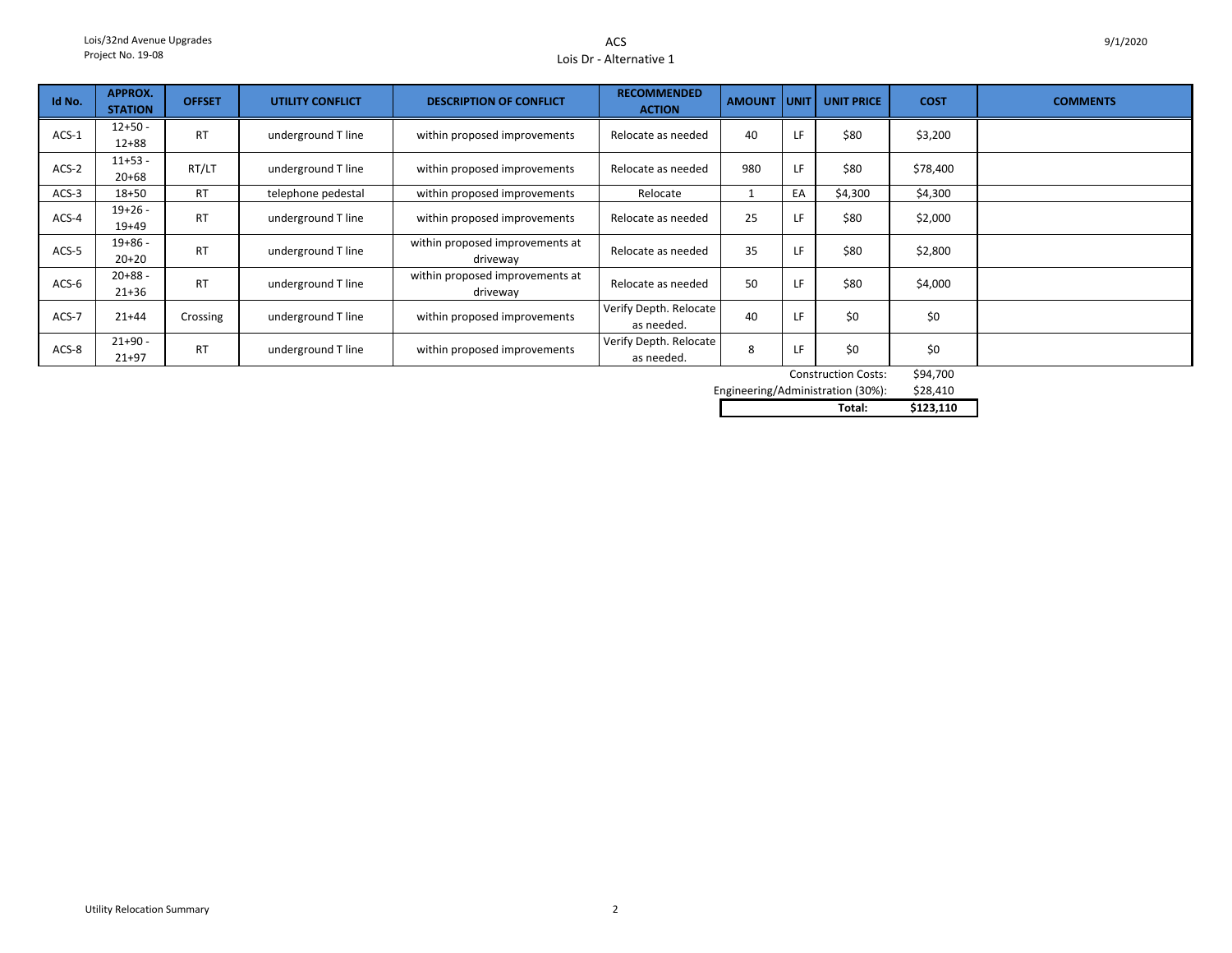# ACS

## Lois Dr - Alternative 1

| Id No. | APPROX. STATION | OFFSET | UTILITY CONFLICT | DESCRIPTION OF CONFLICT | RECOMMENDED ACTION | AMOUNT | UNIT | UNIT PRICE | COST | COMMENTS |
|---|---|---|---|---|---|---|---|---|---|---|
| ACS-1 | 12+50 - 12+88 | RT | underground T line | within proposed improvements | Relocate as needed | 40 | LF | $80 | $3,200 | |
| ACS-2 | 11+53 - 20+68 | RT/LT | underground T line | within proposed improvements | Relocate as needed | 980 | LF | $80 | $78,400 | |
| ACS-3 | 18+50 | RT | telephone pedestal | within proposed improvements | Relocate | 1 | EA | $4,300 | $4,300 | |
| ACS-4 | 19+26 - 19+49 | RT | underground T line | within proposed improvements | Relocate as needed | 25 | LF | $80 | $2,000 | |
| ACS-5 | 19+86 - 20+20 | RT | underground T line | within proposed improvements at driveway | Relocate as needed | 35 | LF | $80 | $2,800 | |
| ACS-6 | 20+88 - 21+36 | RT | underground T line | within proposed improvements at driveway | Relocate as needed | 50 | LF | $80 | $4,000 | |
| ACS-7 | 21+44 | Crossing | underground T line | within proposed improvements | Verify Depth. Relocate as needed. | 40 | LF | $0 | $0 | |
| ACS-8 | 21+90 - 21+97 | RT | underground T line | within proposed improvements | Verify Depth. Relocate as needed. | 8 | LF | $0 | $0 | |
| | | | | | | | | Construction Costs: | $94,700 | |
| | | | | | | | | Engineering/Administration (30%): | $28,410 | |
| | | | | | | | | **Total:** | **$123,110** | |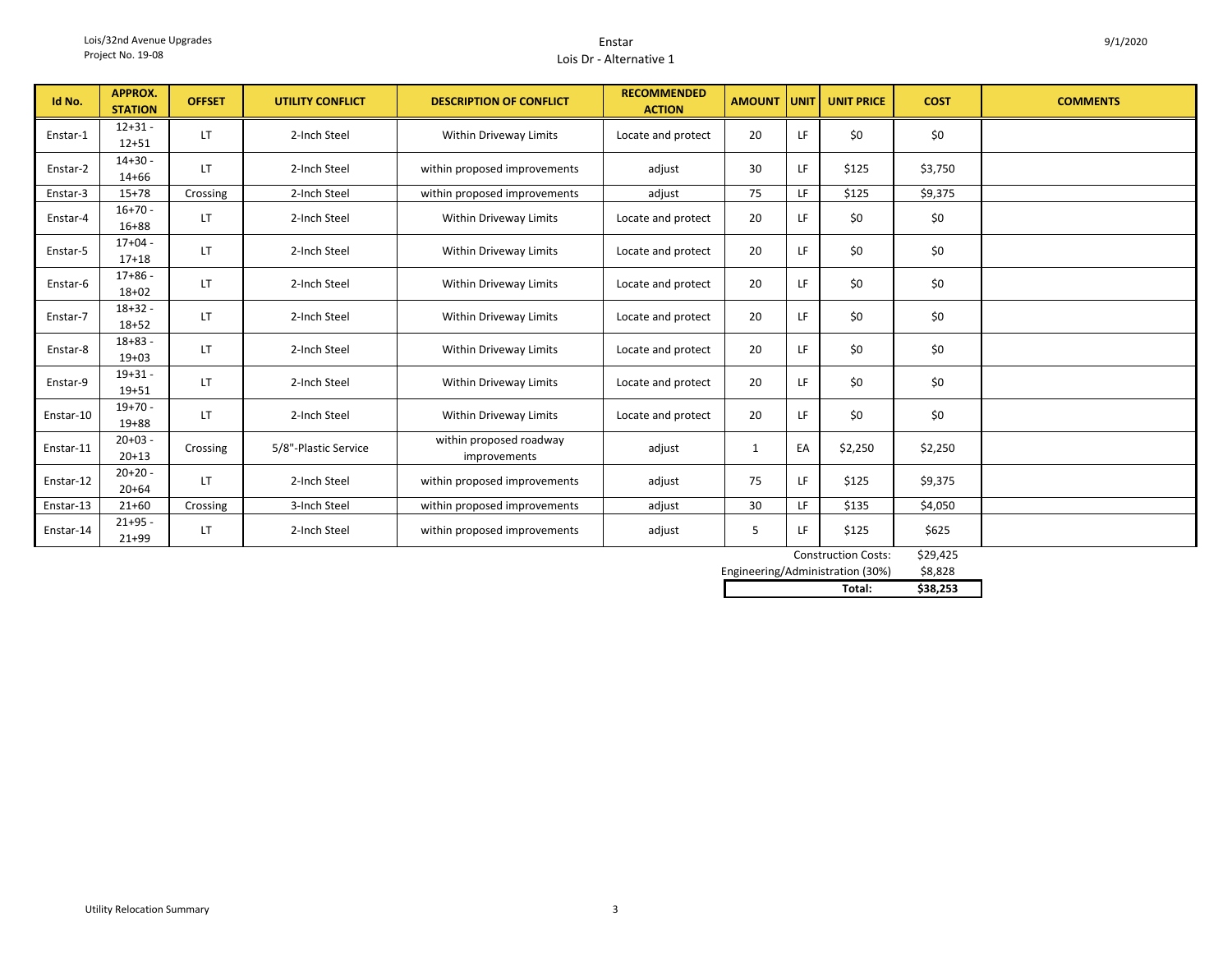Lois/32nd Avenue Upgrades
Project No. 19-08

# Enstar
## Lois Dr - Alternative 1

9/1/2020

| Id No. | APPROX. STATION | OFFSET | UTILITY CONFLICT | DESCRIPTION OF CONFLICT | RECOMMENDED ACTION | AMOUNT | UNIT | UNIT PRICE | COST | COMMENTS |
|---|---|---|---|---|---|---|---|---|---|---|
| Enstar-1 | 12+31 - 12+51 | LT | 2-Inch Steel | Within Driveway Limits | Locate and protect | 20 | LF | $0 | $0 | |
| Enstar-2 | 14+30 - 14+66 | LT | 2-Inch Steel | within proposed improvements | adjust | 30 | LF | $125 | $3,750 | |
| Enstar-3 | 15+78 | Crossing | 2-Inch Steel | within proposed improvements | adjust | 75 | LF | $125 | $9,375 | |
| Enstar-4 | 16+70 - 16+88 | LT | 2-Inch Steel | Within Driveway Limits | Locate and protect | 20 | LF | $0 | $0 | |
| Enstar-5 | 17+04 - 17+18 | LT | 2-Inch Steel | Within Driveway Limits | Locate and protect | 20 | LF | $0 | $0 | |
| Enstar-6 | 17+86 - 18+02 | LT | 2-Inch Steel | Within Driveway Limits | Locate and protect | 20 | LF | $0 | $0 | |
| Enstar-7 | 18+32 - 18+52 | LT | 2-Inch Steel | Within Driveway Limits | Locate and protect | 20 | LF | $0 | $0 | |
| Enstar-8 | 18+83 - 19+03 | LT | 2-Inch Steel | Within Driveway Limits | Locate and protect | 20 | LF | $0 | $0 | |
| Enstar-9 | 19+31 - 19+51 | LT | 2-Inch Steel | Within Driveway Limits | Locate and protect | 20 | LF | $0 | $0 | |
| Enstar-10 | 19+70 - 19+88 | LT | 2-Inch Steel | Within Driveway Limits | Locate and protect | 20 | LF | $0 | $0 | |
| Enstar-11 | 20+03 - 20+13 | Crossing | 5/8"-Plastic Service | within proposed roadway improvements | adjust | 1 | EA | $2,250 | $2,250 | |
| Enstar-12 | 20+20 - 20+64 | LT | 2-Inch Steel | within proposed improvements | adjust | 75 | LF | $125 | $9,375 | |
| Enstar-13 | 21+60 | Crossing | 3-Inch Steel | within proposed improvements | adjust | 30 | LF | $135 | $4,050 | |
| Enstar-14 | 21+95 - 21+99 | LT | 2-Inch Steel | within proposed improvements | adjust | 5 | LF | $125 | $625 | |
| | | | | | | | | Construction Costs: | $29,425 | |
| | | | | | | | | Engineering/Administration (30%) | $8,828 | |
| | | | | | | | | **Total:** | **$38,253** | |

Utility Relocation Summary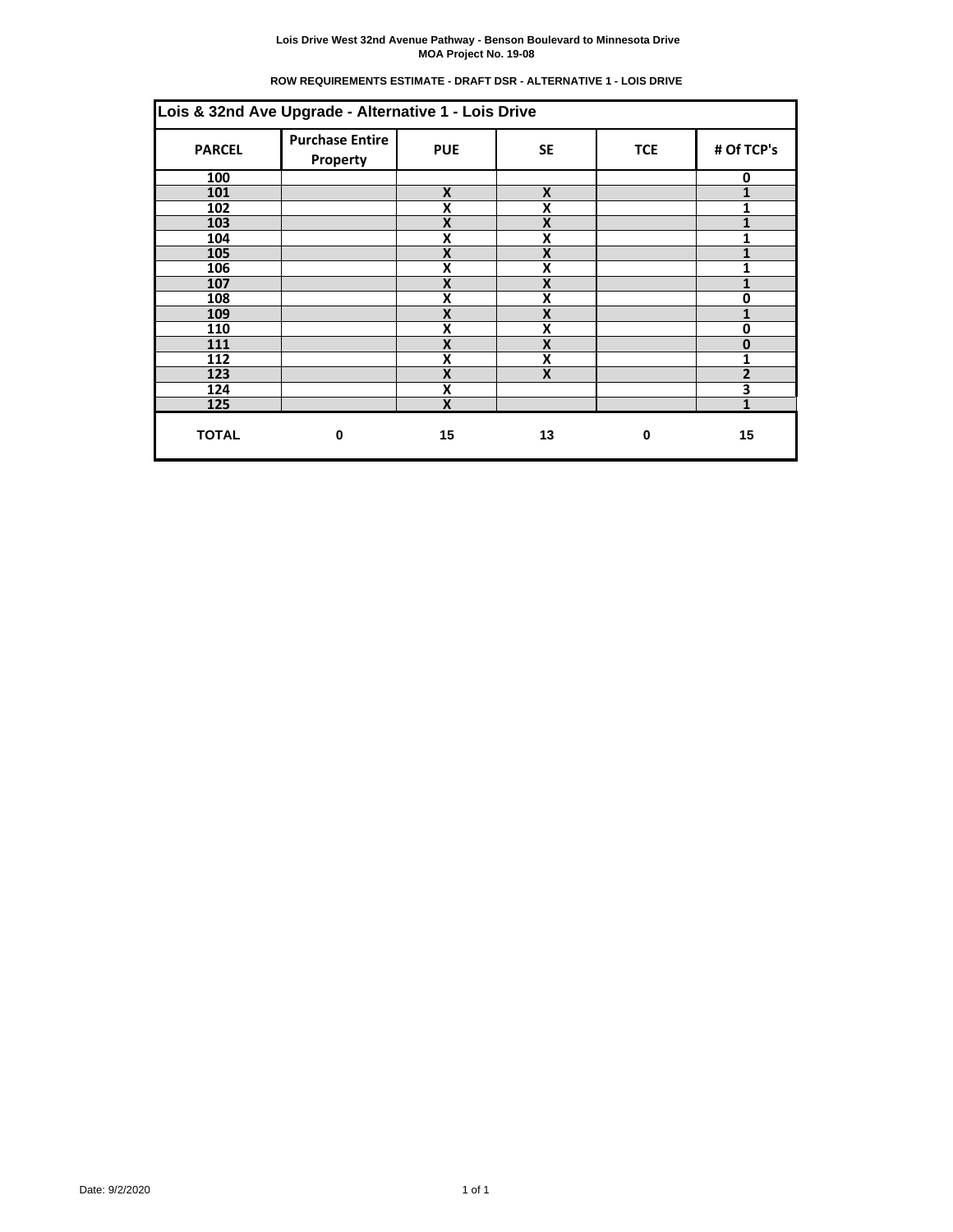**Lois Drive West 32nd Avenue Pathway - Benson Boulevard to Minnesota Drive**
**MOA Project No. 19-08**

**ROW REQUIREMENTS ESTIMATE - DRAFT DSR - ALTERNATIVE 1 - LOIS DRIVE**

| Lois & 32nd Ave Upgrade - Alternative 1 - Lois Drive | | | | | |
|---|---|---|---|---|---|
| **PARCEL** | **Purchase Entire Property** | **PUE** | **SE** | **TCE** | **# Of TCP's** |
| 100 | | | | | 0 |
| 101 | | X | X | | 1 |
| 102 | | X | X | | 1 |
| 103 | | X | X | | 1 |
| 104 | | X | X | | 1 |
| 105 | | X | X | | 1 |
| 106 | | X | X | | 1 |
| 107 | | X | X | | 1 |
| 108 | | X | X | | 0 |
| 109 | | X | X | | 1 |
| 110 | | X | X | | 0 |
| 111 | | X | X | | 0 |
| 112 | | X | X | | 1 |
| 123 | | X | X | | 2 |
| 124 | | X | | | 3 |
| 125 | | X | | | 1 |
| **TOTAL** | **0** | **15** | **13** | **0** | **15** |

Date: 9/2/2020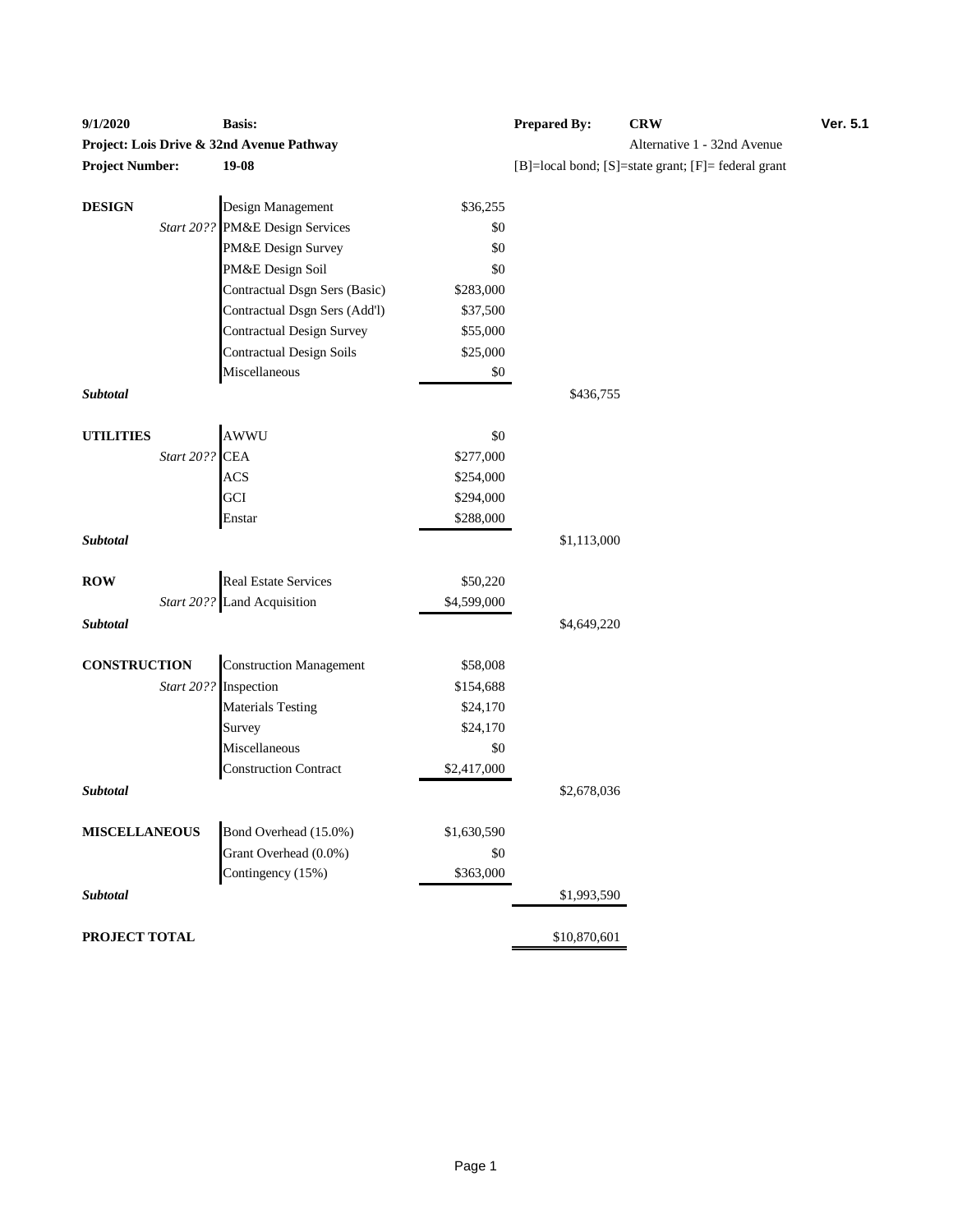| **9/1/2020** | **Basis:** | | **Prepared By:** | **CRW** | **Ver. 5.1** |
|---|---|---|---|---|---|
| **Project: Lois Drive & 32nd Avenue Pathway** | | | | Alternative 1 - 32nd Avenue | |
| **Project Number:** | **19-08** | | [B]=local bond; [S]=state grant; [F]= federal grant | | |

| | | | |
|---|---|---|---|
| **DESIGN** | Design Management | $36,255 | |
| *Start 20??* | PM&E Design Services | $0 | |
| | PM&E Design Survey | $0 | |
| | PM&E Design Soil | $0 | |
| | Contractual Dsgn Sers (Basic) | $283,000 | |
| | Contractual Dsgn Sers (Add'l) | $37,500 | |
| | Contractual Design Survey | $55,000 | |
| | Contractual Design Soils | $25,000 | |
| | Miscellaneous | $0 | |
| ***Subtotal*** | | | $436,755 |
| **UTILITIES** | AWWU | $0 | |
| *Start 20??* | CEA | $277,000 | |
| | ACS | $254,000 | |
| | GCI | $294,000 | |
| | Enstar | $288,000 | |
| ***Subtotal*** | | | $1,113,000 |
| **ROW** | Real Estate Services | $50,220 | |
| *Start 20??* | Land Acquisition | $4,599,000 | |
| ***Subtotal*** | | | $4,649,220 |
| **CONSTRUCTION** | Construction Management | $58,008 | |
| *Start 20??* | Inspection | $154,688 | |
| | Materials Testing | $24,170 | |
| | Survey | $24,170 | |
| | Miscellaneous | $0 | |
| | Construction Contract | $2,417,000 | |
| ***Subtotal*** | | | $2,678,036 |
| **MISCELLANEOUS** | Bond Overhead (15.0%) | $1,630,590 | |
| | Grant Overhead (0.0%) | $0 | |
| | Contingency (15%) | $363,000 | |
| ***Subtotal*** | | | $1,993,590 |
| **PROJECT TOTAL** | | | $10,870,601 |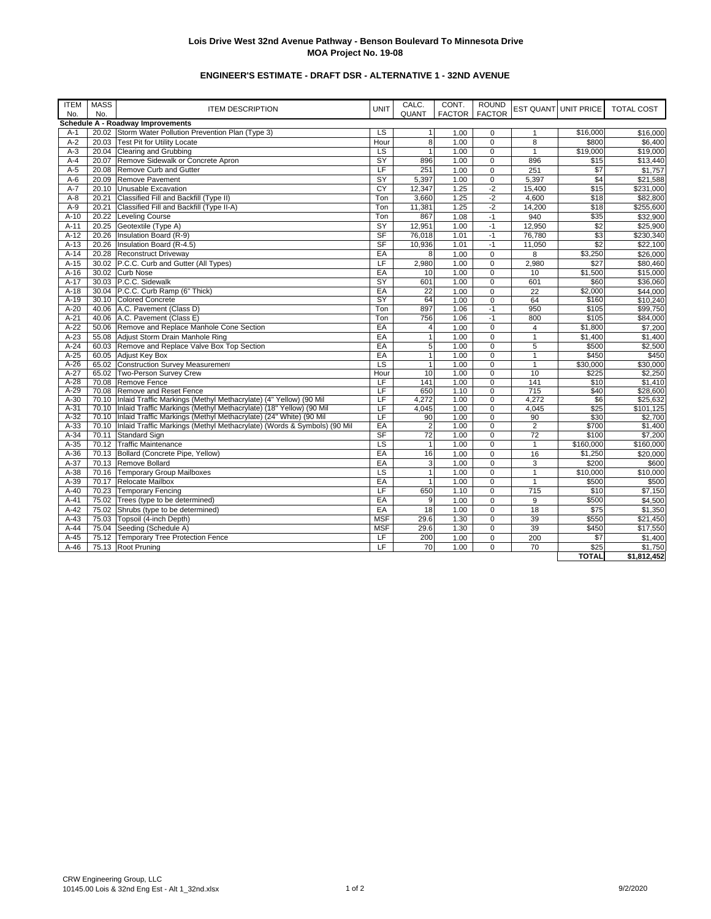**Lois Drive West 32nd Avenue Pathway - Benson Boulevard To Minnesota Drive**
**MOA Project No. 19-08**

**ENGINEER'S ESTIMATE - DRAFT DSR - ALTERNATIVE 1 - 32ND AVENUE**

| ITEM No. | MASS No. | ITEM DESCRIPTION | UNIT | CALC. QUANT | CONT. FACTOR | ROUND FACTOR | EST QUANT | UNIT PRICE | TOTAL COST |
|---|---|---|---|---|---|---|---|---|---|
| **Schedule A - Roadway Improvements** | | | | | | | | | |
| A-1 | 20.02 | Storm Water Pollution Prevention Plan (Type 3) | LS | 1 | 1.00 | 0 | 1 | $16,000 | $16,000 |
| A-2 | 20.03 | Test Pit for Utility Locate | Hour | 8 | 1.00 | 0 | 8 | $800 | $6,400 |
| A-3 | 20.04 | Clearing and Grubbing | LS | 1 | 1.00 | 0 | 1 | $19,000 | $19,000 |
| A-4 | 20.07 | Remove Sidewalk or Concrete Apron | SY | 896 | 1.00 | 0 | 896 | $15 | $13,440 |
| A-5 | 20.08 | Remove Curb and Gutter | LF | 251 | 1.00 | 0 | 251 | $7 | $1,757 |
| A-6 | 20.09 | Remove Pavement | SY | 5,397 | 1.00 | 0 | 5,397 | $4 | $21,588 |
| A-7 | 20.10 | Unusable Excavation | CY | 12,347 | 1.25 | -2 | 15,400 | $15 | $231,000 |
| A-8 | 20.21 | Classified Fill and Backfill (Type II) | Ton | 3,660 | 1.25 | -2 | 4,600 | $18 | $82,800 |
| A-9 | 20.21 | Classified Fill and Backfill (Type II-A) | Ton | 11,381 | 1.25 | -2 | 14,200 | $18 | $255,600 |
| A-10 | 20.22 | Leveling Course | Ton | 867 | 1.08 | -1 | 940 | $35 | $32,900 |
| A-11 | 20.25 | Geotextile (Type A) | SY | 12,951 | 1.00 | -1 | 12,950 | $2 | $25,900 |
| A-12 | 20.26 | Insulation Board (R-9) | SF | 76,018 | 1.01 | -1 | 76,780 | $3 | $230,340 |
| A-13 | 20.26 | Insulation Board (R-4.5) | SF | 10,936 | 1.01 | -1 | 11,050 | $2 | $22,100 |
| A-14 | 20.28 | Reconstruct Driveway | EA | 8 | 1.00 | 0 | 8 | $3,250 | $26,000 |
| A-15 | 30.02 | P.C.C. Curb and Gutter (All Types) | LF | 2,980 | 1.00 | 0 | 2,980 | $27 | $80,460 |
| A-16 | 30.02 | Curb Nose | EA | 10 | 1.00 | 0 | 10 | $1,500 | $15,000 |
| A-17 | 30.03 | P.C.C. Sidewalk | SY | 601 | 1.00 | 0 | 601 | $60 | $36,060 |
| A-18 | 30.04 | P.C.C. Curb Ramp (6" Thick) | EA | 22 | 1.00 | 0 | 22 | $2,000 | $44,000 |
| A-19 | 30.10 | Colored Concrete | SY | 64 | 1.00 | 0 | 64 | $160 | $10,240 |
| A-20 | 40.06 | A.C. Pavement (Class D) | Ton | 897 | 1.06 | -1 | 950 | $105 | $99,750 |
| A-21 | 40.06 | A.C. Pavement (Class E) | Ton | 756 | 1.06 | -1 | 800 | $105 | $84,000 |
| A-22 | 50.06 | Remove and Replace Manhole Cone Section | EA | 4 | 1.00 | 0 | 4 | $1,800 | $7,200 |
| A-23 | 55.08 | Adjust Storm Drain Manhole Ring | EA | 1 | 1.00 | 0 | 1 | $1,400 | $1,400 |
| A-24 | 60.03 | Remove and Replace Valve Box Top Section | EA | 5 | 1.00 | 0 | 5 | $500 | $2,500 |
| A-25 | 60.05 | Adjust Key Box | EA | 1 | 1.00 | 0 | 1 | $450 | $450 |
| A-26 | 65.02 | Construction Survey Measurement | LS | 1 | 1.00 | 0 | 1 | $30,000 | $30,000 |
| A-27 | 65.02 | Two-Person Survey Crew | Hour | 10 | 1.00 | 0 | 10 | $225 | $2,250 |
| A-28 | 70.08 | Remove Fence | LF | 141 | 1.00 | 0 | 141 | $10 | $1,410 |
| A-29 | 70.08 | Remove and Reset Fence | LF | 650 | 1.10 | 0 | 715 | $40 | $28,600 |
| A-30 | 70.10 | Inlaid Traffic Markings (Methyl Methacrylate) (4" Yellow) (90 Mil | LF | 4,272 | 1.00 | 0 | 4,272 | $6 | $25,632 |
| A-31 | 70.10 | Inlaid Traffic Markings (Methyl Methacrylate) (18" Yellow) (90 Mil | LF | 4,045 | 1.00 | 0 | 4,045 | $25 | $101,125 |
| A-32 | 70.10 | Inlaid Traffic Markings (Methyl Methacrylate) (24" White) (90 Mil | LF | 90 | 1.00 | 0 | 90 | $30 | $2,700 |
| A-33 | 70.10 | Inlaid Traffic Markings (Methyl Methacrylate) (Words & Symbols) (90 Mil | EA | 2 | 1.00 | 0 | 2 | $700 | $1,400 |
| A-34 | 70.11 | Standard Sign | SF | 72 | 1.00 | 0 | 72 | $100 | $7,200 |
| A-35 | 70.12 | Traffic Maintenance | LS | 1 | 1.00 | 0 | 1 | $160,000 | $160,000 |
| A-36 | 70.13 | Bollard (Concrete Pipe, Yellow) | EA | 16 | 1.00 | 0 | 16 | $1,250 | $20,000 |
| A-37 | 70.13 | Remove Bollard | EA | 3 | 1.00 | 0 | 3 | $200 | $600 |
| A-38 | 70.16 | Temporary Group Mailboxes | LS | 1 | 1.00 | 0 | 1 | $10,000 | $10,000 |
| A-39 | 70.17 | Relocate Mailbox | EA | 1 | 1.00 | 0 | 1 | $500 | $500 |
| A-40 | 70.23 | Temporary Fencing | LF | 650 | 1.10 | 0 | 715 | $10 | $7,150 |
| A-41 | 75.02 | Trees (type to be determined) | EA | 9 | 1.00 | 0 | 9 | $500 | $4,500 |
| A-42 | 75.02 | Shrubs (type to be determined) | EA | 18 | 1.00 | 0 | 18 | $75 | $1,350 |
| A-43 | 75.03 | Topsoil (4-inch Depth) | MSF | 29.6 | 1.30 | 0 | 39 | $550 | $21,450 |
| A-44 | 75.04 | Seeding (Schedule A) | MSF | 29.6 | 1.30 | 0 | 39 | $450 | $17,550 |
| A-45 | 75.12 | Temporary Tree Protection Fence | LF | 200 | 1.00 | 0 | 200 | $7 | $1,400 |
| A-46 | 75.13 | Root Pruning | LF | 70 | 1.00 | 0 | 70 | $25 | $1,750 |
| | | | | | | | | **TOTAL** | **$1,812,452** |

CRW Engineering Group, LLC
10145.00 Lois & 32nd Eng Est - Alt 1_32nd.xlsx

9/2/2020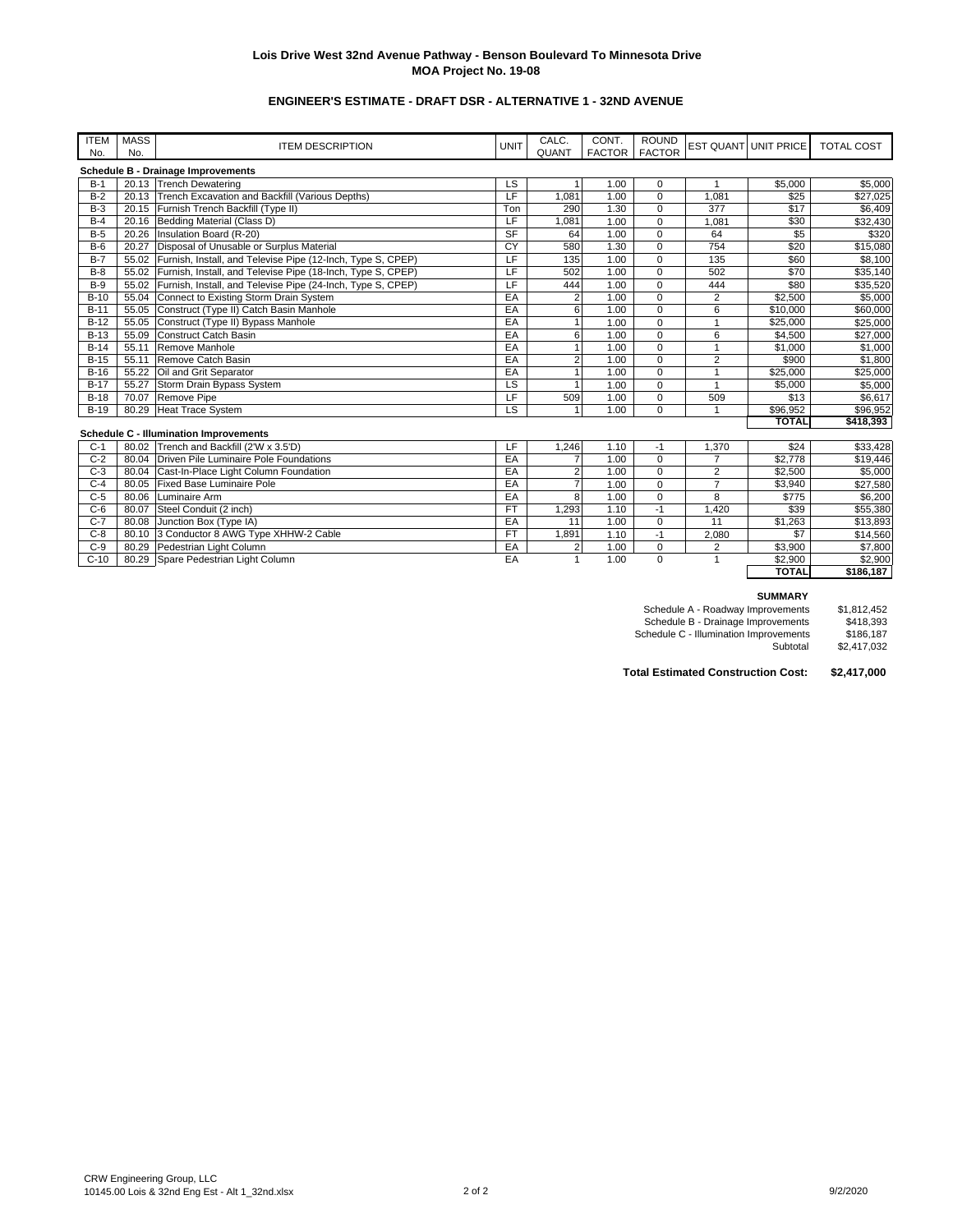**Lois Drive West 32nd Avenue Pathway - Benson Boulevard To Minnesota Drive**
**MOA Project No. 19-08**

**ENGINEER'S ESTIMATE - DRAFT DSR - ALTERNATIVE 1 - 32ND AVENUE**

| ITEM No. | MASS No. | ITEM DESCRIPTION | UNIT | CALC. QUANT | CONT. FACTOR | ROUND FACTOR | EST QUANT | UNIT PRICE | TOTAL COST |
|---|---|---|---|---|---|---|---|---|---|
| **Schedule B - Drainage Improvements** | | | | | | | | | |
| B-1 | 20.13 | Trench Dewatering | LS | 1 | 1.00 | 0 | 1 | $5,000 | $5,000 |
| B-2 | 20.13 | Trench Excavation and Backfill (Various Depths) | LF | 1,081 | 1.00 | 0 | 1,081 | $25 | $27,025 |
| B-3 | 20.15 | Furnish Trench Backfill (Type II) | Ton | 290 | 1.30 | 0 | 377 | $17 | $6,409 |
| B-4 | 20.16 | Bedding Material (Class D) | LF | 1,081 | 1.00 | 0 | 1,081 | $30 | $32,430 |
| B-5 | 20.26 | Insulation Board (R-20) | SF | 64 | 1.00 | 0 | 64 | $5 | $320 |
| B-6 | 20.27 | Disposal of Unusable or Surplus Material | CY | 580 | 1.30 | 0 | 754 | $20 | $15,080 |
| B-7 | 55.02 | Furnish, Install, and Televise Pipe (12-Inch, Type S, CPEP) | LF | 135 | 1.00 | 0 | 135 | $60 | $8,100 |
| B-8 | 55.02 | Furnish, Install, and Televise Pipe (18-Inch, Type S, CPEP) | LF | 502 | 1.00 | 0 | 502 | $70 | $35,140 |
| B-9 | 55.02 | Furnish, Install, and Televise Pipe (24-Inch, Type S, CPEP) | LF | 444 | 1.00 | 0 | 444 | $80 | $35,520 |
| B-10 | 55.04 | Connect to Existing Storm Drain System | EA | 2 | 1.00 | 0 | 2 | $2,500 | $5,000 |
| B-11 | 55.05 | Construct (Type II) Catch Basin Manhole | EA | 6 | 1.00 | 0 | 6 | $10,000 | $60,000 |
| B-12 | 55.05 | Construct (Type II) Bypass Manhole | EA | 1 | 1.00 | 0 | 1 | $25,000 | $25,000 |
| B-13 | 55.09 | Construct Catch Basin | EA | 6 | 1.00 | 0 | 6 | $4,500 | $27,000 |
| B-14 | 55.11 | Remove Manhole | EA | 1 | 1.00 | 0 | 1 | $1,000 | $1,000 |
| B-15 | 55.11 | Remove Catch Basin | EA | 2 | 1.00 | 0 | 2 | $900 | $1,800 |
| B-16 | 55.22 | Oil and Grit Separator | EA | 1 | 1.00 | 0 | 1 | $25,000 | $25,000 |
| B-17 | 55.27 | Storm Drain Bypass System | LS | 1 | 1.00 | 0 | 1 | $5,000 | $5,000 |
| B-18 | 70.07 | Remove Pipe | LF | 509 | 1.00 | 0 | 509 | $13 | $6,617 |
| B-19 | 80.29 | Heat Trace System | LS | 1 | 1.00 | 0 | 1 | $96,952 | $96,952 |
| | | | | | | | | **TOTAL** | **$418,393** |
| **Schedule C - Illumination Improvements** | | | | | | | | | |
| C-1 | 80.02 | Trench and Backfill (2'W x 3.5'D) | LF | 1,246 | 1.10 | -1 | 1,370 | $24 | $33,428 |
| C-2 | 80.04 | Driven Pile Luminaire Pole Foundations | EA | 7 | 1.00 | 0 | 7 | $2,778 | $19,446 |
| C-3 | 80.04 | Cast-In-Place Light Column Foundation | EA | 2 | 1.00 | 0 | 2 | $2,500 | $5,000 |
| C-4 | 80.05 | Fixed Base Luminaire Pole | EA | 7 | 1.00 | 0 | 7 | $3,940 | $27,580 |
| C-5 | 80.06 | Luminaire Arm | EA | 8 | 1.00 | 0 | 8 | $775 | $6,200 |
| C-6 | 80.07 | Steel Conduit (2 inch) | FT | 1,293 | 1.10 | -1 | 1,420 | $39 | $55,380 |
| C-7 | 80.08 | Junction Box (Type IA) | EA | 11 | 1.00 | 0 | 11 | $1,263 | $13,893 |
| C-8 | 80.10 | 3 Conductor 8 AWG Type XHHW-2 Cable | FT | 1,891 | 1.10 | -1 | 2,080 | $7 | $14,560 |
| C-9 | 80.29 | Pedestrian Light Column | EA | 2 | 1.00 | 0 | 2 | $3,900 | $7,800 |
| C-10 | 80.29 | Spare Pedestrian Light Column | EA | 1 | 1.00 | 0 | 1 | $2,900 | $2,900 |
| | | | | | | | | **TOTAL** | **$186,187** |

**SUMMARY**

| | |
|---|---|
| Schedule A - Roadway Improvements | $1,812,452 |
| Schedule B - Drainage Improvements | $418,393 |
| Schedule C - Illumination Improvements | $186,187 |
| Subtotal | $2,417,032 |

**Total Estimated Construction Cost: $2,417,000**

CRW Engineering Group, LLC
10145.00 Lois & 32nd Eng Est - Alt 1_32nd.xlsx

9/2/2020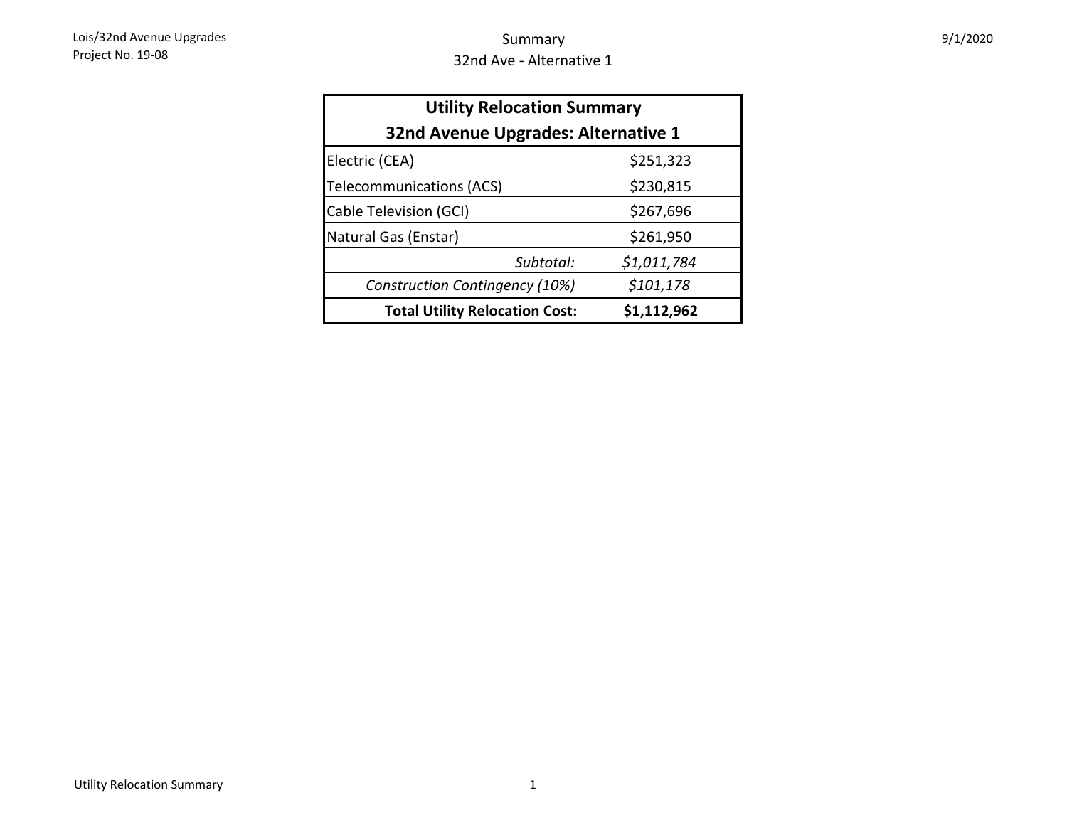# Summary

## 32nd Ave - Alternative 1

| Utility Relocation Summary<br>32nd Avenue Upgrades: Alternative 1 | |
|---|---|
| Electric (CEA) | $251,323 |
| Telecommunications (ACS) | $230,815 |
| Cable Television (GCI) | $267,696 |
| Natural Gas (Enstar) | $261,950 |
| *Subtotal:* | *$1,011,784* |
| *Construction Contingency (10%)* | *$101,178* |
| **Total Utility Relocation Cost:** | **$1,112,962** |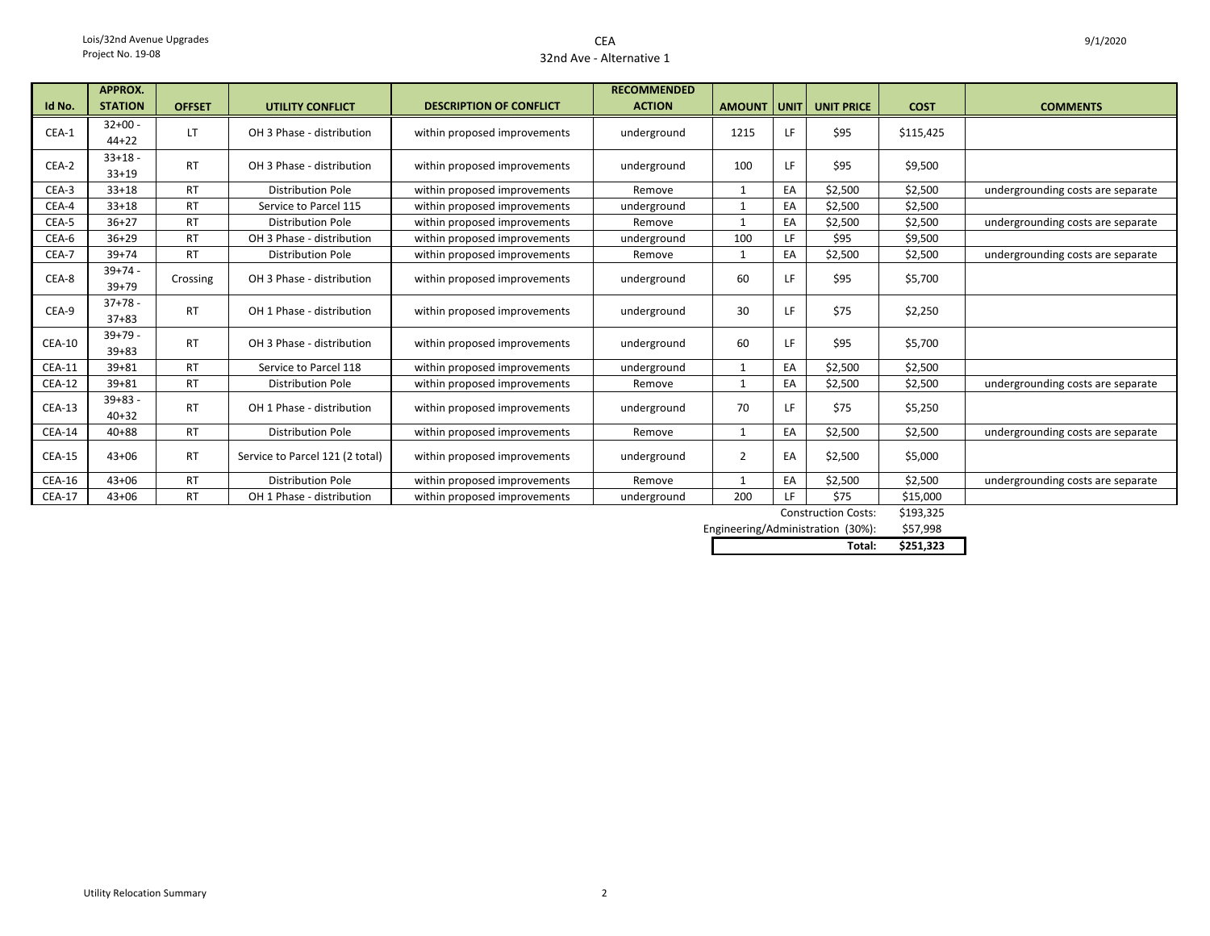Lois/32nd Avenue Upgrades
Project No. 19-08

CEA
32nd Ave - Alternative 1

9/1/2020

| Id No. | APPROX. STATION | OFFSET | UTILITY CONFLICT | DESCRIPTION OF CONFLICT | RECOMMENDED ACTION | AMOUNT | UNIT | UNIT PRICE | COST | COMMENTS |
|---|---|---|---|---|---|---|---|---|---|---|
| CEA-1 | 32+00 - 44+22 | LT | OH 3 Phase - distribution | within proposed improvements | underground | 1215 | LF | $95 | $115,425 | |
| CEA-2 | 33+18 - 33+19 | RT | OH 3 Phase - distribution | within proposed improvements | underground | 100 | LF | $95 | $9,500 | |
| CEA-3 | 33+18 | RT | Distribution Pole | within proposed improvements | Remove | 1 | EA | $2,500 | $2,500 | undergrounding costs are separate |
| CEA-4 | 33+18 | RT | Service to Parcel 115 | within proposed improvements | underground | 1 | EA | $2,500 | $2,500 | |
| CEA-5 | 36+27 | RT | Distribution Pole | within proposed improvements | Remove | 1 | EA | $2,500 | $2,500 | undergrounding costs are separate |
| CEA-6 | 36+29 | RT | OH 3 Phase - distribution | within proposed improvements | underground | 100 | LF | $95 | $9,500 | |
| CEA-7 | 39+74 | RT | Distribution Pole | within proposed improvements | Remove | 1 | EA | $2,500 | $2,500 | undergrounding costs are separate |
| CEA-8 | 39+74 - 39+79 | Crossing | OH 3 Phase - distribution | within proposed improvements | underground | 60 | LF | $95 | $5,700 | |
| CEA-9 | 37+78 - 37+83 | RT | OH 1 Phase - distribution | within proposed improvements | underground | 30 | LF | $75 | $2,250 | |
| CEA-10 | 39+79 - 39+83 | RT | OH 3 Phase - distribution | within proposed improvements | underground | 60 | LF | $95 | $5,700 | |
| CEA-11 | 39+81 | RT | Service to Parcel 118 | within proposed improvements | underground | 1 | EA | $2,500 | $2,500 | |
| CEA-12 | 39+81 | RT | Distribution Pole | within proposed improvements | Remove | 1 | EA | $2,500 | $2,500 | undergrounding costs are separate |
| CEA-13 | 39+83 - 40+32 | RT | OH 1 Phase - distribution | within proposed improvements | underground | 70 | LF | $75 | $5,250 | |
| CEA-14 | 40+88 | RT | Distribution Pole | within proposed improvements | Remove | 1 | EA | $2,500 | $2,500 | undergrounding costs are separate |
| CEA-15 | 43+06 | RT | Service to Parcel 121 (2 total) | within proposed improvements | underground | 2 | EA | $2,500 | $5,000 | |
| CEA-16 | 43+06 | RT | Distribution Pole | within proposed improvements | Remove | 1 | EA | $2,500 | $2,500 | undergrounding costs are separate |
| CEA-17 | 43+06 | RT | OH 1 Phase - distribution | within proposed improvements | underground | 200 | LF | $75 | $15,000 | |

| | |
|---|---|
| Construction Costs: | $193,325 |
| Engineering/Administration (30%): | $57,998 |
| **Total:** | **$251,323** |

Utility Relocation Summary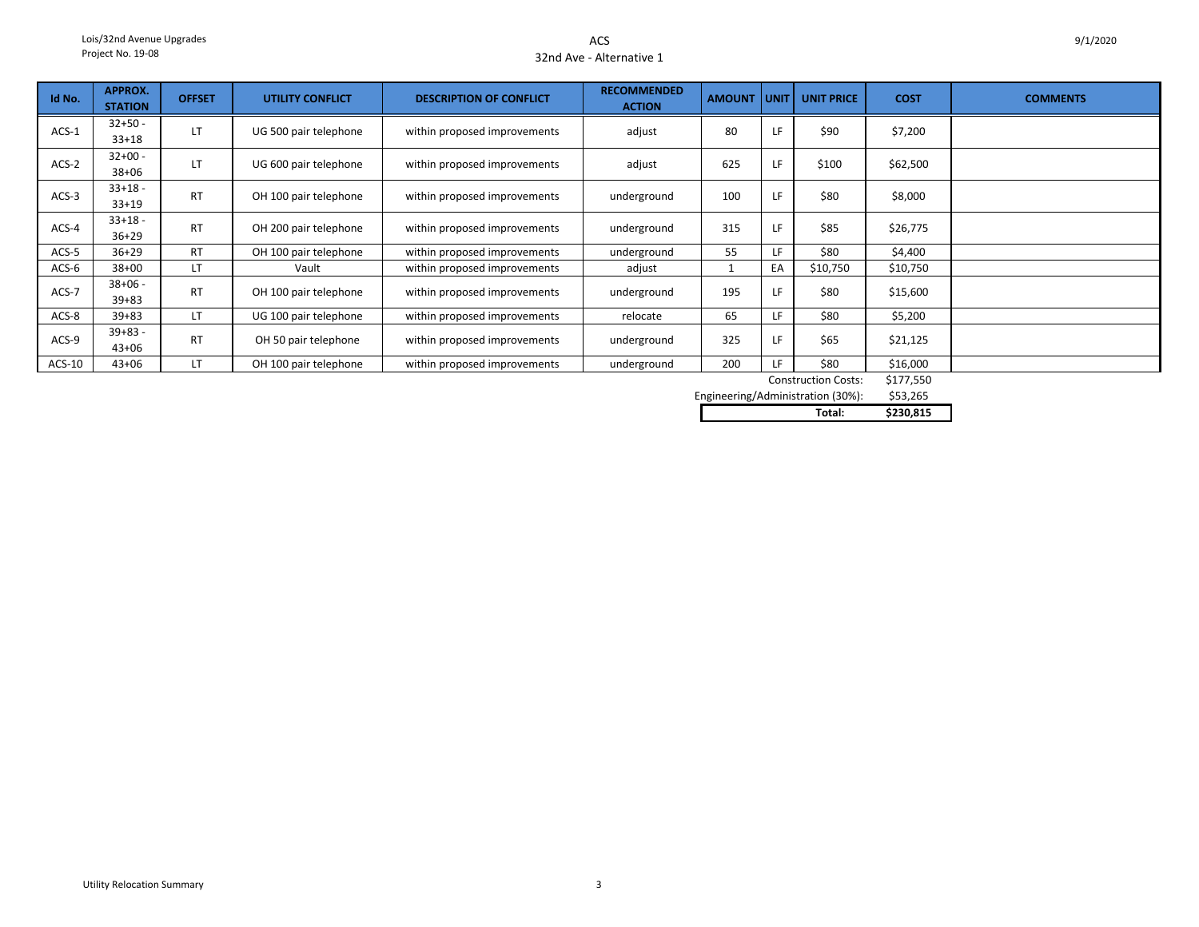# ACS

## 32nd Ave - Alternative 1

| Id No. | APPROX. STATION | OFFSET | UTILITY CONFLICT | DESCRIPTION OF CONFLICT | RECOMMENDED ACTION | AMOUNT | UNIT | UNIT PRICE | COST | COMMENTS |
|---|---|---|---|---|---|---|---|---|---|---|
| ACS-1 | 32+50 - 33+18 | LT | UG 500 pair telephone | within proposed improvements | adjust | 80 | LF | $90 | $7,200 | |
| ACS-2 | 32+00 - 38+06 | LT | UG 600 pair telephone | within proposed improvements | adjust | 625 | LF | $100 | $62,500 | |
| ACS-3 | 33+18 - 33+19 | RT | OH 100 pair telephone | within proposed improvements | underground | 100 | LF | $80 | $8,000 | |
| ACS-4 | 33+18 - 36+29 | RT | OH 200 pair telephone | within proposed improvements | underground | 315 | LF | $85 | $26,775 | |
| ACS-5 | 36+29 | RT | OH 100 pair telephone | within proposed improvements | underground | 55 | LF | $80 | $4,400 | |
| ACS-6 | 38+00 | LT | Vault | within proposed improvements | adjust | 1 | EA | $10,750 | $10,750 | |
| ACS-7 | 38+06 - 39+83 | RT | OH 100 pair telephone | within proposed improvements | underground | 195 | LF | $80 | $15,600 | |
| ACS-8 | 39+83 | LT | UG 100 pair telephone | within proposed improvements | relocate | 65 | LF | $80 | $5,200 | |
| ACS-9 | 39+83 - 43+06 | RT | OH 50 pair telephone | within proposed improvements | underground | 325 | LF | $65 | $21,125 | |
| ACS-10 | 43+06 | LT | OH 100 pair telephone | within proposed improvements | underground | 200 | LF | $80 | $16,000 | |
| | | | | | | | | Construction Costs: | $177,550 | |
| | | | | | | | | Engineering/Administration (30%): | $53,265 | |
| | | | | | | | | **Total:** | **$230,815** | |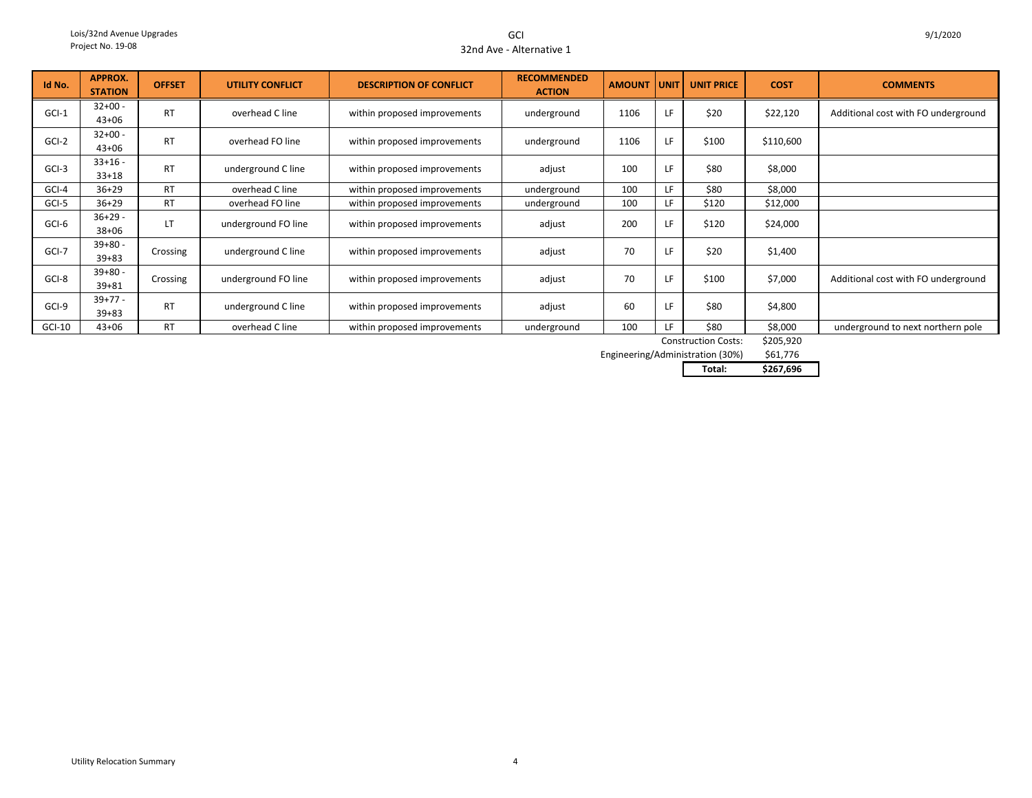Lois/32nd Avenue Upgrades
Project No. 19-08

# GCI
## 32nd Ave - Alternative 1

9/1/2020

| Id No. | APPROX. STATION | OFFSET | UTILITY CONFLICT | DESCRIPTION OF CONFLICT | RECOMMENDED ACTION | AMOUNT | UNIT | UNIT PRICE | COST | COMMENTS |
|---|---|---|---|---|---|---|---|---|---|---|
| GCI-1 | 32+00 - 43+06 | RT | overhead C line | within proposed improvements | underground | 1106 | LF | $20 | $22,120 | Additional cost with FO underground |
| GCI-2 | 32+00 - 43+06 | RT | overhead FO line | within proposed improvements | underground | 1106 | LF | $100 | $110,600 | |
| GCI-3 | 33+16 - 33+18 | RT | underground C line | within proposed improvements | adjust | 100 | LF | $80 | $8,000 | |
| GCI-4 | 36+29 | RT | overhead C line | within proposed improvements | underground | 100 | LF | $80 | $8,000 | |
| GCI-5 | 36+29 | RT | overhead FO line | within proposed improvements | underground | 100 | LF | $120 | $12,000 | |
| GCI-6 | 36+29 - 38+06 | LT | underground FO line | within proposed improvements | adjust | 200 | LF | $120 | $24,000 | |
| GCI-7 | 39+80 - 39+83 | Crossing | underground C line | within proposed improvements | adjust | 70 | LF | $20 | $1,400 | |
| GCI-8 | 39+80 - 39+81 | Crossing | underground FO line | within proposed improvements | adjust | 70 | LF | $100 | $7,000 | Additional cost with FO underground |
| GCI-9 | 39+77 - 39+83 | RT | underground C line | within proposed improvements | adjust | 60 | LF | $80 | $4,800 | |
| GCI-10 | 43+06 | RT | overhead C line | within proposed improvements | underground | 100 | LF | $80 | $8,000 | underground to next northern pole |
| | | | | | | | | Construction Costs: | $205,920 | |
| | | | | | | | | Engineering/Administration (30%) | $61,776 | |
| | | | | | | | | **Total:** | **$267,696** | |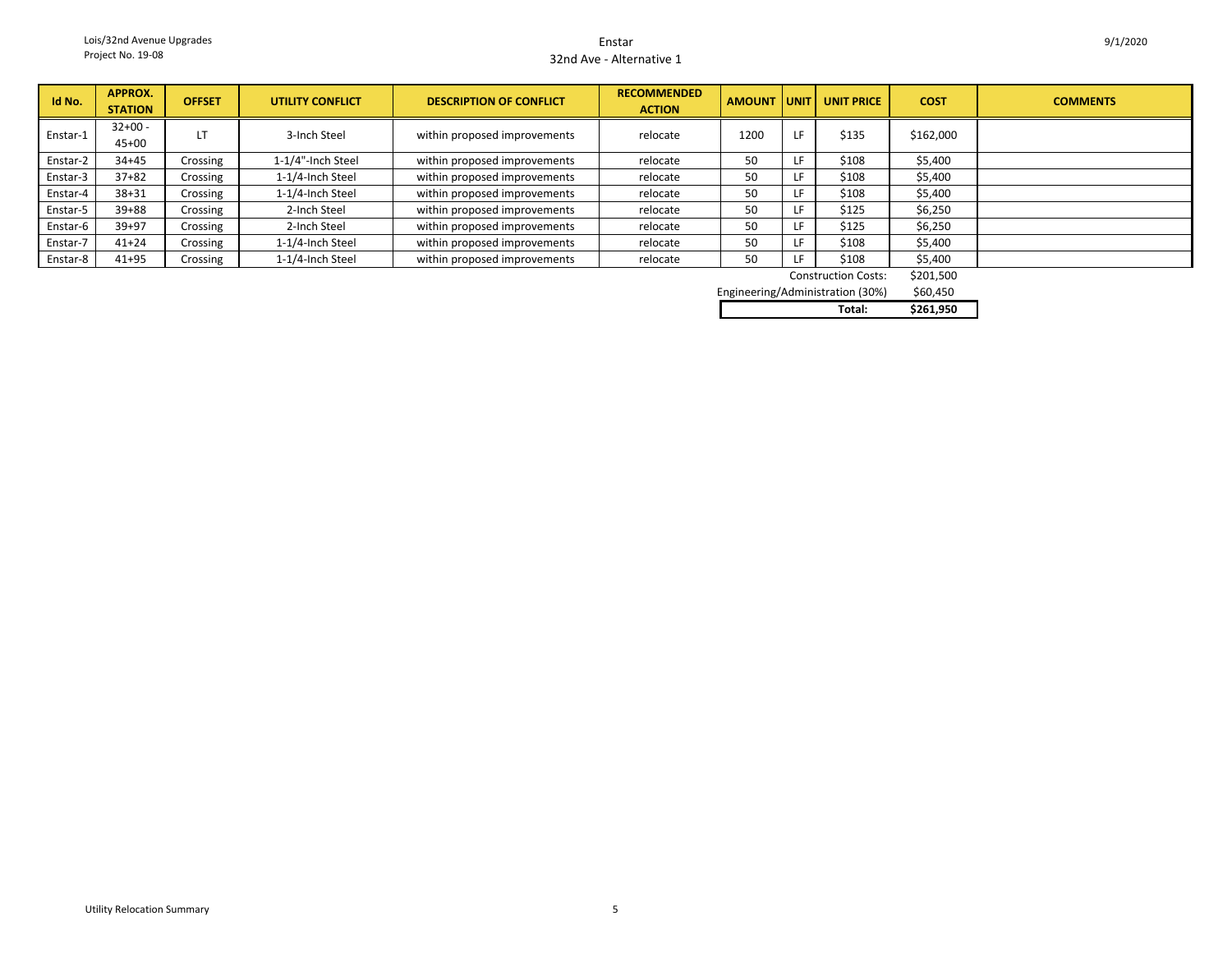Lois/32nd Avenue Upgrades
Project No. 19-08

## Enstar
### 32nd Ave - Alternative 1

9/1/2020

| Id No. | APPROX. STATION | OFFSET | UTILITY CONFLICT | DESCRIPTION OF CONFLICT | RECOMMENDED ACTION | AMOUNT | UNIT | UNIT PRICE | COST | COMMENTS |
|---|---|---|---|---|---|---|---|---|---|---|
| Enstar-1 | 32+00 - 45+00 | LT | 3-Inch Steel | within proposed improvements | relocate | 1200 | LF | $135 | $162,000 | |
| Enstar-2 | 34+45 | Crossing | 1-1/4"-Inch Steel | within proposed improvements | relocate | 50 | LF | $108 | $5,400 | |
| Enstar-3 | 37+82 | Crossing | 1-1/4-Inch Steel | within proposed improvements | relocate | 50 | LF | $108 | $5,400 | |
| Enstar-4 | 38+31 | Crossing | 1-1/4-Inch Steel | within proposed improvements | relocate | 50 | LF | $108 | $5,400 | |
| Enstar-5 | 39+88 | Crossing | 2-Inch Steel | within proposed improvements | relocate | 50 | LF | $125 | $6,250 | |
| Enstar-6 | 39+97 | Crossing | 2-Inch Steel | within proposed improvements | relocate | 50 | LF | $125 | $6,250 | |
| Enstar-7 | 41+24 | Crossing | 1-1/4-Inch Steel | within proposed improvements | relocate | 50 | LF | $108 | $5,400 | |
| Enstar-8 | 41+95 | Crossing | 1-1/4-Inch Steel | within proposed improvements | relocate | 50 | LF | $108 | $5,400 | |
| | | | | | | | | Construction Costs: | $201,500 | |
| | | | | | | | | Engineering/Administration (30%) | $60,450 | |
| | | | | | | | | **Total:** | **$261,950** | |

Utility Relocation Summary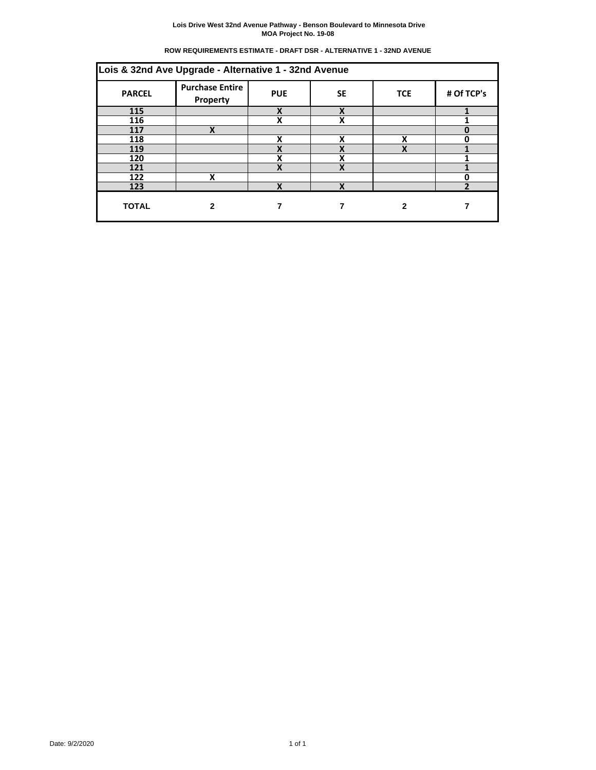**Lois Drive West 32nd Avenue Pathway - Benson Boulevard to Minnesota Drive**
**MOA Project No. 19-08**

**ROW REQUIREMENTS ESTIMATE - DRAFT DSR - ALTERNATIVE 1 - 32ND AVENUE**

| Lois & 32nd Ave Upgrade - Alternative 1 - 32nd Avenue | | | | | |
|---|---|---|---|---|---|
| **PARCEL** | **Purchase Entire Property** | **PUE** | **SE** | **TCE** | **# Of TCP's** |
| 115 | | X | X | | 1 |
| 116 | | X | X | | 1 |
| 117 | X | | | | 0 |
| 118 | | X | X | X | 0 |
| 119 | | X | X | X | 1 |
| 120 | | X | X | | 1 |
| 121 | | X | X | | 1 |
| 122 | X | | | | 0 |
| 123 | | X | X | | 2 |
| **TOTAL** | **2** | **7** | **7** | **2** | **7** |

Date: 9/2/2020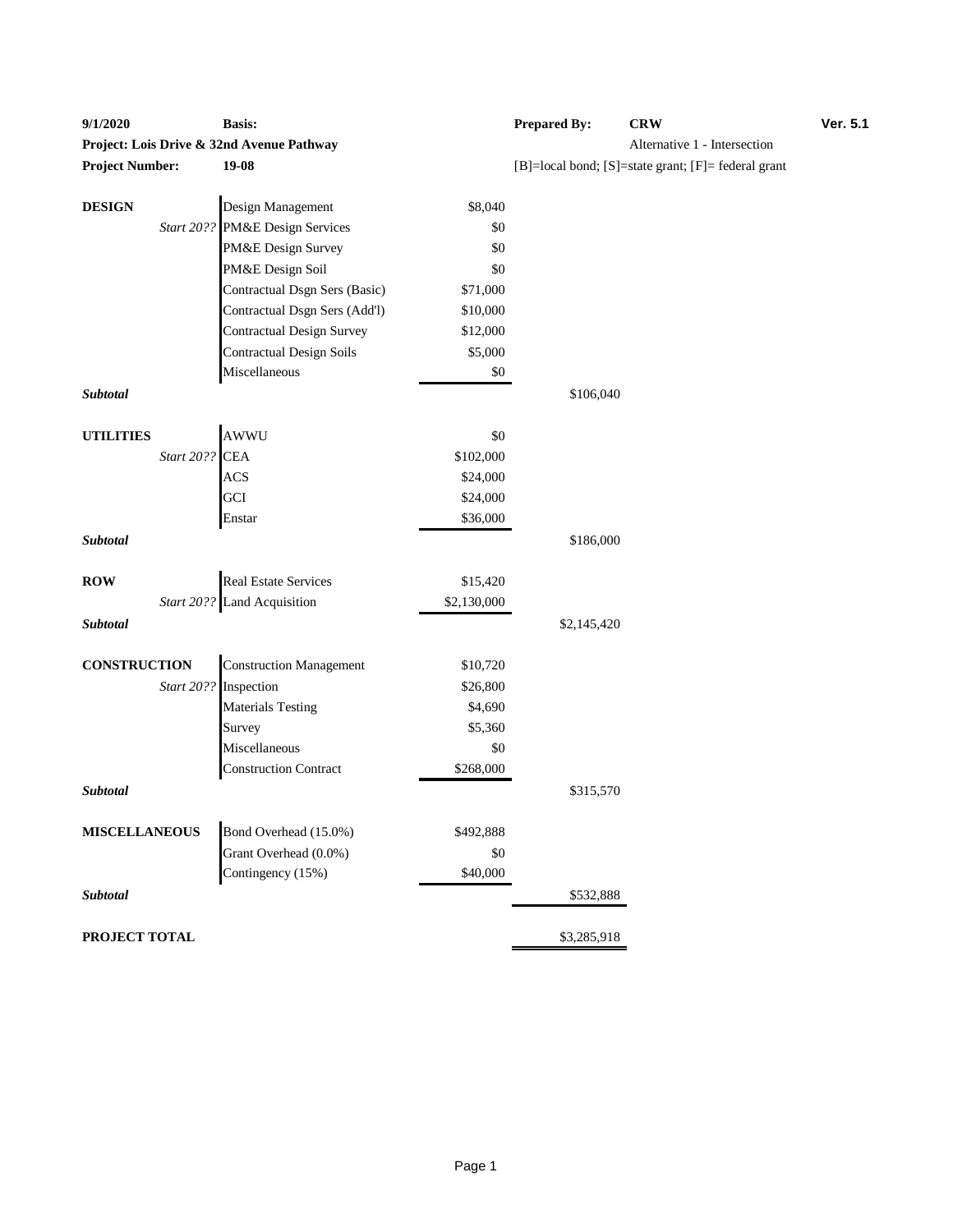| 9/1/2020 | Basis: | | Prepared By: | CRW | Ver. 5.1 |
|---|---|---|---|---|---|
| **Project: Lois Drive & 32nd Avenue Pathway** | | | | Alternative 1 - Intersection | |
| **Project Number:** | **19-08** | | [B]=local bond; [S]=state grant; [F]= federal grant | | |

| | | | |
|---|---|---|---|
| **DESIGN** | Design Management | $8,040 | |
| *Start 20??* | PM&E Design Services | $0 | |
| | PM&E Design Survey | $0 | |
| | PM&E Design Soil | $0 | |
| | Contractual Dsgn Sers (Basic) | $71,000 | |
| | Contractual Dsgn Sers (Add'l) | $10,000 | |
| | Contractual Design Survey | $12,000 | |
| | Contractual Design Soils | $5,000 | |
| | Miscellaneous | $0 | |
| ***Subtotal*** | | | $106,040 |
| **UTILITIES** | AWWU | $0 | |
| *Start 20??* | CEA | $102,000 | |
| | ACS | $24,000 | |
| | GCI | $24,000 | |
| | Enstar | $36,000 | |
| ***Subtotal*** | | | $186,000 |
| **ROW** | Real Estate Services | $15,420 | |
| *Start 20??* | Land Acquisition | $2,130,000 | |
| ***Subtotal*** | | | $2,145,420 |
| **CONSTRUCTION** | Construction Management | $10,720 | |
| *Start 20??* | Inspection | $26,800 | |
| | Materials Testing | $4,690 | |
| | Survey | $5,360 | |
| | Miscellaneous | $0 | |
| | Construction Contract | $268,000 | |
| ***Subtotal*** | | | $315,570 |
| **MISCELLANEOUS** | Bond Overhead (15.0%) | $492,888 | |
| | Grant Overhead (0.0%) | $0 | |
| | Contingency (15%) | $40,000 | |
| ***Subtotal*** | | | $532,888 |
| **PROJECT TOTAL** | | | $3,285,918 |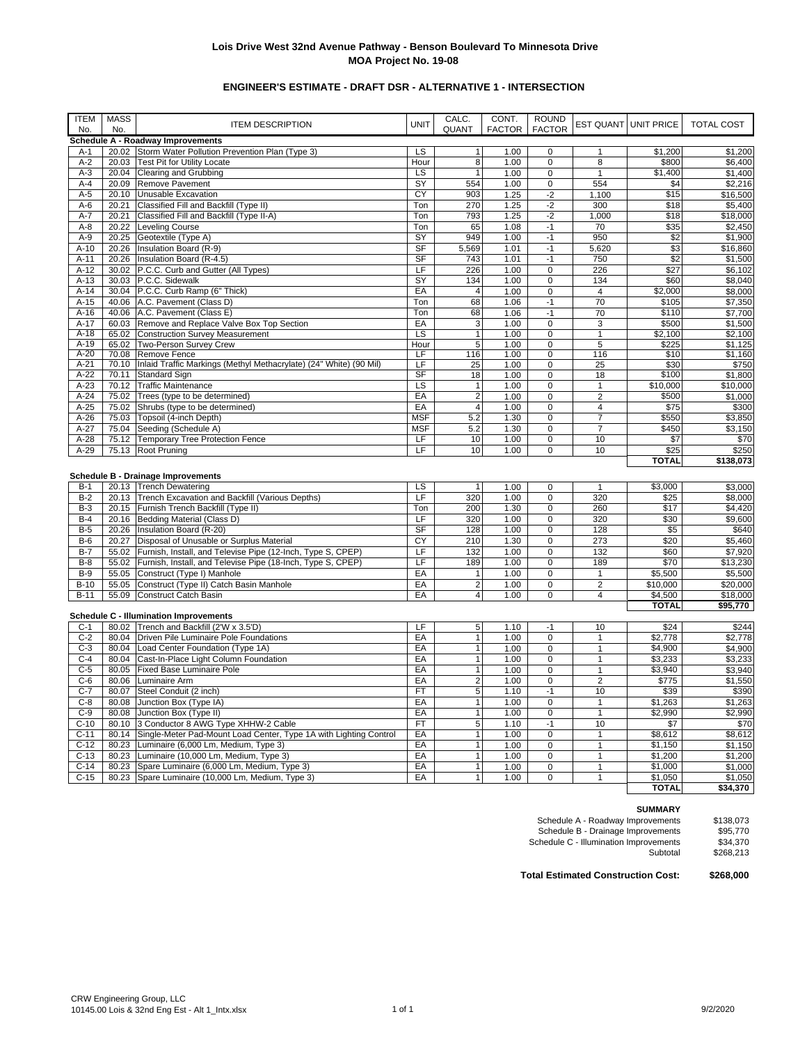## Lois Drive West 32nd Avenue Pathway - Benson Boulevard To Minnesota Drive
## MOA Project No. 19-08

### ENGINEER'S ESTIMATE - DRAFT DSR - ALTERNATIVE 1 - INTERSECTION

| ITEM No. | MASS No. | ITEM DESCRIPTION | UNIT | CALC. QUANT | CONT. FACTOR | ROUND FACTOR | EST QUANT | UNIT PRICE | TOTAL COST |
|---|---|---|---|---|---|---|---|---|---|
| **Schedule A - Roadway Improvements** | | | | | | | | | |
| A-1 | 20.02 | Storm Water Pollution Prevention Plan (Type 3) | LS | 1 | 1.00 | 0 | 1 | $1,200 | $1,200 |
| A-2 | 20.03 | Test Pit for Utility Locate | Hour | 8 | 1.00 | 0 | 8 | $800 | $6,400 |
| A-3 | 20.04 | Clearing and Grubbing | LS | 1 | 1.00 | 0 | 1 | $1,400 | $1,400 |
| A-4 | 20.09 | Remove Pavement | SY | 554 | 1.00 | 0 | 554 | $4 | $2,216 |
| A-5 | 20.10 | Unusable Excavation | CY | 903 | 1.25 | -2 | 1,100 | $15 | $16,500 |
| A-6 | 20.21 | Classified Fill and Backfill (Type II) | Ton | 270 | 1.25 | -2 | 300 | $18 | $5,400 |
| A-7 | 20.21 | Classified Fill and Backfill (Type II-A) | Ton | 793 | 1.25 | -2 | 1,000 | $18 | $18,000 |
| A-8 | 20.22 | Leveling Course | Ton | 65 | 1.08 | -1 | 70 | $35 | $2,450 |
| A-9 | 20.25 | Geotextile (Type A) | SY | 949 | 1.00 | -1 | 950 | $2 | $1,900 |
| A-10 | 20.26 | Insulation Board (R-9) | SF | 5,569 | 1.01 | -1 | 5,620 | $3 | $16,860 |
| A-11 | 20.26 | Insulation Board (R-4.5) | SF | 743 | 1.01 | -1 | 750 | $2 | $1,500 |
| A-12 | 30.02 | P.C.C. Curb and Gutter (All Types) | LF | 226 | 1.00 | 0 | 226 | $27 | $6,102 |
| A-13 | 30.03 | P.C.C. Sidewalk | SY | 134 | 1.00 | 0 | 134 | $60 | $8,040 |
| A-14 | 30.04 | P.C.C. Curb Ramp (6" Thick) | EA | 4 | 1.00 | 0 | 4 | $2,000 | $8,000 |
| A-15 | 40.06 | A.C. Pavement (Class D) | Ton | 68 | 1.06 | -1 | 70 | $105 | $7,350 |
| A-16 | 40.06 | A.C. Pavement (Class E) | Ton | 68 | 1.06 | -1 | 70 | $110 | $7,700 |
| A-17 | 60.03 | Remove and Replace Valve Box Top Section | EA | 3 | 1.00 | 0 | 3 | $500 | $1,500 |
| A-18 | 65.02 | Construction Survey Measurement | LS | 1 | 1.00 | 0 | 1 | $2,100 | $2,100 |
| A-19 | 65.02 | Two-Person Survey Crew | Hour | 5 | 1.00 | 0 | 5 | $225 | $1,125 |
| A-20 | 70.08 | Remove Fence | LF | 116 | 1.00 | 0 | 116 | $10 | $1,160 |
| A-21 | 70.10 | Inlaid Traffic Markings (Methyl Methacrylate) (24" White) (90 Mil) | LF | 25 | 1.00 | 0 | 25 | $30 | $750 |
| A-22 | 70.11 | Standard Sign | SF | 18 | 1.00 | 0 | 18 | $100 | $1,800 |
| A-23 | 70.12 | Traffic Maintenance | LS | 1 | 1.00 | 0 | 1 | $10,000 | $10,000 |
| A-24 | 75.02 | Trees (type to be determined) | EA | 2 | 1.00 | 0 | 2 | $500 | $1,000 |
| A-25 | 75.02 | Shrubs (type to be determined) | EA | 4 | 1.00 | 0 | 4 | $75 | $300 |
| A-26 | 75.03 | Topsoil (4-inch Depth) | MSF | 5.2 | 1.30 | 0 | 7 | $550 | $3,850 |
| A-27 | 75.04 | Seeding (Schedule A) | MSF | 5.2 | 1.30 | 0 | 7 | $450 | $3,150 |
| A-28 | 75.12 | Temporary Tree Protection Fence | LF | 10 | 1.00 | 0 | 10 | $7 | $70 |
| A-29 | 75.13 | Root Pruning | LF | 10 | 1.00 | 0 | 10 | $25 | $250 |
| | | | | | | | | **TOTAL** | **$138,073** |
| **Schedule B - Drainage Improvements** | | | | | | | | | |
| B-1 | 20.13 | Trench Dewatering | LS | 1 | 1.00 | 0 | 1 | $3,000 | $3,000 |
| B-2 | 20.13 | Trench Excavation and Backfill (Various Depths) | LF | 320 | 1.00 | 0 | 320 | $25 | $8,000 |
| B-3 | 20.15 | Furnish Trench Backfill (Type II) | Ton | 200 | 1.30 | 0 | 260 | $17 | $4,420 |
| B-4 | 20.16 | Bedding Material (Class D) | LF | 320 | 1.00 | 0 | 320 | $30 | $9,600 |
| B-5 | 20.26 | Insulation Board (R-20) | SF | 128 | 1.00 | 0 | 128 | $5 | $640 |
| B-6 | 20.27 | Disposal of Unusable or Surplus Material | CY | 210 | 1.30 | 0 | 273 | $20 | $5,460 |
| B-7 | 55.02 | Furnish, Install, and Televise Pipe (12-Inch, Type S, CPEP) | LF | 132 | 1.00 | 0 | 132 | $60 | $7,920 |
| B-8 | 55.02 | Furnish, Install, and Televise Pipe (18-Inch, Type S, CPEP) | LF | 189 | 1.00 | 0 | 189 | $70 | $13,230 |
| B-9 | 55.05 | Construct (Type I) Manhole | EA | 1 | 1.00 | 0 | 1 | $5,500 | $5,500 |
| B-10 | 55.05 | Construct (Type II) Catch Basin Manhole | EA | 2 | 1.00 | 0 | 2 | $10,000 | $20,000 |
| B-11 | 55.09 | Construct Catch Basin | EA | 4 | 1.00 | 0 | 4 | $4,500 | $18,000 |
| | | | | | | | | **TOTAL** | **$95,770** |
| **Schedule C - Illumination Improvements** | | | | | | | | | |
| C-1 | 80.02 | Trench and Backfill (2'W x 3.5'D) | LF | 5 | 1.10 | -1 | 10 | $24 | $244 |
| C-2 | 80.04 | Driven Pile Luminaire Pole Foundations | EA | 1 | 1.00 | 0 | 1 | $2,778 | $2,778 |
| C-3 | 80.04 | Load Center Foundation (Type 1A) | EA | 1 | 1.00 | 0 | 1 | $4,900 | $4,900 |
| C-4 | 80.04 | Cast-In-Place Light Column Foundation | EA | 1 | 1.00 | 0 | 1 | $3,233 | $3,233 |
| C-5 | 80.05 | Fixed Base Luminaire Pole | EA | 1 | 1.00 | 0 | 1 | $3,940 | $3,940 |
| C-6 | 80.06 | Luminaire Arm | EA | 2 | 1.00 | 0 | 2 | $775 | $1,550 |
| C-7 | 80.07 | Steel Conduit (2 inch) | FT | 5 | 1.10 | -1 | 10 | $39 | $390 |
| C-8 | 80.08 | Junction Box (Type IA) | EA | 1 | 1.00 | 0 | 1 | $1,263 | $1,263 |
| C-9 | 80.08 | Junction Box (Type II) | EA | 1 | 1.00 | 0 | 1 | $2,990 | $2,990 |
| C-10 | 80.10 | 3 Conductor 8 AWG Type XHHW-2 Cable | FT | 5 | 1.10 | -1 | 10 | $7 | $70 |
| C-11 | 80.14 | Single-Meter Pad-Mount Load Center, Type 1A with Lighting Control | EA | 1 | 1.00 | 0 | 1 | $8,612 | $8,612 |
| C-12 | 80.23 | Luminaire (6,000 Lm, Medium, Type 3) | EA | 1 | 1.00 | 0 | 1 | $1,150 | $1,150 |
| C-13 | 80.23 | Luminaire (10,000 Lm, Medium, Type 3) | EA | 1 | 1.00 | 0 | 1 | $1,200 | $1,200 |
| C-14 | 80.23 | Spare Luminaire (6,000 Lm, Medium, Type 3) | EA | 1 | 1.00 | 0 | 1 | $1,000 | $1,000 |
| C-15 | 80.23 | Spare Luminaire (10,000 Lm, Medium, Type 3) | EA | 1 | 1.00 | 0 | 1 | $1,050 | $1,050 |
| | | | | | | | | **TOTAL** | **$34,370** |

**SUMMARY**

| | |
|---|---|
| Schedule A - Roadway Improvements | $138,073 |
| Schedule B - Drainage Improvements | $95,770 |
| Schedule C - Illumination Improvements | $34,370 |
| Subtotal | $268,213 |

**Total Estimated Construction Cost: $268,000**

CRW Engineering Group, LLC
10145.00 Lois & 32nd Eng Est - Alt 1_Intx.xlsx

9/2/2020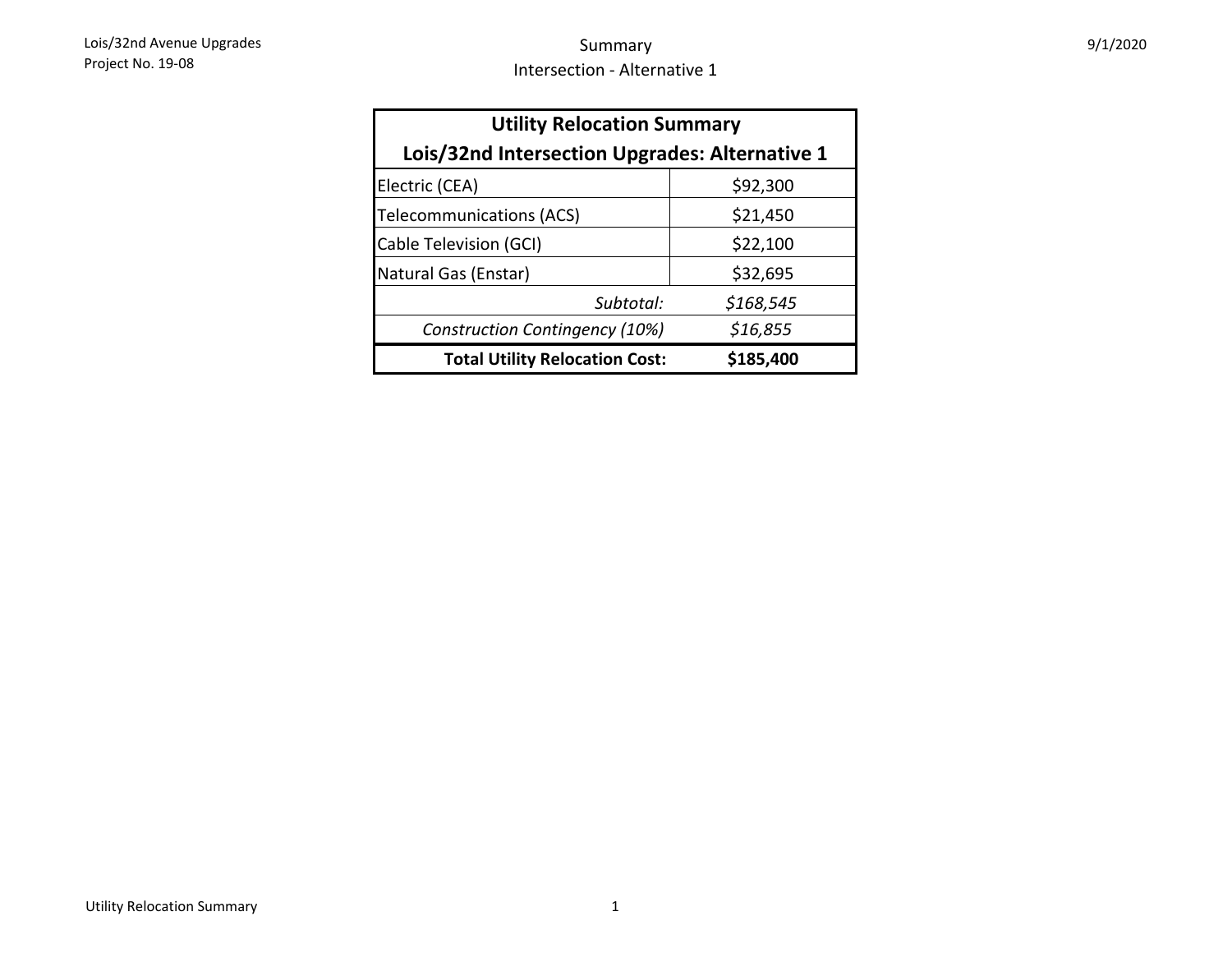Lois/32nd Avenue Upgrades
Project No. 19-08

# Summary
## Intersection - Alternative 1

9/1/2020

| Utility Relocation Summary<br>Lois/32nd Intersection Upgrades: Alternative 1 | |
|---|---|
| Electric (CEA) | $92,300 |
| Telecommunications (ACS) | $21,450 |
| Cable Television (GCI) | $22,100 |
| Natural Gas (Enstar) | $32,695 |
| *Subtotal:* | *$168,545* |
| *Construction Contingency (10%)* | *$16,855* |
| **Total Utility Relocation Cost:** | **$185,400** |

Utility Relocation Summary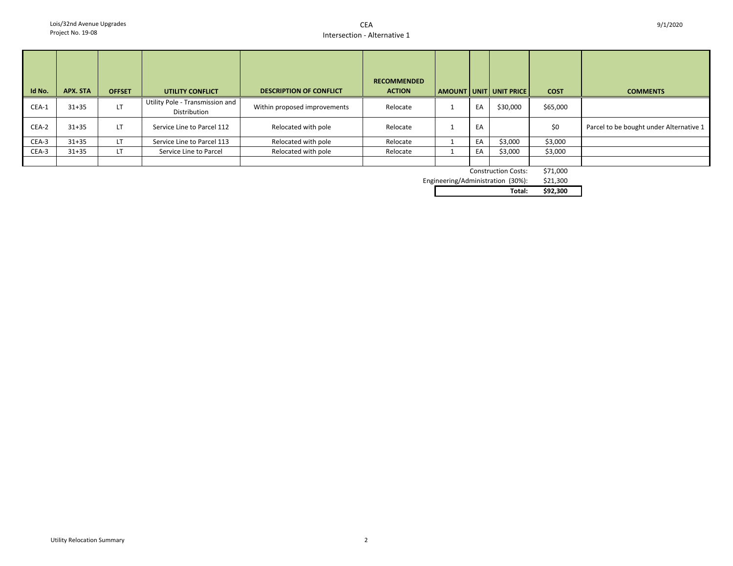Lois/32nd Avenue Upgrades
Project No. 19-08

# CEA
## Intersection - Alternative 1

9/1/2020

| Id No. | APX. STA | OFFSET | UTILITY CONFLICT | DESCRIPTION OF CONFLICT | RECOMMENDED ACTION | AMOUNT | UNIT | UNIT PRICE | COST | COMMENTS |
|---|---|---|---|---|---|---|---|---|---|---|
| CEA-1 | 31+35 | LT | Utility Pole - Transmission and Distribution | Within proposed improvements | Relocate | 1 | EA | $30,000 | $65,000 | |
| CEA-2 | 31+35 | LT | Service Line to Parcel 112 | Relocated with pole | Relocate | 1 | EA | | $0 | Parcel to be bought under Alternative 1 |
| CEA-3 | 31+35 | LT | Service Line to Parcel 113 | Relocated with pole | Relocate | 1 | EA | $3,000 | $3,000 | |
| CEA-3 | 31+35 | LT | Service Line to Parcel | Relocated with pole | Relocate | 1 | EA | $3,000 | $3,000 | |
| | | | | | | | | | | |
| | | | | | | | | Construction Costs: | $71,000 | |
| | | | | | | | | Engineering/Administration (30%): | $21,300 | |
| | | | | | | | | **Total:** | **$92,300** | |

Utility Relocation Summary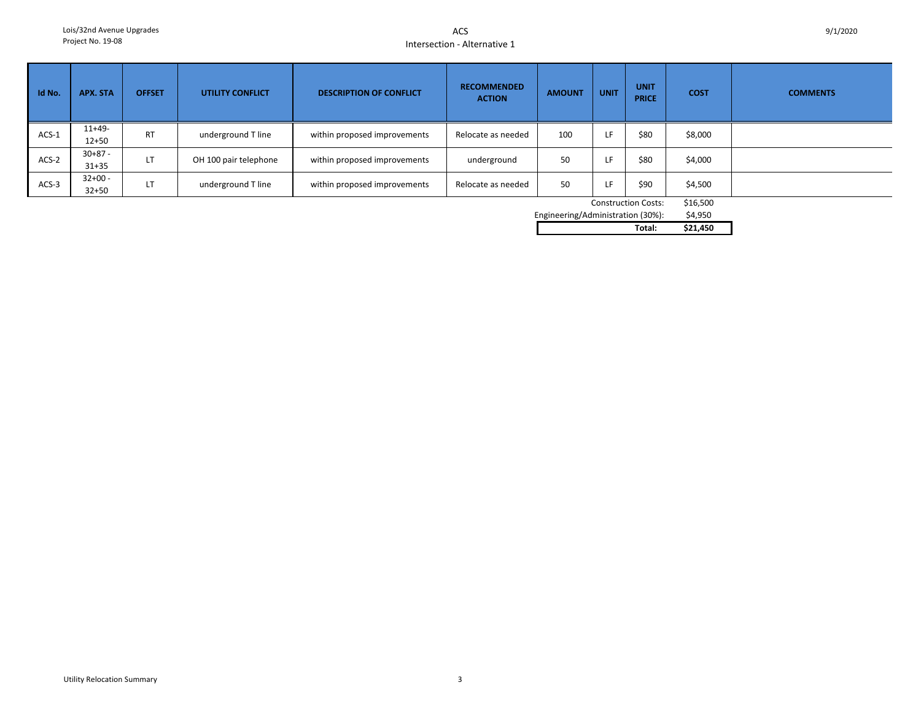# ACS

## Intersection - Alternative 1

| Id No. | APX. STA | OFFSET | UTILITY CONFLICT | DESCRIPTION OF CONFLICT | RECOMMENDED ACTION | AMOUNT | UNIT | UNIT PRICE | COST | COMMENTS |
|---|---|---|---|---|---|---|---|---|---|---|
| ACS-1 | 11+49- 12+50 | RT | underground T line | within proposed improvements | Relocate as needed | 100 | LF | $80 | $8,000 | |
| ACS-2 | 30+87 - 31+35 | LT | OH 100 pair telephone | within proposed improvements | underground | 50 | LF | $80 | $4,000 | |
| ACS-3 | 32+00 - 32+50 | LT | underground T line | within proposed improvements | Relocate as needed | 50 | LF | $90 | $4,500 | |
| | | | | | | | | Construction Costs: | $16,500 | |
| | | | | | | | | Engineering/Administration (30%): | $4,950 | |
| | | | | | | | | **Total:** | **$21,450** | |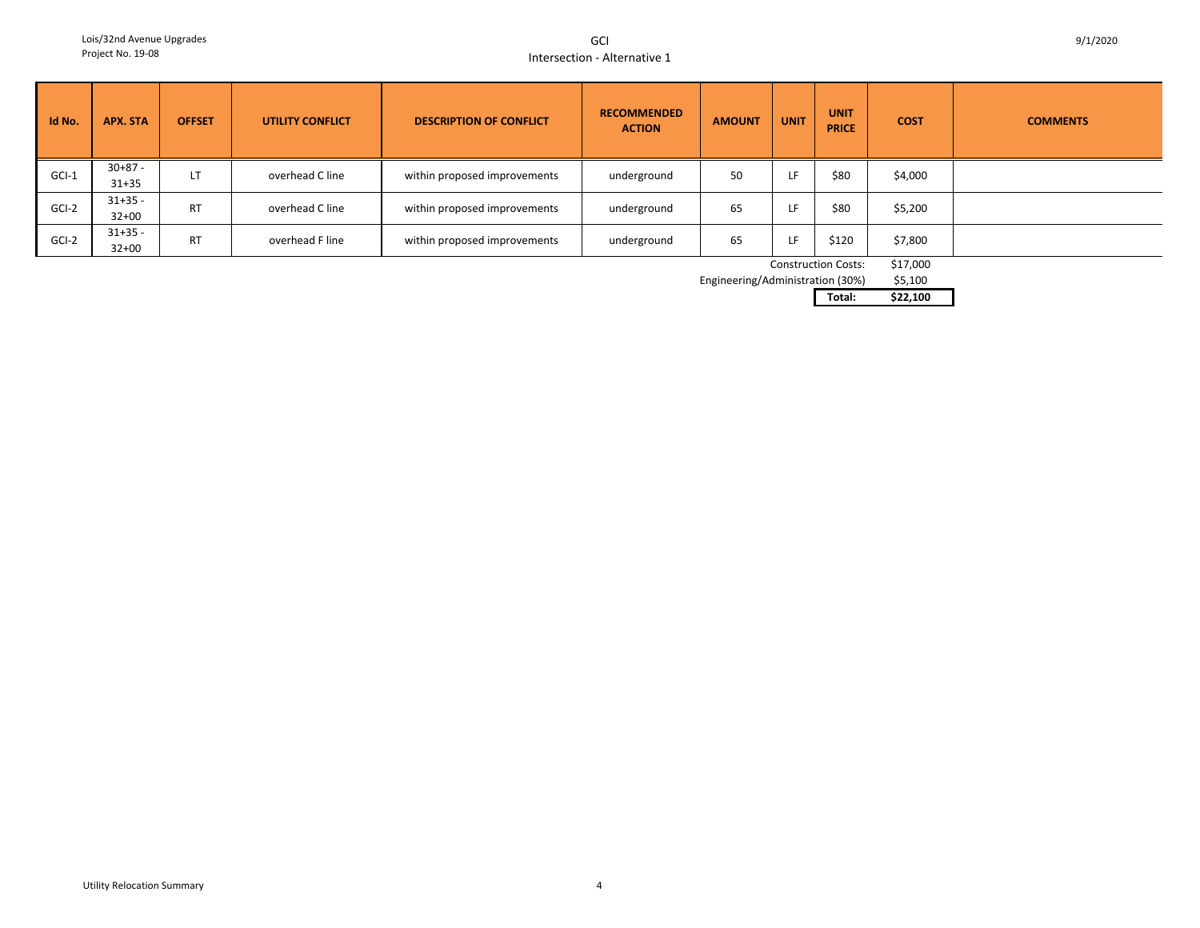Lois/32nd Avenue Upgrades
Project No. 19-08

# GCI
## Intersection - Alternative 1

9/1/2020

| Id No. | APX. STA | OFFSET | UTILITY CONFLICT | DESCRIPTION OF CONFLICT | RECOMMENDED ACTION | AMOUNT | UNIT | UNIT PRICE | COST | COMMENTS |
|---|---|---|---|---|---|---|---|---|---|---|
| GCI-1 | 30+87 - 31+35 | LT | overhead C line | within proposed improvements | underground | 50 | LF | $80 | $4,000 | |
| GCI-2 | 31+35 - 32+00 | RT | overhead C line | within proposed improvements | underground | 65 | LF | $80 | $5,200 | |
| GCI-2 | 31+35 - 32+00 | RT | overhead F line | within proposed improvements | underground | 65 | LF | $120 | $7,800 | |
| | | | | | | | | Construction Costs: | $17,000 | |
| | | | | | | | | Engineering/Administration (30%) | $5,100 | |
| | | | | | | | | **Total:** | **$22,100** | |

Utility Relocation Summary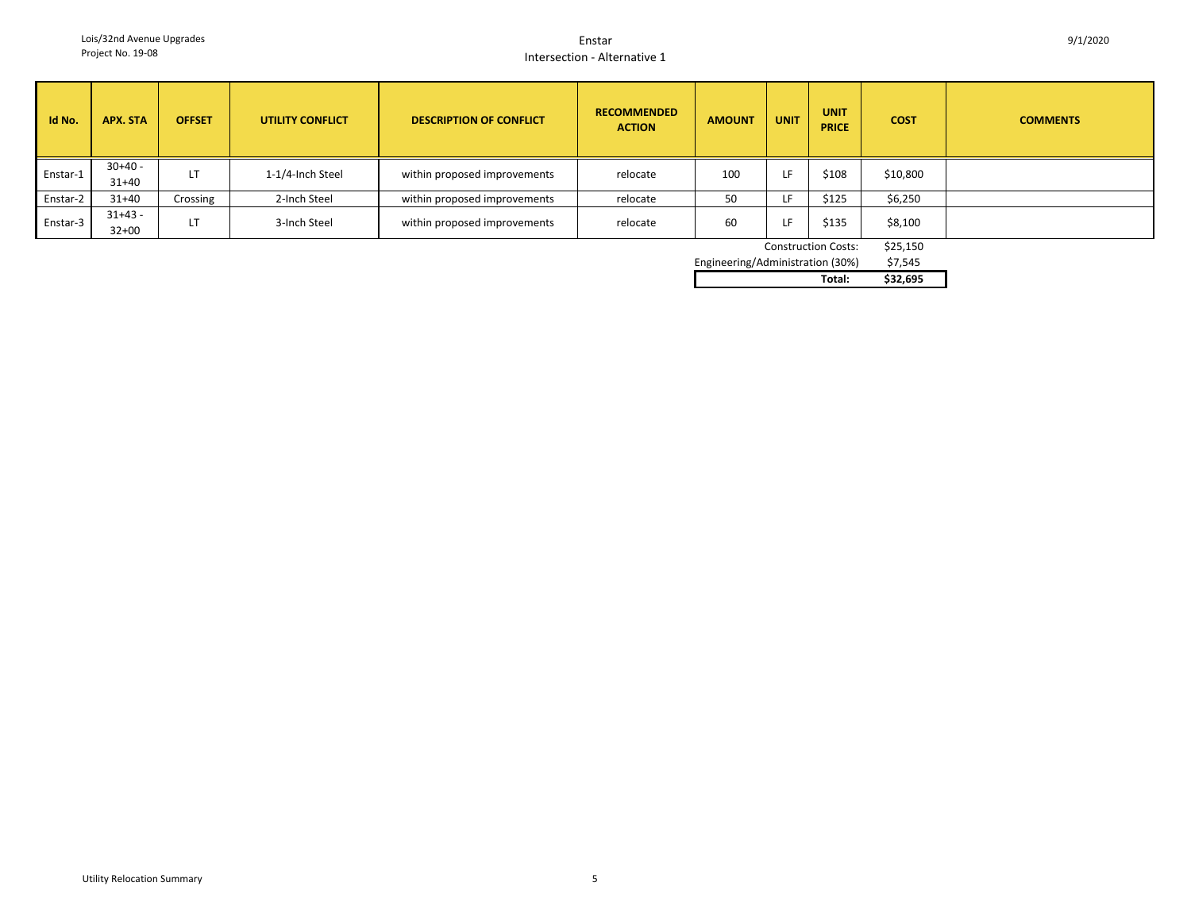# Enstar
## Intersection - Alternative 1

| Id No. | APX. STA | OFFSET | UTILITY CONFLICT | DESCRIPTION OF CONFLICT | RECOMMENDED ACTION | AMOUNT | UNIT | UNIT PRICE | COST | COMMENTS |
|---|---|---|---|---|---|---|---|---|---|---|
| Enstar-1 | 30+40 - 31+40 | LT | 1-1/4-Inch Steel | within proposed improvements | relocate | 100 | LF | $108 | $10,800 | |
| Enstar-2 | 31+40 | Crossing | 2-Inch Steel | within proposed improvements | relocate | 50 | LF | $125 | $6,250 | |
| Enstar-3 | 31+43 - 32+00 | LT | 3-Inch Steel | within proposed improvements | relocate | 60 | LF | $135 | $8,100 | |

| | |
|---|---|
| Construction Costs: | $25,150 |
| Engineering/Administration (30%) | $7,545 |
| **Total:** | **$32,695** |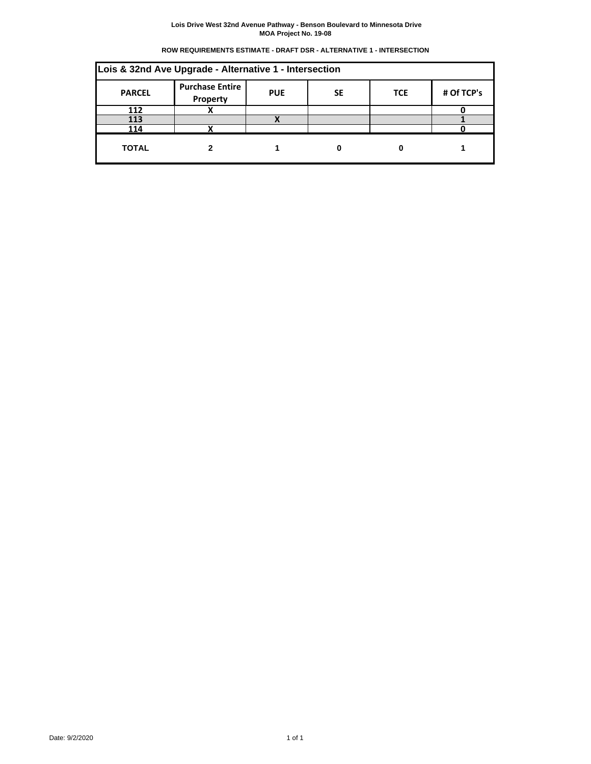**Lois Drive West 32nd Avenue Pathway - Benson Boulevard to Minnesota Drive**
**MOA Project No. 19-08**

**ROW REQUIREMENTS ESTIMATE - DRAFT DSR - ALTERNATIVE 1 - INTERSECTION**

| Lois & 32nd Ave Upgrade - Alternative 1 - Intersection | | | | | |
|---|---|---|---|---|---|
| **PARCEL** | **Purchase Entire Property** | **PUE** | **SE** | **TCE** | **# Of TCP's** |
| 112 | X | | | | 0 |
| 113 | | X | | | 1 |
| 114 | X | | | | 0 |
| **TOTAL** | **2** | **1** | **0** | **0** | **1** |

Date: 9/2/2020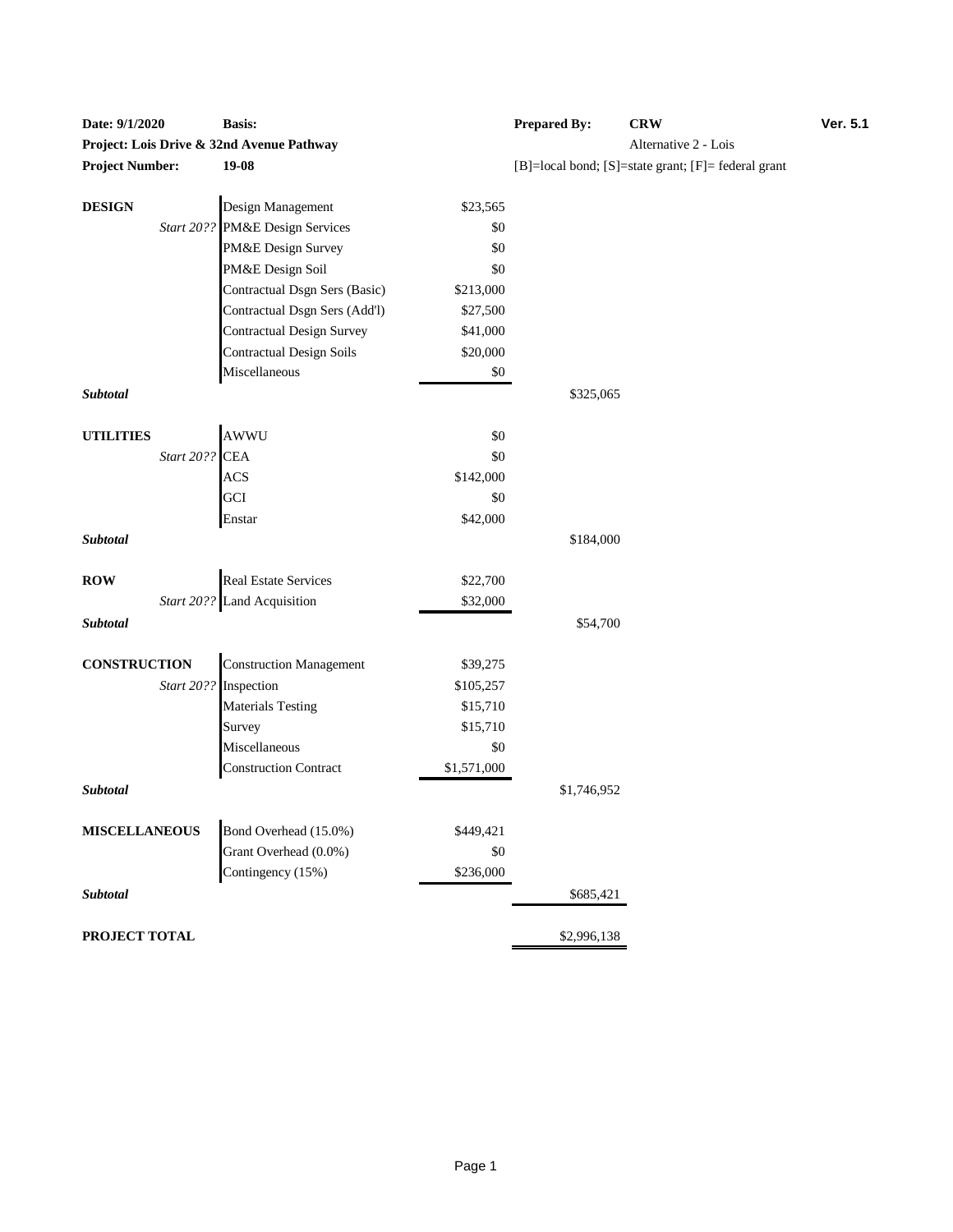| **Date: 9/1/2020** | **Basis:** | | **Prepared By:** | **CRW** | **Ver. 5.1** |
|---|---|---|---|---|---|
| **Project: Lois Drive & 32nd Avenue Pathway** | | | | Alternative 2 - Lois | |
| **Project Number:** | **19-08** | | [B]=local bond; [S]=state grant; [F]= federal grant | | |

| | | | |
|---|---|---|---|
| **DESIGN** | Design Management | $23,565 | |
| *Start 20??* | PM&E Design Services | $0 | |
| | PM&E Design Survey | $0 | |
| | PM&E Design Soil | $0 | |
| | Contractual Dsgn Sers (Basic) | $213,000 | |
| | Contractual Dsgn Sers (Add'l) | $27,500 | |
| | Contractual Design Survey | $41,000 | |
| | Contractual Design Soils | $20,000 | |
| | Miscellaneous | $0 | |
| ***Subtotal*** | | | $325,065 |
| **UTILITIES** | AWWU | $0 | |
| *Start 20??* | CEA | $0 | |
| | ACS | $142,000 | |
| | GCI | $0 | |
| | Enstar | $42,000 | |
| ***Subtotal*** | | | $184,000 |
| **ROW** | Real Estate Services | $22,700 | |
| *Start 20??* | Land Acquisition | $32,000 | |
| ***Subtotal*** | | | $54,700 |
| **CONSTRUCTION** | Construction Management | $39,275 | |
| *Start 20??* | Inspection | $105,257 | |
| | Materials Testing | $15,710 | |
| | Survey | $15,710 | |
| | Miscellaneous | $0 | |
| | Construction Contract | $1,571,000 | |
| ***Subtotal*** | | | $1,746,952 |
| **MISCELLANEOUS** | Bond Overhead (15.0%) | $449,421 | |
| | Grant Overhead (0.0%) | $0 | |
| | Contingency (15%) | $236,000 | |
| ***Subtotal*** | | | $685,421 |
| **PROJECT TOTAL** | | | $2,996,138 |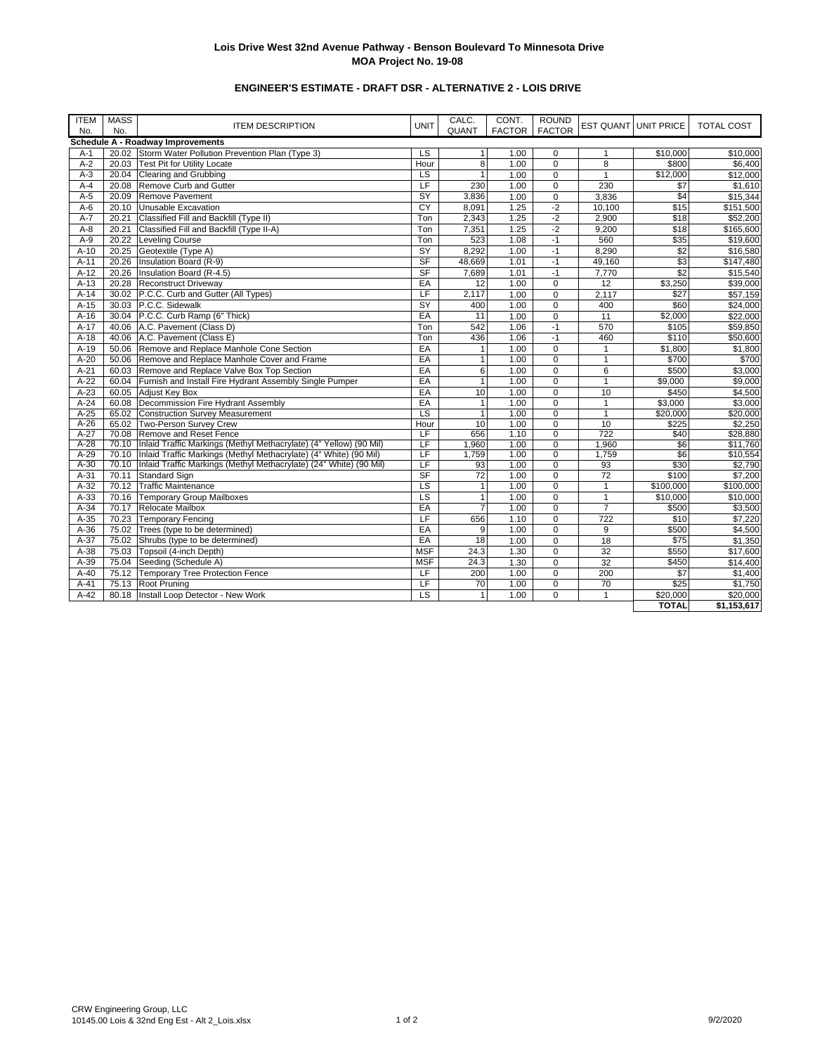**Lois Drive West 32nd Avenue Pathway - Benson Boulevard To Minnesota Drive**
**MOA Project No. 19-08**

**ENGINEER'S ESTIMATE - DRAFT DSR - ALTERNATIVE 2 - LOIS DRIVE**

| ITEM No. | MASS No. | ITEM DESCRIPTION | UNIT | CALC. QUANT | CONT. FACTOR | ROUND FACTOR | EST QUANT | UNIT PRICE | TOTAL COST |
|---|---|---|---|---|---|---|---|---|---|
| **Schedule A - Roadway Improvements** | | | | | | | | | |
| A-1 | 20.02 | Storm Water Pollution Prevention Plan (Type 3) | LS | 1 | 1.00 | 0 | 1 | $10,000 | $10,000 |
| A-2 | 20.03 | Test Pit for Utility Locate | Hour | 8 | 1.00 | 0 | 8 | $800 | $6,400 |
| A-3 | 20.04 | Clearing and Grubbing | LS | 1 | 1.00 | 0 | 1 | $12,000 | $12,000 |
| A-4 | 20.08 | Remove Curb and Gutter | LF | 230 | 1.00 | 0 | 230 | $7 | $1,610 |
| A-5 | 20.09 | Remove Pavement | SY | 3,836 | 1.00 | 0 | 3,836 | $4 | $15,344 |
| A-6 | 20.10 | Unusable Excavation | CY | 8,091 | 1.25 | -2 | 10,100 | $15 | $151,500 |
| A-7 | 20.21 | Classified Fill and Backfill (Type II) | Ton | 2,343 | 1.25 | -2 | 2,900 | $18 | $52,200 |
| A-8 | 20.21 | Classified Fill and Backfill (Type II-A) | Ton | 7,351 | 1.25 | -2 | 9,200 | $18 | $165,600 |
| A-9 | 20.22 | Leveling Course | Ton | 523 | 1.08 | -1 | 560 | $35 | $19,600 |
| A-10 | 20.25 | Geotextile (Type A) | SY | 8,292 | 1.00 | -1 | 8,290 | $2 | $16,580 |
| A-11 | 20.26 | Insulation Board (R-9) | SF | 48,669 | 1.01 | -1 | 49,160 | $3 | $147,480 |
| A-12 | 20.26 | Insulation Board (R-4.5) | SF | 7,689 | 1.01 | -1 | 7,770 | $2 | $15,540 |
| A-13 | 20.28 | Reconstruct Driveway | EA | 12 | 1.00 | 0 | 12 | $3,250 | $39,000 |
| A-14 | 30.02 | P.C.C. Curb and Gutter (All Types) | LF | 2,117 | 1.00 | 0 | 2,117 | $27 | $57,159 |
| A-15 | 30.03 | P.C.C. Sidewalk | SY | 400 | 1.00 | 0 | 400 | $60 | $24,000 |
| A-16 | 30.04 | P.C.C. Curb Ramp (6" Thick) | EA | 11 | 1.00 | 0 | 11 | $2,000 | $22,000 |
| A-17 | 40.06 | A.C. Pavement (Class D) | Ton | 542 | 1.06 | -1 | 570 | $105 | $59,850 |
| A-18 | 40.06 | A.C. Pavement (Class E) | Ton | 436 | 1.06 | -1 | 460 | $110 | $50,600 |
| A-19 | 50.06 | Remove and Replace Manhole Cone Section | EA | 1 | 1.00 | 0 | 1 | $1,800 | $1,800 |
| A-20 | 50.06 | Remove and Replace Manhole Cover and Frame | EA | 1 | 1.00 | 0 | 1 | $700 | $700 |
| A-21 | 60.03 | Remove and Replace Valve Box Top Section | EA | 6 | 1.00 | 0 | 6 | $500 | $3,000 |
| A-22 | 60.04 | Furnish and Install Fire Hydrant Assembly Single Pumper | EA | 1 | 1.00 | 0 | 1 | $9,000 | $9,000 |
| A-23 | 60.05 | Adjust Key Box | EA | 10 | 1.00 | 0 | 10 | $450 | $4,500 |
| A-24 | 60.08 | Decommission Fire Hydrant Assembly | EA | 1 | 1.00 | 0 | 1 | $3,000 | $3,000 |
| A-25 | 65.02 | Construction Survey Measurement | LS | 1 | 1.00 | 0 | 1 | $20,000 | $20,000 |
| A-26 | 65.02 | Two-Person Survey Crew | Hour | 10 | 1.00 | 0 | 10 | $225 | $2,250 |
| A-27 | 70.08 | Remove and Reset Fence | LF | 656 | 1.10 | 0 | 722 | $40 | $28,880 |
| A-28 | 70.10 | Inlaid Traffic Markings (Methyl Methacrylate) (4" Yellow) (90 Mil) | LF | 1,960 | 1.00 | 0 | 1,960 | $6 | $11,760 |
| A-29 | 70.10 | Inlaid Traffic Markings (Methyl Methacrylate) (4" White) (90 Mil) | LF | 1,759 | 1.00 | 0 | 1,759 | $6 | $10,554 |
| A-30 | 70.10 | Inlaid Traffic Markings (Methyl Methacrylate) (24" White) (90 Mil) | LF | 93 | 1.00 | 0 | 93 | $30 | $2,790 |
| A-31 | 70.11 | Standard Sign | SF | 72 | 1.00 | 0 | 72 | $100 | $7,200 |
| A-32 | 70.12 | Traffic Maintenance | LS | 1 | 1.00 | 0 | 1 | $100,000 | $100,000 |
| A-33 | 70.16 | Temporary Group Mailboxes | LS | 1 | 1.00 | 0 | 1 | $10,000 | $10,000 |
| A-34 | 70.17 | Relocate Mailbox | EA | 7 | 1.00 | 0 | 7 | $500 | $3,500 |
| A-35 | 70.23 | Temporary Fencing | LF | 656 | 1.10 | 0 | 722 | $10 | $7,220 |
| A-36 | 75.02 | Trees (type to be determined) | EA | 9 | 1.00 | 0 | 9 | $500 | $4,500 |
| A-37 | 75.02 | Shrubs (type to be determined) | EA | 18 | 1.00 | 0 | 18 | $75 | $1,350 |
| A-38 | 75.03 | Topsoil (4-inch Depth) | MSF | 24.3 | 1.30 | 0 | 32 | $550 | $17,600 |
| A-39 | 75.04 | Seeding (Schedule A) | MSF | 24.3 | 1.30 | 0 | 32 | $450 | $14,400 |
| A-40 | 75.12 | Temporary Tree Protection Fence | LF | 200 | 1.00 | 0 | 200 | $7 | $1,400 |
| A-41 | 75.13 | Root Pruning | LF | 70 | 1.00 | 0 | 70 | $25 | $1,750 |
| A-42 | 80.18 | Install Loop Detector - New Work | LS | 1 | 1.00 | 0 | 1 | $20,000 | $20,000 |
| | | | | | | | | **TOTAL** | **$1,153,617** |

CRW Engineering Group, LLC
10145.00 Lois & 32nd Eng Est - Alt 2_Lois.xlsx

9/2/2020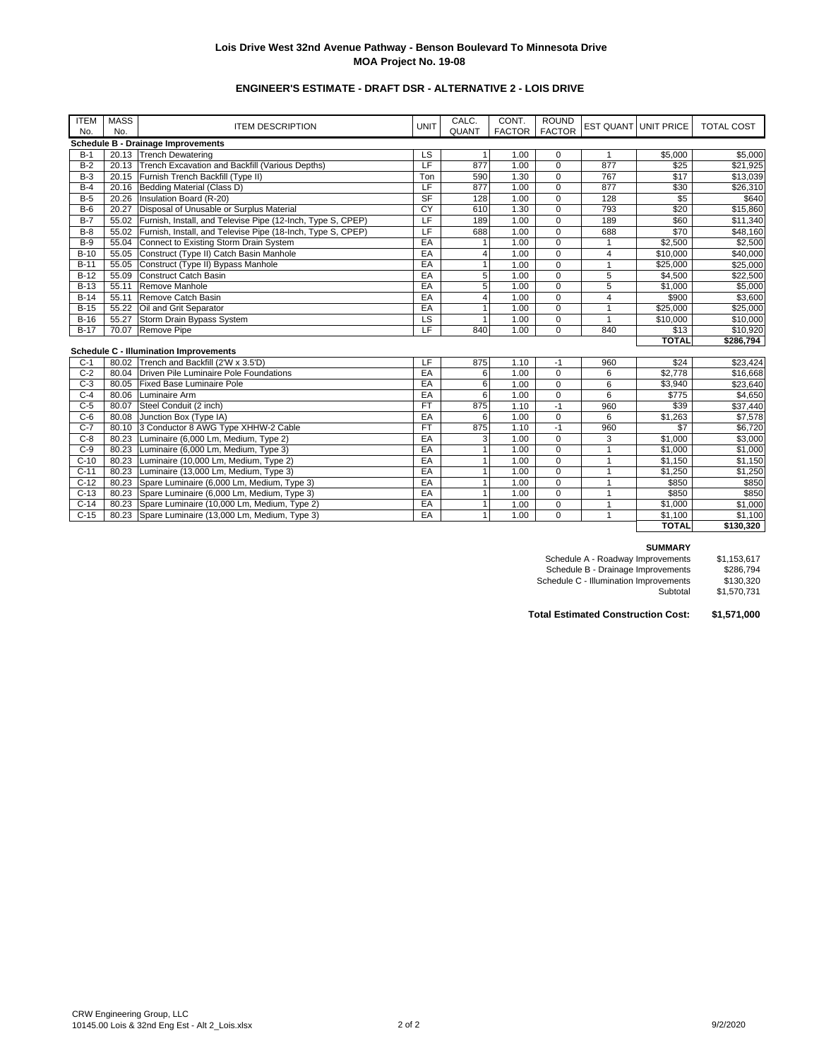**Lois Drive West 32nd Avenue Pathway - Benson Boulevard To Minnesota Drive**
**MOA Project No. 19-08**

**ENGINEER'S ESTIMATE - DRAFT DSR - ALTERNATIVE 2 - LOIS DRIVE**

| ITEM No. | MASS No. | ITEM DESCRIPTION | UNIT | CALC. QUANT | CONT. FACTOR | ROUND FACTOR | EST QUANT | UNIT PRICE | TOTAL COST |
|---|---|---|---|---|---|---|---|---|---|
| **Schedule B - Drainage Improvements** | | | | | | | | | |
| B-1 | 20.13 | Trench Dewatering | LS | 1 | 1.00 | 0 | 1 | $5,000 | $5,000 |
| B-2 | 20.13 | Trench Excavation and Backfill (Various Depths) | LF | 877 | 1.00 | 0 | 877 | $25 | $21,925 |
| B-3 | 20.15 | Furnish Trench Backfill (Type II) | Ton | 590 | 1.30 | 0 | 767 | $17 | $13,039 |
| B-4 | 20.16 | Bedding Material (Class D) | LF | 877 | 1.00 | 0 | 877 | $30 | $26,310 |
| B-5 | 20.26 | Insulation Board (R-20) | SF | 128 | 1.00 | 0 | 128 | $5 | $640 |
| B-6 | 20.27 | Disposal of Unusable or Surplus Material | CY | 610 | 1.30 | 0 | 793 | $20 | $15,860 |
| B-7 | 55.02 | Furnish, Install, and Televise Pipe (12-Inch, Type S, CPEP) | LF | 189 | 1.00 | 0 | 189 | $60 | $11,340 |
| B-8 | 55.02 | Furnish, Install, and Televise Pipe (18-Inch, Type S, CPEP) | LF | 688 | 1.00 | 0 | 688 | $70 | $48,160 |
| B-9 | 55.04 | Connect to Existing Storm Drain System | EA | 1 | 1.00 | 0 | 1 | $2,500 | $2,500 |
| B-10 | 55.05 | Construct (Type II) Catch Basin Manhole | EA | 4 | 1.00 | 0 | 4 | $10,000 | $40,000 |
| B-11 | 55.05 | Construct (Type II) Bypass Manhole | EA | 1 | 1.00 | 0 | 1 | $25,000 | $25,000 |
| B-12 | 55.09 | Construct Catch Basin | EA | 5 | 1.00 | 0 | 5 | $4,500 | $22,500 |
| B-13 | 55.11 | Remove Manhole | EA | 5 | 1.00 | 0 | 5 | $1,000 | $5,000 |
| B-14 | 55.11 | Remove Catch Basin | EA | 4 | 1.00 | 0 | 4 | $900 | $3,600 |
| B-15 | 55.22 | Oil and Grit Separator | EA | 1 | 1.00 | 0 | 1 | $25,000 | $25,000 |
| B-16 | 55.27 | Storm Drain Bypass System | LS | 1 | 1.00 | 0 | 1 | $10,000 | $10,000 |
| B-17 | 70.07 | Remove Pipe | LF | 840 | 1.00 | 0 | 840 | $13 | $10,920 |
| | | | | | | | | **TOTAL** | **$286,794** |
| **Schedule C - Illumination Improvements** | | | | | | | | | |
| C-1 | 80.02 | Trench and Backfill (2'W x 3.5'D) | LF | 875 | 1.10 | -1 | 960 | $24 | $23,424 |
| C-2 | 80.04 | Driven Pile Luminaire Pole Foundations | EA | 6 | 1.00 | 0 | 6 | $2,778 | $16,668 |
| C-3 | 80.05 | Fixed Base Luminaire Pole | EA | 6 | 1.00 | 0 | 6 | $3,940 | $23,640 |
| C-4 | 80.06 | Luminaire Arm | EA | 6 | 1.00 | 0 | 6 | $775 | $4,650 |
| C-5 | 80.07 | Steel Conduit (2 inch) | FT | 875 | 1.10 | -1 | 960 | $39 | $37,440 |
| C-6 | 80.08 | Junction Box (Type IA) | EA | 6 | 1.00 | 0 | 6 | $1,263 | $7,578 |
| C-7 | 80.10 | 3 Conductor 8 AWG Type XHHW-2 Cable | FT | 875 | 1.10 | -1 | 960 | $7 | $6,720 |
| C-8 | 80.23 | Luminaire (6,000 Lm, Medium, Type 2) | EA | 3 | 1.00 | 0 | 3 | $1,000 | $3,000 |
| C-9 | 80.23 | Luminaire (6,000 Lm, Medium, Type 3) | EA | 1 | 1.00 | 0 | 1 | $1,000 | $1,000 |
| C-10 | 80.23 | Luminaire (10,000 Lm, Medium, Type 2) | EA | 1 | 1.00 | 0 | 1 | $1,150 | $1,150 |
| C-11 | 80.23 | Luminaire (13,000 Lm, Medium, Type 3) | EA | 1 | 1.00 | 0 | 1 | $1,250 | $1,250 |
| C-12 | 80.23 | Spare Luminaire (6,000 Lm, Medium, Type 3) | EA | 1 | 1.00 | 0 | 1 | $850 | $850 |
| C-13 | 80.23 | Spare Luminaire (6,000 Lm, Medium, Type 3) | EA | 1 | 1.00 | 0 | 1 | $850 | $850 |
| C-14 | 80.23 | Spare Luminaire (10,000 Lm, Medium, Type 2) | EA | 1 | 1.00 | 0 | 1 | $1,000 | $1,000 |
| C-15 | 80.23 | Spare Luminaire (13,000 Lm, Medium, Type 3) | EA | 1 | 1.00 | 0 | 1 | $1,100 | $1,100 |
| | | | | | | | | **TOTAL** | **$130,320** |

**SUMMARY**

| | |
|---|---|
| Schedule A - Roadway Improvements | $1,153,617 |
| Schedule B - Drainage Improvements | $286,794 |
| Schedule C - Illumination Improvements | $130,320 |
| Subtotal | $1,570,731 |

**Total Estimated Construction Cost: $1,571,000**

CRW Engineering Group, LLC
10145.00 Lois & 32nd Eng Est - Alt 2_Lois.xlsx

9/2/2020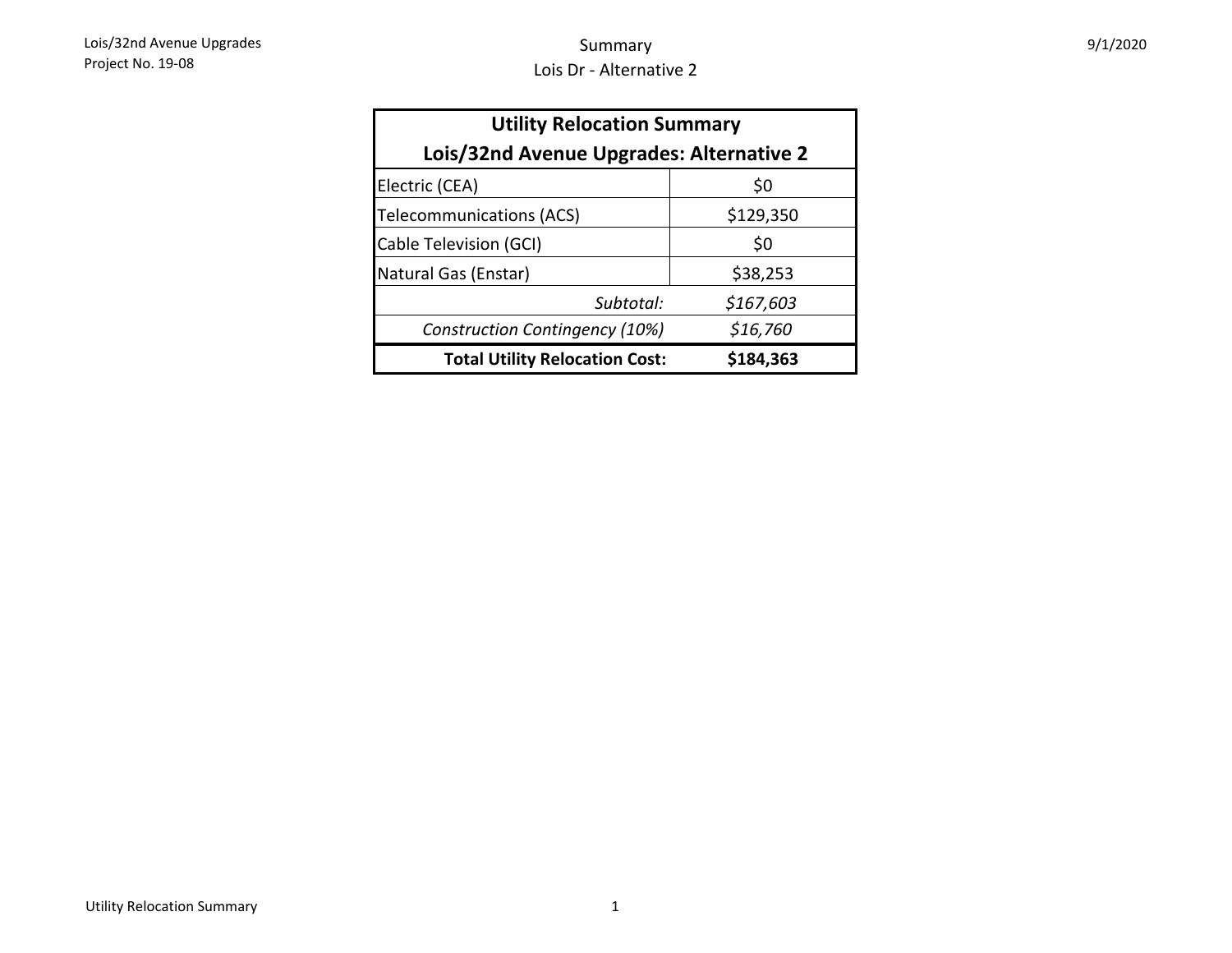# Summary
## Lois Dr - Alternative 2

| Utility Relocation Summary<br>Lois/32nd Avenue Upgrades: Alternative 2 | |
|---|---|
| Electric (CEA) | $0 |
| Telecommunications (ACS) | $129,350 |
| Cable Television (GCI) | $0 |
| Natural Gas (Enstar) | $38,253 |
| *Subtotal:* | *$167,603* |
| *Construction Contingency (10%)* | *$16,760* |
| **Total Utility Relocation Cost:** | **$184,363** |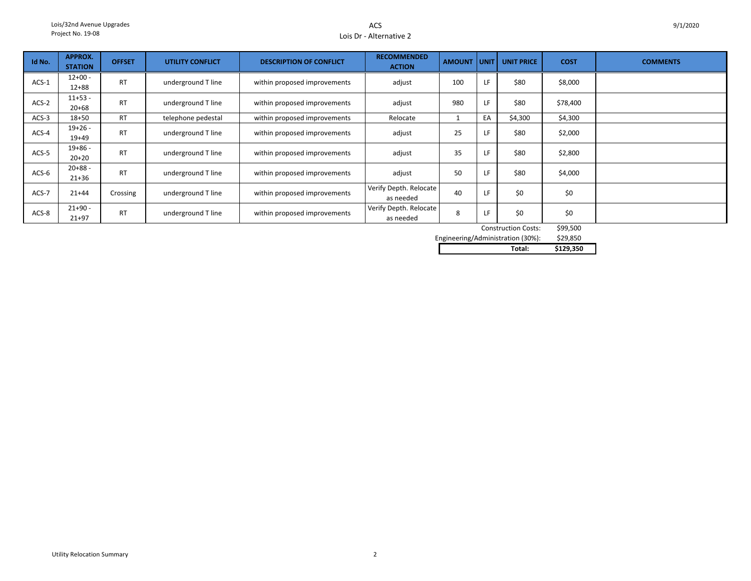Lois/32nd Avenue Upgrades
Project No. 19-08

# ACS
## Lois Dr - Alternative 2

9/1/2020

| Id No. | APPROX. STATION | OFFSET | UTILITY CONFLICT | DESCRIPTION OF CONFLICT | RECOMMENDED ACTION | AMOUNT | UNIT | UNIT PRICE | COST | COMMENTS |
|---|---|---|---|---|---|---|---|---|---|---|
| ACS-1 | 12+00 - 12+88 | RT | underground T line | within proposed improvements | adjust | 100 | LF | $80 | $8,000 | |
| ACS-2 | 11+53 - 20+68 | RT | underground T line | within proposed improvements | adjust | 980 | LF | $80 | $78,400 | |
| ACS-3 | 18+50 | RT | telephone pedestal | within proposed improvements | Relocate | 1 | EA | $4,300 | $4,300 | |
| ACS-4 | 19+26 - 19+49 | RT | underground T line | within proposed improvements | adjust | 25 | LF | $80 | $2,000 | |
| ACS-5 | 19+86 - 20+20 | RT | underground T line | within proposed improvements | adjust | 35 | LF | $80 | $2,800 | |
| ACS-6 | 20+88 - 21+36 | RT | underground T line | within proposed improvements | adjust | 50 | LF | $80 | $4,000 | |
| ACS-7 | 21+44 | Crossing | underground T line | within proposed improvements | Verify Depth. Relocate as needed | 40 | LF | $0 | $0 | |
| ACS-8 | 21+90 - 21+97 | RT | underground T line | within proposed improvements | Verify Depth. Relocate as needed | 8 | LF | $0 | $0 | |

| | |
|---|---|
| Construction Costs: | $99,500 |
| Engineering/Administration (30%): | $29,850 |
| **Total:** | **$129,350** |

Utility Relocation Summary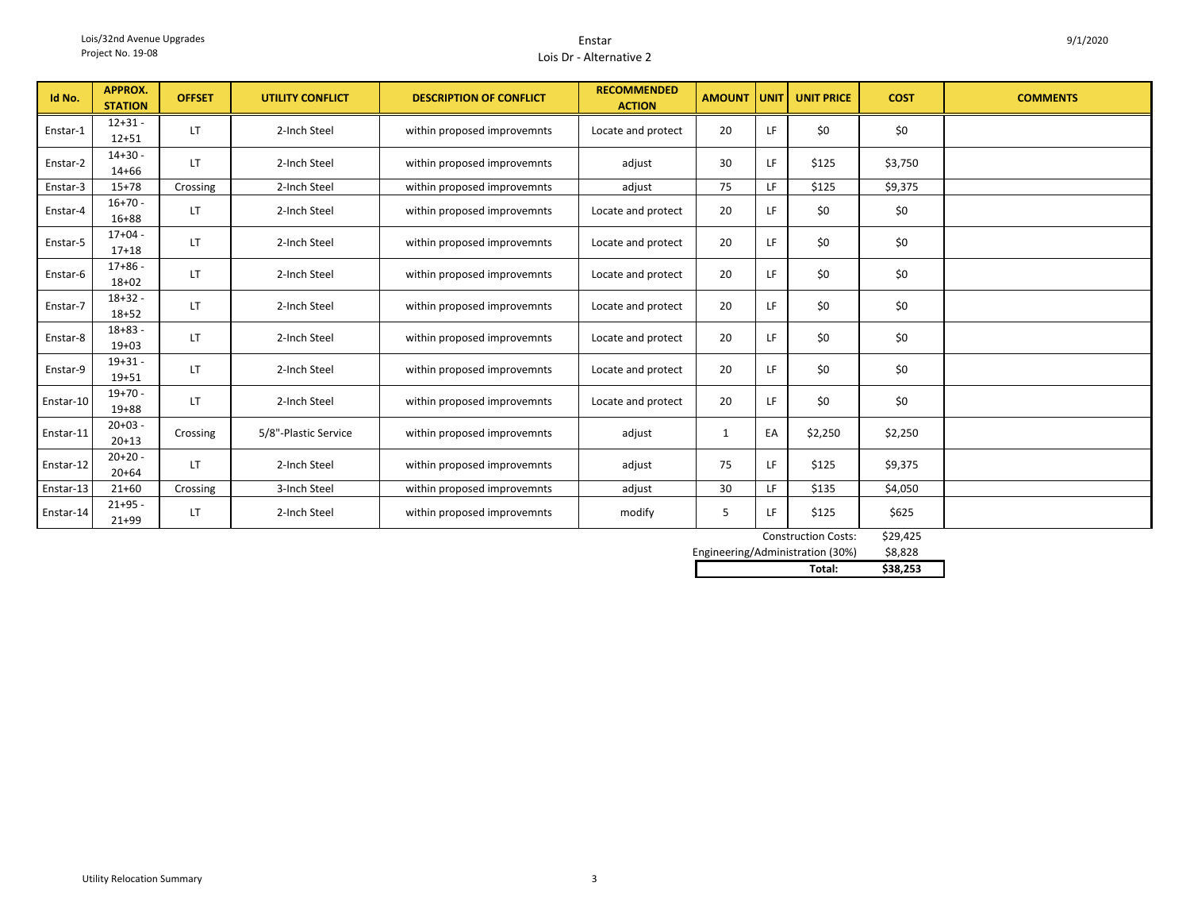Lois/32nd Avenue Upgrades
Project No. 19-08

Enstar
Lois Dr - Alternative 2

9/1/2020

| Id No. | APPROX. STATION | OFFSET | UTILITY CONFLICT | DESCRIPTION OF CONFLICT | RECOMMENDED ACTION | AMOUNT | UNIT | UNIT PRICE | COST | COMMENTS |
|---|---|---|---|---|---|---|---|---|---|---|
| Enstar-1 | 12+31 - 12+51 | LT | 2-Inch Steel | within proposed improvemnts | Locate and protect | 20 | LF | $0 | $0 | |
| Enstar-2 | 14+30 - 14+66 | LT | 2-Inch Steel | within proposed improvemnts | adjust | 30 | LF | $125 | $3,750 | |
| Enstar-3 | 15+78 | Crossing | 2-Inch Steel | within proposed improvemnts | adjust | 75 | LF | $125 | $9,375 | |
| Enstar-4 | 16+70 - 16+88 | LT | 2-Inch Steel | within proposed improvemnts | Locate and protect | 20 | LF | $0 | $0 | |
| Enstar-5 | 17+04 - 17+18 | LT | 2-Inch Steel | within proposed improvemnts | Locate and protect | 20 | LF | $0 | $0 | |
| Enstar-6 | 17+86 - 18+02 | LT | 2-Inch Steel | within proposed improvemnts | Locate and protect | 20 | LF | $0 | $0 | |
| Enstar-7 | 18+32 - 18+52 | LT | 2-Inch Steel | within proposed improvemnts | Locate and protect | 20 | LF | $0 | $0 | |
| Enstar-8 | 18+83 - 19+03 | LT | 2-Inch Steel | within proposed improvemnts | Locate and protect | 20 | LF | $0 | $0 | |
| Enstar-9 | 19+31 - 19+51 | LT | 2-Inch Steel | within proposed improvemnts | Locate and protect | 20 | LF | $0 | $0 | |
| Enstar-10 | 19+70 - 19+88 | LT | 2-Inch Steel | within proposed improvemnts | Locate and protect | 20 | LF | $0 | $0 | |
| Enstar-11 | 20+03 - 20+13 | Crossing | 5/8"-Plastic Service | within proposed improvemnts | adjust | 1 | EA | $2,250 | $2,250 | |
| Enstar-12 | 20+20 - 20+64 | LT | 2-Inch Steel | within proposed improvemnts | adjust | 75 | LF | $125 | $9,375 | |
| Enstar-13 | 21+60 | Crossing | 3-Inch Steel | within proposed improvemnts | adjust | 30 | LF | $135 | $4,050 | |
| Enstar-14 | 21+95 - 21+99 | LT | 2-Inch Steel | within proposed improvemnts | modify | 5 | LF | $125 | $625 | |
| | | | | | | | | Construction Costs: | $29,425 | |
| | | | | | | | | Engineering/Administration (30%) | $8,828 | |
| | | | | | | | | **Total:** | **$38,253** | |

Utility Relocation Summary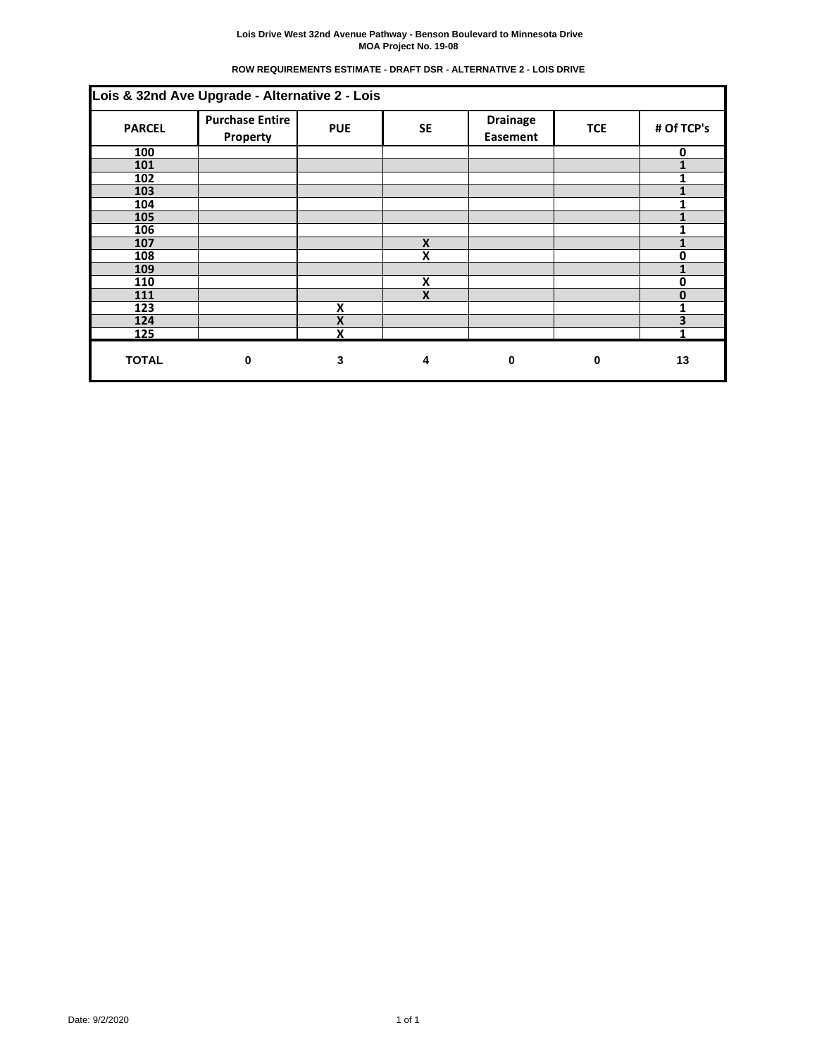Lois Drive West 32nd Avenue Pathway - Benson Boulevard to Minnesota Drive
MOA Project No. 19-08

ROW REQUIREMENTS ESTIMATE - DRAFT DSR - ALTERNATIVE 2 - LOIS DRIVE

**Lois & 32nd Ave Upgrade - Alternative 2 - Lois**

| PARCEL | Purchase Entire Property | PUE | SE | Drainage Easement | TCE | # Of TCP's |
|---|---|---|---|---|---|---|
| 100 | | | | | | 0 |
| 101 | | | | | | 1 |
| 102 | | | | | | 1 |
| 103 | | | | | | 1 |
| 104 | | | | | | 1 |
| 105 | | | | | | 1 |
| 106 | | | | | | 1 |
| 107 | | | X | | | 1 |
| 108 | | | X | | | 0 |
| 109 | | | | | | 1 |
| 110 | | | X | | | 0 |
| 111 | | | X | | | 0 |
| 123 | | X | | | | 1 |
| 124 | | X | | | | 3 |
| 125 | | X | | | | 1 |
| **TOTAL** | **0** | **3** | **4** | **0** | **0** | **13** |

Date: 9/2/2020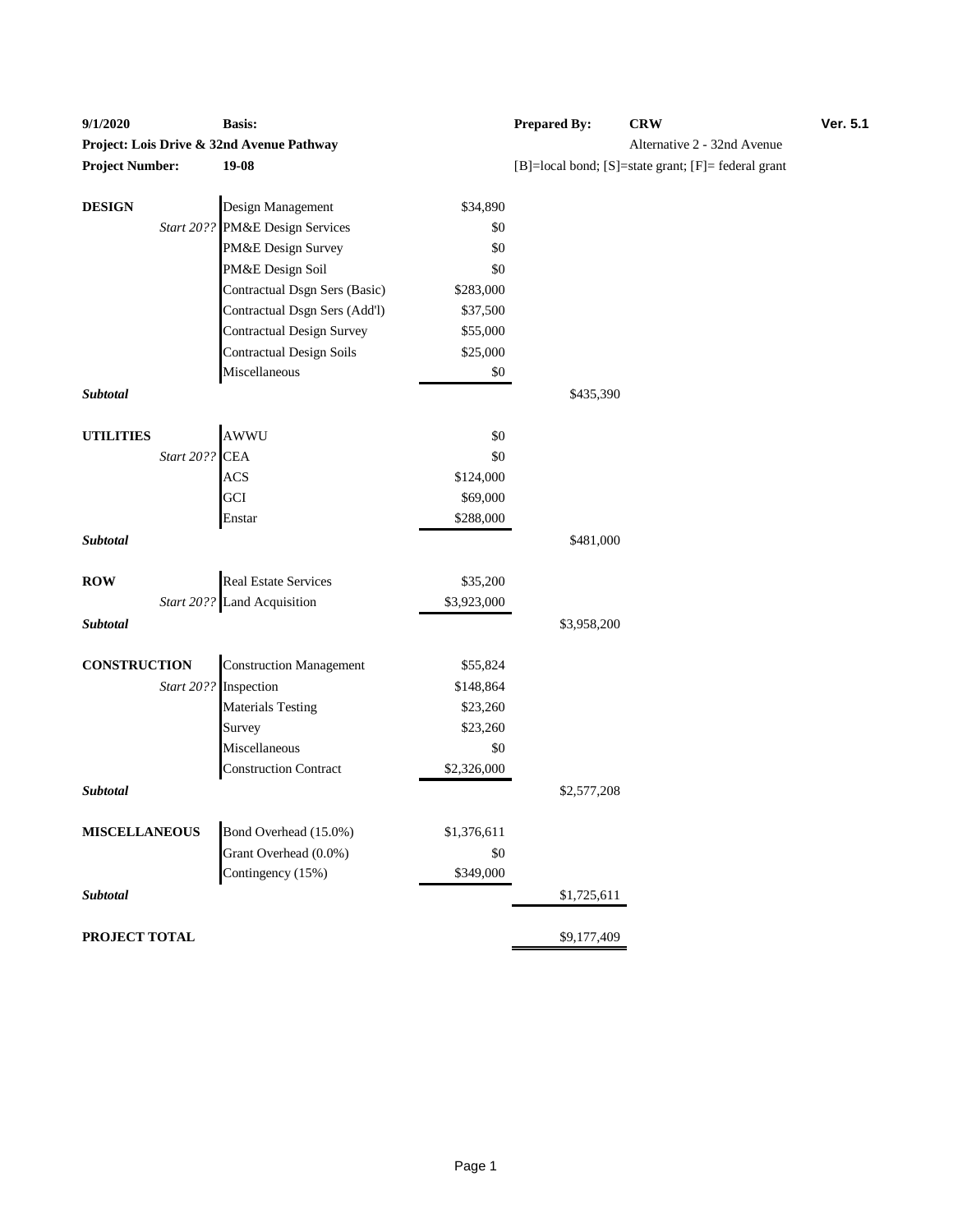| 9/1/2020 | Basis: | | Prepared By: | CRW | Ver. 5.1 |
|---|---|---|---|---|---|
| **Project: Lois Drive & 32nd Avenue Pathway** | | | | Alternative 2 - 32nd Avenue | |
| **Project Number:** | **19-08** | | [B]=local bond; [S]=state grant; [F]= federal grant | | |

| | | | |
|---|---|---|---|
| **DESIGN** | Design Management | $34,890 | |
| *Start 20??* | PM&E Design Services | $0 | |
| | PM&E Design Survey | $0 | |
| | PM&E Design Soil | $0 | |
| | Contractual Dsgn Sers (Basic) | $283,000 | |
| | Contractual Dsgn Sers (Add'l) | $37,500 | |
| | Contractual Design Survey | $55,000 | |
| | Contractual Design Soils | $25,000 | |
| | Miscellaneous | $0 | |
| ***Subtotal*** | | | $435,390 |
| **UTILITIES** | AWWU | $0 | |
| *Start 20??* | CEA | $0 | |
| | ACS | $124,000 | |
| | GCI | $69,000 | |
| | Enstar | $288,000 | |
| ***Subtotal*** | | | $481,000 |
| **ROW** | Real Estate Services | $35,200 | |
| *Start 20??* | Land Acquisition | $3,923,000 | |
| ***Subtotal*** | | | $3,958,200 |
| **CONSTRUCTION** | Construction Management | $55,824 | |
| *Start 20??* | Inspection | $148,864 | |
| | Materials Testing | $23,260 | |
| | Survey | $23,260 | |
| | Miscellaneous | $0 | |
| | Construction Contract | $2,326,000 | |
| ***Subtotal*** | | | $2,577,208 |
| **MISCELLANEOUS** | Bond Overhead (15.0%) | $1,376,611 | |
| | Grant Overhead (0.0%) | $0 | |
| | Contingency (15%) | $349,000 | |
| ***Subtotal*** | | | $1,725,611 |
| **PROJECT TOTAL** | | | $9,177,409 |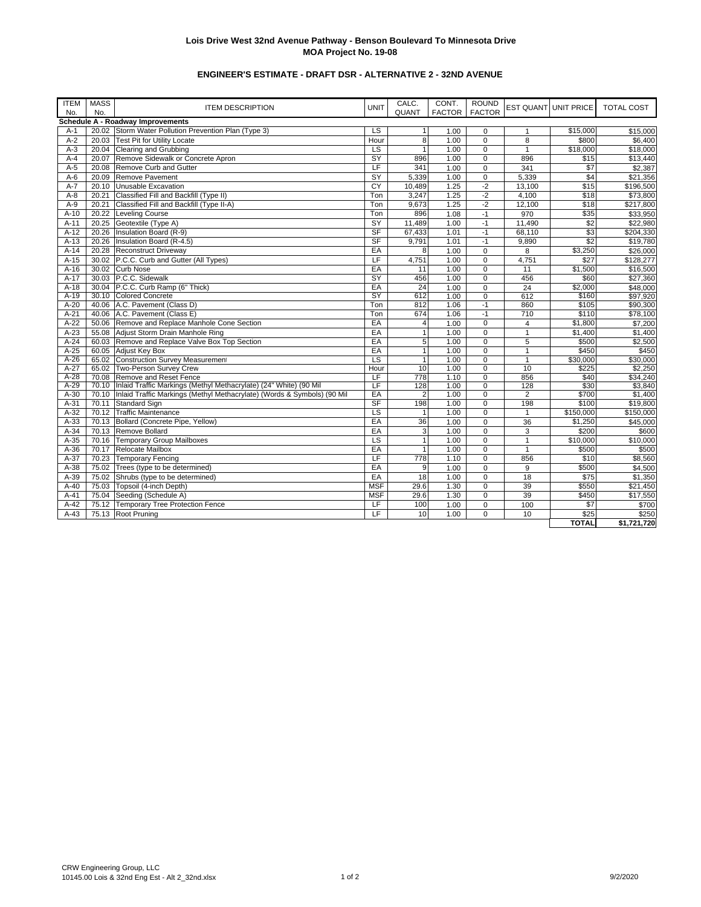**Lois Drive West 32nd Avenue Pathway - Benson Boulevard To Minnesota Drive**
**MOA Project No. 19-08**

**ENGINEER'S ESTIMATE - DRAFT DSR - ALTERNATIVE 2 - 32ND AVENUE**

| ITEM No. | MASS No. | ITEM DESCRIPTION | UNIT | CALC. QUANT | CONT. FACTOR | ROUND FACTOR | EST QUANT | UNIT PRICE | TOTAL COST |
|---|---|---|---|---|---|---|---|---|---|
| **Schedule A - Roadway Improvements** | | | | | | | | | |
| A-1 | 20.02 | Storm Water Pollution Prevention Plan (Type 3) | LS | 1 | 1.00 | 0 | 1 | $15,000 | $15,000 |
| A-2 | 20.03 | Test Pit for Utility Locate | Hour | 8 | 1.00 | 0 | 8 | $800 | $6,400 |
| A-3 | 20.04 | Clearing and Grubbing | LS | 1 | 1.00 | 0 | 1 | $18,000 | $18,000 |
| A-4 | 20.07 | Remove Sidewalk or Concrete Apron | SY | 896 | 1.00 | 0 | 896 | $15 | $13,440 |
| A-5 | 20.08 | Remove Curb and Gutter | LF | 341 | 1.00 | 0 | 341 | $7 | $2,387 |
| A-6 | 20.09 | Remove Pavement | SY | 5,339 | 1.00 | 0 | 5,339 | $4 | $21,356 |
| A-7 | 20.10 | Unusable Excavation | CY | 10,489 | 1.25 | -2 | 13,100 | $15 | $196,500 |
| A-8 | 20.21 | Classified Fill and Backfill (Type II) | Ton | 3,247 | 1.25 | -2 | 4,100 | $18 | $73,800 |
| A-9 | 20.21 | Classified Fill and Backfill (Type II-A) | Ton | 9,673 | 1.25 | -2 | 12,100 | $18 | $217,800 |
| A-10 | 20.22 | Leveling Course | Ton | 896 | 1.08 | -1 | 970 | $35 | $33,950 |
| A-11 | 20.25 | Geotextile (Type A) | SY | 11,489 | 1.00 | -1 | 11,490 | $2 | $22,980 |
| A-12 | 20.26 | Insulation Board (R-9) | SF | 67,433 | 1.01 | -1 | 68,110 | $3 | $204,330 |
| A-13 | 20.26 | Insulation Board (R-4.5) | SF | 9,791 | 1.01 | -1 | 9,890 | $2 | $19,780 |
| A-14 | 20.28 | Reconstruct Driveway | EA | 8 | 1.00 | 0 | 8 | $3,250 | $26,000 |
| A-15 | 30.02 | P.C.C. Curb and Gutter (All Types) | LF | 4,751 | 1.00 | 0 | 4,751 | $27 | $128,277 |
| A-16 | 30.02 | Curb Nose | EA | 11 | 1.00 | 0 | 11 | $1,500 | $16,500 |
| A-17 | 30.03 | P.C.C. Sidewalk | SY | 456 | 1.00 | 0 | 456 | $60 | $27,360 |
| A-18 | 30.04 | P.C.C. Curb Ramp (6" Thick) | EA | 24 | 1.00 | 0 | 24 | $2,000 | $48,000 |
| A-19 | 30.10 | Colored Concrete | SY | 612 | 1.00 | 0 | 612 | $160 | $97,920 |
| A-20 | 40.06 | A.C. Pavement (Class D) | Ton | 812 | 1.06 | -1 | 860 | $105 | $90,300 |
| A-21 | 40.06 | A.C. Pavement (Class E) | Ton | 674 | 1.06 | -1 | 710 | $110 | $78,100 |
| A-22 | 50.06 | Remove and Replace Manhole Cone Section | EA | 4 | 1.00 | 0 | 4 | $1,800 | $7,200 |
| A-23 | 55.08 | Adjust Storm Drain Manhole Ring | EA | 1 | 1.00 | 0 | 1 | $1,400 | $1,400 |
| A-24 | 60.03 | Remove and Replace Valve Box Top Section | EA | 5 | 1.00 | 0 | 5 | $500 | $2,500 |
| A-25 | 60.05 | Adjust Key Box | EA | 1 | 1.00 | 0 | 1 | $450 | $450 |
| A-26 | 65.02 | Construction Survey Measurement | LS | 1 | 1.00 | 0 | 1 | $30,000 | $30,000 |
| A-27 | 65.02 | Two-Person Survey Crew | Hour | 10 | 1.00 | 0 | 10 | $225 | $2,250 |
| A-28 | 70.08 | Remove and Reset Fence | LF | 778 | 1.10 | 0 | 856 | $40 | $34,240 |
| A-29 | 70.10 | Inlaid Traffic Markings (Methyl Methacrylate) (24" White) (90 Mil | LF | 128 | 1.00 | 0 | 128 | $30 | $3,840 |
| A-30 | 70.10 | Inlaid Traffic Markings (Methyl Methacrylate) (Words & Symbols) (90 Mil | EA | 2 | 1.00 | 0 | 2 | $700 | $1,400 |
| A-31 | 70.11 | Standard Sign | SF | 198 | 1.00 | 0 | 198 | $100 | $19,800 |
| A-32 | 70.12 | Traffic Maintenance | LS | 1 | 1.00 | 0 | 1 | $150,000 | $150,000 |
| A-33 | 70.13 | Bollard (Concrete Pipe, Yellow) | EA | 36 | 1.00 | 0 | 36 | $1,250 | $45,000 |
| A-34 | 70.13 | Remove Bollard | EA | 3 | 1.00 | 0 | 3 | $200 | $600 |
| A-35 | 70.16 | Temporary Group Mailboxes | LS | 1 | 1.00 | 0 | 1 | $10,000 | $10,000 |
| A-36 | 70.17 | Relocate Mailbox | EA | 1 | 1.00 | 0 | 1 | $500 | $500 |
| A-37 | 70.23 | Temporary Fencing | LF | 778 | 1.10 | 0 | 856 | $10 | $8,560 |
| A-38 | 75.02 | Trees (type to be determined) | EA | 9 | 1.00 | 0 | 9 | $500 | $4,500 |
| A-39 | 75.02 | Shrubs (type to be determined) | EA | 18 | 1.00 | 0 | 18 | $75 | $1,350 |
| A-40 | 75.03 | Topsoil (4-inch Depth) | MSF | 29.6 | 1.30 | 0 | 39 | $550 | $21,450 |
| A-41 | 75.04 | Seeding (Schedule A) | MSF | 29.6 | 1.30 | 0 | 39 | $450 | $17,550 |
| A-42 | 75.12 | Temporary Tree Protection Fence | LF | 100 | 1.00 | 0 | 100 | $7 | $700 |
| A-43 | 75.13 | Root Pruning | LF | 10 | 1.00 | 0 | 10 | $25 | $250 |
| | | | | | | | | **TOTAL** | **$1,721,720** |

CRW Engineering Group, LLC
10145.00 Lois & 32nd Eng Est - Alt 2_32nd.xlsx

9/2/2020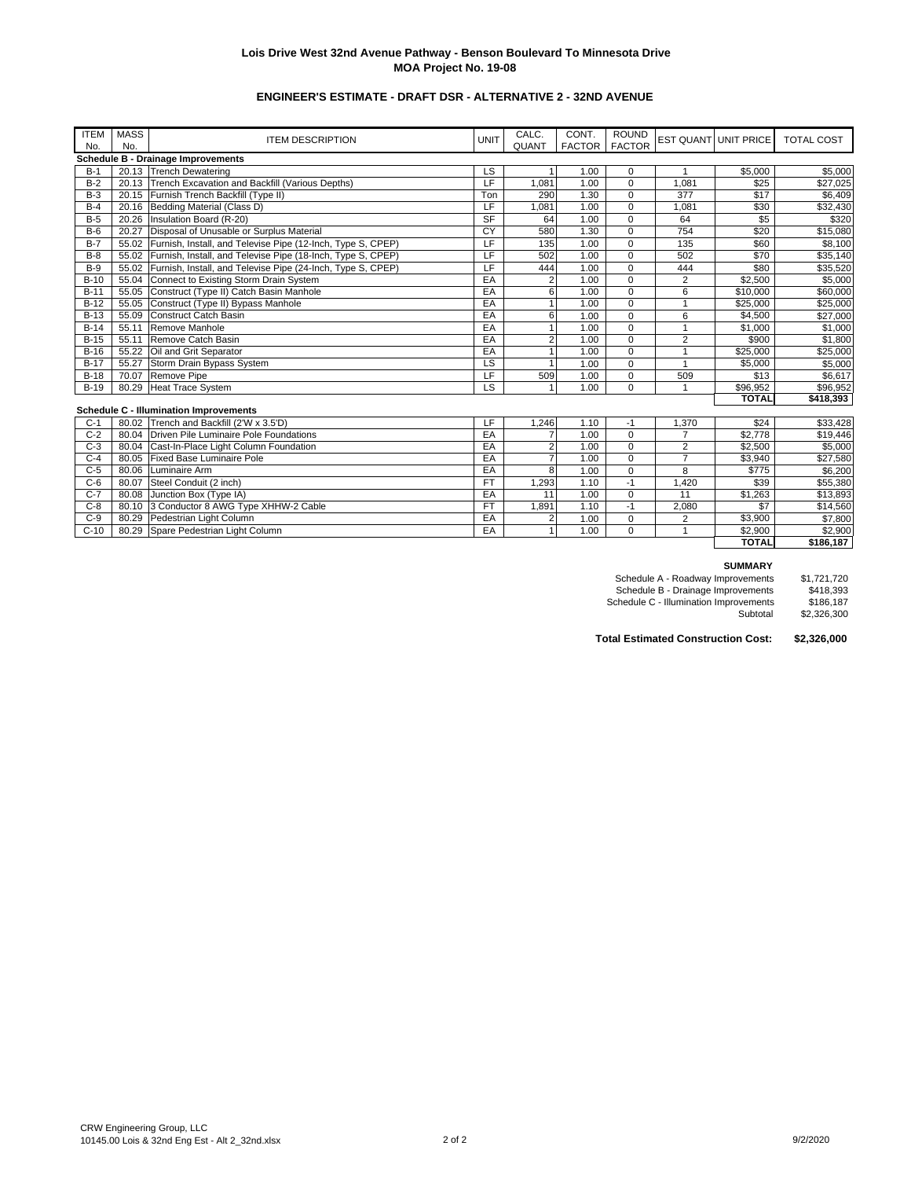**Lois Drive West 32nd Avenue Pathway - Benson Boulevard To Minnesota Drive**
**MOA Project No. 19-08**

**ENGINEER'S ESTIMATE - DRAFT DSR - ALTERNATIVE 2 - 32ND AVENUE**

| ITEM No. | MASS No. | ITEM DESCRIPTION | UNIT | CALC. QUANT | CONT. FACTOR | ROUND FACTOR | EST QUANT | UNIT PRICE | TOTAL COST |
|---|---|---|---|---|---|---|---|---|---|
| **Schedule B - Drainage Improvements** | | | | | | | | | |
| B-1 | 20.13 | Trench Dewatering | LS | 1 | 1.00 | 0 | 1 | $5,000 | $5,000 |
| B-2 | 20.13 | Trench Excavation and Backfill (Various Depths) | LF | 1,081 | 1.00 | 0 | 1,081 | $25 | $27,025 |
| B-3 | 20.15 | Furnish Trench Backfill (Type II) | Ton | 290 | 1.30 | 0 | 377 | $17 | $6,409 |
| B-4 | 20.16 | Bedding Material (Class D) | LF | 1,081 | 1.00 | 0 | 1,081 | $30 | $32,430 |
| B-5 | 20.26 | Insulation Board (R-20) | SF | 64 | 1.00 | 0 | 64 | $5 | $320 |
| B-6 | 20.27 | Disposal of Unusable or Surplus Material | CY | 580 | 1.30 | 0 | 754 | $20 | $15,080 |
| B-7 | 55.02 | Furnish, Install, and Televise Pipe (12-Inch, Type S, CPEP) | LF | 135 | 1.00 | 0 | 135 | $60 | $8,100 |
| B-8 | 55.02 | Furnish, Install, and Televise Pipe (18-Inch, Type S, CPEP) | LF | 502 | 1.00 | 0 | 502 | $70 | $35,140 |
| B-9 | 55.02 | Furnish, Install, and Televise Pipe (24-Inch, Type S, CPEP) | LF | 444 | 1.00 | 0 | 444 | $80 | $35,520 |
| B-10 | 55.04 | Connect to Existing Storm Drain System | EA | 2 | 1.00 | 0 | 2 | $2,500 | $5,000 |
| B-11 | 55.05 | Construct (Type II) Catch Basin Manhole | EA | 6 | 1.00 | 0 | 6 | $10,000 | $60,000 |
| B-12 | 55.05 | Construct (Type II) Bypass Manhole | EA | 1 | 1.00 | 0 | 1 | $25,000 | $25,000 |
| B-13 | 55.09 | Construct Catch Basin | EA | 6 | 1.00 | 0 | 6 | $4,500 | $27,000 |
| B-14 | 55.11 | Remove Manhole | EA | 1 | 1.00 | 0 | 1 | $1,000 | $1,000 |
| B-15 | 55.11 | Remove Catch Basin | EA | 2 | 1.00 | 0 | 2 | $900 | $1,800 |
| B-16 | 55.22 | Oil and Grit Separator | EA | 1 | 1.00 | 0 | 1 | $25,000 | $25,000 |
| B-17 | 55.27 | Storm Drain Bypass System | LS | 1 | 1.00 | 0 | 1 | $5,000 | $5,000 |
| B-18 | 70.07 | Remove Pipe | LF | 509 | 1.00 | 0 | 509 | $13 | $6,617 |
| B-19 | 80.29 | Heat Trace System | LS | 1 | 1.00 | 0 | 1 | $96,952 | $96,952 |
| | | | | | | | | **TOTAL** | **$418,393** |
| **Schedule C - Illumination Improvements** | | | | | | | | | |
| C-1 | 80.02 | Trench and Backfill (2'W x 3.5'D) | LF | 1,246 | 1.10 | -1 | 1,370 | $24 | $33,428 |
| C-2 | 80.04 | Driven Pile Luminaire Pole Foundations | EA | 7 | 1.00 | 0 | 7 | $2,778 | $19,446 |
| C-3 | 80.04 | Cast-In-Place Light Column Foundation | EA | 2 | 1.00 | 0 | 2 | $2,500 | $5,000 |
| C-4 | 80.05 | Fixed Base Luminaire Pole | EA | 7 | 1.00 | 0 | 7 | $3,940 | $27,580 |
| C-5 | 80.06 | Luminaire Arm | EA | 8 | 1.00 | 0 | 8 | $775 | $6,200 |
| C-6 | 80.07 | Steel Conduit (2 inch) | FT | 1,293 | 1.10 | -1 | 1,420 | $39 | $55,380 |
| C-7 | 80.08 | Junction Box (Type IA) | EA | 11 | 1.00 | 0 | 11 | $1,263 | $13,893 |
| C-8 | 80.10 | 3 Conductor 8 AWG Type XHHW-2 Cable | FT | 1,891 | 1.10 | -1 | 2,080 | $7 | $14,560 |
| C-9 | 80.29 | Pedestrian Light Column | EA | 2 | 1.00 | 0 | 2 | $3,900 | $7,800 |
| C-10 | 80.29 | Spare Pedestrian Light Column | EA | 1 | 1.00 | 0 | 1 | $2,900 | $2,900 |
| | | | | | | | | **TOTAL** | **$186,187** |

**SUMMARY**

| | |
|---|---|
| Schedule A - Roadway Improvements | $1,721,720 |
| Schedule B - Drainage Improvements | $418,393 |
| Schedule C - Illumination Improvements | $186,187 |
| Subtotal | $2,326,300 |

**Total Estimated Construction Cost: $2,326,000**

CRW Engineering Group, LLC
10145.00 Lois & 32nd Eng Est - Alt 2_32nd.xlsx

9/2/2020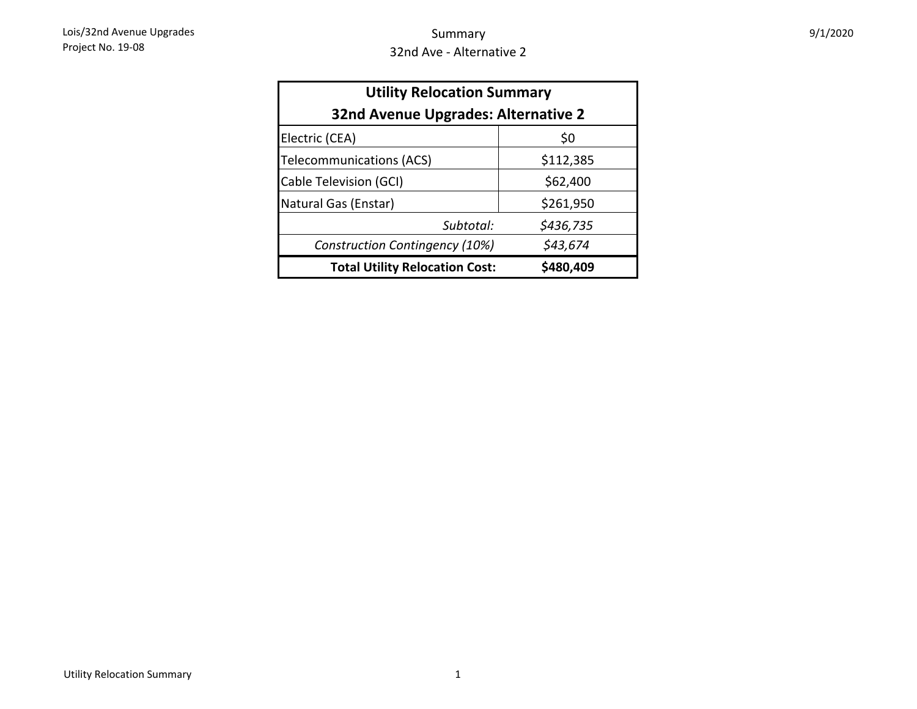# Summary

## 32nd Ave - Alternative 2

| Utility Relocation Summary<br>32nd Avenue Upgrades: Alternative 2 | |
|---|---|
| Electric (CEA) | $0 |
| Telecommunications (ACS) | $112,385 |
| Cable Television (GCI) | $62,400 |
| Natural Gas (Enstar) | $261,950 |
| *Subtotal:* | *$436,735* |
| *Construction Contingency (10%)* | *$43,674* |
| **Total Utility Relocation Cost:** | **$480,409** |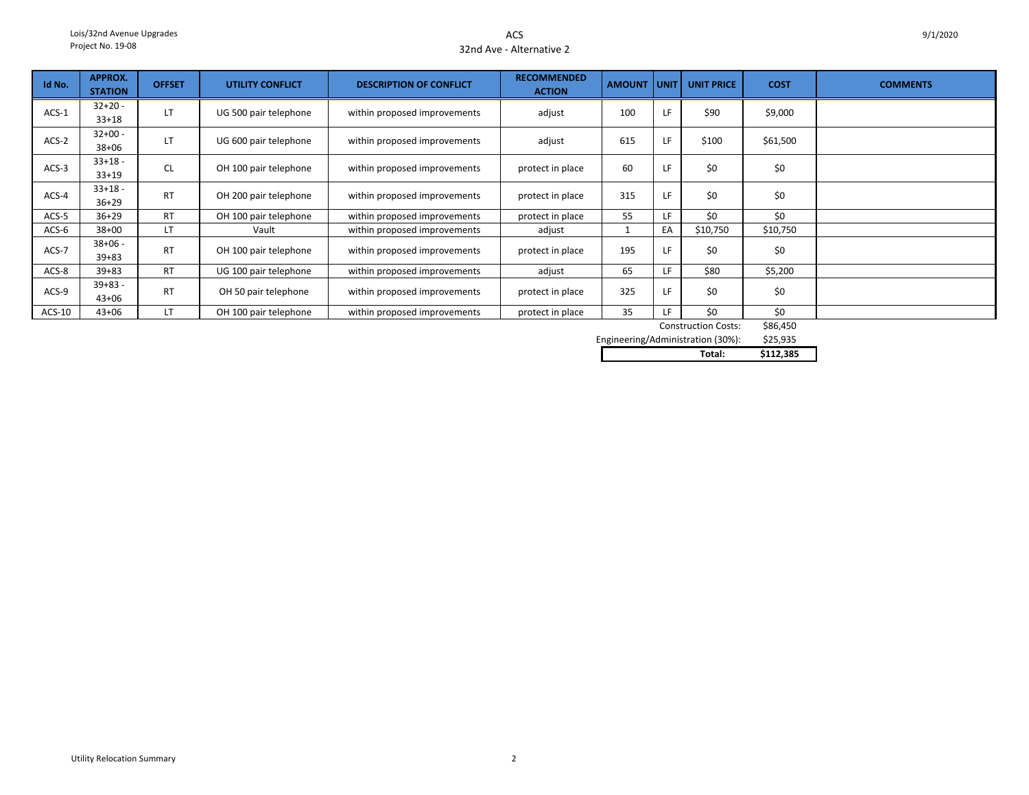Lois/32nd Avenue Upgrades
Project No. 19-08

# ACS
## 32nd Ave - Alternative 2

9/1/2020

| Id No. | APPROX. STATION | OFFSET | UTILITY CONFLICT | DESCRIPTION OF CONFLICT | RECOMMENDED ACTION | AMOUNT | UNIT | UNIT PRICE | COST | COMMENTS |
|---|---|---|---|---|---|---|---|---|---|---|
| ACS-1 | 32+20 - 33+18 | LT | UG 500 pair telephone | within proposed improvements | adjust | 100 | LF | $90 | $9,000 | |
| ACS-2 | 32+00 - 38+06 | LT | UG 600 pair telephone | within proposed improvements | adjust | 615 | LF | $100 | $61,500 | |
| ACS-3 | 33+18 - 33+19 | CL | OH 100 pair telephone | within proposed improvements | protect in place | 60 | LF | $0 | $0 | |
| ACS-4 | 33+18 - 36+29 | RT | OH 200 pair telephone | within proposed improvements | protect in place | 315 | LF | $0 | $0 | |
| ACS-5 | 36+29 | RT | OH 100 pair telephone | within proposed improvements | protect in place | 55 | LF | $0 | $0 | |
| ACS-6 | 38+00 | LT | Vault | within proposed improvements | adjust | 1 | EA | $10,750 | $10,750 | |
| ACS-7 | 38+06 - 39+83 | RT | OH 100 pair telephone | within proposed improvements | protect in place | 195 | LF | $0 | $0 | |
| ACS-8 | 39+83 | RT | UG 100 pair telephone | within proposed improvements | adjust | 65 | LF | $80 | $5,200 | |
| ACS-9 | 39+83 - 43+06 | RT | OH 50 pair telephone | within proposed improvements | protect in place | 325 | LF | $0 | $0 | |
| ACS-10 | 43+06 | LT | OH 100 pair telephone | within proposed improvements | protect in place | 35 | LF | $0 | $0 | |
| | | | | | | | | Construction Costs: | $86,450 | |
| | | | | | | | | Engineering/Administration (30%): | $25,935 | |
| | | | | | | | | **Total:** | **$112,385** | |

Utility Relocation Summary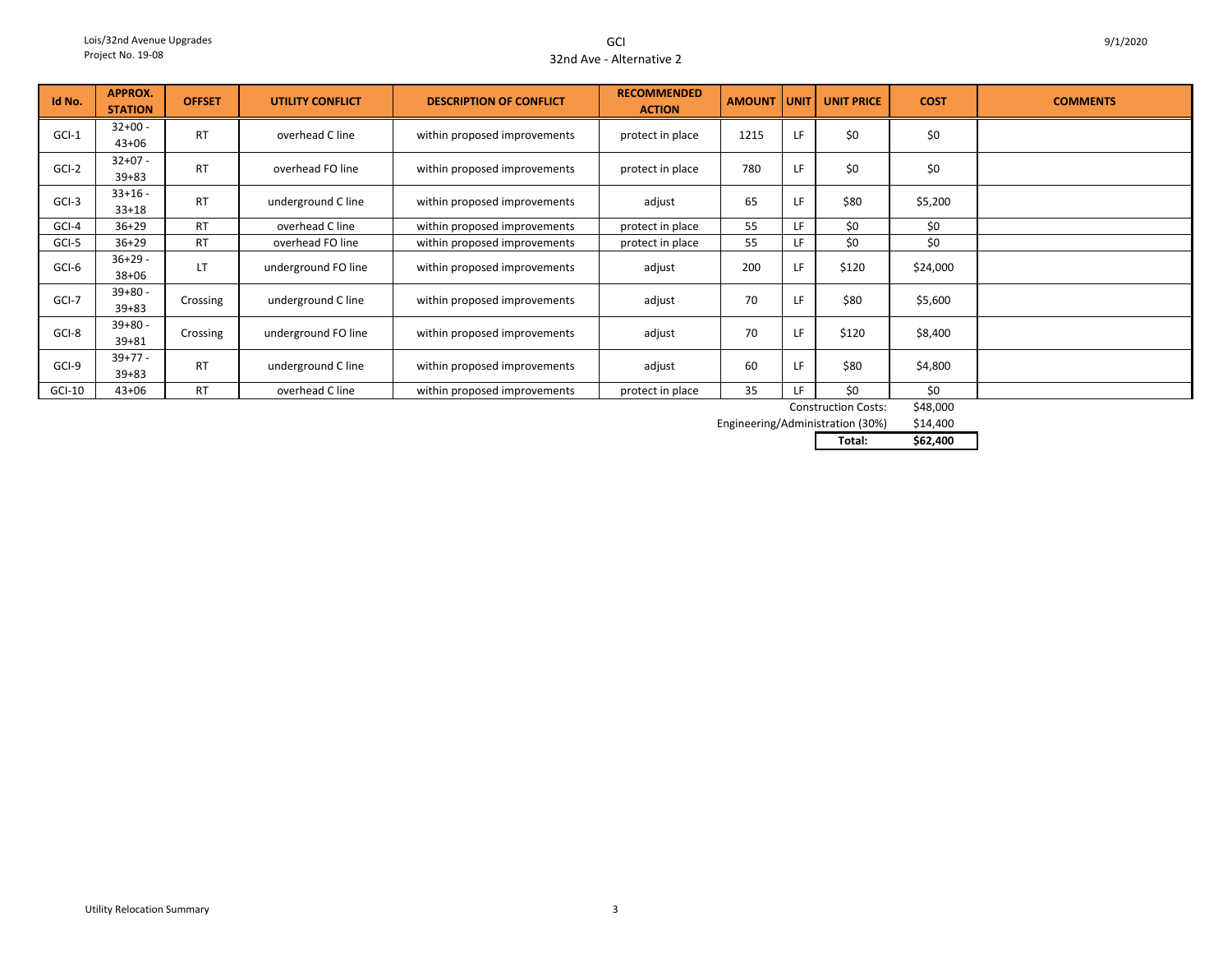Lois/32nd Avenue Upgrades
Project No. 19-08

# GCI
## 32nd Ave - Alternative 2

9/1/2020

| Id No. | APPROX. STATION | OFFSET | UTILITY CONFLICT | DESCRIPTION OF CONFLICT | RECOMMENDED ACTION | AMOUNT | UNIT | UNIT PRICE | COST | COMMENTS |
|---|---|---|---|---|---|---|---|---|---|---|
| GCI-1 | 32+00 - 43+06 | RT | overhead C line | within proposed improvements | protect in place | 1215 | LF | $0 | $0 | |
| GCI-2 | 32+07 - 39+83 | RT | overhead FO line | within proposed improvements | protect in place | 780 | LF | $0 | $0 | |
| GCI-3 | 33+16 - 33+18 | RT | underground C line | within proposed improvements | adjust | 65 | LF | $80 | $5,200 | |
| GCI-4 | 36+29 | RT | overhead C line | within proposed improvements | protect in place | 55 | LF | $0 | $0 | |
| GCI-5 | 36+29 | RT | overhead FO line | within proposed improvements | protect in place | 55 | LF | $0 | $0 | |
| GCI-6 | 36+29 - 38+06 | LT | underground FO line | within proposed improvements | adjust | 200 | LF | $120 | $24,000 | |
| GCI-7 | 39+80 - 39+83 | Crossing | underground C line | within proposed improvements | adjust | 70 | LF | $80 | $5,600 | |
| GCI-8 | 39+80 - 39+81 | Crossing | underground FO line | within proposed improvements | adjust | 70 | LF | $120 | $8,400 | |
| GCI-9 | 39+77 - 39+83 | RT | underground C line | within proposed improvements | adjust | 60 | LF | $80 | $4,800 | |
| GCI-10 | 43+06 | RT | overhead C line | within proposed improvements | protect in place | 35 | LF | $0 | $0 | |
| | | | | | | | | Construction Costs: | $48,000 | |
| | | | | | | | | Engineering/Administration (30%) | $14,400 | |
| | | | | | | | | **Total:** | **$62,400** | |

Utility Relocation Summary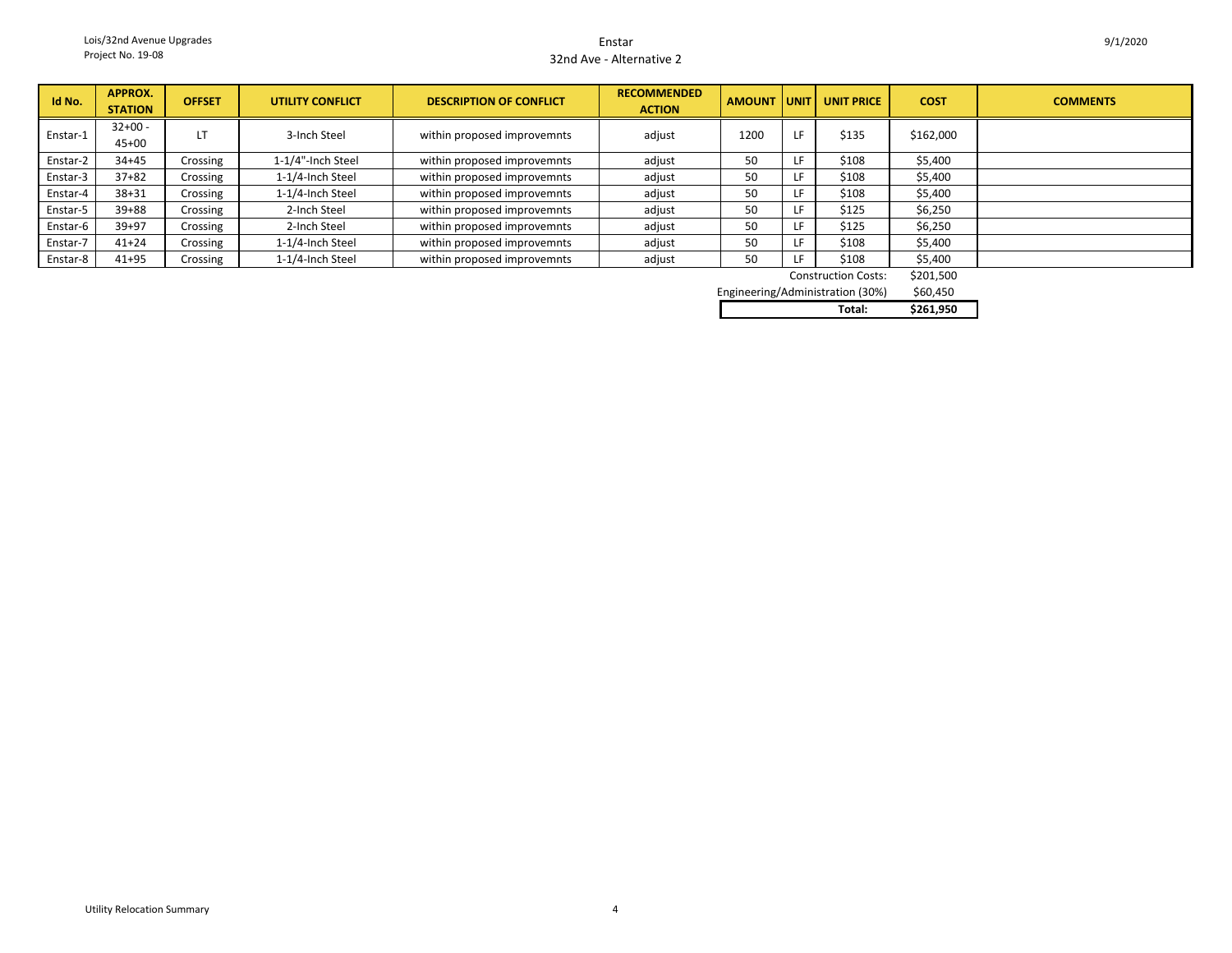Lois/32nd Avenue Upgrades
Project No. 19-08

# Enstar
## 32nd Ave - Alternative 2

9/1/2020

| Id No. | APPROX. STATION | OFFSET | UTILITY CONFLICT | DESCRIPTION OF CONFLICT | RECOMMENDED ACTION | AMOUNT | UNIT | UNIT PRICE | COST | COMMENTS |
|---|---|---|---|---|---|---|---|---|---|---|
| Enstar-1 | 32+00 - 45+00 | LT | 3-Inch Steel | within proposed improvemnts | adjust | 1200 | LF | $135 | $162,000 | |
| Enstar-2 | 34+45 | Crossing | 1-1/4"-Inch Steel | within proposed improvemnts | adjust | 50 | LF | $108 | $5,400 | |
| Enstar-3 | 37+82 | Crossing | 1-1/4-Inch Steel | within proposed improvemnts | adjust | 50 | LF | $108 | $5,400 | |
| Enstar-4 | 38+31 | Crossing | 1-1/4-Inch Steel | within proposed improvemnts | adjust | 50 | LF | $108 | $5,400 | |
| Enstar-5 | 39+88 | Crossing | 2-Inch Steel | within proposed improvemnts | adjust | 50 | LF | $125 | $6,250 | |
| Enstar-6 | 39+97 | Crossing | 2-Inch Steel | within proposed improvemnts | adjust | 50 | LF | $125 | $6,250 | |
| Enstar-7 | 41+24 | Crossing | 1-1/4-Inch Steel | within proposed improvemnts | adjust | 50 | LF | $108 | $5,400 | |
| Enstar-8 | 41+95 | Crossing | 1-1/4-Inch Steel | within proposed improvemnts | adjust | 50 | LF | $108 | $5,400 | |
| | | | | | | | | Construction Costs: | $201,500 | |
| | | | | | | | | Engineering/Administration (30%) | $60,450 | |
| | | | | | | | | **Total:** | **$261,950** | |

Utility Relocation Summary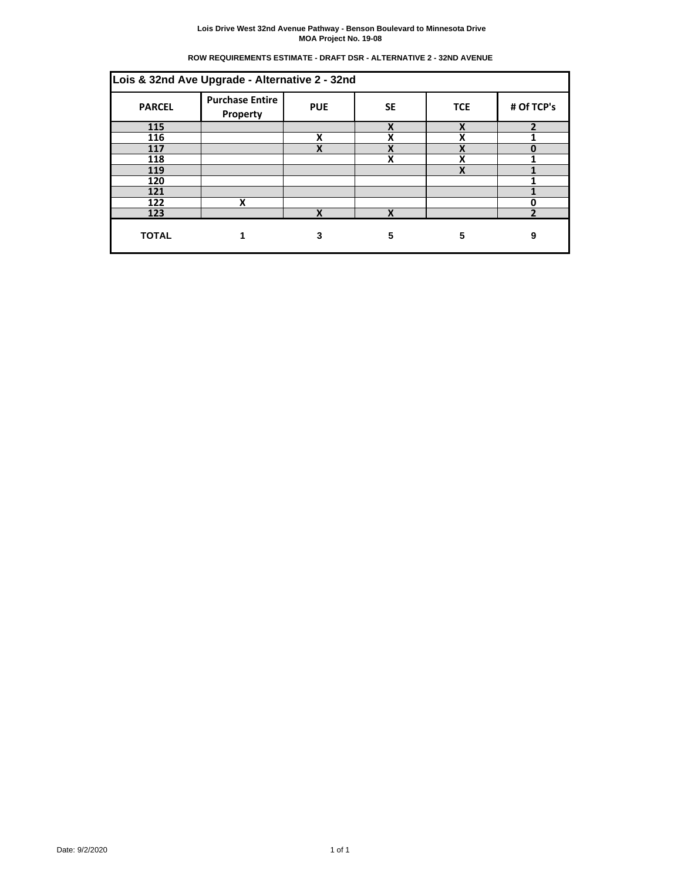**Lois Drive West 32nd Avenue Pathway - Benson Boulevard to Minnesota Drive**
**MOA Project No. 19-08**

**ROW REQUIREMENTS ESTIMATE - DRAFT DSR - ALTERNATIVE 2 - 32ND AVENUE**

| Lois & 32nd Ave Upgrade - Alternative 2 - 32nd | | | | | |
|---|---|---|---|---|---|
| **PARCEL** | **Purchase Entire Property** | **PUE** | **SE** | **TCE** | **# Of TCP's** |
| 115 | | | X | X | 2 |
| 116 | | X | X | X | 1 |
| 117 | | X | X | X | 0 |
| 118 | | | X | X | 1 |
| 119 | | | | X | 1 |
| 120 | | | | | 1 |
| 121 | | | | | 1 |
| 122 | X | | | | 0 |
| 123 | | X | X | | 2 |
| **TOTAL** | **1** | **3** | **5** | **5** | **9** |

Date: 9/2/2020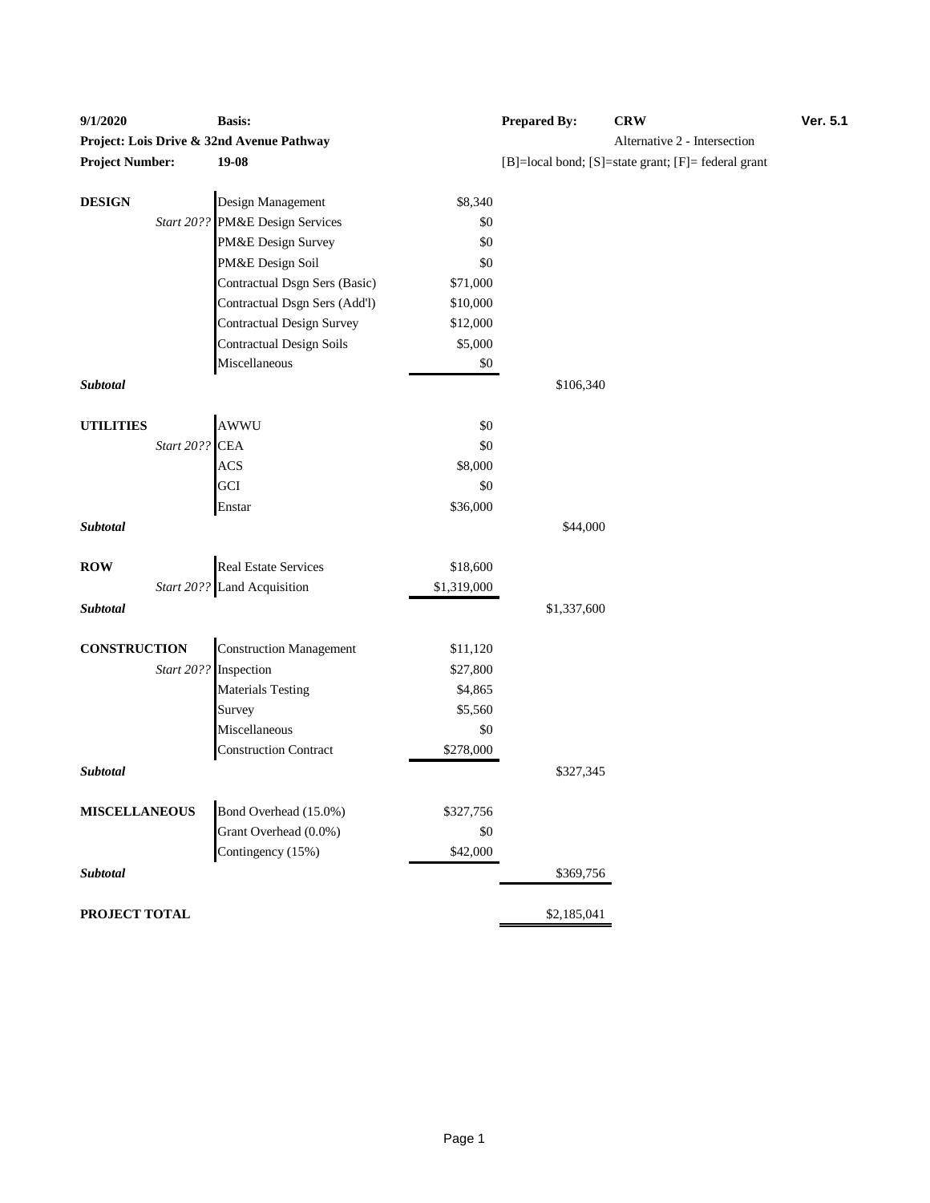| 9/1/2020 | Basis: | | Prepared By: | CRW | Ver. 5.1 |
|---|---|---|---|---|---|
| **Project: Lois Drive & 32nd Avenue Pathway** | | | | Alternative 2 - Intersection | |
| **Project Number:** | **19-08** | | [B]=local bond; [S]=state grant; [F]= federal grant | | |

| | | | |
|---|---|---|---|
| **DESIGN** | Design Management | $8,340 | |
| *Start 20??* | PM&E Design Services | $0 | |
| | PM&E Design Survey | $0 | |
| | PM&E Design Soil | $0 | |
| | Contractual Dsgn Sers (Basic) | $71,000 | |
| | Contractual Dsgn Sers (Add'l) | $10,000 | |
| | Contractual Design Survey | $12,000 | |
| | Contractual Design Soils | $5,000 | |
| | Miscellaneous | $0 | |
| ***Subtotal*** | | | $106,340 |
| **UTILITIES** | AWWU | $0 | |
| *Start 20??* | CEA | $0 | |
| | ACS | $8,000 | |
| | GCI | $0 | |
| | Enstar | $36,000 | |
| ***Subtotal*** | | | $44,000 |
| **ROW** | Real Estate Services | $18,600 | |
| *Start 20??* | Land Acquisition | $1,319,000 | |
| ***Subtotal*** | | | $1,337,600 |
| **CONSTRUCTION** | Construction Management | $11,120 | |
| *Start 20??* | Inspection | $27,800 | |
| | Materials Testing | $4,865 | |
| | Survey | $5,560 | |
| | Miscellaneous | $0 | |
| | Construction Contract | $278,000 | |
| ***Subtotal*** | | | $327,345 |
| **MISCELLANEOUS** | Bond Overhead (15.0%) | $327,756 | |
| | Grant Overhead (0.0%) | $0 | |
| | Contingency (15%) | $42,000 | |
| ***Subtotal*** | | | $369,756 |
| **PROJECT TOTAL** | | | $2,185,041 |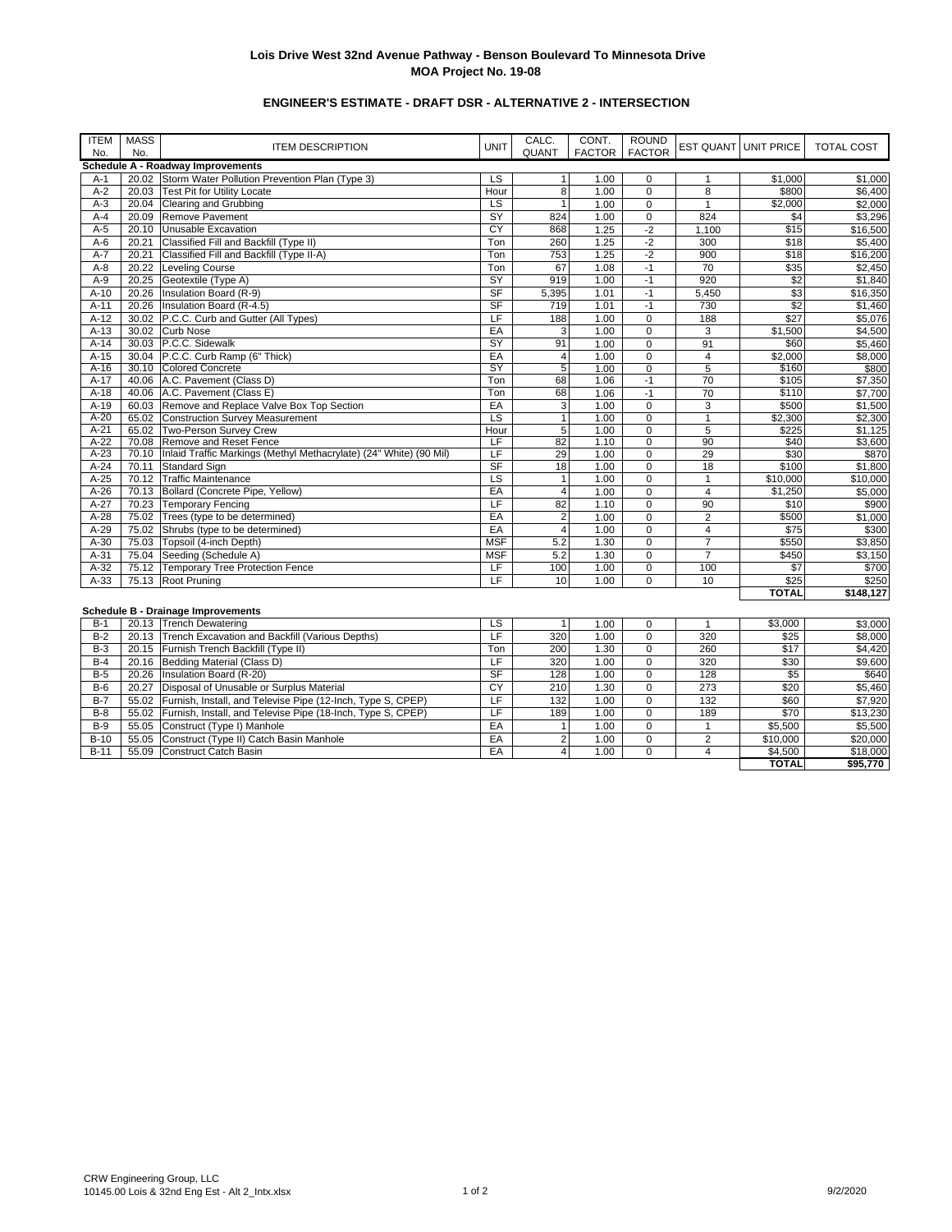**Lois Drive West 32nd Avenue Pathway - Benson Boulevard To Minnesota Drive**
**MOA Project No. 19-08**

**ENGINEER'S ESTIMATE - DRAFT DSR - ALTERNATIVE 2 - INTERSECTION**

| ITEM No. | MASS No. | ITEM DESCRIPTION | UNIT | CALC. QUANT | CONT. FACTOR | ROUND FACTOR | EST QUANT | UNIT PRICE | TOTAL COST |
|---|---|---|---|---|---|---|---|---|---|
| **Schedule A - Roadway Improvements** | | | | | | | | | |
| A-1 | 20.02 | Storm Water Pollution Prevention Plan (Type 3) | LS | 1 | 1.00 | 0 | 1 | $1,000 | $1,000 |
| A-2 | 20.03 | Test Pit for Utility Locate | Hour | 8 | 1.00 | 0 | 8 | $800 | $6,400 |
| A-3 | 20.04 | Clearing and Grubbing | LS | 1 | 1.00 | 0 | 1 | $2,000 | $2,000 |
| A-4 | 20.09 | Remove Pavement | SY | 824 | 1.00 | 0 | 824 | $4 | $3,296 |
| A-5 | 20.10 | Unusable Excavation | CY | 868 | 1.25 | -2 | 1,100 | $15 | $16,500 |
| A-6 | 20.21 | Classified Fill and Backfill (Type II) | Ton | 260 | 1.25 | -2 | 300 | $18 | $5,400 |
| A-7 | 20.21 | Classified Fill and Backfill (Type II-A) | Ton | 753 | 1.25 | -2 | 900 | $18 | $16,200 |
| A-8 | 20.22 | Leveling Course | Ton | 67 | 1.08 | -1 | 70 | $35 | $2,450 |
| A-9 | 20.25 | Geotextile (Type A) | SY | 919 | 1.00 | -1 | 920 | $2 | $1,840 |
| A-10 | 20.26 | Insulation Board (R-9) | SF | 5,395 | 1.01 | -1 | 5,450 | $3 | $16,350 |
| A-11 | 20.26 | Insulation Board (R-4.5) | SF | 719 | 1.01 | -1 | 730 | $2 | $1,460 |
| A-12 | 30.02 | P.C.C. Curb and Gutter (All Types) | LF | 188 | 1.00 | 0 | 188 | $27 | $5,076 |
| A-13 | 30.02 | Curb Nose | EA | 3 | 1.00 | 0 | 3 | $1,500 | $4,500 |
| A-14 | 30.03 | P.C.C. Sidewalk | SY | 91 | 1.00 | 0 | 91 | $60 | $5,460 |
| A-15 | 30.04 | P.C.C. Curb Ramp (6" Thick) | EA | 4 | 1.00 | 0 | 4 | $2,000 | $8,000 |
| A-16 | 30.10 | Colored Concrete | SY | 5 | 1.00 | 0 | 5 | $160 | $800 |
| A-17 | 40.06 | A.C. Pavement (Class D) | Ton | 68 | 1.06 | -1 | 70 | $105 | $7,350 |
| A-18 | 40.06 | A.C. Pavement (Class E) | Ton | 68 | 1.06 | -1 | 70 | $110 | $7,700 |
| A-19 | 60.03 | Remove and Replace Valve Box Top Section | EA | 3 | 1.00 | 0 | 3 | $500 | $1,500 |
| A-20 | 65.02 | Construction Survey Measurement | LS | 1 | 1.00 | 0 | 1 | $2,300 | $2,300 |
| A-21 | 65.02 | Two-Person Survey Crew | Hour | 5 | 1.00 | 0 | 5 | $225 | $1,125 |
| A-22 | 70.08 | Remove and Reset Fence | LF | 82 | 1.10 | 0 | 90 | $40 | $3,600 |
| A-23 | 70.10 | Inlaid Traffic Markings (Methyl Methacrylate) (24" White) (90 Mil) | LF | 29 | 1.00 | 0 | 29 | $30 | $870 |
| A-24 | 70.11 | Standard Sign | SF | 18 | 1.00 | 0 | 18 | $100 | $1,800 |
| A-25 | 70.12 | Traffic Maintenance | LS | 1 | 1.00 | 0 | 1 | $10,000 | $10,000 |
| A-26 | 70.13 | Bollard (Concrete Pipe, Yellow) | EA | 4 | 1.00 | 0 | 4 | $1,250 | $5,000 |
| A-27 | 70.23 | Temporary Fencing | LF | 82 | 1.10 | 0 | 90 | $10 | $900 |
| A-28 | 75.02 | Trees (type to be determined) | EA | 2 | 1.00 | 0 | 2 | $500 | $1,000 |
| A-29 | 75.02 | Shrubs (type to be determined) | EA | 4 | 1.00 | 0 | 4 | $75 | $300 |
| A-30 | 75.03 | Topsoil (4-inch Depth) | MSF | 5.2 | 1.30 | 0 | 7 | $550 | $3,850 |
| A-31 | 75.04 | Seeding (Schedule A) | MSF | 5.2 | 1.30 | 0 | 7 | $450 | $3,150 |
| A-32 | 75.12 | Temporary Tree Protection Fence | LF | 100 | 1.00 | 0 | 100 | $7 | $700 |
| A-33 | 75.13 | Root Pruning | LF | 10 | 1.00 | 0 | 10 | $25 | $250 |
| | | | | | | | | **TOTAL** | **$148,127** |

| ITEM No. | MASS No. | ITEM DESCRIPTION | UNIT | CALC. QUANT | CONT. FACTOR | ROUND FACTOR | EST QUANT | UNIT PRICE | TOTAL COST |
|---|---|---|---|---|---|---|---|---|---|
| **Schedule B - Drainage Improvements** | | | | | | | | | |
| B-1 | 20.13 | Trench Dewatering | LS | 1 | 1.00 | 0 | 1 | $3,000 | $3,000 |
| B-2 | 20.13 | Trench Excavation and Backfill (Various Depths) | LF | 320 | 1.00 | 0 | 320 | $25 | $8,000 |
| B-3 | 20.15 | Furnish Trench Backfill (Type II) | Ton | 200 | 1.30 | 0 | 260 | $17 | $4,420 |
| B-4 | 20.16 | Bedding Material (Class D) | LF | 320 | 1.00 | 0 | 320 | $30 | $9,600 |
| B-5 | 20.26 | Insulation Board (R-20) | SF | 128 | 1.00 | 0 | 128 | $5 | $640 |
| B-6 | 20.27 | Disposal of Unusable or Surplus Material | CY | 210 | 1.30 | 0 | 273 | $20 | $5,460 |
| B-7 | 55.02 | Furnish, Install, and Televise Pipe (12-Inch, Type S, CPEP) | LF | 132 | 1.00 | 0 | 132 | $60 | $7,920 |
| B-8 | 55.02 | Furnish, Install, and Televise Pipe (18-Inch, Type S, CPEP) | LF | 189 | 1.00 | 0 | 189 | $70 | $13,230 |
| B-9 | 55.05 | Construct (Type I) Manhole | EA | 1 | 1.00 | 0 | 1 | $5,500 | $5,500 |
| B-10 | 55.05 | Construct (Type II) Catch Basin Manhole | EA | 2 | 1.00 | 0 | 2 | $10,000 | $20,000 |
| B-11 | 55.09 | Construct Catch Basin | EA | 4 | 1.00 | 0 | 4 | $4,500 | $18,000 |
| | | | | | | | | **TOTAL** | **$95,770** |

CRW Engineering Group, LLC
10145.00 Lois & 32nd Eng Est - Alt 2_Intx.xlsx

9/2/2020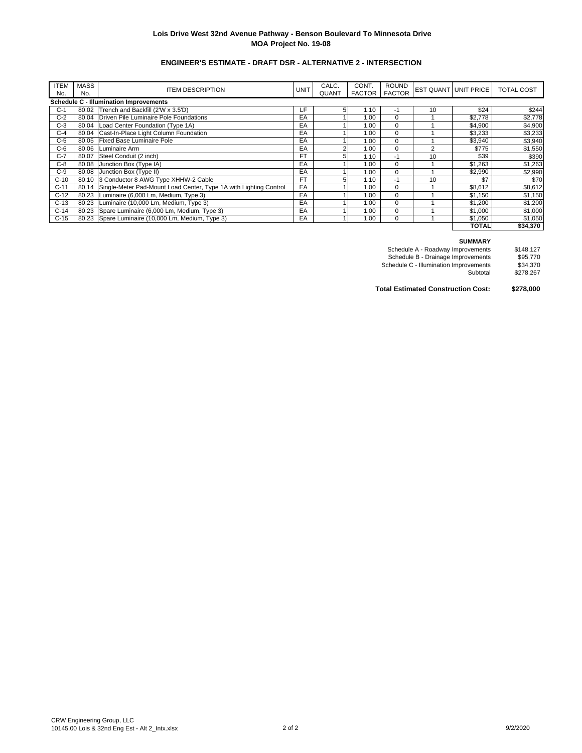**Lois Drive West 32nd Avenue Pathway - Benson Boulevard To Minnesota Drive**
**MOA Project No. 19-08**

**ENGINEER'S ESTIMATE - DRAFT DSR - ALTERNATIVE 2 - INTERSECTION**

| ITEM No. | MASS No. | ITEM DESCRIPTION | UNIT | CALC. QUANT | CONT. FACTOR | ROUND FACTOR | EST QUANT | UNIT PRICE | TOTAL COST |
|---|---|---|---|---|---|---|---|---|---|
| **Schedule C - Illumination Improvements** | | | | | | | | | |
| C-1 | 80.02 | Trench and Backfill (2'W x 3.5'D) | LF | 5 | 1.10 | -1 | 10 | $24 | $244 |
| C-2 | 80.04 | Driven Pile Luminaire Pole Foundations | EA | 1 | 1.00 | 0 | 1 | $2,778 | $2,778 |
| C-3 | 80.04 | Load Center Foundation (Type 1A) | EA | 1 | 1.00 | 0 | 1 | $4,900 | $4,900 |
| C-4 | 80.04 | Cast-In-Place Light Column Foundation | EA | 1 | 1.00 | 0 | 1 | $3,233 | $3,233 |
| C-5 | 80.05 | Fixed Base Luminaire Pole | EA | 1 | 1.00 | 0 | 1 | $3,940 | $3,940 |
| C-6 | 80.06 | Luminaire Arm | EA | 2 | 1.00 | 0 | 2 | $775 | $1,550 |
| C-7 | 80.07 | Steel Conduit (2 inch) | FT | 5 | 1.10 | -1 | 10 | $39 | $390 |
| C-8 | 80.08 | Junction Box (Type IA) | EA | 1 | 1.00 | 0 | 1 | $1,263 | $1,263 |
| C-9 | 80.08 | Junction Box (Type II) | EA | 1 | 1.00 | 0 | 1 | $2,990 | $2,990 |
| C-10 | 80.10 | 3 Conductor 8 AWG Type XHHW-2 Cable | FT | 5 | 1.10 | -1 | 10 | $7 | $70 |
| C-11 | 80.14 | Single-Meter Pad-Mount Load Center, Type 1A with Lighting Control | EA | 1 | 1.00 | 0 | 1 | $8,612 | $8,612 |
| C-12 | 80.23 | Luminaire (6,000 Lm, Medium, Type 3) | EA | 1 | 1.00 | 0 | 1 | $1,150 | $1,150 |
| C-13 | 80.23 | Luminaire (10,000 Lm, Medium, Type 3) | EA | 1 | 1.00 | 0 | 1 | $1,200 | $1,200 |
| C-14 | 80.23 | Spare Luminaire (6,000 Lm, Medium, Type 3) | EA | 1 | 1.00 | 0 | 1 | $1,000 | $1,000 |
| C-15 | 80.23 | Spare Luminaire (10,000 Lm, Medium, Type 3) | EA | 1 | 1.00 | 0 | 1 | $1,050 | $1,050 |
| | | | | | | | | **TOTAL** | **$34,370** |

**SUMMARY**

| | |
|---|---|
| Schedule A - Roadway Improvements | $148,127 |
| Schedule B - Drainage Improvements | $95,770 |
| Schedule C - Illumination Improvements | $34,370 |
| Subtotal | $278,267 |
| **Total Estimated Construction Cost:** | **$278,000** |

CRW Engineering Group, LLC
10145.00 Lois & 32nd Eng Est - Alt 2_Intx.xlsx

9/2/2020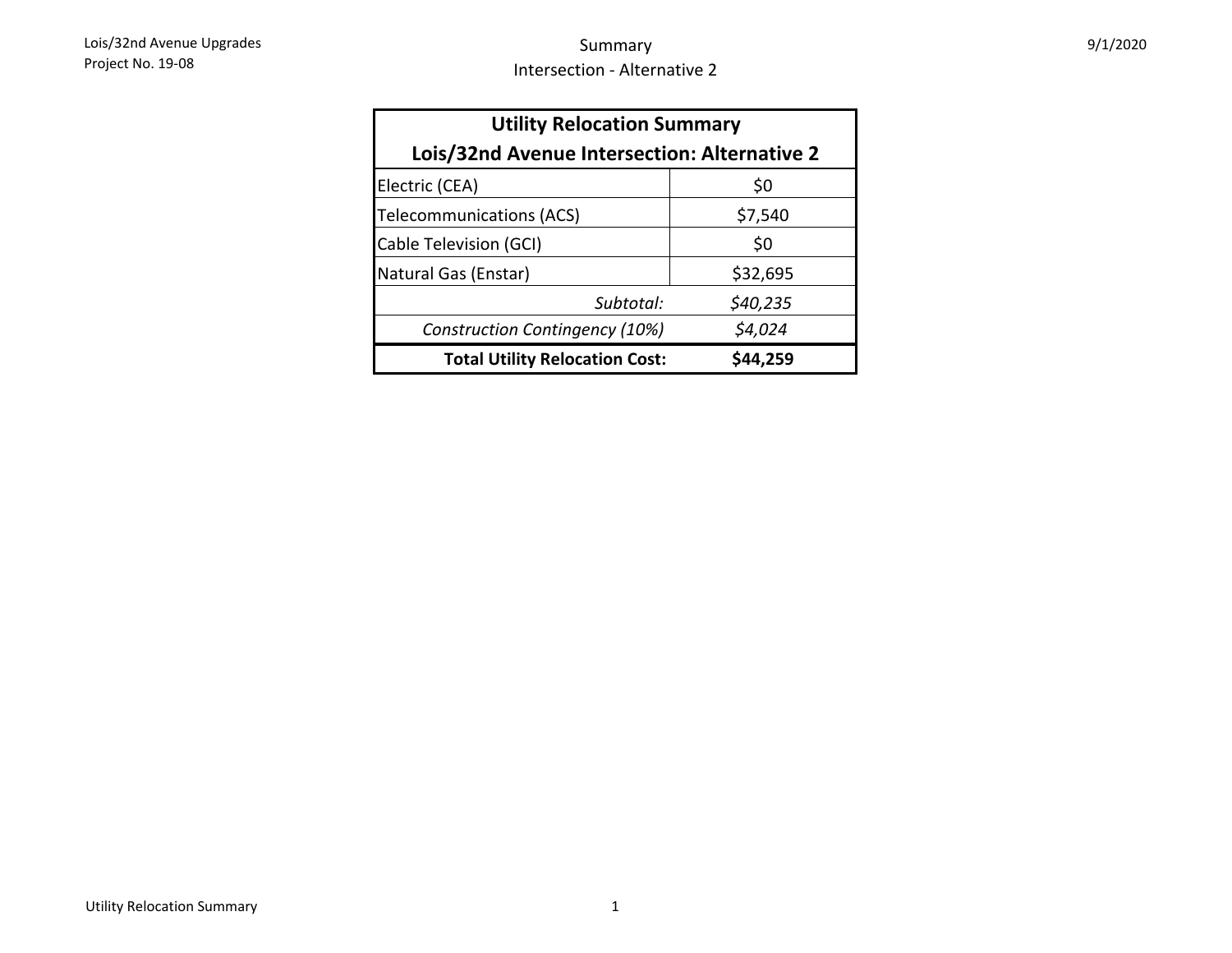# Summary

## Intersection - Alternative 2

| Utility Relocation Summary<br>Lois/32nd Avenue Intersection: Alternative 2 | |
|---|---|
| Electric (CEA) | $0 |
| Telecommunications (ACS) | $7,540 |
| Cable Television (GCI) | $0 |
| Natural Gas (Enstar) | $32,695 |
| *Subtotal:* | *$40,235* |
| *Construction Contingency (10%)* | *$4,024* |
| **Total Utility Relocation Cost:** | **$44,259** |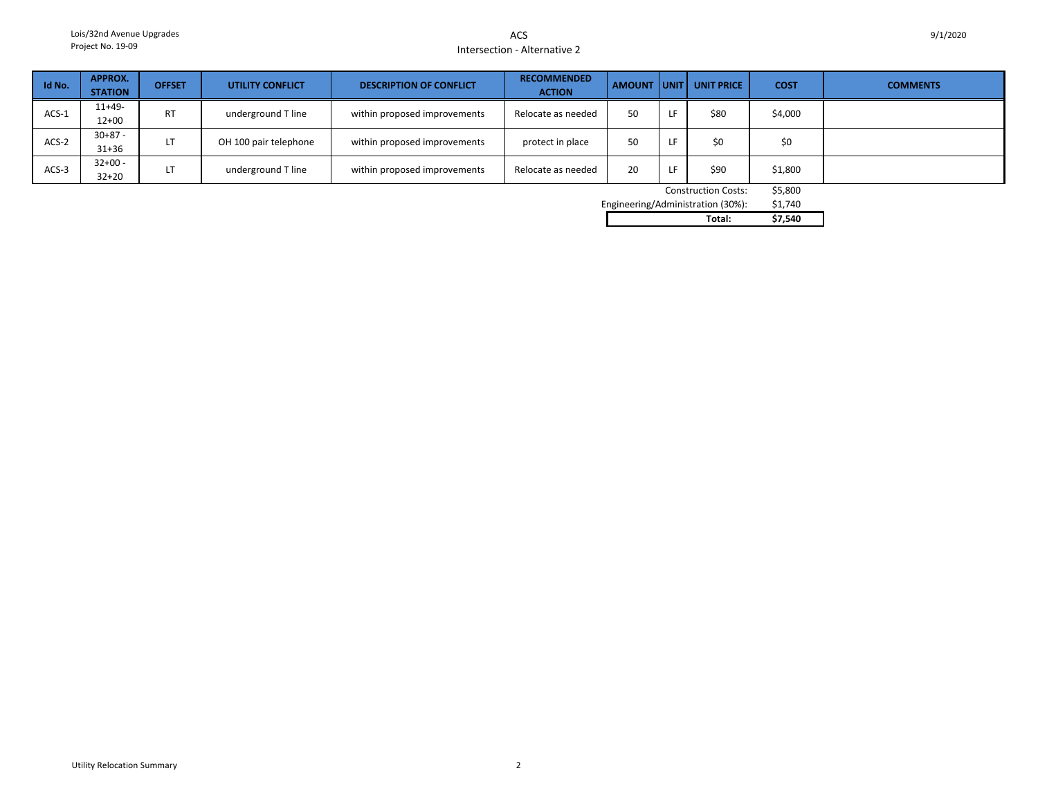Lois/32nd Avenue Upgrades
Project No. 19-09

# ACS
## Intersection - Alternative 2

9/1/2020

| Id No. | APPROX. STATION | OFFSET | UTILITY CONFLICT | DESCRIPTION OF CONFLICT | RECOMMENDED ACTION | AMOUNT | UNIT | UNIT PRICE | COST | COMMENTS |
|---|---|---|---|---|---|---|---|---|---|---|
| ACS-1 | 11+49-12+00 | RT | underground T line | within proposed improvements | Relocate as needed | 50 | LF | $80 | $4,000 | |
| ACS-2 | 30+87 - 31+36 | LT | OH 100 pair telephone | within proposed improvements | protect in place | 50 | LF | $0 | $0 | |
| ACS-3 | 32+00 - 32+20 | LT | underground T line | within proposed improvements | Relocate as needed | 20 | LF | $90 | $1,800 | |
| | | | | | | | | Construction Costs: | $5,800 | |
| | | | | | | | | Engineering/Administration (30%): | $1,740 | |
| | | | | | | | | **Total:** | **$7,540** | |

Utility Relocation Summary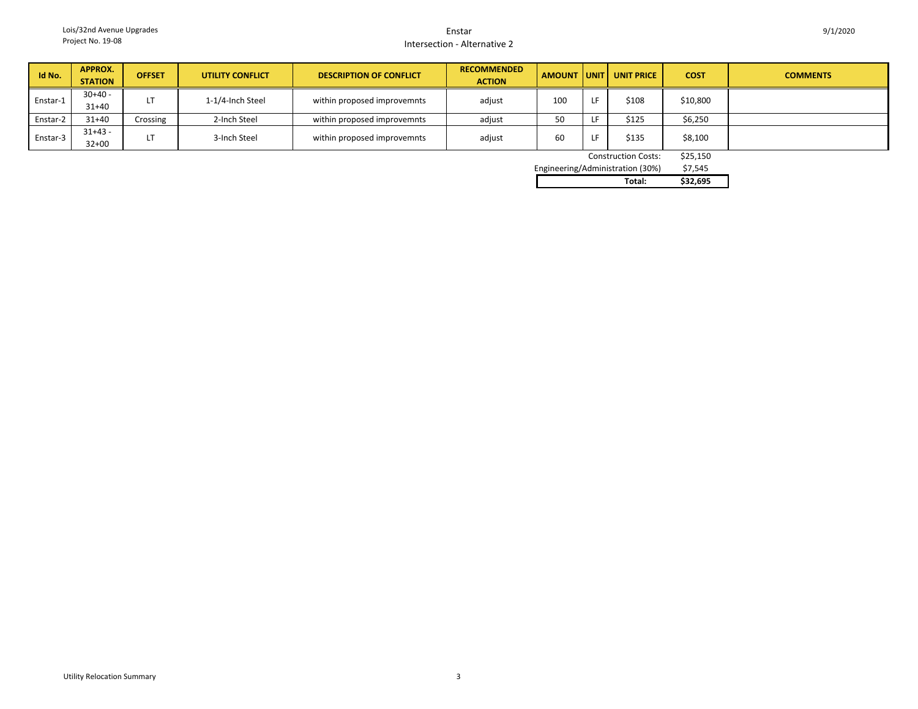Lois/32nd Avenue Upgrades
Project No. 19-08

# Enstar

## Intersection - Alternative 2

9/1/2020

| Id No. | APPROX. STATION | OFFSET | UTILITY CONFLICT | DESCRIPTION OF CONFLICT | RECOMMENDED ACTION | AMOUNT | UNIT | UNIT PRICE | COST | COMMENTS |
|---|---|---|---|---|---|---|---|---|---|---|
| Enstar-1 | 30+40 - 31+40 | LT | 1-1/4-Inch Steel | within proposed improvemnts | adjust | 100 | LF | $108 | $10,800 | |
| Enstar-2 | 31+40 | Crossing | 2-Inch Steel | within proposed improvemnts | adjust | 50 | LF | $125 | $6,250 | |
| Enstar-3 | 31+43 - 32+00 | LT | 3-Inch Steel | within proposed improvemnts | adjust | 60 | LF | $135 | $8,100 | |
| | | | | | | | | Construction Costs: | $25,150 | |
| | | | | | | | | Engineering/Administration (30%) | $7,545 | |
| | | | | | | | | **Total:** | **$32,695** | |

Utility Relocation Summary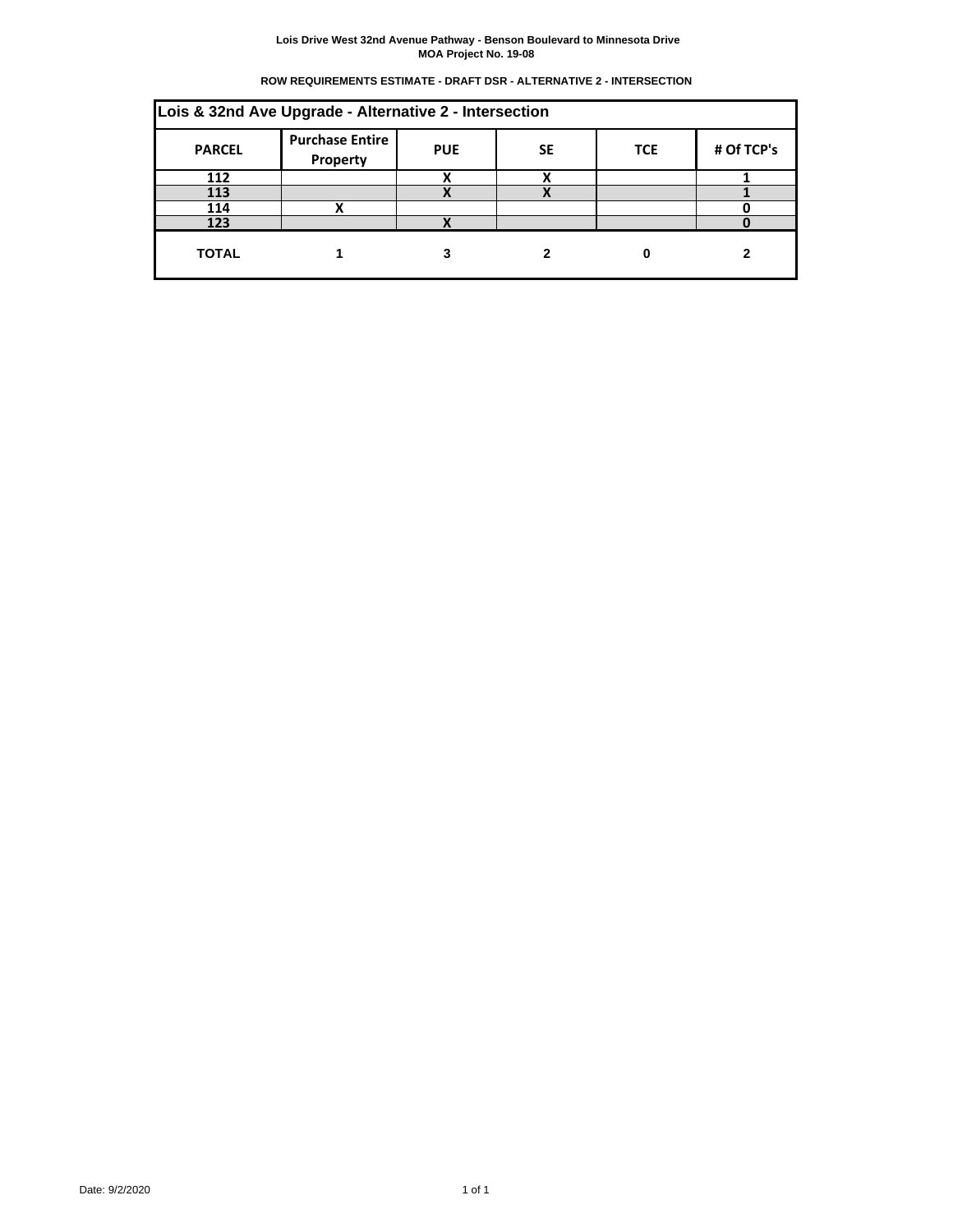**Lois Drive West 32nd Avenue Pathway - Benson Boulevard to Minnesota Drive**
**MOA Project No. 19-08**

**ROW REQUIREMENTS ESTIMATE - DRAFT DSR - ALTERNATIVE 2 - INTERSECTION**

| Lois & 32nd Ave Upgrade - Alternative 2 - Intersection | | | | | |
|---|---|---|---|---|---|
| **PARCEL** | **Purchase Entire Property** | **PUE** | **SE** | **TCE** | **# Of TCP's** |
| 112 | | X | X | | 1 |
| 113 | | X | X | | 1 |
| 114 | X | | | | 0 |
| 123 | | X | | | 0 |
| **TOTAL** | **1** | **3** | **2** | **0** | **2** |

Date: 9/2/2020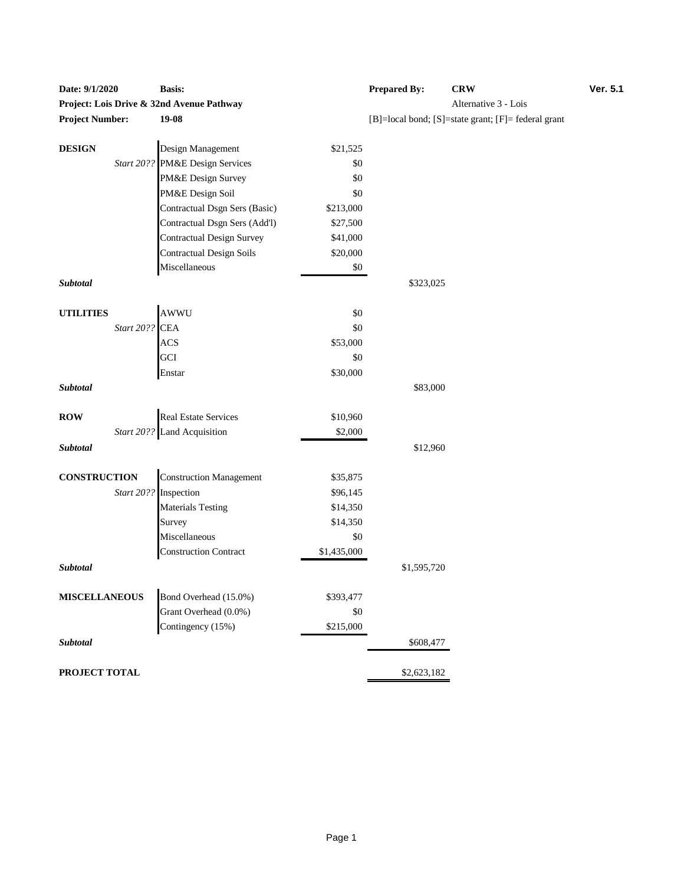| **Date: 9/1/2020** | **Basis:** | | **Prepared By:** | **CRW** | **Ver. 5.1** |
|---|---|---|---|---|---|
| **Project: Lois Drive & 32nd Avenue Pathway** | | | | Alternative 3 - Lois | |
| **Project Number:** | **19-08** | | [B]=local bond; [S]=state grant; [F]= federal grant | | |

| | | | |
|---|---|---|---|
| **DESIGN** | Design Management | $21,525 | |
| *Start 20??* | PM&E Design Services | $0 | |
| | PM&E Design Survey | $0 | |
| | PM&E Design Soil | $0 | |
| | Contractual Dsgn Sers (Basic) | $213,000 | |
| | Contractual Dsgn Sers (Add'l) | $27,500 | |
| | Contractual Design Survey | $41,000 | |
| | Contractual Design Soils | $20,000 | |
| | Miscellaneous | $0 | |
| ***Subtotal*** | | | $323,025 |
| **UTILITIES** | AWWU | $0 | |
| *Start 20??* | CEA | $0 | |
| | ACS | $53,000 | |
| | GCI | $0 | |
| | Enstar | $30,000 | |
| ***Subtotal*** | | | $83,000 |
| **ROW** | Real Estate Services | $10,960 | |
| *Start 20??* | Land Acquisition | $2,000 | |
| ***Subtotal*** | | | $12,960 |
| **CONSTRUCTION** | Construction Management | $35,875 | |
| *Start 20??* | Inspection | $96,145 | |
| | Materials Testing | $14,350 | |
| | Survey | $14,350 | |
| | Miscellaneous | $0 | |
| | Construction Contract | $1,435,000 | |
| ***Subtotal*** | | | $1,595,720 |
| **MISCELLANEOUS** | Bond Overhead (15.0%) | $393,477 | |
| | Grant Overhead (0.0%) | $0 | |
| | Contingency (15%) | $215,000 | |
| ***Subtotal*** | | | $608,477 |
| **PROJECT TOTAL** | | | $2,623,182 |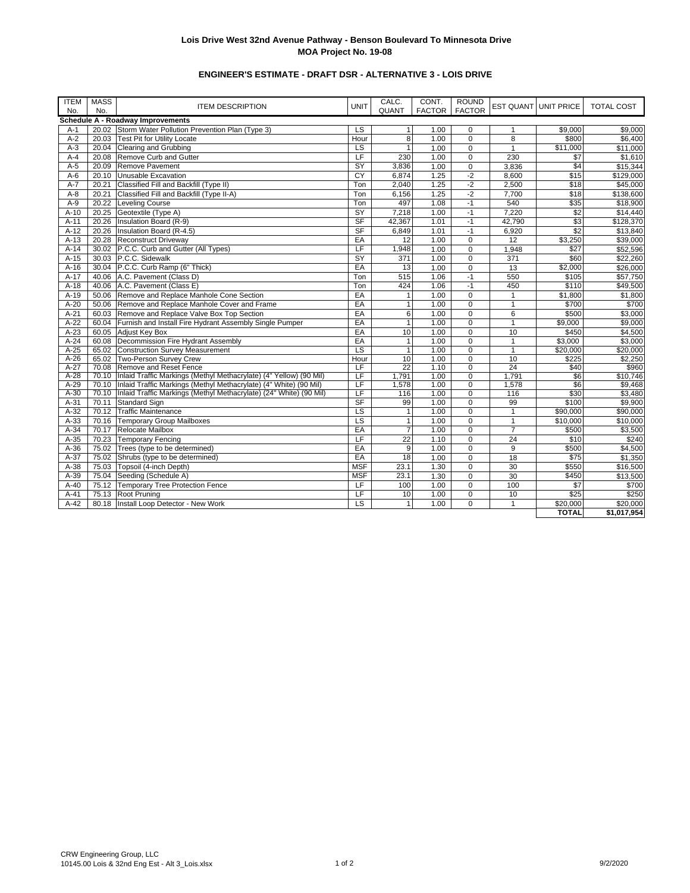**Lois Drive West 32nd Avenue Pathway - Benson Boulevard To Minnesota Drive**
**MOA Project No. 19-08**

**ENGINEER'S ESTIMATE - DRAFT DSR - ALTERNATIVE 3 - LOIS DRIVE**

| ITEM No. | MASS No. | ITEM DESCRIPTION | UNIT | CALC. QUANT | CONT. FACTOR | ROUND FACTOR | EST QUANT | UNIT PRICE | TOTAL COST |
|---|---|---|---|---|---|---|---|---|---|
| **Schedule A - Roadway Improvements** | | | | | | | | | |
| A-1 | 20.02 | Storm Water Pollution Prevention Plan (Type 3) | LS | 1 | 1.00 | 0 | 1 | $9,000 | $9,000 |
| A-2 | 20.03 | Test Pit for Utility Locate | Hour | 8 | 1.00 | 0 | 8 | $800 | $6,400 |
| A-3 | 20.04 | Clearing and Grubbing | LS | 1 | 1.00 | 0 | 1 | $11,000 | $11,000 |
| A-4 | 20.08 | Remove Curb and Gutter | LF | 230 | 1.00 | 0 | 230 | $7 | $1,610 |
| A-5 | 20.09 | Remove Pavement | SY | 3,836 | 1.00 | 0 | 3,836 | $4 | $15,344 |
| A-6 | 20.10 | Unusable Excavation | CY | 6,874 | 1.25 | -2 | 8,600 | $15 | $129,000 |
| A-7 | 20.21 | Classified Fill and Backfill (Type II) | Ton | 2,040 | 1.25 | -2 | 2,500 | $18 | $45,000 |
| A-8 | 20.21 | Classified Fill and Backfill (Type II-A) | Ton | 6,156 | 1.25 | -2 | 7,700 | $18 | $138,600 |
| A-9 | 20.22 | Leveling Course | Ton | 497 | 1.08 | -1 | 540 | $35 | $18,900 |
| A-10 | 20.25 | Geotextile (Type A) | SY | 7,218 | 1.00 | -1 | 7,220 | $2 | $14,440 |
| A-11 | 20.26 | Insulation Board (R-9) | SF | 42,367 | 1.01 | -1 | 42,790 | $3 | $128,370 |
| A-12 | 20.26 | Insulation Board (R-4.5) | SF | 6,849 | 1.01 | -1 | 6,920 | $2 | $13,840 |
| A-13 | 20.28 | Reconstruct Driveway | EA | 12 | 1.00 | 0 | 12 | $3,250 | $39,000 |
| A-14 | 30.02 | P.C.C. Curb and Gutter (All Types) | LF | 1,948 | 1.00 | 0 | 1,948 | $27 | $52,596 |
| A-15 | 30.03 | P.C.C. Sidewalk | SY | 371 | 1.00 | 0 | 371 | $60 | $22,260 |
| A-16 | 30.04 | P.C.C. Curb Ramp (6" Thick) | EA | 13 | 1.00 | 0 | 13 | $2,000 | $26,000 |
| A-17 | 40.06 | A.C. Pavement (Class D) | Ton | 515 | 1.06 | -1 | 550 | $105 | $57,750 |
| A-18 | 40.06 | A.C. Pavement (Class E) | Ton | 424 | 1.06 | -1 | 450 | $110 | $49,500 |
| A-19 | 50.06 | Remove and Replace Manhole Cone Section | EA | 1 | 1.00 | 0 | 1 | $1,800 | $1,800 |
| A-20 | 50.06 | Remove and Replace Manhole Cover and Frame | EA | 1 | 1.00 | 0 | 1 | $700 | $700 |
| A-21 | 60.03 | Remove and Replace Valve Box Top Section | EA | 6 | 1.00 | 0 | 6 | $500 | $3,000 |
| A-22 | 60.04 | Furnish and Install Fire Hydrant Assembly Single Pumper | EA | 1 | 1.00 | 0 | 1 | $9,000 | $9,000 |
| A-23 | 60.05 | Adjust Key Box | EA | 10 | 1.00 | 0 | 10 | $450 | $4,500 |
| A-24 | 60.08 | Decommission Fire Hydrant Assembly | EA | 1 | 1.00 | 0 | 1 | $3,000 | $3,000 |
| A-25 | 65.02 | Construction Survey Measurement | LS | 1 | 1.00 | 0 | 1 | $20,000 | $20,000 |
| A-26 | 65.02 | Two-Person Survey Crew | Hour | 10 | 1.00 | 0 | 10 | $225 | $2,250 |
| A-27 | 70.08 | Remove and Reset Fence | LF | 22 | 1.10 | 0 | 24 | $40 | $960 |
| A-28 | 70.10 | Inlaid Traffic Markings (Methyl Methacrylate) (4" Yellow) (90 Mil) | LF | 1,791 | 1.00 | 0 | 1,791 | $6 | $10,746 |
| A-29 | 70.10 | Inlaid Traffic Markings (Methyl Methacrylate) (4" White) (90 Mil) | LF | 1,578 | 1.00 | 0 | 1,578 | $6 | $9,468 |
| A-30 | 70.10 | Inlaid Traffic Markings (Methyl Methacrylate) (24" White) (90 Mil) | LF | 116 | 1.00 | 0 | 116 | $30 | $3,480 |
| A-31 | 70.11 | Standard Sign | SF | 99 | 1.00 | 0 | 99 | $100 | $9,900 |
| A-32 | 70.12 | Traffic Maintenance | LS | 1 | 1.00 | 0 | 1 | $90,000 | $90,000 |
| A-33 | 70.16 | Temporary Group Mailboxes | LS | 1 | 1.00 | 0 | 1 | $10,000 | $10,000 |
| A-34 | 70.17 | Relocate Mailbox | EA | 7 | 1.00 | 0 | 7 | $500 | $3,500 |
| A-35 | 70.23 | Temporary Fencing | LF | 22 | 1.10 | 0 | 24 | $10 | $240 |
| A-36 | 75.02 | Trees (type to be determined) | EA | 9 | 1.00 | 0 | 9 | $500 | $4,500 |
| A-37 | 75.02 | Shrubs (type to be determined) | EA | 18 | 1.00 | 0 | 18 | $75 | $1,350 |
| A-38 | 75.03 | Topsoil (4-inch Depth) | MSF | 23.1 | 1.30 | 0 | 30 | $550 | $16,500 |
| A-39 | 75.04 | Seeding (Schedule A) | MSF | 23.1 | 1.30 | 0 | 30 | $450 | $13,500 |
| A-40 | 75.12 | Temporary Tree Protection Fence | LF | 100 | 1.00 | 0 | 100 | $7 | $700 |
| A-41 | 75.13 | Root Pruning | LF | 10 | 1.00 | 0 | 10 | $25 | $250 |
| A-42 | 80.18 | Install Loop Detector - New Work | LS | 1 | 1.00 | 0 | 1 | $20,000 | $20,000 |
| | | | | | | | | **TOTAL** | **$1,017,954** |

CRW Engineering Group, LLC
10145.00 Lois & 32nd Eng Est - Alt 3_Lois.xlsx

9/2/2020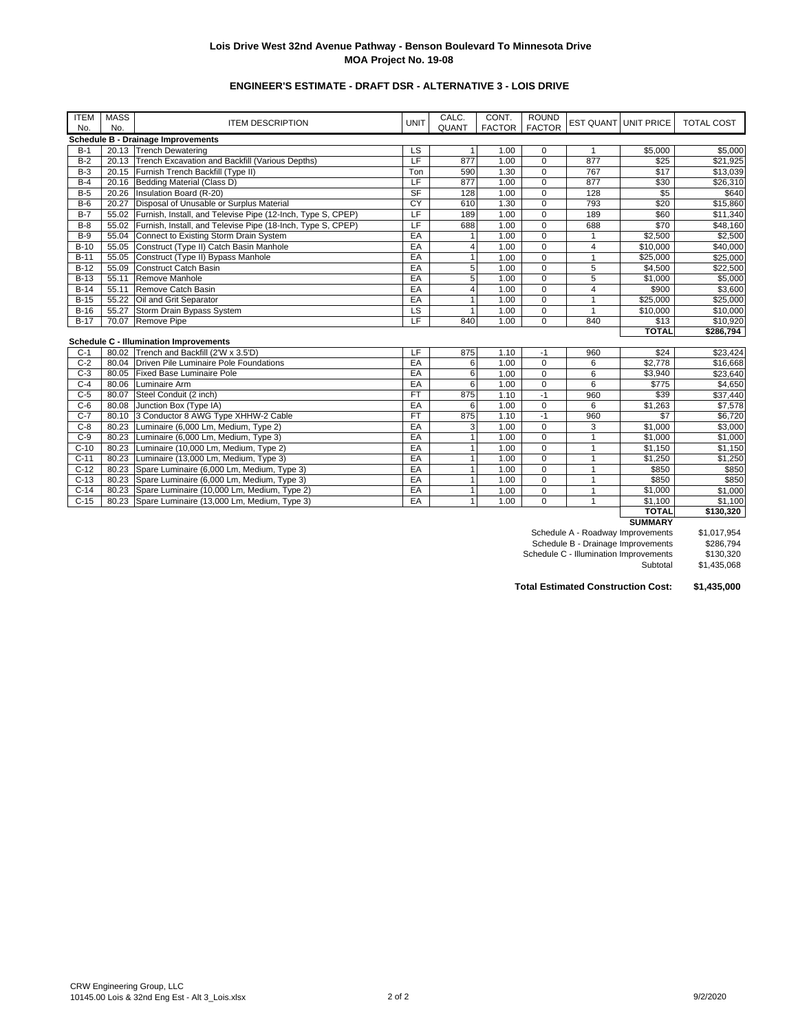**Lois Drive West 32nd Avenue Pathway - Benson Boulevard To Minnesota Drive**
**MOA Project No. 19-08**

**ENGINEER'S ESTIMATE - DRAFT DSR - ALTERNATIVE 3 - LOIS DRIVE**

| ITEM No. | MASS No. | ITEM DESCRIPTION | UNIT | CALC. QUANT | CONT. FACTOR | ROUND FACTOR | EST QUANT | UNIT PRICE | TOTAL COST |
|---|---|---|---|---|---|---|---|---|---|
| **Schedule B - Drainage Improvements** | | | | | | | | | |
| B-1 | 20.13 | Trench Dewatering | LS | 1 | 1.00 | 0 | 1 | $5,000 | $5,000 |
| B-2 | 20.13 | Trench Excavation and Backfill (Various Depths) | LF | 877 | 1.00 | 0 | 877 | $25 | $21,925 |
| B-3 | 20.15 | Furnish Trench Backfill (Type II) | Ton | 590 | 1.30 | 0 | 767 | $17 | $13,039 |
| B-4 | 20.16 | Bedding Material (Class D) | LF | 877 | 1.00 | 0 | 877 | $30 | $26,310 |
| B-5 | 20.26 | Insulation Board (R-20) | SF | 128 | 1.00 | 0 | 128 | $5 | $640 |
| B-6 | 20.27 | Disposal of Unusable or Surplus Material | CY | 610 | 1.30 | 0 | 793 | $20 | $15,860 |
| B-7 | 55.02 | Furnish, Install, and Televise Pipe (12-Inch, Type S, CPEP) | LF | 189 | 1.00 | 0 | 189 | $60 | $11,340 |
| B-8 | 55.02 | Furnish, Install, and Televise Pipe (18-Inch, Type S, CPEP) | LF | 688 | 1.00 | 0 | 688 | $70 | $48,160 |
| B-9 | 55.04 | Connect to Existing Storm Drain System | EA | 1 | 1.00 | 0 | 1 | $2,500 | $2,500 |
| B-10 | 55.05 | Construct (Type II) Catch Basin Manhole | EA | 4 | 1.00 | 0 | 4 | $10,000 | $40,000 |
| B-11 | 55.05 | Construct (Type II) Bypass Manhole | EA | 1 | 1.00 | 0 | 1 | $25,000 | $25,000 |
| B-12 | 55.09 | Construct Catch Basin | EA | 5 | 1.00 | 0 | 5 | $4,500 | $22,500 |
| B-13 | 55.11 | Remove Manhole | EA | 5 | 1.00 | 0 | 5 | $1,000 | $5,000 |
| B-14 | 55.11 | Remove Catch Basin | EA | 4 | 1.00 | 0 | 4 | $900 | $3,600 |
| B-15 | 55.22 | Oil and Grit Separator | EA | 1 | 1.00 | 0 | 1 | $25,000 | $25,000 |
| B-16 | 55.27 | Storm Drain Bypass System | LS | 1 | 1.00 | 0 | 1 | $10,000 | $10,000 |
| B-17 | 70.07 | Remove Pipe | LF | 840 | 1.00 | 0 | 840 | $13 | $10,920 |
| | | | | | | | | **TOTAL** | **$286,794** |
| **Schedule C - Illumination Improvements** | | | | | | | | | |
| C-1 | 80.02 | Trench and Backfill (2'W x 3.5'D) | LF | 875 | 1.10 | -1 | 960 | $24 | $23,424 |
| C-2 | 80.04 | Driven Pile Luminaire Pole Foundations | EA | 6 | 1.00 | 0 | 6 | $2,778 | $16,668 |
| C-3 | 80.05 | Fixed Base Luminaire Pole | EA | 6 | 1.00 | 0 | 6 | $3,940 | $23,640 |
| C-4 | 80.06 | Luminaire Arm | EA | 6 | 1.00 | 0 | 6 | $775 | $4,650 |
| C-5 | 80.07 | Steel Conduit (2 inch) | FT | 875 | 1.10 | -1 | 960 | $39 | $37,440 |
| C-6 | 80.08 | Junction Box (Type IA) | EA | 6 | 1.00 | 0 | 6 | $1,263 | $7,578 |
| C-7 | 80.10 | 3 Conductor 8 AWG Type XHHW-2 Cable | FT | 875 | 1.10 | -1 | 960 | $7 | $6,720 |
| C-8 | 80.23 | Luminaire (6,000 Lm, Medium, Type 2) | EA | 3 | 1.00 | 0 | 3 | $1,000 | $3,000 |
| C-9 | 80.23 | Luminaire (6,000 Lm, Medium, Type 3) | EA | 1 | 1.00 | 0 | 1 | $1,000 | $1,000 |
| C-10 | 80.23 | Luminaire (10,000 Lm, Medium, Type 2) | EA | 1 | 1.00 | 0 | 1 | $1,150 | $1,150 |
| C-11 | 80.23 | Luminaire (13,000 Lm, Medium, Type 3) | EA | 1 | 1.00 | 0 | 1 | $1,250 | $1,250 |
| C-12 | 80.23 | Spare Luminaire (6,000 Lm, Medium, Type 3) | EA | 1 | 1.00 | 0 | 1 | $850 | $850 |
| C-13 | 80.23 | Spare Luminaire (6,000 Lm, Medium, Type 3) | EA | 1 | 1.00 | 0 | 1 | $850 | $850 |
| C-14 | 80.23 | Spare Luminaire (10,000 Lm, Medium, Type 2) | EA | 1 | 1.00 | 0 | 1 | $1,000 | $1,000 |
| C-15 | 80.23 | Spare Luminaire (13,000 Lm, Medium, Type 3) | EA | 1 | 1.00 | 0 | 1 | $1,100 | $1,100 |
| | | | | | | | | **TOTAL** | **$130,320** |

**SUMMARY**

| | |
|---|---|
| Schedule A - Roadway Improvements | $1,017,954 |
| Schedule B - Drainage Improvements | $286,794 |
| Schedule C - Illumination Improvements | $130,320 |
| Subtotal | $1,435,068 |

**Total Estimated Construction Cost: $1,435,000**

CRW Engineering Group, LLC
10145.00 Lois & 32nd Eng Est - Alt 3_Lois.xlsx

9/2/2020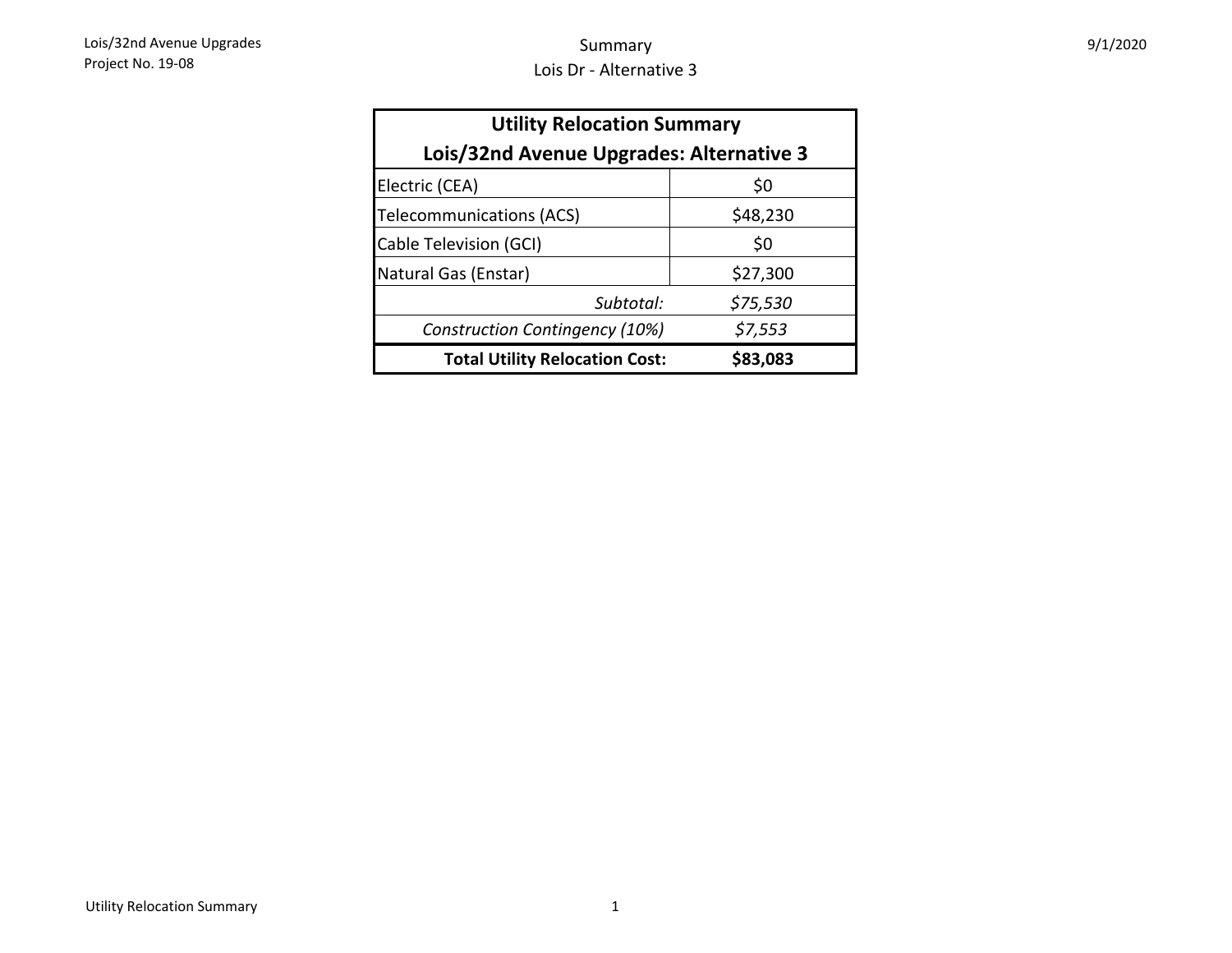# Summary
## Lois Dr - Alternative 3

| Utility Relocation Summary<br>Lois/32nd Avenue Upgrades: Alternative 3 | |
|---|---|
| Electric (CEA) | $0 |
| Telecommunications (ACS) | $48,230 |
| Cable Television (GCI) | $0 |
| Natural Gas (Enstar) | $27,300 |
| *Subtotal:* | *$75,530* |
| *Construction Contingency (10%)* | *$7,553* |
| **Total Utility Relocation Cost:** | **$83,083** |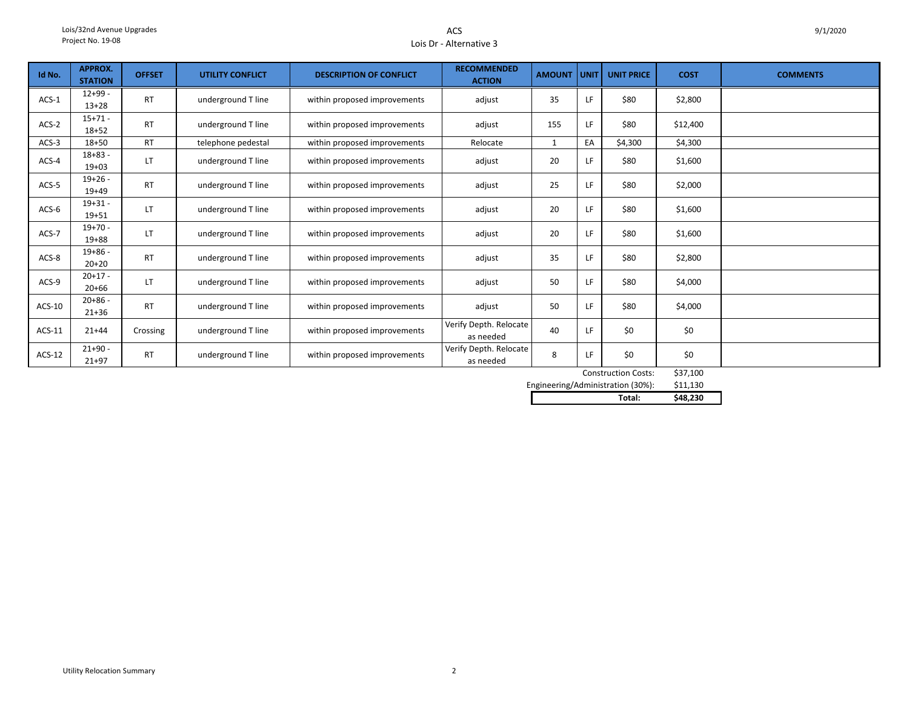# ACS
## Lois Dr - Alternative 3

| Id No. | APPROX. STATION | OFFSET | UTILITY CONFLICT | DESCRIPTION OF CONFLICT | RECOMMENDED ACTION | AMOUNT | UNIT | UNIT PRICE | COST | COMMENTS |
|---|---|---|---|---|---|---|---|---|---|---|
| ACS-1 | 12+99 - 13+28 | RT | underground T line | within proposed improvements | adjust | 35 | LF | $80 | $2,800 | |
| ACS-2 | 15+71 - 18+52 | RT | underground T line | within proposed improvements | adjust | 155 | LF | $80 | $12,400 | |
| ACS-3 | 18+50 | RT | telephone pedestal | within proposed improvements | Relocate | 1 | EA | $4,300 | $4,300 | |
| ACS-4 | 18+83 - 19+03 | LT | underground T line | within proposed improvements | adjust | 20 | LF | $80 | $1,600 | |
| ACS-5 | 19+26 - 19+49 | RT | underground T line | within proposed improvements | adjust | 25 | LF | $80 | $2,000 | |
| ACS-6 | 19+31 - 19+51 | LT | underground T line | within proposed improvements | adjust | 20 | LF | $80 | $1,600 | |
| ACS-7 | 19+70 - 19+88 | LT | underground T line | within proposed improvements | adjust | 20 | LF | $80 | $1,600 | |
| ACS-8 | 19+86 - 20+20 | RT | underground T line | within proposed improvements | adjust | 35 | LF | $80 | $2,800 | |
| ACS-9 | 20+17 - 20+66 | LT | underground T line | within proposed improvements | adjust | 50 | LF | $80 | $4,000 | |
| ACS-10 | 20+86 - 21+36 | RT | underground T line | within proposed improvements | adjust | 50 | LF | $80 | $4,000 | |
| ACS-11 | 21+44 | Crossing | underground T line | within proposed improvements | Verify Depth. Relocate as needed | 40 | LF | $0 | $0 | |
| ACS-12 | 21+90 - 21+97 | RT | underground T line | within proposed improvements | Verify Depth. Relocate as needed | 8 | LF | $0 | $0 | |
| | | | | | | | | Construction Costs: | $37,100 | |
| | | | | | | | | Engineering/Administration (30%): | $11,130 | |
| | | | | | | | | **Total:** | **$48,230** | |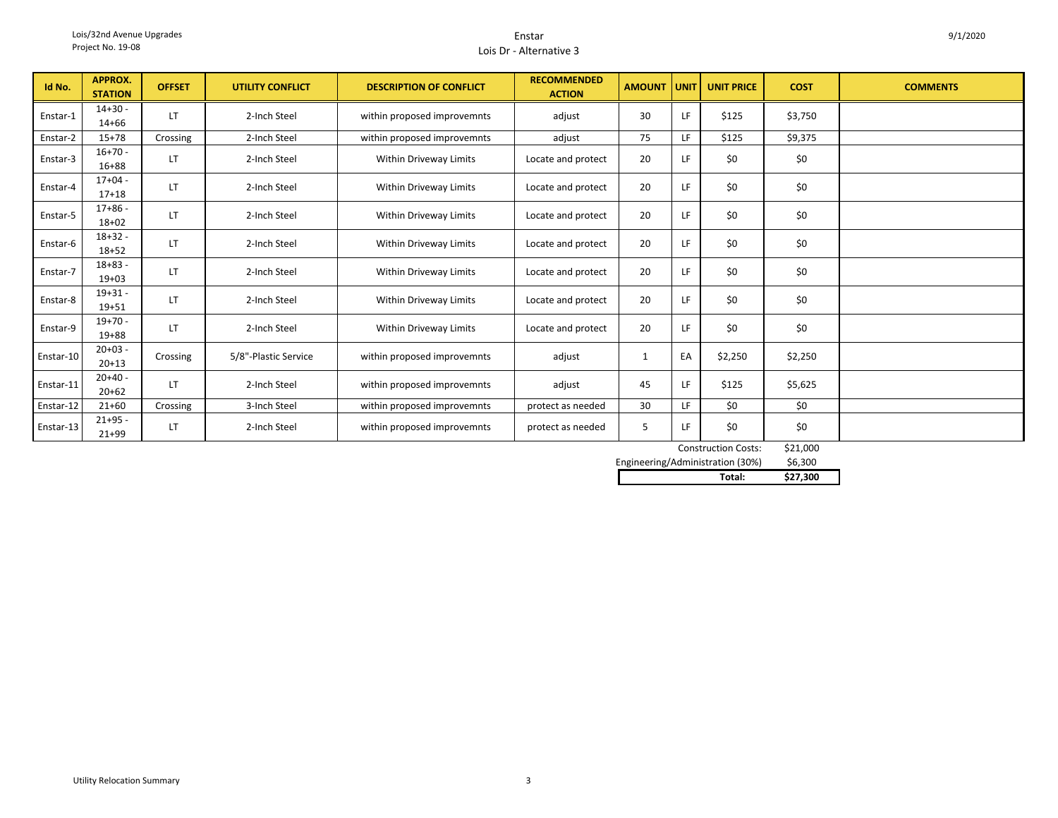Lois/32nd Avenue Upgrades
Project No. 19-08

# Enstar
## Lois Dr - Alternative 3

9/1/2020

| Id No. | APPROX. STATION | OFFSET | UTILITY CONFLICT | DESCRIPTION OF CONFLICT | RECOMMENDED ACTION | AMOUNT | UNIT | UNIT PRICE | COST | COMMENTS |
|---|---|---|---|---|---|---|---|---|---|---|
| Enstar-1 | 14+30 - 14+66 | LT | 2-Inch Steel | within proposed improvemnts | adjust | 30 | LF | $125 | $3,750 | |
| Enstar-2 | 15+78 | Crossing | 2-Inch Steel | within proposed improvemnts | adjust | 75 | LF | $125 | $9,375 | |
| Enstar-3 | 16+70 - 16+88 | LT | 2-Inch Steel | Within Driveway Limits | Locate and protect | 20 | LF | $0 | $0 | |
| Enstar-4 | 17+04 - 17+18 | LT | 2-Inch Steel | Within Driveway Limits | Locate and protect | 20 | LF | $0 | $0 | |
| Enstar-5 | 17+86 - 18+02 | LT | 2-Inch Steel | Within Driveway Limits | Locate and protect | 20 | LF | $0 | $0 | |
| Enstar-6 | 18+32 - 18+52 | LT | 2-Inch Steel | Within Driveway Limits | Locate and protect | 20 | LF | $0 | $0 | |
| Enstar-7 | 18+83 - 19+03 | LT | 2-Inch Steel | Within Driveway Limits | Locate and protect | 20 | LF | $0 | $0 | |
| Enstar-8 | 19+31 - 19+51 | LT | 2-Inch Steel | Within Driveway Limits | Locate and protect | 20 | LF | $0 | $0 | |
| Enstar-9 | 19+70 - 19+88 | LT | 2-Inch Steel | Within Driveway Limits | Locate and protect | 20 | LF | $0 | $0 | |
| Enstar-10 | 20+03 - 20+13 | Crossing | 5/8"-Plastic Service | within proposed improvemnts | adjust | 1 | EA | $2,250 | $2,250 | |
| Enstar-11 | 20+40 - 20+62 | LT | 2-Inch Steel | within proposed improvemnts | adjust | 45 | LF | $125 | $5,625 | |
| Enstar-12 | 21+60 | Crossing | 3-Inch Steel | within proposed improvemnts | protect as needed | 30 | LF | $0 | $0 | |
| Enstar-13 | 21+95 - 21+99 | LT | 2-Inch Steel | within proposed improvemnts | protect as needed | 5 | LF | $0 | $0 | |
| | | | | | | | | Construction Costs: | $21,000 | |
| | | | | | | | | Engineering/Administration (30%) | $6,300 | |
| | | | | | | | | **Total:** | **$27,300** | |

Utility Relocation Summary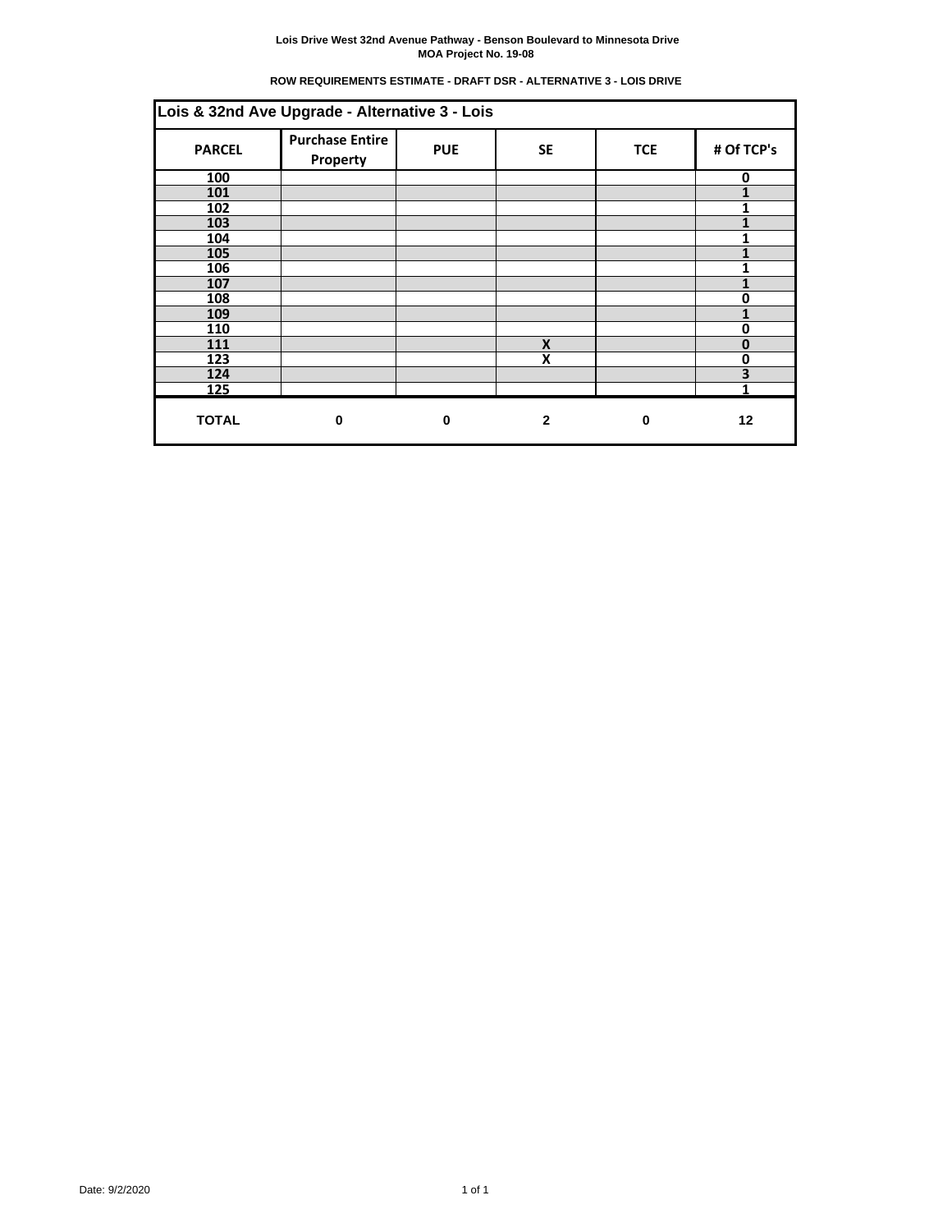**Lois Drive West 32nd Avenue Pathway - Benson Boulevard to Minnesota Drive**
**MOA Project No. 19-08**

**ROW REQUIREMENTS ESTIMATE - DRAFT DSR - ALTERNATIVE 3 - LOIS DRIVE**

| Lois & 32nd Ave Upgrade - Alternative 3 - Lois | | | | | |
|---|---|---|---|---|---|
| **PARCEL** | **Purchase Entire Property** | **PUE** | **SE** | **TCE** | **# Of TCP's** |
| 100 | | | | | 0 |
| 101 | | | | | 1 |
| 102 | | | | | 1 |
| 103 | | | | | 1 |
| 104 | | | | | 1 |
| 105 | | | | | 1 |
| 106 | | | | | 1 |
| 107 | | | | | 1 |
| 108 | | | | | 0 |
| 109 | | | | | 1 |
| 110 | | | | | 0 |
| 111 | | | X | | 0 |
| 123 | | | X | | 0 |
| 124 | | | | | 3 |
| 125 | | | | | 1 |
| **TOTAL** | **0** | **0** | **2** | **0** | **12** |

Date: 9/2/2020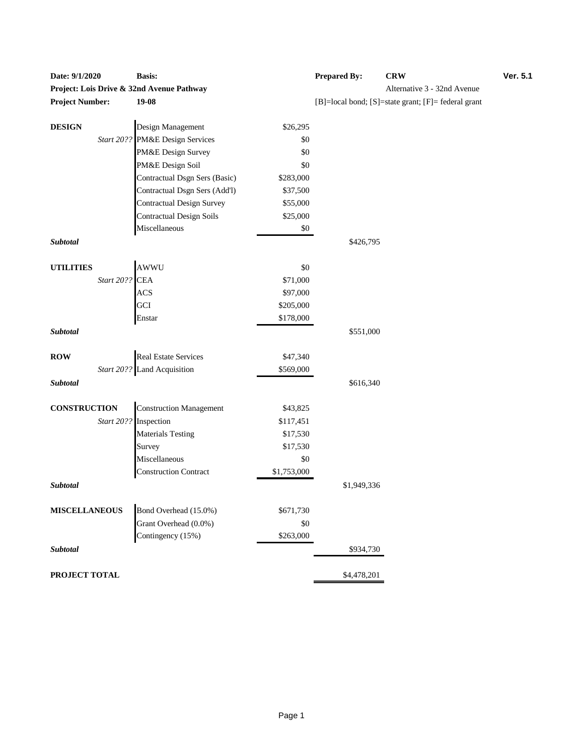| **Date: 9/1/2020** | **Basis:** | | **Prepared By:** | **CRW** | **Ver. 5.1** |
|---|---|---|---|---|---|
| **Project: Lois Drive & 32nd Avenue Pathway** | | | | Alternative 3 - 32nd Avenue | |
| **Project Number:** | **19-08** | | [B]=local bond; [S]=state grant; [F]= federal grant | | |

| | | | |
|---|---|---|---|
| **DESIGN** | Design Management | $26,295 | |
| *Start 20??* | PM&E Design Services | $0 | |
| | PM&E Design Survey | $0 | |
| | PM&E Design Soil | $0 | |
| | Contractual Dsgn Sers (Basic) | $283,000 | |
| | Contractual Dsgn Sers (Add'l) | $37,500 | |
| | Contractual Design Survey | $55,000 | |
| | Contractual Design Soils | $25,000 | |
| | Miscellaneous | $0 | |
| ***Subtotal*** | | | $426,795 |
| **UTILITIES** | AWWU | $0 | |
| *Start 20??* | CEA | $71,000 | |
| | ACS | $97,000 | |
| | GCI | $205,000 | |
| | Enstar | $178,000 | |
| ***Subtotal*** | | | $551,000 |
| **ROW** | Real Estate Services | $47,340 | |
| *Start 20??* | Land Acquisition | $569,000 | |
| ***Subtotal*** | | | $616,340 |
| **CONSTRUCTION** | Construction Management | $43,825 | |
| *Start 20??* | Inspection | $117,451 | |
| | Materials Testing | $17,530 | |
| | Survey | $17,530 | |
| | Miscellaneous | $0 | |
| | Construction Contract | $1,753,000 | |
| ***Subtotal*** | | | $1,949,336 |
| **MISCELLANEOUS** | Bond Overhead (15.0%) | $671,730 | |
| | Grant Overhead (0.0%) | $0 | |
| | Contingency (15%) | $263,000 | |
| ***Subtotal*** | | | $934,730 |
| **PROJECT TOTAL** | | | $4,478,201 |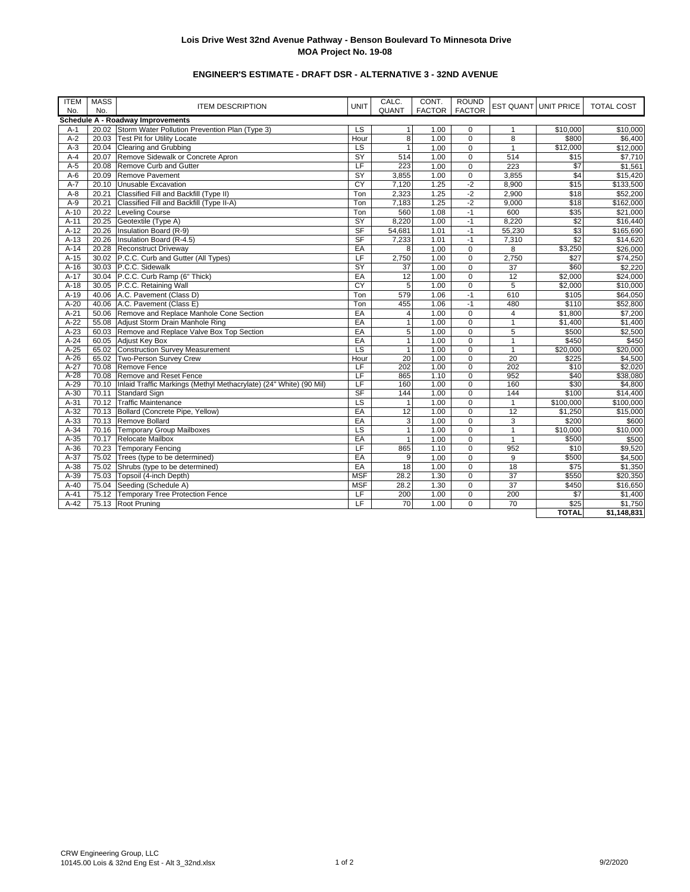**Lois Drive West 32nd Avenue Pathway - Benson Boulevard To Minnesota Drive**
**MOA Project No. 19-08**

**ENGINEER'S ESTIMATE - DRAFT DSR - ALTERNATIVE 3 - 32ND AVENUE**

| ITEM No. | MASS No. | ITEM DESCRIPTION | UNIT | CALC. QUANT | CONT. FACTOR | ROUND FACTOR | EST QUANT | UNIT PRICE | TOTAL COST |
|---|---|---|---|---|---|---|---|---|---|
| **Schedule A - Roadway Improvements** | | | | | | | | | |
| A-1 | 20.02 | Storm Water Pollution Prevention Plan (Type 3) | LS | 1 | 1.00 | 0 | 1 | $10,000 | $10,000 |
| A-2 | 20.03 | Test Pit for Utility Locate | Hour | 8 | 1.00 | 0 | 8 | $800 | $6,400 |
| A-3 | 20.04 | Clearing and Grubbing | LS | 1 | 1.00 | 0 | 1 | $12,000 | $12,000 |
| A-4 | 20.07 | Remove Sidewalk or Concrete Apron | SY | 514 | 1.00 | 0 | 514 | $15 | $7,710 |
| A-5 | 20.08 | Remove Curb and Gutter | LF | 223 | 1.00 | 0 | 223 | $7 | $1,561 |
| A-6 | 20.09 | Remove Pavement | SY | 3,855 | 1.00 | 0 | 3,855 | $4 | $15,420 |
| A-7 | 20.10 | Unusable Excavation | CY | 7,120 | 1.25 | -2 | 8,900 | $15 | $133,500 |
| A-8 | 20.21 | Classified Fill and Backfill (Type II) | Ton | 2,323 | 1.25 | -2 | 2,900 | $18 | $52,200 |
| A-9 | 20.21 | Classified Fill and Backfill (Type II-A) | Ton | 7,183 | 1.25 | -2 | 9,000 | $18 | $162,000 |
| A-10 | 20.22 | Leveling Course | Ton | 560 | 1.08 | -1 | 600 | $35 | $21,000 |
| A-11 | 20.25 | Geotextile (Type A) | SY | 8,220 | 1.00 | -1 | 8,220 | $2 | $16,440 |
| A-12 | 20.26 | Insulation Board (R-9) | SF | 54,681 | 1.01 | -1 | 55,230 | $3 | $165,690 |
| A-13 | 20.26 | Insulation Board (R-4.5) | SF | 7,233 | 1.01 | -1 | 7,310 | $2 | $14,620 |
| A-14 | 20.28 | Reconstruct Driveway | EA | 8 | 1.00 | 0 | 8 | $3,250 | $26,000 |
| A-15 | 30.02 | P.C.C. Curb and Gutter (All Types) | LF | 2,750 | 1.00 | 0 | 2,750 | $27 | $74,250 |
| A-16 | 30.03 | P.C.C. Sidewalk | SY | 37 | 1.00 | 0 | 37 | $60 | $2,220 |
| A-17 | 30.04 | P.C.C. Curb Ramp (6" Thick) | EA | 12 | 1.00 | 0 | 12 | $2,000 | $24,000 |
| A-18 | 30.05 | P.C.C. Retaining Wall | CY | 5 | 1.00 | 0 | 5 | $2,000 | $10,000 |
| A-19 | 40.06 | A.C. Pavement (Class D) | Ton | 579 | 1.06 | -1 | 610 | $105 | $64,050 |
| A-20 | 40.06 | A.C. Pavement (Class E) | Ton | 455 | 1.06 | -1 | 480 | $110 | $52,800 |
| A-21 | 50.06 | Remove and Replace Manhole Cone Section | EA | 4 | 1.00 | 0 | 4 | $1,800 | $7,200 |
| A-22 | 55.08 | Adjust Storm Drain Manhole Ring | EA | 1 | 1.00 | 0 | 1 | $1,400 | $1,400 |
| A-23 | 60.03 | Remove and Replace Valve Box Top Section | EA | 5 | 1.00 | 0 | 5 | $500 | $2,500 |
| A-24 | 60.05 | Adjust Key Box | EA | 1 | 1.00 | 0 | 1 | $450 | $450 |
| A-25 | 65.02 | Construction Survey Measurement | LS | 1 | 1.00 | 0 | 1 | $20,000 | $20,000 |
| A-26 | 65.02 | Two-Person Survey Crew | Hour | 20 | 1.00 | 0 | 20 | $225 | $4,500 |
| A-27 | 70.08 | Remove Fence | LF | 202 | 1.00 | 0 | 202 | $10 | $2,020 |
| A-28 | 70.08 | Remove and Reset Fence | LF | 865 | 1.10 | 0 | 952 | $40 | $38,080 |
| A-29 | 70.10 | Inlaid Traffic Markings (Methyl Methacrylate) (24" White) (90 Mil) | LF | 160 | 1.00 | 0 | 160 | $30 | $4,800 |
| A-30 | 70.11 | Standard Sign | SF | 144 | 1.00 | 0 | 144 | $100 | $14,400 |
| A-31 | 70.12 | Traffic Maintenance | LS | 1 | 1.00 | 0 | 1 | $100,000 | $100,000 |
| A-32 | 70.13 | Bollard (Concrete Pipe, Yellow) | EA | 12 | 1.00 | 0 | 12 | $1,250 | $15,000 |
| A-33 | 70.13 | Remove Bollard | EA | 3 | 1.00 | 0 | 3 | $200 | $600 |
| A-34 | 70.16 | Temporary Group Mailboxes | LS | 1 | 1.00 | 0 | 1 | $10,000 | $10,000 |
| A-35 | 70.17 | Relocate Mailbox | EA | 1 | 1.00 | 0 | 1 | $500 | $500 |
| A-36 | 70.23 | Temporary Fencing | LF | 865 | 1.10 | 0 | 952 | $10 | $9,520 |
| A-37 | 75.02 | Trees (type to be determined) | EA | 9 | 1.00 | 0 | 9 | $500 | $4,500 |
| A-38 | 75.02 | Shrubs (type to be determined) | EA | 18 | 1.00 | 0 | 18 | $75 | $1,350 |
| A-39 | 75.03 | Topsoil (4-inch Depth) | MSF | 28.2 | 1.30 | 0 | 37 | $550 | $20,350 |
| A-40 | 75.04 | Seeding (Schedule A) | MSF | 28.2 | 1.30 | 0 | 37 | $450 | $16,650 |
| A-41 | 75.12 | Temporary Tree Protection Fence | LF | 200 | 1.00 | 0 | 200 | $7 | $1,400 |
| A-42 | 75.13 | Root Pruning | LF | 70 | 1.00 | 0 | 70 | $25 | $1,750 |
| | | | | | | | | **TOTAL** | **$1,148,831** |

CRW Engineering Group, LLC
10145.00 Lois & 32nd Eng Est - Alt 3_32nd.xlsx

9/2/2020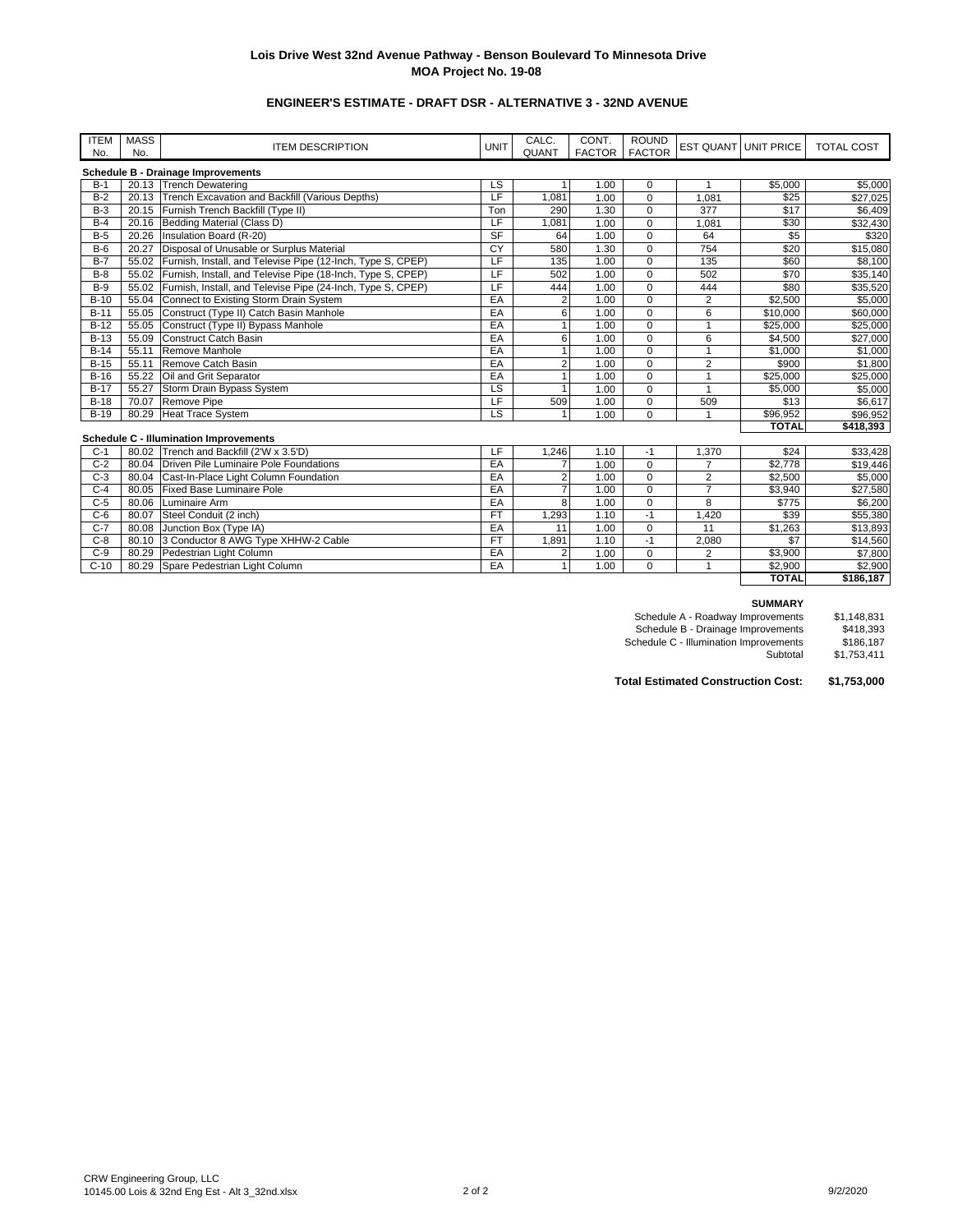**Lois Drive West 32nd Avenue Pathway - Benson Boulevard To Minnesota Drive**
**MOA Project No. 19-08**

**ENGINEER'S ESTIMATE - DRAFT DSR - ALTERNATIVE 3 - 32ND AVENUE**

| ITEM No. | MASS No. | ITEM DESCRIPTION | UNIT | CALC. QUANT | CONT. FACTOR | ROUND FACTOR | EST QUANT | UNIT PRICE | TOTAL COST |
|---|---|---|---|---|---|---|---|---|---|
| **Schedule B - Drainage Improvements** | | | | | | | | | |
| B-1 | 20.13 | Trench Dewatering | LS | 1 | 1.00 | 0 | 1 | $5,000 | $5,000 |
| B-2 | 20.13 | Trench Excavation and Backfill (Various Depths) | LF | 1,081 | 1.00 | 0 | 1,081 | $25 | $27,025 |
| B-3 | 20.15 | Furnish Trench Backfill (Type II) | Ton | 290 | 1.30 | 0 | 377 | $17 | $6,409 |
| B-4 | 20.16 | Bedding Material (Class D) | LF | 1,081 | 1.00 | 0 | 1,081 | $30 | $32,430 |
| B-5 | 20.26 | Insulation Board (R-20) | SF | 64 | 1.00 | 0 | 64 | $5 | $320 |
| B-6 | 20.27 | Disposal of Unusable or Surplus Material | CY | 580 | 1.30 | 0 | 754 | $20 | $15,080 |
| B-7 | 55.02 | Furnish, Install, and Televise Pipe (12-Inch, Type S, CPEP) | LF | 135 | 1.00 | 0 | 135 | $60 | $8,100 |
| B-8 | 55.02 | Furnish, Install, and Televise Pipe (18-Inch, Type S, CPEP) | LF | 502 | 1.00 | 0 | 502 | $70 | $35,140 |
| B-9 | 55.02 | Furnish, Install, and Televise Pipe (24-Inch, Type S, CPEP) | LF | 444 | 1.00 | 0 | 444 | $80 | $35,520 |
| B-10 | 55.04 | Connect to Existing Storm Drain System | EA | 2 | 1.00 | 0 | 2 | $2,500 | $5,000 |
| B-11 | 55.05 | Construct (Type II) Catch Basin Manhole | EA | 6 | 1.00 | 0 | 6 | $10,000 | $60,000 |
| B-12 | 55.05 | Construct (Type II) Bypass Manhole | EA | 1 | 1.00 | 0 | 1 | $25,000 | $25,000 |
| B-13 | 55.09 | Construct Catch Basin | EA | 6 | 1.00 | 0 | 6 | $4,500 | $27,000 |
| B-14 | 55.11 | Remove Manhole | EA | 1 | 1.00 | 0 | 1 | $1,000 | $1,000 |
| B-15 | 55.11 | Remove Catch Basin | EA | 2 | 1.00 | 0 | 2 | $900 | $1,800 |
| B-16 | 55.22 | Oil and Grit Separator | EA | 1 | 1.00 | 0 | 1 | $25,000 | $25,000 |
| B-17 | 55.27 | Storm Drain Bypass System | LS | 1 | 1.00 | 0 | 1 | $5,000 | $5,000 |
| B-18 | 70.07 | Remove Pipe | LF | 509 | 1.00 | 0 | 509 | $13 | $6,617 |
| B-19 | 80.29 | Heat Trace System | LS | 1 | 1.00 | 0 | 1 | $96,952 | $96,952 |
| | | | | | | | | **TOTAL** | **$418,393** |
| **Schedule C - Illumination Improvements** | | | | | | | | | |
| C-1 | 80.02 | Trench and Backfill (2'W x 3.5'D) | LF | 1,246 | 1.10 | -1 | 1,370 | $24 | $33,428 |
| C-2 | 80.04 | Driven Pile Luminaire Pole Foundations | EA | 7 | 1.00 | 0 | 7 | $2,778 | $19,446 |
| C-3 | 80.04 | Cast-In-Place Light Column Foundation | EA | 2 | 1.00 | 0 | 2 | $2,500 | $5,000 |
| C-4 | 80.05 | Fixed Base Luminaire Pole | EA | 7 | 1.00 | 0 | 7 | $3,940 | $27,580 |
| C-5 | 80.06 | Luminaire Arm | EA | 8 | 1.00 | 0 | 8 | $775 | $6,200 |
| C-6 | 80.07 | Steel Conduit (2 inch) | FT | 1,293 | 1.10 | -1 | 1,420 | $39 | $55,380 |
| C-7 | 80.08 | Junction Box (Type IA) | EA | 11 | 1.00 | 0 | 11 | $1,263 | $13,893 |
| C-8 | 80.10 | 3 Conductor 8 AWG Type XHHW-2 Cable | FT | 1,891 | 1.10 | -1 | 2,080 | $7 | $14,560 |
| C-9 | 80.29 | Pedestrian Light Column | EA | 2 | 1.00 | 0 | 2 | $3,900 | $7,800 |
| C-10 | 80.29 | Spare Pedestrian Light Column | EA | 1 | 1.00 | 0 | 1 | $2,900 | $2,900 |
| | | | | | | | | **TOTAL** | **$186,187** |

**SUMMARY**

| | |
|---|---|
| Schedule A - Roadway Improvements | $1,148,831 |
| Schedule B - Drainage Improvements | $418,393 |
| Schedule C - Illumination Improvements | $186,187 |
| Subtotal | $1,753,411 |

**Total Estimated Construction Cost: $1,753,000**

CRW Engineering Group, LLC
10145.00 Lois & 32nd Eng Est - Alt 3_32nd.xlsx

9/2/2020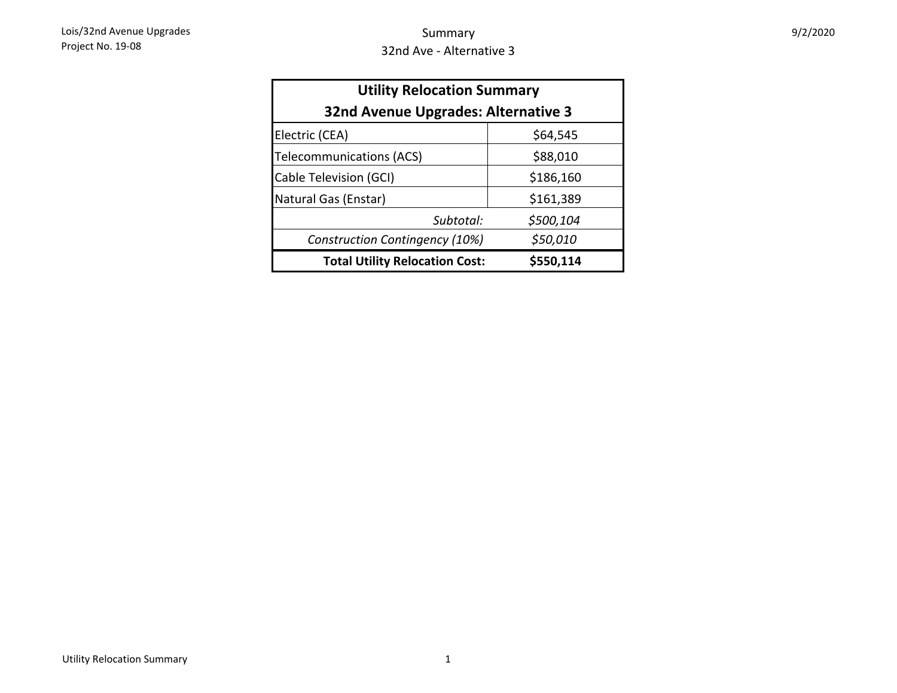# Summary

## 32nd Ave - Alternative 3

| **Utility Relocation Summary 32nd Avenue Upgrades: Alternative 3** | |
|---|---|
| Electric (CEA) | $64,545 |
| Telecommunications (ACS) | $88,010 |
| Cable Television (GCI) | $186,160 |
| Natural Gas (Enstar) | $161,389 |
| *Subtotal:* | *$500,104* |
| *Construction Contingency (10%)* | *$50,010* |
| **Total Utility Relocation Cost:** | **$550,114** |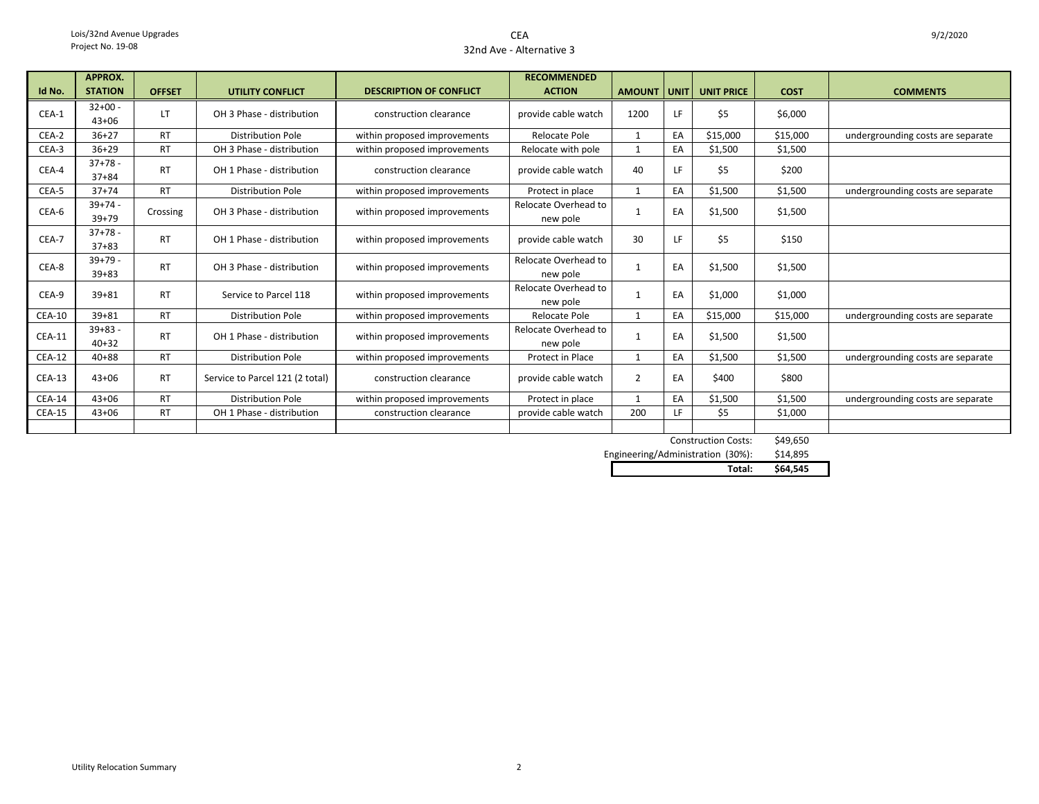Lois/32nd Avenue Upgrades
Project No. 19-08

# CEA
## 32nd Ave - Alternative 3

9/2/2020

| Id No. | APPROX. STATION | OFFSET | UTILITY CONFLICT | DESCRIPTION OF CONFLICT | RECOMMENDED ACTION | AMOUNT | UNIT | UNIT PRICE | COST | COMMENTS |
|---|---|---|---|---|---|---|---|---|---|---|
| CEA-1 | 32+00 - 43+06 | LT | OH 3 Phase - distribution | construction clearance | provide cable watch | 1200 | LF | $5 | $6,000 | |
| CEA-2 | 36+27 | RT | Distribution Pole | within proposed improvements | Relocate Pole | 1 | EA | $15,000 | $15,000 | undergrounding costs are separate |
| CEA-3 | 36+29 | RT | OH 3 Phase - distribution | within proposed improvements | Relocate with pole | 1 | EA | $1,500 | $1,500 | |
| CEA-4 | 37+78 - 37+84 | RT | OH 1 Phase - distribution | construction clearance | provide cable watch | 40 | LF | $5 | $200 | |
| CEA-5 | 37+74 | RT | Distribution Pole | within proposed improvements | Protect in place | 1 | EA | $1,500 | $1,500 | undergrounding costs are separate |
| CEA-6 | 39+74 - 39+79 | Crossing | OH 3 Phase - distribution | within proposed improvements | Relocate Overhead to new pole | 1 | EA | $1,500 | $1,500 | |
| CEA-7 | 37+78 - 37+83 | RT | OH 1 Phase - distribution | within proposed improvements | provide cable watch | 30 | LF | $5 | $150 | |
| CEA-8 | 39+79 - 39+83 | RT | OH 3 Phase - distribution | within proposed improvements | Relocate Overhead to new pole | 1 | EA | $1,500 | $1,500 | |
| CEA-9 | 39+81 | RT | Service to Parcel 118 | within proposed improvements | Relocate Overhead to new pole | 1 | EA | $1,000 | $1,000 | |
| CEA-10 | 39+81 | RT | Distribution Pole | within proposed improvements | Relocate Pole | 1 | EA | $15,000 | $15,000 | undergrounding costs are separate |
| CEA-11 | 39+83 - 40+32 | RT | OH 1 Phase - distribution | within proposed improvements | Relocate Overhead to new pole | 1 | EA | $1,500 | $1,500 | |
| CEA-12 | 40+88 | RT | Distribution Pole | within proposed improvements | Protect in Place | 1 | EA | $1,500 | $1,500 | undergrounding costs are separate |
| CEA-13 | 43+06 | RT | Service to Parcel 121 (2 total) | construction clearance | provide cable watch | 2 | EA | $400 | $800 | |
| CEA-14 | 43+06 | RT | Distribution Pole | within proposed improvements | Protect in place | 1 | EA | $1,500 | $1,500 | undergrounding costs are separate |
| CEA-15 | 43+06 | RT | OH 1 Phase - distribution | construction clearance | provide cable watch | 200 | LF | $5 | $1,000 | |
| | | | | | | | | | | |
| | | | | | | | | Construction Costs: | $49,650 | |
| | | | | | | | | Engineering/Administration (30%): | $14,895 | |
| | | | | | | | | **Total:** | **$64,545** | |

Utility Relocation Summary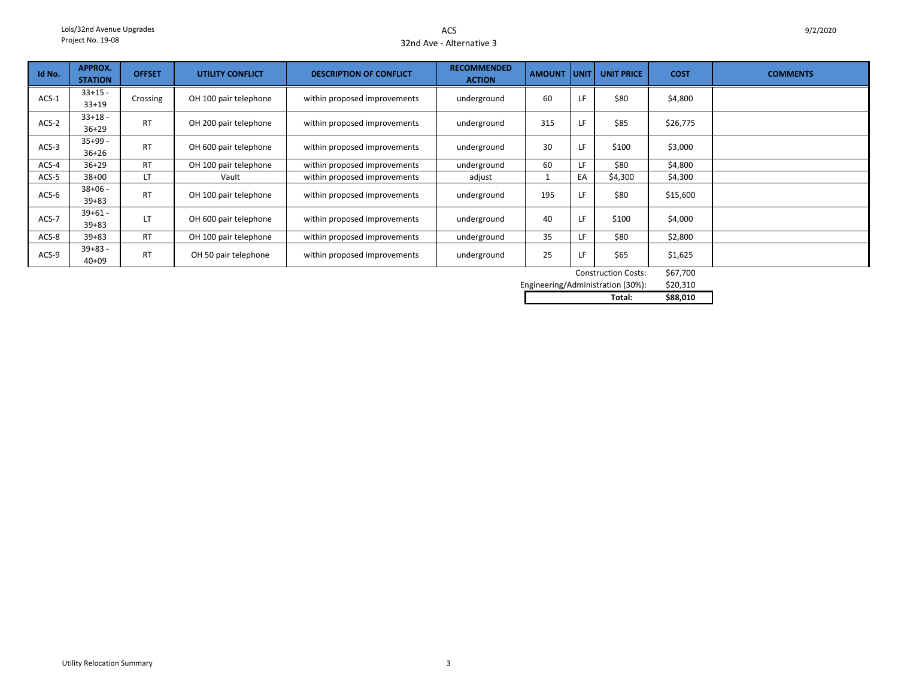Lois/32nd Avenue Upgrades
Project No. 19-08

# ACS
## 32nd Ave - Alternative 3

9/2/2020

| Id No. | APPROX. STATION | OFFSET | UTILITY CONFLICT | DESCRIPTION OF CONFLICT | RECOMMENDED ACTION | AMOUNT | UNIT | UNIT PRICE | COST | COMMENTS |
|---|---|---|---|---|---|---|---|---|---|---|
| ACS-1 | 33+15 - 33+19 | Crossing | OH 100 pair telephone | within proposed improvements | underground | 60 | LF | $80 | $4,800 | |
| ACS-2 | 33+18 - 36+29 | RT | OH 200 pair telephone | within proposed improvements | underground | 315 | LF | $85 | $26,775 | |
| ACS-3 | 35+99 - 36+26 | RT | OH 600 pair telephone | within proposed improvements | underground | 30 | LF | $100 | $3,000 | |
| ACS-4 | 36+29 | RT | OH 100 pair telephone | within proposed improvements | underground | 60 | LF | $80 | $4,800 | |
| ACS-5 | 38+00 | LT | Vault | within proposed improvements | adjust | 1 | EA | $4,300 | $4,300 | |
| ACS-6 | 38+06 - 39+83 | RT | OH 100 pair telephone | within proposed improvements | underground | 195 | LF | $80 | $15,600 | |
| ACS-7 | 39+61 - 39+83 | LT | OH 600 pair telephone | within proposed improvements | underground | 40 | LF | $100 | $4,000 | |
| ACS-8 | 39+83 | RT | OH 100 pair telephone | within proposed improvements | underground | 35 | LF | $80 | $2,800 | |
| ACS-9 | 39+83 - 40+09 | RT | OH 50 pair telephone | within proposed improvements | underground | 25 | LF | $65 | $1,625 | |
| | | | | | | | | Construction Costs: | $67,700 | |
| | | | | | | | | Engineering/Administration (30%): | $20,310 | |
| | | | | | | | | **Total:** | **$88,010** | |

Utility Relocation Summary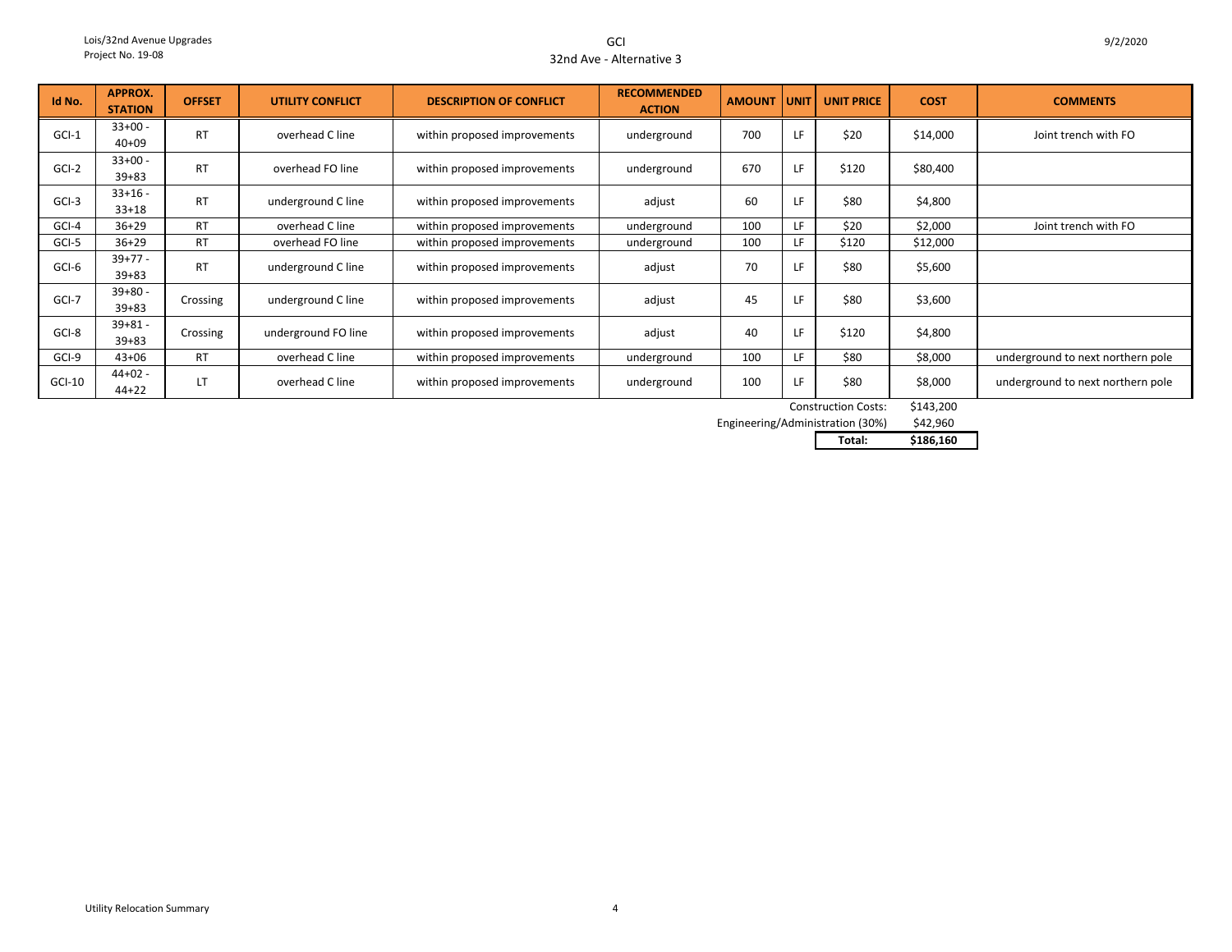# GCI

## 32nd Ave - Alternative 3

| Id No. | APPROX. STATION | OFFSET | UTILITY CONFLICT | DESCRIPTION OF CONFLICT | RECOMMENDED ACTION | AMOUNT | UNIT | UNIT PRICE | COST | COMMENTS |
|---|---|---|---|---|---|---|---|---|---|---|
| GCI-1 | 33+00 - 40+09 | RT | overhead C line | within proposed improvements | underground | 700 | LF | $20 | $14,000 | Joint trench with FO |
| GCI-2 | 33+00 - 39+83 | RT | overhead FO line | within proposed improvements | underground | 670 | LF | $120 | $80,400 | |
| GCI-3 | 33+16 - 33+18 | RT | underground C line | within proposed improvements | adjust | 60 | LF | $80 | $4,800 | |
| GCI-4 | 36+29 | RT | overhead C line | within proposed improvements | underground | 100 | LF | $20 | $2,000 | Joint trench with FO |
| GCI-5 | 36+29 | RT | overhead FO line | within proposed improvements | underground | 100 | LF | $120 | $12,000 | |
| GCI-6 | 39+77 - 39+83 | RT | underground C line | within proposed improvements | adjust | 70 | LF | $80 | $5,600 | |
| GCI-7 | 39+80 - 39+83 | Crossing | underground C line | within proposed improvements | adjust | 45 | LF | $80 | $3,600 | |
| GCI-8 | 39+81 - 39+83 | Crossing | underground FO line | within proposed improvements | adjust | 40 | LF | $120 | $4,800 | |
| GCI-9 | 43+06 | RT | overhead C line | within proposed improvements | underground | 100 | LF | $80 | $8,000 | underground to next northern pole |
| GCI-10 | 44+02 - 44+22 | LT | overhead C line | within proposed improvements | underground | 100 | LF | $80 | $8,000 | underground to next northern pole |
| | | | | | | | | Construction Costs: | $143,200 | |
| | | | | | | | | Engineering/Administration (30%) | $42,960 | |
| | | | | | | | | **Total:** | **$186,160** | |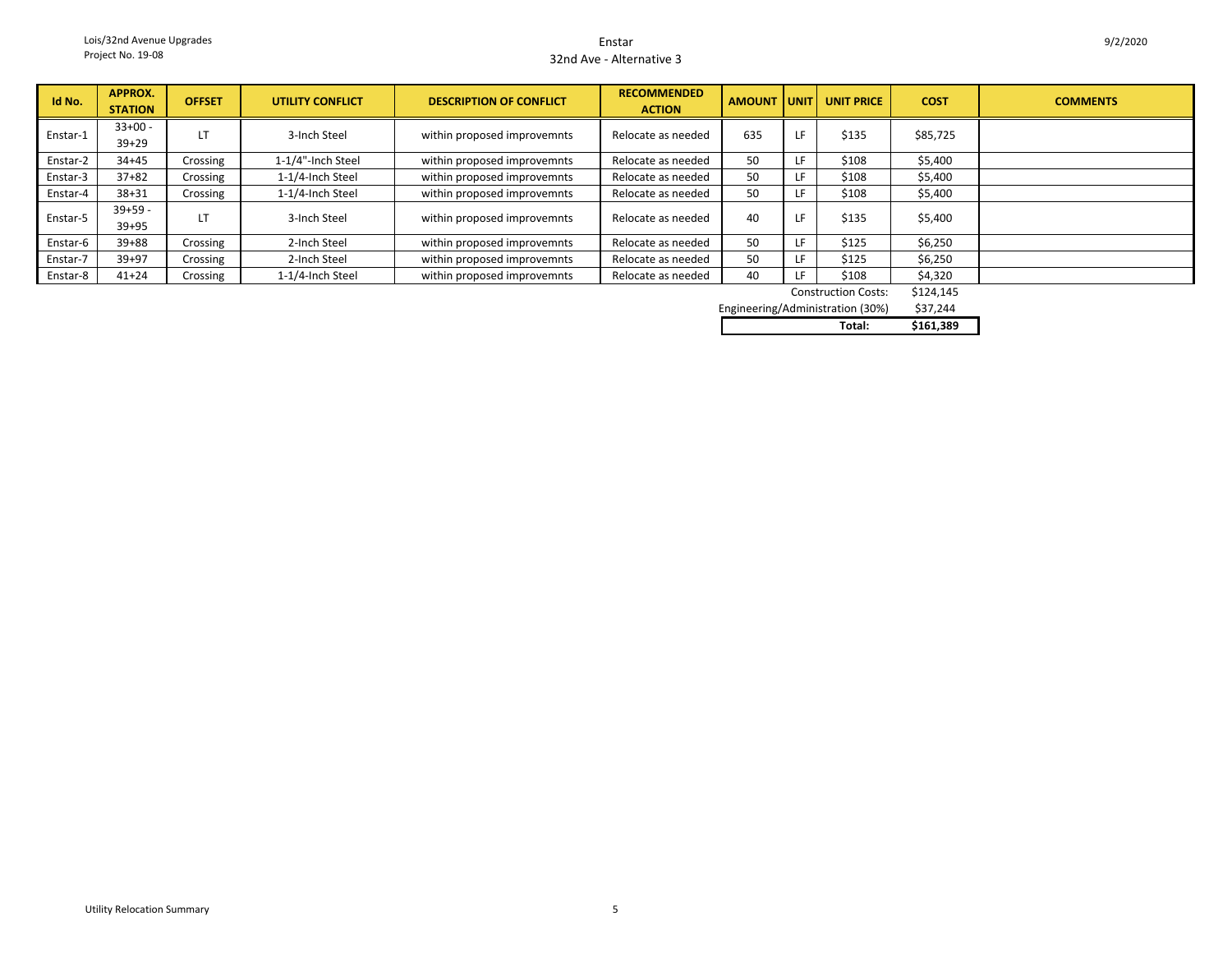Lois/32nd Avenue Upgrades
Project No. 19-08

# Enstar
## 32nd Ave - Alternative 3

9/2/2020

| Id No. | APPROX. STATION | OFFSET | UTILITY CONFLICT | DESCRIPTION OF CONFLICT | RECOMMENDED ACTION | AMOUNT | UNIT | UNIT PRICE | COST | COMMENTS |
|---|---|---|---|---|---|---|---|---|---|---|
| Enstar-1 | 33+00 - 39+29 | LT | 3-Inch Steel | within proposed improvemnts | Relocate as needed | 635 | LF | $135 | $85,725 | |
| Enstar-2 | 34+45 | Crossing | 1-1/4"-Inch Steel | within proposed improvemnts | Relocate as needed | 50 | LF | $108 | $5,400 | |
| Enstar-3 | 37+82 | Crossing | 1-1/4-Inch Steel | within proposed improvemnts | Relocate as needed | 50 | LF | $108 | $5,400 | |
| Enstar-4 | 38+31 | Crossing | 1-1/4-Inch Steel | within proposed improvemnts | Relocate as needed | 50 | LF | $108 | $5,400 | |
| Enstar-5 | 39+59 - 39+95 | LT | 3-Inch Steel | within proposed improvemnts | Relocate as needed | 40 | LF | $135 | $5,400 | |
| Enstar-6 | 39+88 | Crossing | 2-Inch Steel | within proposed improvemnts | Relocate as needed | 50 | LF | $125 | $6,250 | |
| Enstar-7 | 39+97 | Crossing | 2-Inch Steel | within proposed improvemnts | Relocate as needed | 50 | LF | $125 | $6,250 | |
| Enstar-8 | 41+24 | Crossing | 1-1/4-Inch Steel | within proposed improvemnts | Relocate as needed | 40 | LF | $108 | $4,320 | |
| | | | | | | | | Construction Costs: | $124,145 | |
| | | | | | | | | Engineering/Administration (30%) | $37,244 | |
| | | | | | | | | **Total:** | **$161,389** | |

Utility Relocation Summary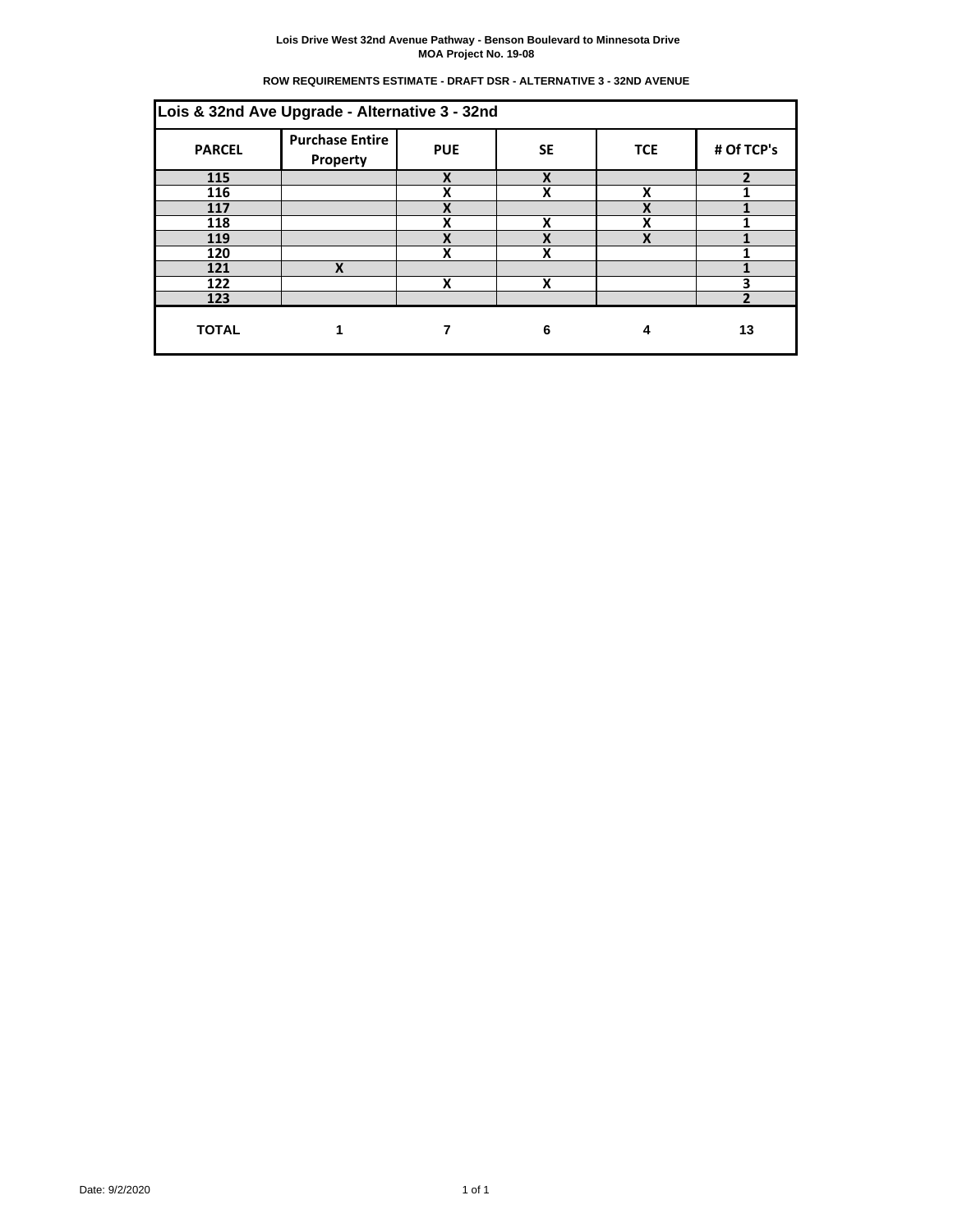**Lois Drive West 32nd Avenue Pathway - Benson Boulevard to Minnesota Drive**
**MOA Project No. 19-08**

**ROW REQUIREMENTS ESTIMATE - DRAFT DSR - ALTERNATIVE 3 - 32ND AVENUE**

| Lois & 32nd Ave Upgrade - Alternative 3 - 32nd | | | | | |
|---|---|---|---|---|---|
| **PARCEL** | **Purchase Entire Property** | **PUE** | **SE** | **TCE** | **# Of TCP's** |
| 115 | | X | X | | 2 |
| 116 | | X | X | X | 1 |
| 117 | | X | | X | 1 |
| 118 | | X | X | X | 1 |
| 119 | | X | X | X | 1 |
| 120 | | X | X | | 1 |
| 121 | X | | | | 1 |
| 122 | | X | X | | 3 |
| 123 | | | | | 2 |
| **TOTAL** | **1** | **7** | **6** | **4** | **13** |

Date: 9/2/2020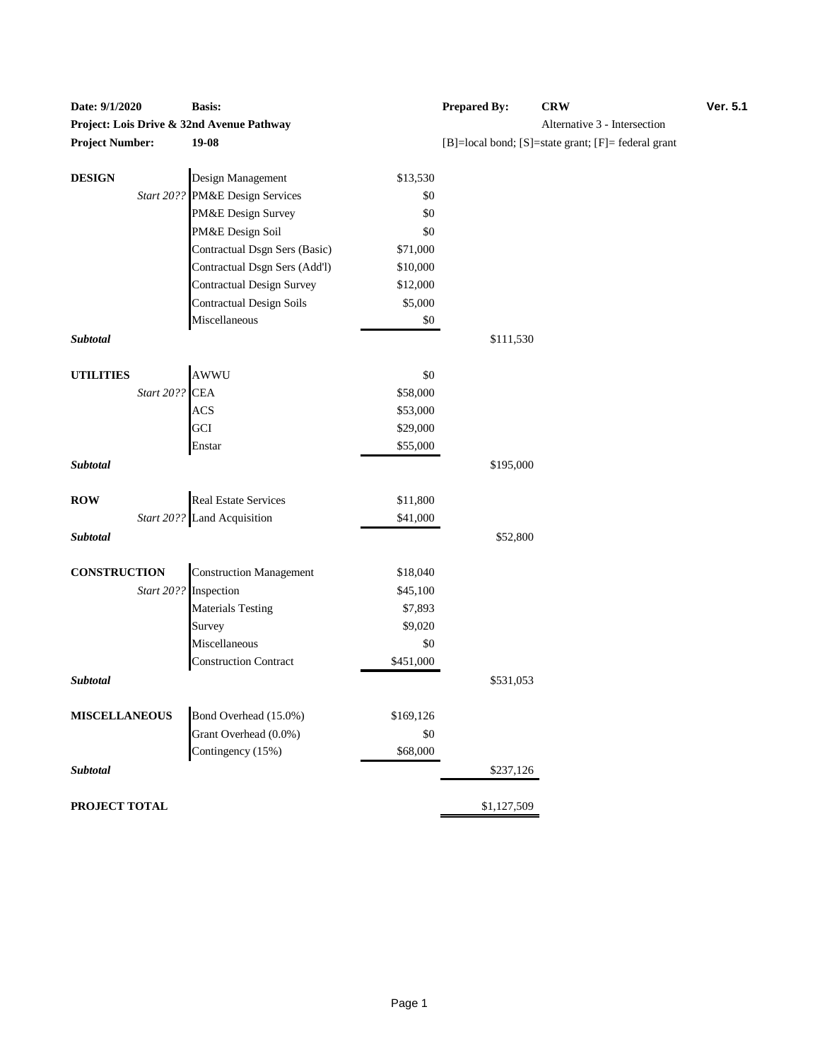| Date: 9/1/2020 | Basis: | | Prepared By: | CRW | Ver. 5.1 |
|---|---|---|---|---|---|
| **Project: Lois Drive & 32nd Avenue Pathway** | | | | Alternative 3 - Intersection | |
| **Project Number:** | **19-08** | | [B]=local bond; [S]=state grant; [F]= federal grant | | |

| | | | |
|---|---|---|---|
| **DESIGN** | Design Management | $13,530 | |
| *Start 20??* | PM&E Design Services | $0 | |
| | PM&E Design Survey | $0 | |
| | PM&E Design Soil | $0 | |
| | Contractual Dsgn Sers (Basic) | $71,000 | |
| | Contractual Dsgn Sers (Add'l) | $10,000 | |
| | Contractual Design Survey | $12,000 | |
| | Contractual Design Soils | $5,000 | |
| | Miscellaneous | $0 | |
| ***Subtotal*** | | | $111,530 |
| **UTILITIES** | AWWU | $0 | |
| *Start 20??* | CEA | $58,000 | |
| | ACS | $53,000 | |
| | GCI | $29,000 | |
| | Enstar | $55,000 | |
| ***Subtotal*** | | | $195,000 |
| **ROW** | Real Estate Services | $11,800 | |
| *Start 20??* | Land Acquisition | $41,000 | |
| ***Subtotal*** | | | $52,800 |
| **CONSTRUCTION** | Construction Management | $18,040 | |
| *Start 20??* | Inspection | $45,100 | |
| | Materials Testing | $7,893 | |
| | Survey | $9,020 | |
| | Miscellaneous | $0 | |
| | Construction Contract | $451,000 | |
| ***Subtotal*** | | | $531,053 |
| **MISCELLANEOUS** | Bond Overhead (15.0%) | $169,126 | |
| | Grant Overhead (0.0%) | $0 | |
| | Contingency (15%) | $68,000 | |
| ***Subtotal*** | | | $237,126 |
| **PROJECT TOTAL** | | | $1,127,509 |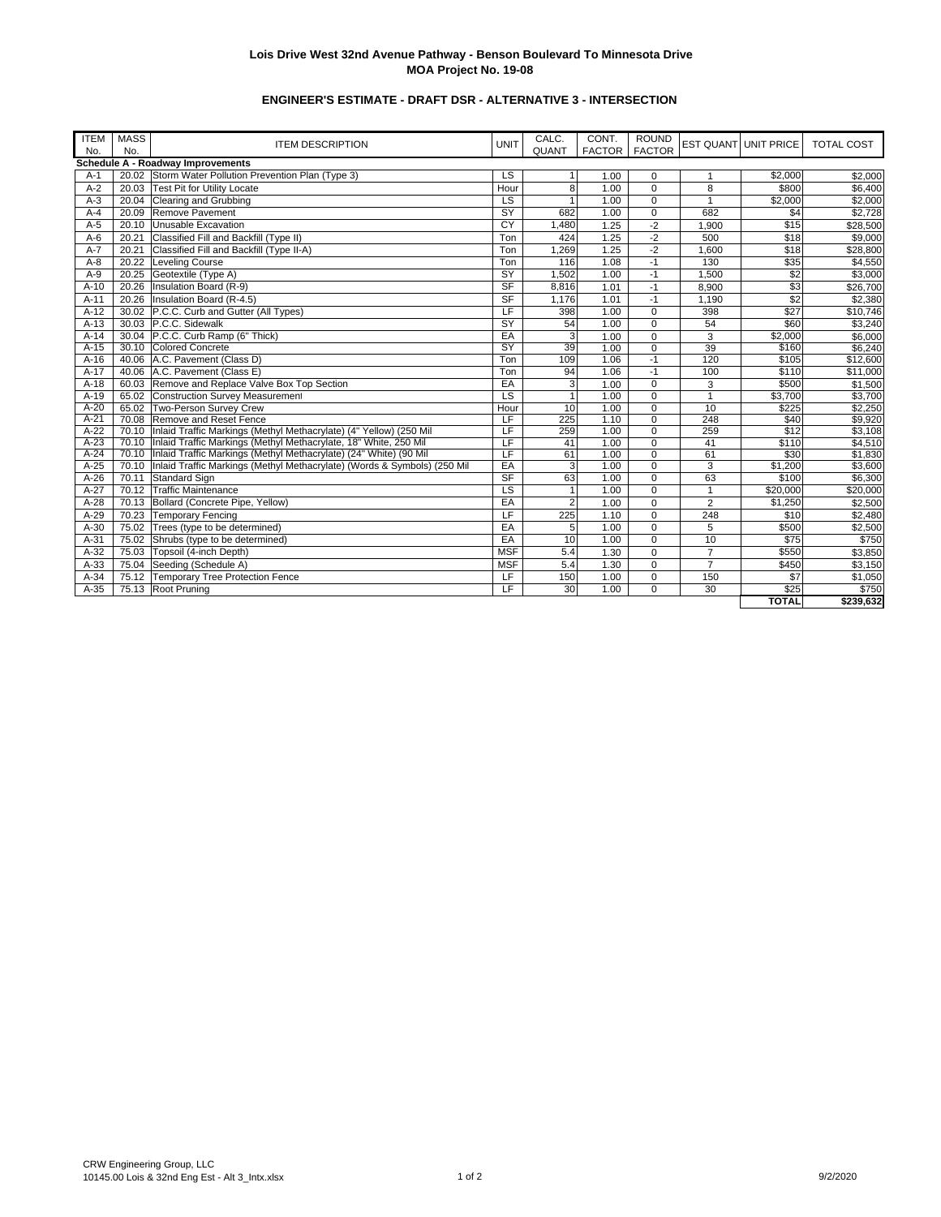**Lois Drive West 32nd Avenue Pathway - Benson Boulevard To Minnesota Drive**
**MOA Project No. 19-08**

**ENGINEER'S ESTIMATE - DRAFT DSR - ALTERNATIVE 3 - INTERSECTION**

| ITEM No. | MASS No. | ITEM DESCRIPTION | UNIT | CALC. QUANT | CONT. FACTOR | ROUND FACTOR | EST QUANT | UNIT PRICE | TOTAL COST |
|---|---|---|---|---|---|---|---|---|---|
| **Schedule A - Roadway Improvements** | | | | | | | | | |
| A-1 | 20.02 | Storm Water Pollution Prevention Plan (Type 3) | LS | 1 | 1.00 | 0 | 1 | $2,000 | $2,000 |
| A-2 | 20.03 | Test Pit for Utility Locate | Hour | 8 | 1.00 | 0 | 8 | $800 | $6,400 |
| A-3 | 20.04 | Clearing and Grubbing | LS | 1 | 1.00 | 0 | 1 | $2,000 | $2,000 |
| A-4 | 20.09 | Remove Pavement | SY | 682 | 1.00 | 0 | 682 | $4 | $2,728 |
| A-5 | 20.10 | Unusable Excavation | CY | 1,480 | 1.25 | -2 | 1,900 | $15 | $28,500 |
| A-6 | 20.21 | Classified Fill and Backfill (Type II) | Ton | 424 | 1.25 | -2 | 500 | $18 | $9,000 |
| A-7 | 20.21 | Classified Fill and Backfill (Type II-A) | Ton | 1,269 | 1.25 | -2 | 1,600 | $18 | $28,800 |
| A-8 | 20.22 | Leveling Course | Ton | 116 | 1.08 | -1 | 130 | $35 | $4,550 |
| A-9 | 20.25 | Geotextile (Type A) | SY | 1,502 | 1.00 | -1 | 1,500 | $2 | $3,000 |
| A-10 | 20.26 | Insulation Board (R-9) | SF | 8,816 | 1.01 | -1 | 8,900 | $3 | $26,700 |
| A-11 | 20.26 | Insulation Board (R-4.5) | SF | 1,176 | 1.01 | -1 | 1,190 | $2 | $2,380 |
| A-12 | 30.02 | P.C.C. Curb and Gutter (All Types) | LF | 398 | 1.00 | 0 | 398 | $27 | $10,746 |
| A-13 | 30.03 | P.C.C. Sidewalk | SY | 54 | 1.00 | 0 | 54 | $60 | $3,240 |
| A-14 | 30.04 | P.C.C. Curb Ramp (6" Thick) | EA | 3 | 1.00 | 0 | 3 | $2,000 | $6,000 |
| A-15 | 30.10 | Colored Concrete | SY | 39 | 1.00 | 0 | 39 | $160 | $6,240 |
| A-16 | 40.06 | A.C. Pavement (Class D) | Ton | 109 | 1.06 | -1 | 120 | $105 | $12,600 |
| A-17 | 40.06 | A.C. Pavement (Class E) | Ton | 94 | 1.06 | -1 | 100 | $110 | $11,000 |
| A-18 | 60.03 | Remove and Replace Valve Box Top Section | EA | 3 | 1.00 | 0 | 3 | $500 | $1,500 |
| A-19 | 65.02 | Construction Survey Measurement | LS | 1 | 1.00 | 0 | 1 | $3,700 | $3,700 |
| A-20 | 65.02 | Two-Person Survey Crew | Hour | 10 | 1.00 | 0 | 10 | $225 | $2,250 |
| A-21 | 70.08 | Remove and Reset Fence | LF | 225 | 1.10 | 0 | 248 | $40 | $9,920 |
| A-22 | 70.10 | Inlaid Traffic Markings (Methyl Methacrylate) (4" Yellow) (250 Mil | LF | 259 | 1.00 | 0 | 259 | $12 | $3,108 |
| A-23 | 70.10 | Inlaid Traffic Markings (Methyl Methacrylate, 18" White, 250 Mil | LF | 41 | 1.00 | 0 | 41 | $110 | $4,510 |
| A-24 | 70.10 | Inlaid Traffic Markings (Methyl Methacrylate) (24" White) (90 Mil | LF | 61 | 1.00 | 0 | 61 | $30 | $1,830 |
| A-25 | 70.10 | Inlaid Traffic Markings (Methyl Methacrylate) (Words & Symbols) (250 Mil | EA | 3 | 1.00 | 0 | 3 | $1,200 | $3,600 |
| A-26 | 70.11 | Standard Sign | SF | 63 | 1.00 | 0 | 63 | $100 | $6,300 |
| A-27 | 70.12 | Traffic Maintenance | LS | 1 | 1.00 | 0 | 1 | $20,000 | $20,000 |
| A-28 | 70.13 | Bollard (Concrete Pipe, Yellow) | EA | 2 | 1.00 | 0 | 2 | $1,250 | $2,500 |
| A-29 | 70.23 | Temporary Fencing | LF | 225 | 1.10 | 0 | 248 | $10 | $2,480 |
| A-30 | 75.02 | Trees (type to be determined) | EA | 5 | 1.00 | 0 | 5 | $500 | $2,500 |
| A-31 | 75.02 | Shrubs (type to be determined) | EA | 10 | 1.00 | 0 | 10 | $75 | $750 |
| A-32 | 75.03 | Topsoil (4-inch Depth) | MSF | 5.4 | 1.30 | 0 | 7 | $550 | $3,850 |
| A-33 | 75.04 | Seeding (Schedule A) | MSF | 5.4 | 1.30 | 0 | 7 | $450 | $3,150 |
| A-34 | 75.12 | Temporary Tree Protection Fence | LF | 150 | 1.00 | 0 | 150 | $7 | $1,050 |
| A-35 | 75.13 | Root Pruning | LF | 30 | 1.00 | 0 | 30 | $25 | $750 |
| | | | | | | | | **TOTAL** | **$239,632** |

CRW Engineering Group, LLC
10145.00 Lois & 32nd Eng Est - Alt 3_Intx.xlsx

9/2/2020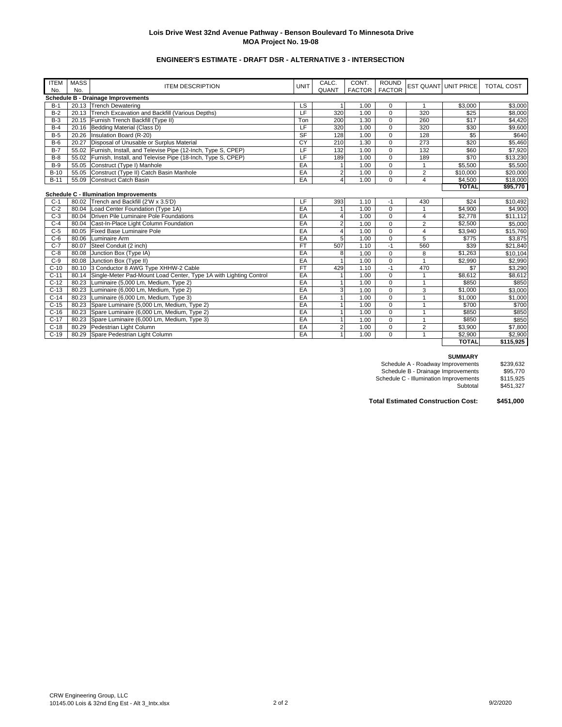**Lois Drive West 32nd Avenue Pathway - Benson Boulevard To Minnesota Drive**
**MOA Project No. 19-08**

**ENGINEER'S ESTIMATE - DRAFT DSR - ALTERNATIVE 3 - INTERSECTION**

| ITEM No. | MASS No. | ITEM DESCRIPTION | UNIT | CALC. QUANT | CONT. FACTOR | ROUND FACTOR | EST QUANT | UNIT PRICE | TOTAL COST |
|---|---|---|---|---|---|---|---|---|---|
| **Schedule B - Drainage Improvements** | | | | | | | | | |
| B-1 | 20.13 | Trench Dewatering | LS | 1 | 1.00 | 0 | 1 | $3,000 | $3,000 |
| B-2 | 20.13 | Trench Excavation and Backfill (Various Depths) | LF | 320 | 1.00 | 0 | 320 | $25 | $8,000 |
| B-3 | 20.15 | Furnish Trench Backfill (Type II) | Ton | 200 | 1.30 | 0 | 260 | $17 | $4,420 |
| B-4 | 20.16 | Bedding Material (Class D) | LF | 320 | 1.00 | 0 | 320 | $30 | $9,600 |
| B-5 | 20.26 | Insulation Board (R-20) | SF | 128 | 1.00 | 0 | 128 | $5 | $640 |
| B-6 | 20.27 | Disposal of Unusable or Surplus Material | CY | 210 | 1.30 | 0 | 273 | $20 | $5,460 |
| B-7 | 55.02 | Furnish, Install, and Televise Pipe (12-Inch, Type S, CPEP) | LF | 132 | 1.00 | 0 | 132 | $60 | $7,920 |
| B-8 | 55.02 | Furnish, Install, and Televise Pipe (18-Inch, Type S, CPEP) | LF | 189 | 1.00 | 0 | 189 | $70 | $13,230 |
| B-9 | 55.05 | Construct (Type I) Manhole | EA | 1 | 1.00 | 0 | 1 | $5,500 | $5,500 |
| B-10 | 55.05 | Construct (Type II) Catch Basin Manhole | EA | 2 | 1.00 | 0 | 2 | $10,000 | $20,000 |
| B-11 | 55.09 | Construct Catch Basin | EA | 4 | 1.00 | 0 | 4 | $4,500 | $18,000 |
| | | | | | | | | **TOTAL** | **$95,770** |
| **Schedule C - Illumination Improvements** | | | | | | | | | |
| C-1 | 80.02 | Trench and Backfill (2'W x 3.5'D) | LF | 393 | 1.10 | -1 | 430 | $24 | $10,492 |
| C-2 | 80.04 | Load Center Foundation (Type 1A) | EA | 1 | 1.00 | 0 | 1 | $4,900 | $4,900 |
| C-3 | 80.04 | Driven Pile Luminaire Pole Foundations | EA | 4 | 1.00 | 0 | 4 | $2,778 | $11,112 |
| C-4 | 80.04 | Cast-In-Place Light Column Foundation | EA | 2 | 1.00 | 0 | 2 | $2,500 | $5,000 |
| C-5 | 80.05 | Fixed Base Luminaire Pole | EA | 4 | 1.00 | 0 | 4 | $3,940 | $15,760 |
| C-6 | 80.06 | Luminaire Arm | EA | 5 | 1.00 | 0 | 5 | $775 | $3,875 |
| C-7 | 80.07 | Steel Conduit (2 inch) | FT | 507 | 1.10 | -1 | 560 | $39 | $21,840 |
| C-8 | 80.08 | Junction Box (Type IA) | EA | 8 | 1.00 | 0 | 8 | $1,263 | $10,104 |
| C-9 | 80.08 | Junction Box (Type II) | EA | 1 | 1.00 | 0 | 1 | $2,990 | $2,990 |
| C-10 | 80.10 | 3 Conductor 8 AWG Type XHHW-2 Cable | FT | 429 | 1.10 | -1 | 470 | $7 | $3,290 |
| C-11 | 80.14 | Single-Meter Pad-Mount Load Center, Type 1A with Lighting Control | EA | 1 | 1.00 | 0 | 1 | $8,612 | $8,612 |
| C-12 | 80.23 | Luminaire (5,000 Lm, Medium, Type 2) | EA | 1 | 1.00 | 0 | 1 | $850 | $850 |
| C-13 | 80.23 | Luminaire (6,000 Lm, Medium, Type 2) | EA | 3 | 1.00 | 0 | 3 | $1,000 | $3,000 |
| C-14 | 80.23 | Luminaire (6,000 Lm, Medium, Type 3) | EA | 1 | 1.00 | 0 | 1 | $1,000 | $1,000 |
| C-15 | 80.23 | Spare Luminaire (5,000 Lm, Medium, Type 2) | EA | 1 | 1.00 | 0 | 1 | $700 | $700 |
| C-16 | 80.23 | Spare Luminaire (6,000 Lm, Medium, Type 2) | EA | 1 | 1.00 | 0 | 1 | $850 | $850 |
| C-17 | 80.23 | Spare Luminaire (6,000 Lm, Medium, Type 3) | EA | 1 | 1.00 | 0 | 1 | $850 | $850 |
| C-18 | 80.29 | Pedestrian Light Column | EA | 2 | 1.00 | 0 | 2 | $3,900 | $7,800 |
| C-19 | 80.29 | Spare Pedestrian Light Column | EA | 1 | 1.00 | 0 | 1 | $2,900 | $2,900 |
| | | | | | | | | **TOTAL** | **$115,925** |

**SUMMARY**

| | |
|---|---|
| Schedule A - Roadway Improvements | $239,632 |
| Schedule B - Drainage Improvements | $95,770 |
| Schedule C - Illumination Improvements | $115,925 |
| Subtotal | $451,327 |

**Total Estimated Construction Cost: $451,000**

CRW Engineering Group, LLC
10145.00 Lois & 32nd Eng Est - Alt 3_Intx.xlsx

9/2/2020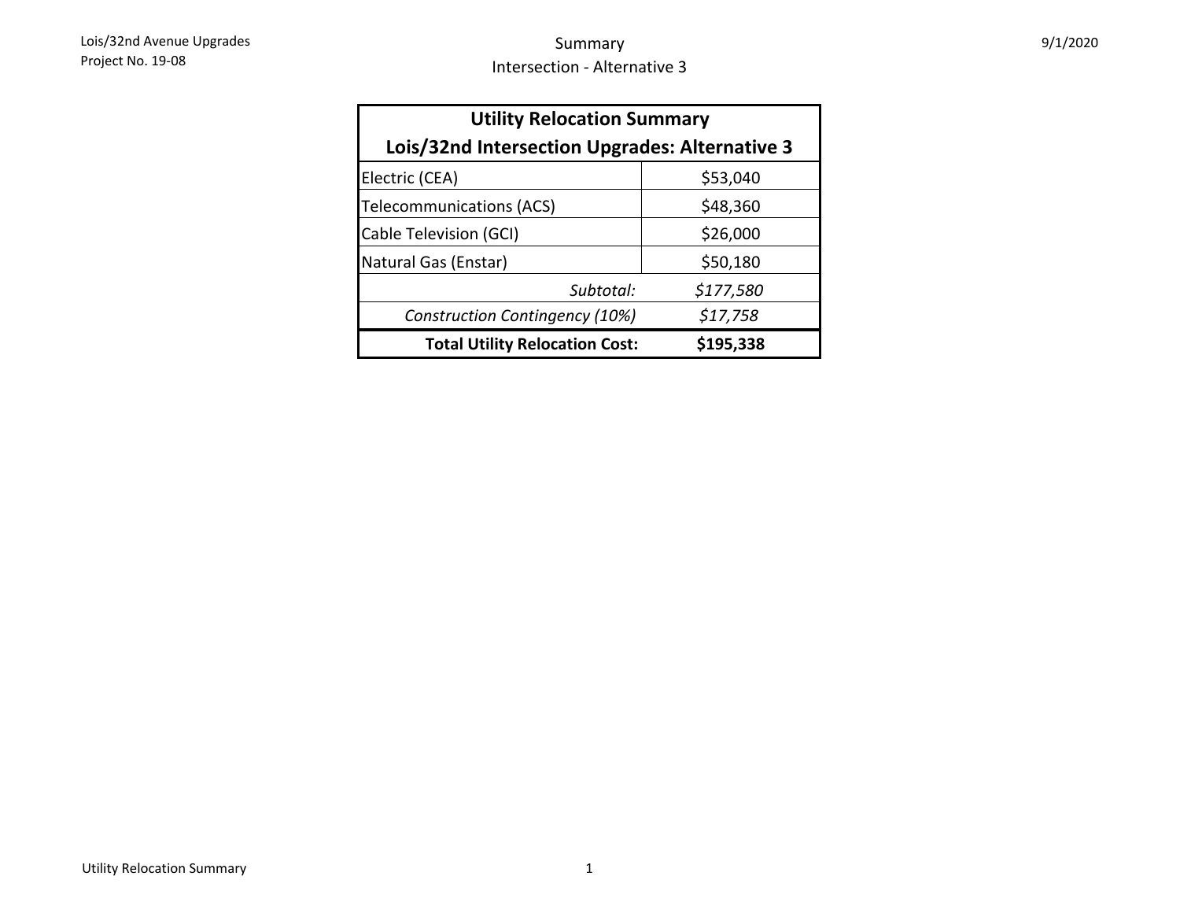# Summary

## Intersection - Alternative 3

| Utility Relocation Summary<br>Lois/32nd Intersection Upgrades: Alternative 3 | |
|---|---|
| Electric (CEA) | $53,040 |
| Telecommunications (ACS) | $48,360 |
| Cable Television (GCI) | $26,000 |
| Natural Gas (Enstar) | $50,180 |
| *Subtotal:* | *$177,580* |
| *Construction Contingency (10%)* | *$17,758* |
| **Total Utility Relocation Cost:** | **$195,338** |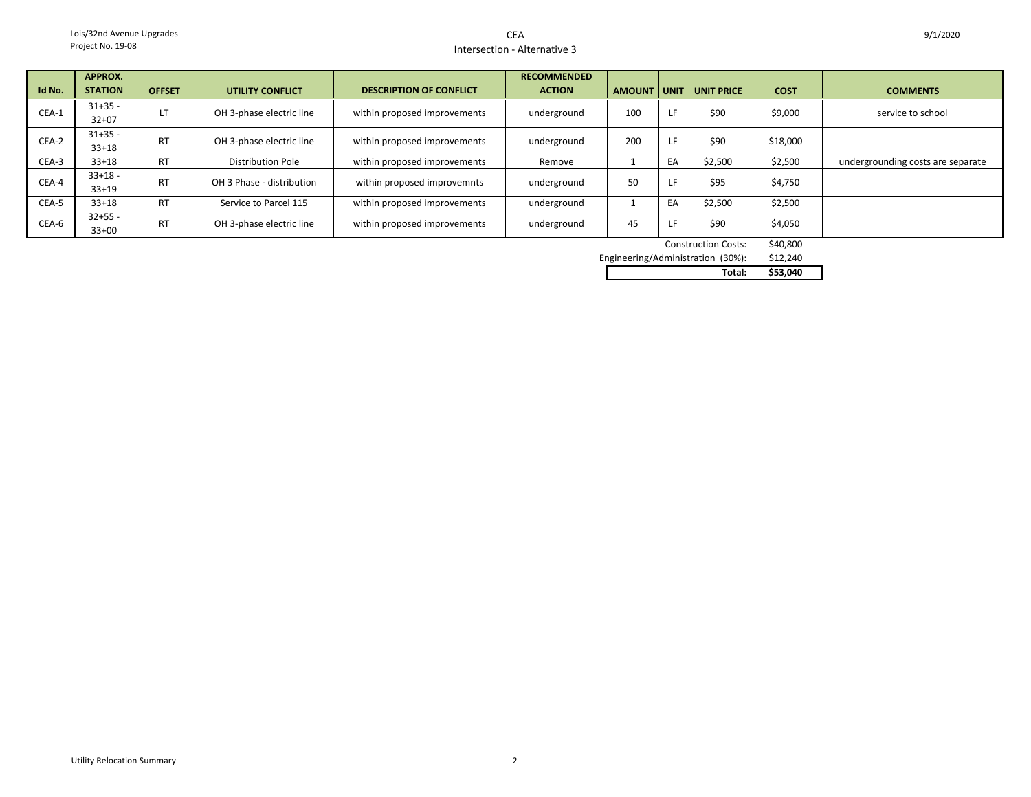Lois/32nd Avenue Upgrades
Project No. 19-08

# CEA
## Intersection - Alternative 3

9/1/2020

| Id No. | APPROX. STATION | OFFSET | UTILITY CONFLICT | DESCRIPTION OF CONFLICT | RECOMMENDED ACTION | AMOUNT | UNIT | UNIT PRICE | COST | COMMENTS |
|---|---|---|---|---|---|---|---|---|---|---|
| CEA-1 | 31+35 - 32+07 | LT | OH 3-phase electric line | within proposed improvements | underground | 100 | LF | $90 | $9,000 | service to school |
| CEA-2 | 31+35 - 33+18 | RT | OH 3-phase electric line | within proposed improvements | underground | 200 | LF | $90 | $18,000 | |
| CEA-3 | 33+18 | RT | Distribution Pole | within proposed improvements | Remove | 1 | EA | $2,500 | $2,500 | undergrounding costs are separate |
| CEA-4 | 33+18 - 33+19 | RT | OH 3 Phase - distribution | within proposed improvemnts | underground | 50 | LF | $95 | $4,750 | |
| CEA-5 | 33+18 | RT | Service to Parcel 115 | within proposed improvements | underground | 1 | EA | $2,500 | $2,500 | |
| CEA-6 | 32+55 - 33+00 | RT | OH 3-phase electric line | within proposed improvements | underground | 45 | LF | $90 | $4,050 | |
| | | | | | | | | Construction Costs: | $40,800 | |
| | | | | | | | | Engineering/Administration (30%): | $12,240 | |
| | | | | | | | | **Total:** | **$53,040** | |

Utility Relocation Summary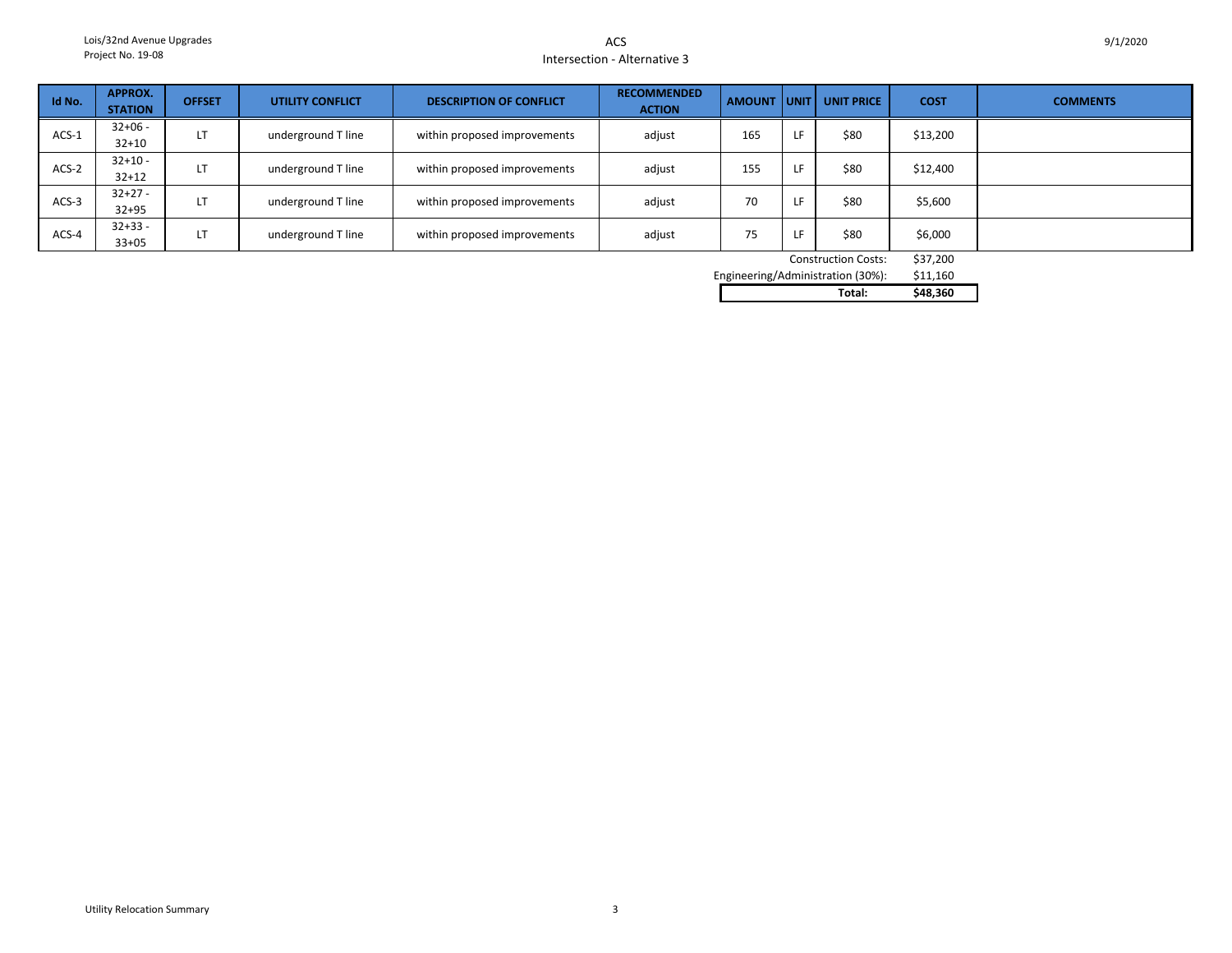Lois/32nd Avenue Upgrades
Project No. 19-08

# ACS

## Intersection - Alternative 3

9/1/2020

| Id No. | APPROX. STATION | OFFSET | UTILITY CONFLICT | DESCRIPTION OF CONFLICT | RECOMMENDED ACTION | AMOUNT | UNIT | UNIT PRICE | COST | COMMENTS |
|---|---|---|---|---|---|---|---|---|---|---|
| ACS-1 | 32+06 - 32+10 | LT | underground T line | within proposed improvements | adjust | 165 | LF | $80 | $13,200 | |
| ACS-2 | 32+10 - 32+12 | LT | underground T line | within proposed improvements | adjust | 155 | LF | $80 | $12,400 | |
| ACS-3 | 32+27 - 32+95 | LT | underground T line | within proposed improvements | adjust | 70 | LF | $80 | $5,600 | |
| ACS-4 | 32+33 - 33+05 | LT | underground T line | within proposed improvements | adjust | 75 | LF | $80 | $6,000 | |
| | | | | | | | | Construction Costs: | $37,200 | |
| | | | | | | | | Engineering/Administration (30%): | $11,160 | |
| | | | | | | | | **Total:** | **$48,360** | |

Utility Relocation Summary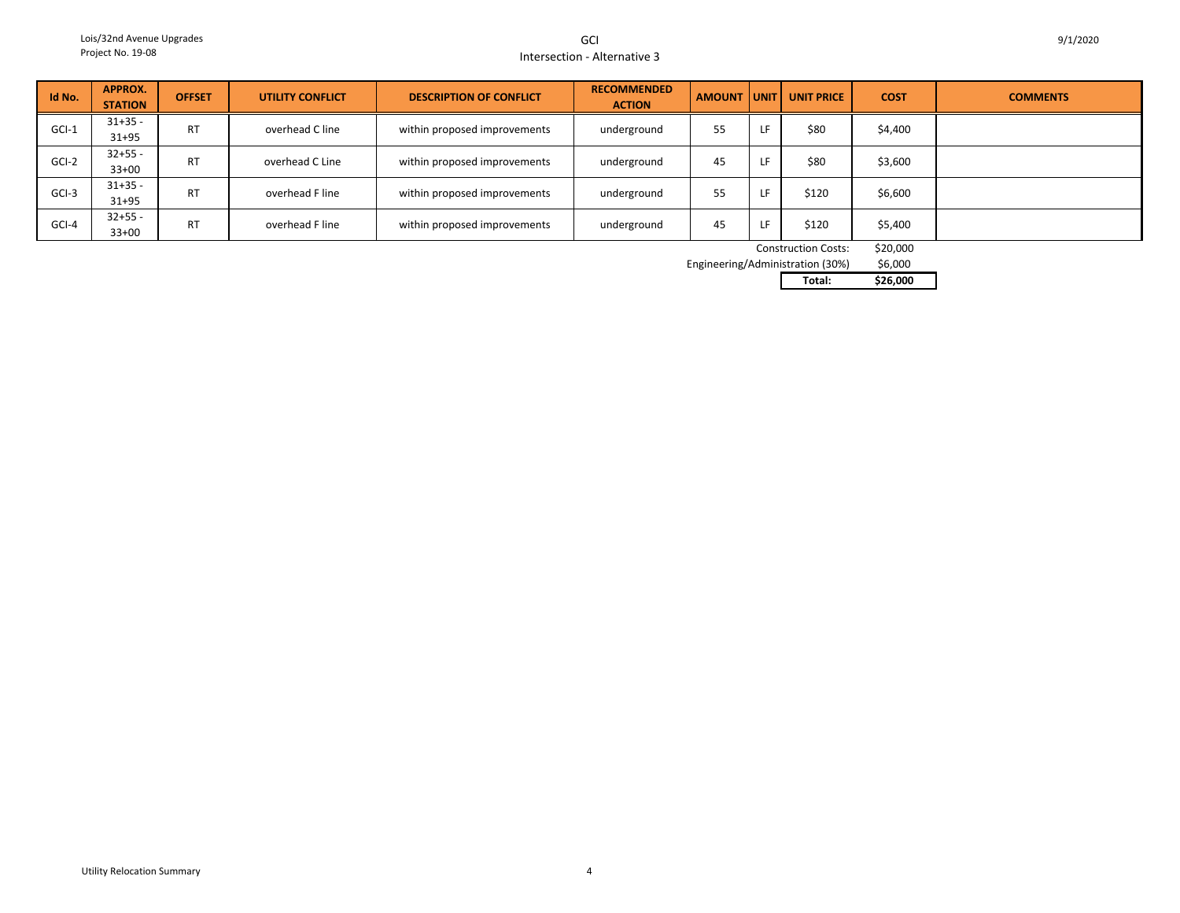Lois/32nd Avenue Upgrades
Project No. 19-08

# GCI
## Intersection - Alternative 3

9/1/2020

| Id No. | APPROX. STATION | OFFSET | UTILITY CONFLICT | DESCRIPTION OF CONFLICT | RECOMMENDED ACTION | AMOUNT | UNIT | UNIT PRICE | COST | COMMENTS |
|---|---|---|---|---|---|---|---|---|---|---|
| GCI-1 | 31+35 - 31+95 | RT | overhead C line | within proposed improvements | underground | 55 | LF | $80 | $4,400 | |
| GCI-2 | 32+55 - 33+00 | RT | overhead C Line | within proposed improvements | underground | 45 | LF | $80 | $3,600 | |
| GCI-3 | 31+35 - 31+95 | RT | overhead F line | within proposed improvements | underground | 55 | LF | $120 | $6,600 | |
| GCI-4 | 32+55 - 33+00 | RT | overhead F line | within proposed improvements | underground | 45 | LF | $120 | $5,400 | |
| | | | | | | | | Construction Costs: | $20,000 | |
| | | | | | | | | Engineering/Administration (30%) | $6,000 | |
| | | | | | | | | **Total:** | **$26,000** | |

Utility Relocation Summary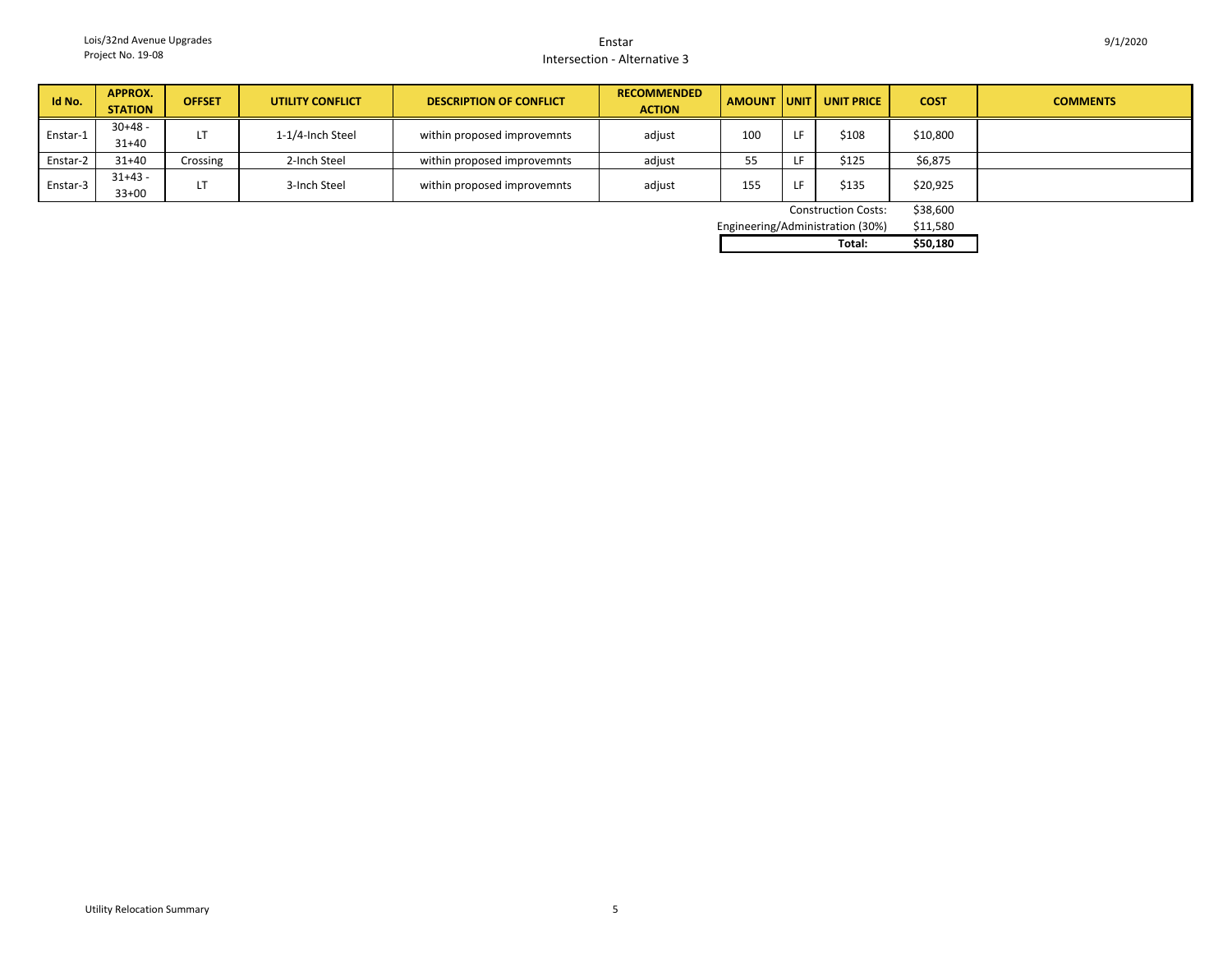Lois/32nd Avenue Upgrades
Project No. 19-08

# Enstar
## Intersection - Alternative 3

9/1/2020

| Id No. | APPROX. STATION | OFFSET | UTILITY CONFLICT | DESCRIPTION OF CONFLICT | RECOMMENDED ACTION | AMOUNT | UNIT | UNIT PRICE | COST | COMMENTS |
|---|---|---|---|---|---|---|---|---|---|---|
| Enstar-1 | 30+48 - 31+40 | LT | 1-1/4-Inch Steel | within proposed improvemnts | adjust | 100 | LF | $108 | $10,800 | |
| Enstar-2 | 31+40 | Crossing | 2-Inch Steel | within proposed improvemnts | adjust | 55 | LF | $125 | $6,875 | |
| Enstar-3 | 31+43 - 33+00 | LT | 3-Inch Steel | within proposed improvemnts | adjust | 155 | LF | $135 | $20,925 | |
| | | | | | | | | Construction Costs: | $38,600 | |
| | | | | | | | | Engineering/Administration (30%) | $11,580 | |
| | | | | | | | | **Total:** | **$50,180** | |

Utility Relocation Summary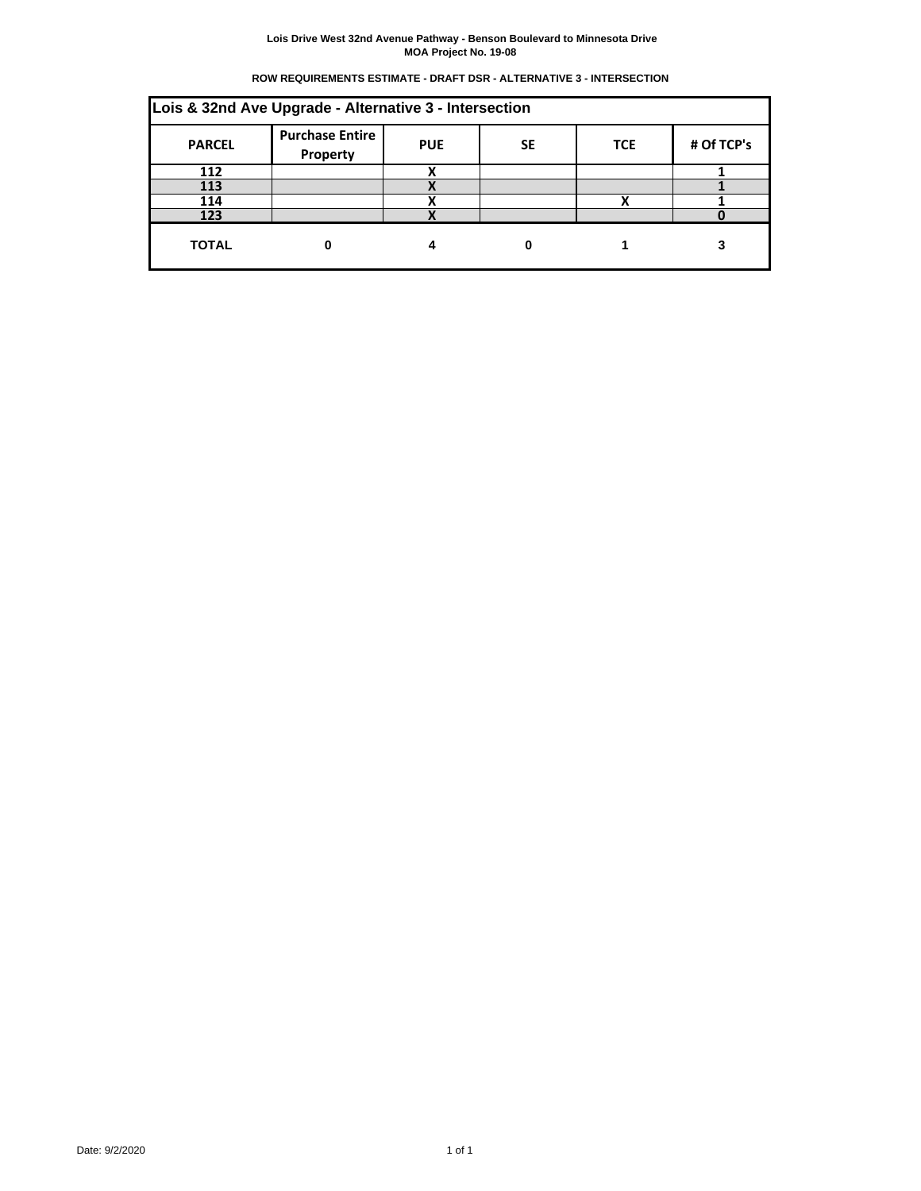Lois Drive West 32nd Avenue Pathway - Benson Boulevard to Minnesota Drive
MOA Project No. 19-08

**ROW REQUIREMENTS ESTIMATE - DRAFT DSR - ALTERNATIVE 3 - INTERSECTION**

| Lois & 32nd Ave Upgrade - Alternative 3 - Intersection | | | | | |
|---|---|---|---|---|---|
| **PARCEL** | **Purchase Entire Property** | **PUE** | **SE** | **TCE** | **# Of TCP's** |
| 112 | | X | | | 1 |
| 113 | | X | | | 1 |
| 114 | | X | | X | 1 |
| 123 | | X | | | 0 |
| **TOTAL** | 0 | 4 | 0 | 1 | 3 |

Date: 9/2/2020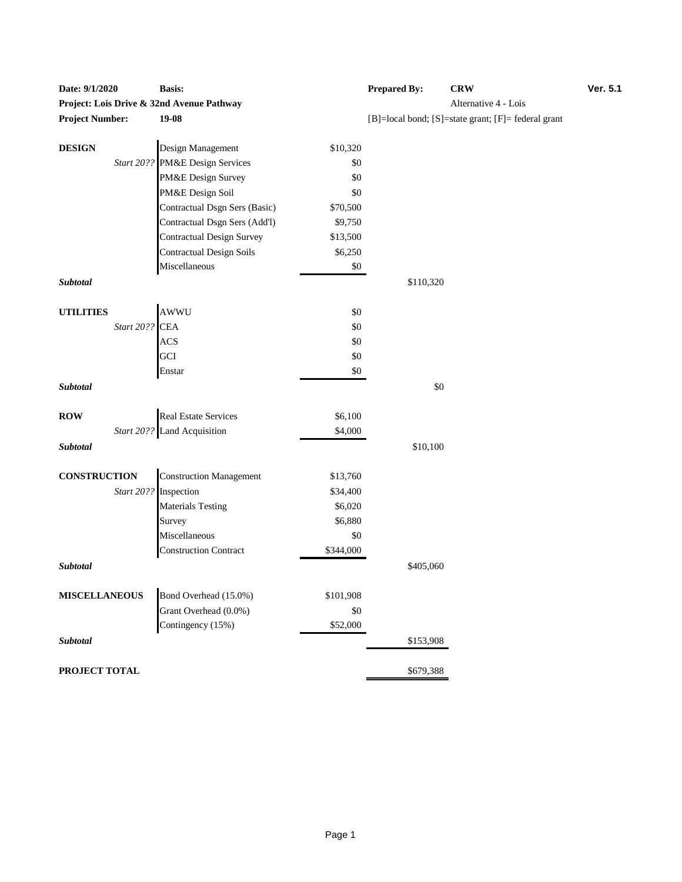**Date: 9/1/2020** **Basis:** **Prepared By:** **CRW** **Ver. 5.1**

**Project: Lois Drive & 32nd Avenue Pathway** Alternative 4 - Lois

**Project Number:** **19-08** [B]=local bond; [S]=state grant; [F]= federal grant

| Category | Item | Amount | Subtotal |
|---|---|---|---|
| **DESIGN** | Design Management | $10,320 | |
| *Start 20??* | PM&E Design Services | $0 | |
| | PM&E Design Survey | $0 | |
| | PM&E Design Soil | $0 | |
| | Contractual Dsgn Sers (Basic) | $70,500 | |
| | Contractual Dsgn Sers (Add'l) | $9,750 | |
| | Contractual Design Survey | $13,500 | |
| | Contractual Design Soils | $6,250 | |
| | Miscellaneous | $0 | |
| ***Subtotal*** | | | $110,320 |
| **UTILITIES** | AWWU | $0 | |
| *Start 20??* | CEA | $0 | |
| | ACS | $0 | |
| | GCI | $0 | |
| | Enstar | $0 | |
| ***Subtotal*** | | | $0 |
| **ROW** | Real Estate Services | $6,100 | |
| *Start 20??* | Land Acquisition | $4,000 | |
| ***Subtotal*** | | | $10,100 |
| **CONSTRUCTION** | Construction Management | $13,760 | |
| *Start 20??* | Inspection | $34,400 | |
| | Materials Testing | $6,020 | |
| | Survey | $6,880 | |
| | Miscellaneous | $0 | |
| | Construction Contract | $344,000 | |
| ***Subtotal*** | | | $405,060 |
| **MISCELLANEOUS** | Bond Overhead (15.0%) | $101,908 | |
| | Grant Overhead (0.0%) | $0 | |
| | Contingency (15%) | $52,000 | |
| ***Subtotal*** | | | $153,908 |
| **PROJECT TOTAL** | | | $679,388 |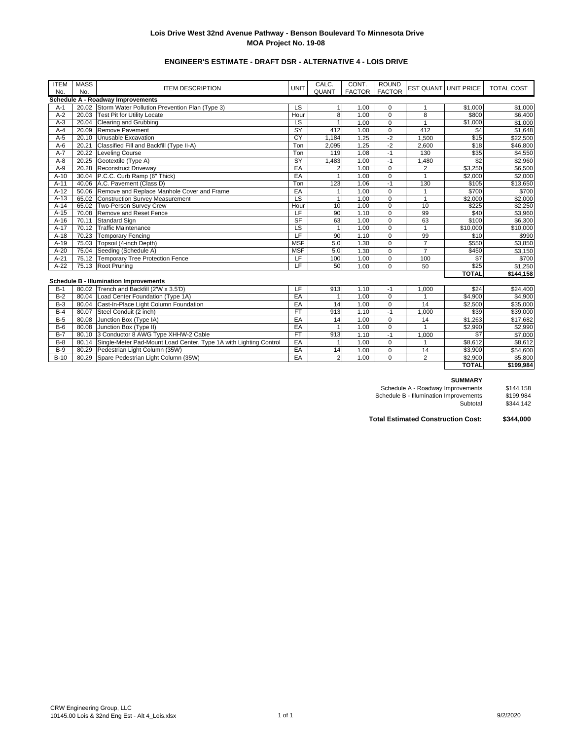**Lois Drive West 32nd Avenue Pathway - Benson Boulevard To Minnesota Drive**
**MOA Project No. 19-08**

**ENGINEER'S ESTIMATE - DRAFT DSR - ALTERNATIVE 4 - LOIS DRIVE**

| ITEM No. | MASS No. | ITEM DESCRIPTION | UNIT | CALC. QUANT | CONT. FACTOR | ROUND FACTOR | EST QUANT | UNIT PRICE | TOTAL COST |
|---|---|---|---|---|---|---|---|---|---|
| **Schedule A - Roadway Improvements** | | | | | | | | | |
| A-1 | 20.02 | Storm Water Pollution Prevention Plan (Type 3) | LS | 1 | 1.00 | 0 | 1 | $1,000 | $1,000 |
| A-2 | 20.03 | Test Pit for Utility Locate | Hour | 8 | 1.00 | 0 | 8 | $800 | $6,400 |
| A-3 | 20.04 | Clearing and Grubbing | LS | 1 | 1.00 | 0 | 1 | $1,000 | $1,000 |
| A-4 | 20.09 | Remove Pavement | SY | 412 | 1.00 | 0 | 412 | $4 | $1,648 |
| A-5 | 20.10 | Unusable Excavation | CY | 1,184 | 1.25 | -2 | 1,500 | $15 | $22,500 |
| A-6 | 20.21 | Classified Fill and Backfill (Type II-A) | Ton | 2,095 | 1.25 | -2 | 2,600 | $18 | $46,800 |
| A-7 | 20.22 | Leveling Course | Ton | 119 | 1.08 | -1 | 130 | $35 | $4,550 |
| A-8 | 20.25 | Geotextile (Type A) | SY | 1,483 | 1.00 | -1 | 1,480 | $2 | $2,960 |
| A-9 | 20.28 | Reconstruct Driveway | EA | 2 | 1.00 | 0 | 2 | $3,250 | $6,500 |
| A-10 | 30.04 | P.C.C. Curb Ramp (6" Thick) | EA | 1 | 1.00 | 0 | 1 | $2,000 | $2,000 |
| A-11 | 40.06 | A.C. Pavement (Class D) | Ton | 123 | 1.06 | -1 | 130 | $105 | $13,650 |
| A-12 | 50.06 | Remove and Replace Manhole Cover and Frame | EA | 1 | 1.00 | 0 | 1 | $700 | $700 |
| A-13 | 65.02 | Construction Survey Measurement | LS | 1 | 1.00 | 0 | 1 | $2,000 | $2,000 |
| A-14 | 65.02 | Two-Person Survey Crew | Hour | 10 | 1.00 | 0 | 10 | $225 | $2,250 |
| A-15 | 70.08 | Remove and Reset Fence | LF | 90 | 1.10 | 0 | 99 | $40 | $3,960 |
| A-16 | 70.11 | Standard Sign | SF | 63 | 1.00 | 0 | 63 | $100 | $6,300 |
| A-17 | 70.12 | Traffic Maintenance | LS | 1 | 1.00 | 0 | 1 | $10,000 | $10,000 |
| A-18 | 70.23 | Temporary Fencing | LF | 90 | 1.10 | 0 | 99 | $10 | $990 |
| A-19 | 75.03 | Topsoil (4-inch Depth) | MSF | 5.0 | 1.30 | 0 | 7 | $550 | $3,850 |
| A-20 | 75.04 | Seeding (Schedule A) | MSF | 5.0 | 1.30 | 0 | 7 | $450 | $3,150 |
| A-21 | 75.12 | Temporary Tree Protection Fence | LF | 100 | 1.00 | 0 | 100 | $7 | $700 |
| A-22 | 75.13 | Root Pruning | LF | 50 | 1.00 | 0 | 50 | $25 | $1,250 |
| | | | | | | | | **TOTAL** | **$144,158** |
| **Schedule B - Illumination Improvements** | | | | | | | | | |
| B-1 | 80.02 | Trench and Backfill (2'W x 3.5'D) | LF | 913 | 1.10 | -1 | 1,000 | $24 | $24,400 |
| B-2 | 80.04 | Load Center Foundation (Type 1A) | EA | 1 | 1.00 | 0 | 1 | $4,900 | $4,900 |
| B-3 | 80.04 | Cast-In-Place Light Column Foundation | EA | 14 | 1.00 | 0 | 14 | $2,500 | $35,000 |
| B-4 | 80.07 | Steel Conduit (2 inch) | FT | 913 | 1.10 | -1 | 1,000 | $39 | $39,000 |
| B-5 | 80.08 | Junction Box (Type IA) | EA | 14 | 1.00 | 0 | 14 | $1,263 | $17,682 |
| B-6 | 80.08 | Junction Box (Type II) | EA | 1 | 1.00 | 0 | 1 | $2,990 | $2,990 |
| B-7 | 80.10 | 3 Conductor 8 AWG Type XHHW-2 Cable | FT | 913 | 1.10 | -1 | 1,000 | $7 | $7,000 |
| B-8 | 80.14 | Single-Meter Pad-Mount Load Center, Type 1A with Lighting Control | EA | 1 | 1.00 | 0 | 1 | $8,612 | $8,612 |
| B-9 | 80.29 | Pedestrian Light Column (35W) | EA | 14 | 1.00 | 0 | 14 | $3,900 | $54,600 |
| B-10 | 80.29 | Spare Pedestrian Light Column (35W) | EA | 2 | 1.00 | 0 | 2 | $2,900 | $5,800 |
| | | | | | | | | **TOTAL** | **$199,984** |

**SUMMARY**

| | |
|---|---|
| Schedule A - Roadway Improvements | $144,158 |
| Schedule B - Illumination Improvements | $199,984 |
| Subtotal | $344,142 |
| **Total Estimated Construction Cost:** | **$344,000** |

CRW Engineering Group, LLC
10145.00 Lois & 32nd Eng Est - Alt 4_Lois.xlsx 9/2/2020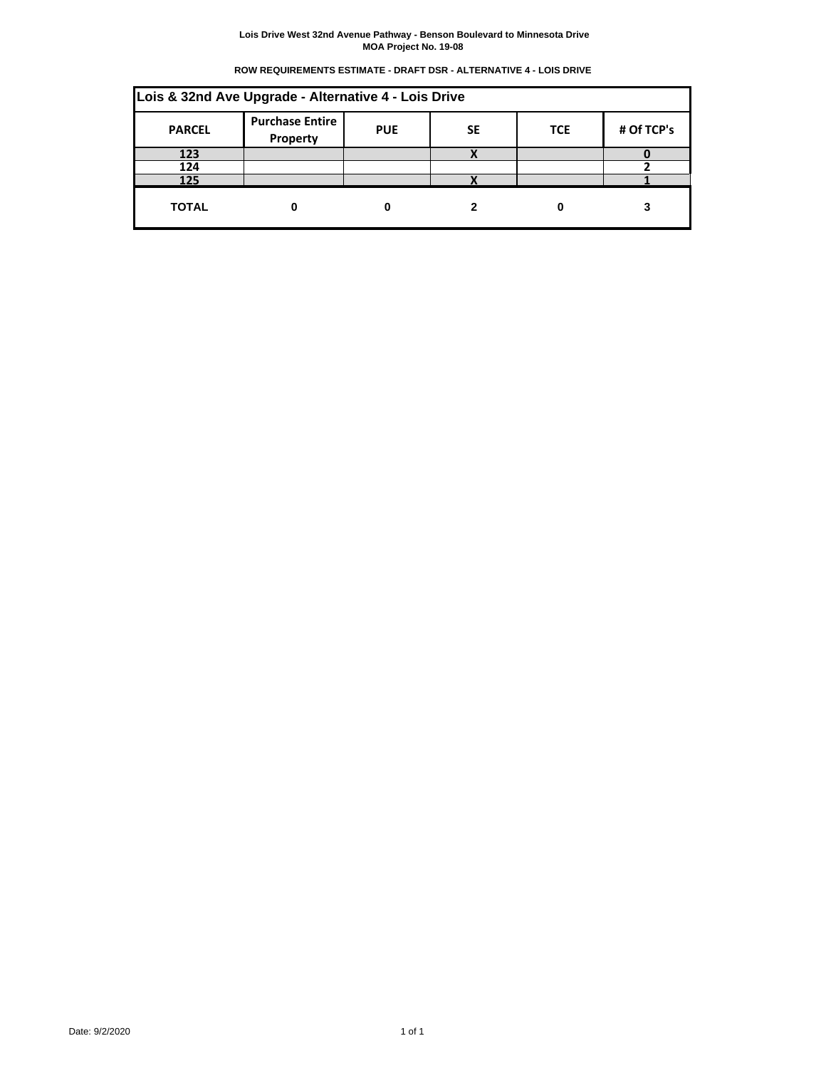**Lois Drive West 32nd Avenue Pathway - Benson Boulevard to Minnesota Drive**
**MOA Project No. 19-08**

**ROW REQUIREMENTS ESTIMATE - DRAFT DSR - ALTERNATIVE 4 - LOIS DRIVE**

| Lois & 32nd Ave Upgrade - Alternative 4 - Lois Drive | | | | | |
|---|---|---|---|---|---|
| **PARCEL** | **Purchase Entire Property** | **PUE** | **SE** | **TCE** | **# Of TCP's** |
| 123 | | | X | | 0 |
| 124 | | | | | 2 |
| 125 | | | X | | 1 |
| **TOTAL** | **0** | **0** | **2** | **0** | **3** |

Date: 9/2/2020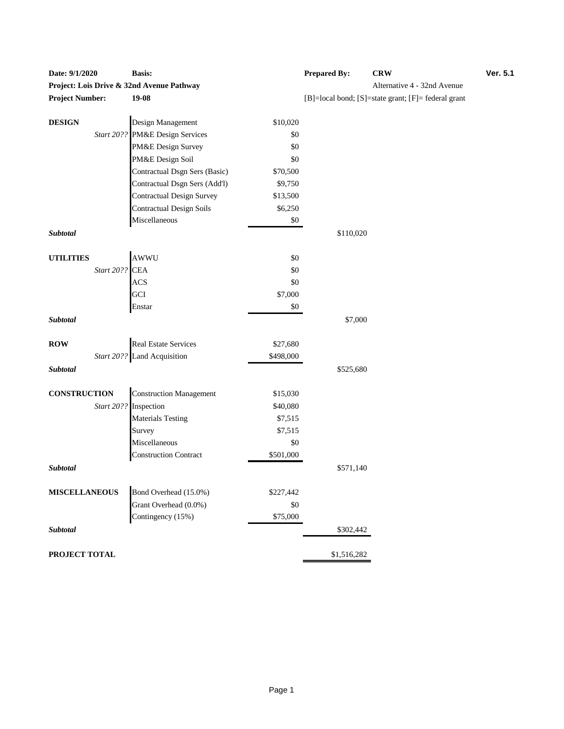| **Date: 9/1/2020** | **Basis:** | | **Prepared By:** | **CRW** | **Ver. 5.1** |
|---|---|---|---|---|---|
| **Project: Lois Drive & 32nd Avenue Pathway** | | | | Alternative 4 - 32nd Avenue | |
| **Project Number:** | **19-08** | | [B]=local bond; [S]=state grant; [F]= federal grant | | |

| Category | Item | Amount | Subtotal |
|---|---|---|---|
| **DESIGN** | Design Management | $10,020 | |
| *Start 20??* | PM&E Design Services | $0 | |
| | PM&E Design Survey | $0 | |
| | PM&E Design Soil | $0 | |
| | Contractual Dsgn Sers (Basic) | $70,500 | |
| | Contractual Dsgn Sers (Add'l) | $9,750 | |
| | Contractual Design Survey | $13,500 | |
| | Contractual Design Soils | $6,250 | |
| | Miscellaneous | $0 | |
| ***Subtotal*** | | | $110,020 |
| **UTILITIES** | AWWU | $0 | |
| *Start 20??* | CEA | $0 | |
| | ACS | $0 | |
| | GCI | $7,000 | |
| | Enstar | $0 | |
| ***Subtotal*** | | | $7,000 |
| **ROW** | Real Estate Services | $27,680 | |
| *Start 20??* | Land Acquisition | $498,000 | |
| ***Subtotal*** | | | $525,680 |
| **CONSTRUCTION** | Construction Management | $15,030 | |
| *Start 20??* | Inspection | $40,080 | |
| | Materials Testing | $7,515 | |
| | Survey | $7,515 | |
| | Miscellaneous | $0 | |
| | Construction Contract | $501,000 | |
| ***Subtotal*** | | | $571,140 |
| **MISCELLANEOUS** | Bond Overhead (15.0%) | $227,442 | |
| | Grant Overhead (0.0%) | $0 | |
| | Contingency (15%) | $75,000 | |
| ***Subtotal*** | | | $302,442 |
| **PROJECT TOTAL** | | | $1,516,282 |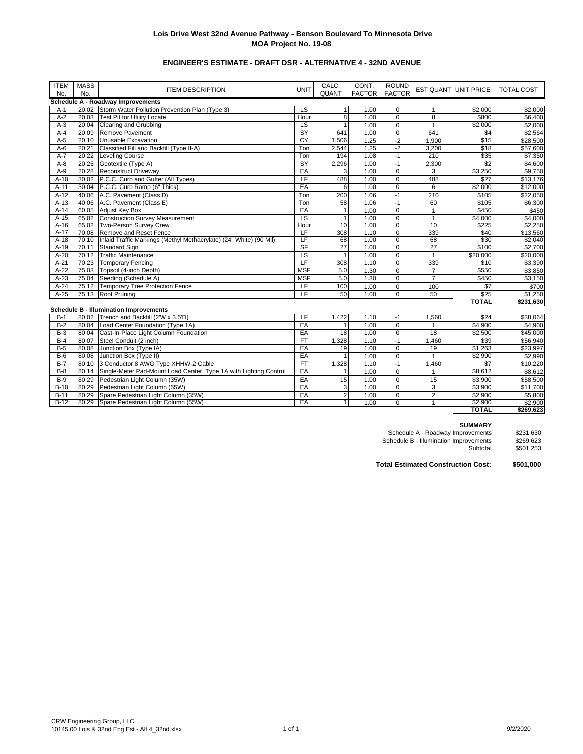## Lois Drive West 32nd Avenue Pathway - Benson Boulevard To Minnesota Drive

## MOA Project No. 19-08

### ENGINEER'S ESTIMATE - DRAFT DSR - ALTERNATIVE 4 - 32ND AVENUE

| ITEM No. | MASS No. | ITEM DESCRIPTION | UNIT | CALC. QUANT | CONT. FACTOR | ROUND FACTOR | EST QUANT | UNIT PRICE | TOTAL COST |
|---|---|---|---|---|---|---|---|---|---|
| **Schedule A - Roadway Improvements** | | | | | | | | | |
| A-1 | 20.02 | Storm Water Pollution Prevention Plan (Type 3) | LS | 1 | 1.00 | 0 | 1 | $2,000 | $2,000 |
| A-2 | 20.03 | Test Pit for Utility Locate | Hour | 8 | 1.00 | 0 | 8 | $800 | $6,400 |
| A-3 | 20.04 | Clearing and Grubbing | LS | 1 | 1.00 | 0 | 1 | $2,000 | $2,000 |
| A-4 | 20.09 | Remove Pavement | SY | 641 | 1.00 | 0 | 641 | $4 | $2,564 |
| A-5 | 20.10 | Unusable Excavation | CY | 1,506 | 1.25 | -2 | 1,900 | $15 | $28,500 |
| A-6 | 20.21 | Classified Fill and Backfill (Type II-A) | Ton | 2,544 | 1.25 | -2 | 3,200 | $18 | $57,600 |
| A-7 | 20.22 | Leveling Course | Ton | 194 | 1.08 | -1 | 210 | $35 | $7,350 |
| A-8 | 20.25 | Geotextile (Type A) | SY | 2,296 | 1.00 | -1 | 2,300 | $2 | $4,600 |
| A-9 | 20.28 | Reconstruct Driveway | EA | 3 | 1.00 | 0 | 3 | $3,250 | $9,750 |
| A-10 | 30.02 | P.C.C. Curb and Gutter (All Types) | LF | 488 | 1.00 | 0 | 488 | $27 | $13,176 |
| A-11 | 30.04 | P.C.C. Curb Ramp (6" Thick) | EA | 6 | 1.00 | 0 | 6 | $2,000 | $12,000 |
| A-12 | 40.06 | A.C. Pavement (Class D) | Ton | 200 | 1.06 | -1 | 210 | $105 | $22,050 |
| A-13 | 40.06 | A.C. Pavement (Class E) | Ton | 58 | 1.06 | -1 | 60 | $105 | $6,300 |
| A-14 | 60.05 | Adjust Key Box | EA | 1 | 1.00 | 0 | 1 | $450 | $450 |
| A-15 | 65.02 | Construction Survey Measurement | LS | 1 | 1.00 | 0 | 1 | $4,000 | $4,000 |
| A-16 | 65.02 | Two-Person Survey Crew | Hour | 10 | 1.00 | 0 | 10 | $225 | $2,250 |
| A-17 | 70.08 | Remove and Reset Fence | LF | 308 | 1.10 | 0 | 339 | $40 | $13,560 |
| A-18 | 70.10 | Inlaid Traffic Markings (Methyl Methacrylate) (24" White) (90 Mil) | LF | 68 | 1.00 | 0 | 68 | $30 | $2,040 |
| A-19 | 70.11 | Standard Sign | SF | 27 | 1.00 | 0 | 27 | $100 | $2,700 |
| A-20 | 70.12 | Traffic Maintenance | LS | 1 | 1.00 | 0 | 1 | $20,000 | $20,000 |
| A-21 | 70.23 | Temporary Fencing | LF | 308 | 1.10 | 0 | 339 | $10 | $3,390 |
| A-22 | 75.03 | Topsoil (4-inch Depth) | MSF | 5.0 | 1.30 | 0 | 7 | $550 | $3,850 |
| A-23 | 75.04 | Seeding (Schedule A) | MSF | 5.0 | 1.30 | 0 | 7 | $450 | $3,150 |
| A-24 | 75.12 | Temporary Tree Protection Fence | LF | 100 | 1.00 | 0 | 100 | $7 | $700 |
| A-25 | 75.13 | Root Pruning | LF | 50 | 1.00 | 0 | 50 | $25 | $1,250 |
| | | | | | | | | **TOTAL** | **$231,630** |
| **Schedule B - Illumination Improvements** | | | | | | | | | |
| B-1 | 80.02 | Trench and Backfill (2'W x 3.5'D) | LF | 1,422 | 1.10 | -1 | 1,560 | $24 | $38,064 |
| B-2 | 80.04 | Load Center Foundation (Type 1A) | EA | 1 | 1.00 | 0 | 1 | $4,900 | $4,900 |
| B-3 | 80.04 | Cast-In-Place Light Column Foundation | EA | 18 | 1.00 | 0 | 18 | $2,500 | $45,000 |
| B-4 | 80.07 | Steel Conduit (2 inch) | FT | 1,328 | 1.10 | -1 | 1,460 | $39 | $56,940 |
| B-5 | 80.08 | Junction Box (Type IA) | EA | 19 | 1.00 | 0 | 19 | $1,263 | $23,997 |
| B-6 | 80.08 | Junction Box (Type II) | EA | 1 | 1.00 | 0 | 1 | $2,990 | $2,990 |
| B-7 | 80.10 | 3 Conductor 8 AWG Type XHHW-2 Cable | FT | 1,328 | 1.10 | -1 | 1,460 | $7 | $10,220 |
| B-8 | 80.14 | Single-Meter Pad-Mount Load Center, Type 1A with Lighting Control | EA | 1 | 1.00 | 0 | 1 | $8,612 | $8,612 |
| B-9 | 80.29 | Pedestrian Light Column (35W) | EA | 15 | 1.00 | 0 | 15 | $3,900 | $58,500 |
| B-10 | 80.29 | Pedestrian Light Column (55W) | EA | 3 | 1.00 | 0 | 3 | $3,900 | $11,700 |
| B-11 | 80.29 | Spare Pedestrian Light Column (35W) | EA | 2 | 1.00 | 0 | 2 | $2,900 | $5,800 |
| B-12 | 80.29 | Spare Pedestrian Light Column (55W) | EA | 1 | 1.00 | 0 | 1 | $2,900 | $2,900 |
| | | | | | | | | **TOTAL** | **$269,623** |

**SUMMARY**

| | |
|---|---|
| Schedule A - Roadway Improvements | $231,630 |
| Schedule B - Illumination Improvements | $269,623 |
| Subtotal | $501,253 |
| **Total Estimated Construction Cost:** | **$501,000** |

CRW Engineering Group, LLC
10145.00 Lois & 32nd Eng Est - Alt 4_32nd.xlsx

9/2/2020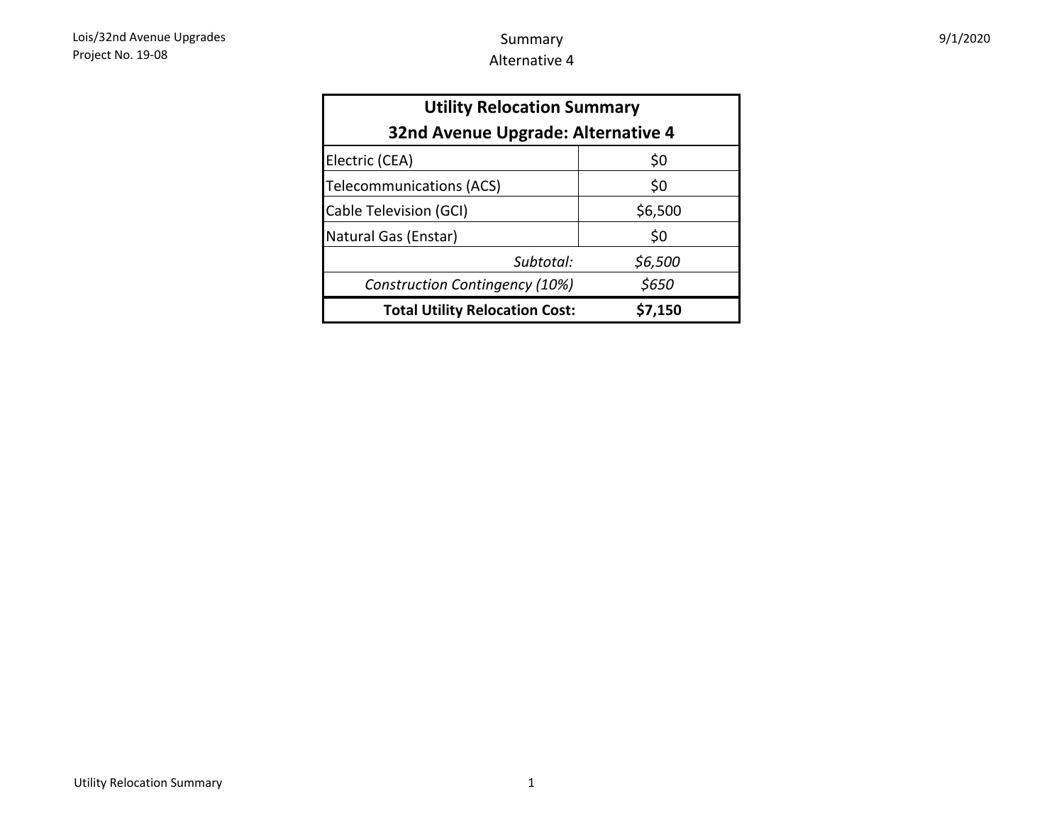# Summary
## Alternative 4

| Utility Relocation Summary<br>32nd Avenue Upgrade: Alternative 4 | |
|---|---|
| Electric (CEA) | $0 |
| Telecommunications (ACS) | $0 |
| Cable Television (GCI) | $6,500 |
| Natural Gas (Enstar) | $0 |
| *Subtotal:* | *$6,500* |
| *Construction Contingency (10%)* | *$650* |
| **Total Utility Relocation Cost:** | **$7,150** |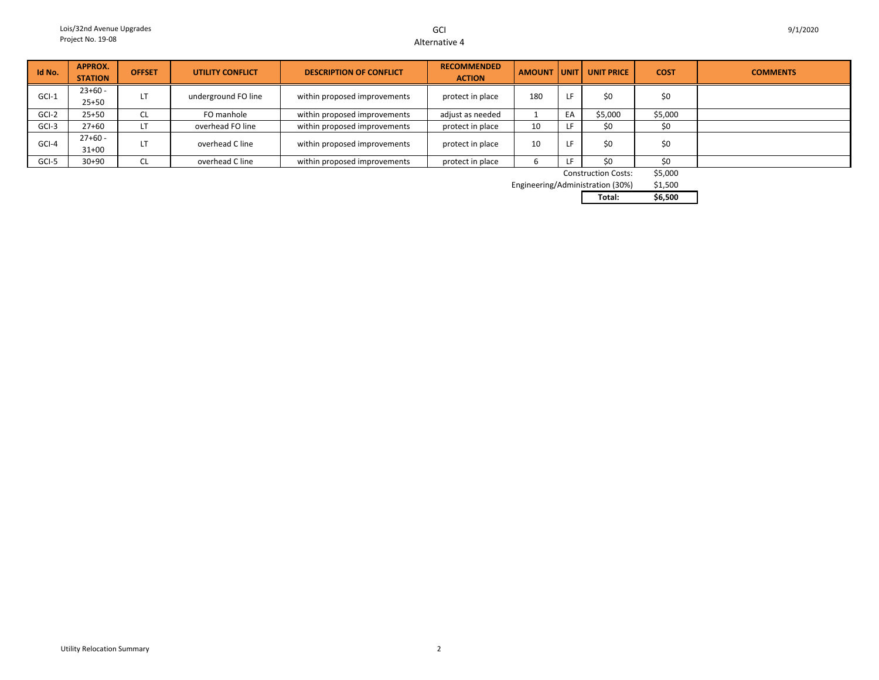# GCI

## Alternative 4

| Id No. | APPROX. STATION | OFFSET | UTILITY CONFLICT | DESCRIPTION OF CONFLICT | RECOMMENDED ACTION | AMOUNT | UNIT | UNIT PRICE | COST | COMMENTS |
|---|---|---|---|---|---|---|---|---|---|---|
| GCI-1 | 23+60 - 25+50 | LT | underground FO line | within proposed improvements | protect in place | 180 | LF | $0 | $0 | |
| GCI-2 | 25+50 | CL | FO manhole | within proposed improvements | adjust as needed | 1 | EA | $5,000 | $5,000 | |
| GCI-3 | 27+60 | LT | overhead FO line | within proposed improvements | protect in place | 10 | LF | $0 | $0 | |
| GCI-4 | 27+60 - 31+00 | LT | overhead C line | within proposed improvements | protect in place | 10 | LF | $0 | $0 | |
| GCI-5 | 30+90 | CL | overhead C line | within proposed improvements | protect in place | 6 | LF | $0 | $0 | |
| | | | | | | | | Construction Costs: | $5,000 | |
| | | | | | | | | Engineering/Administration (30%) | $1,500 | |
| | | | | | | | | **Total:** | **$6,500** | |

Utility Relocation Summary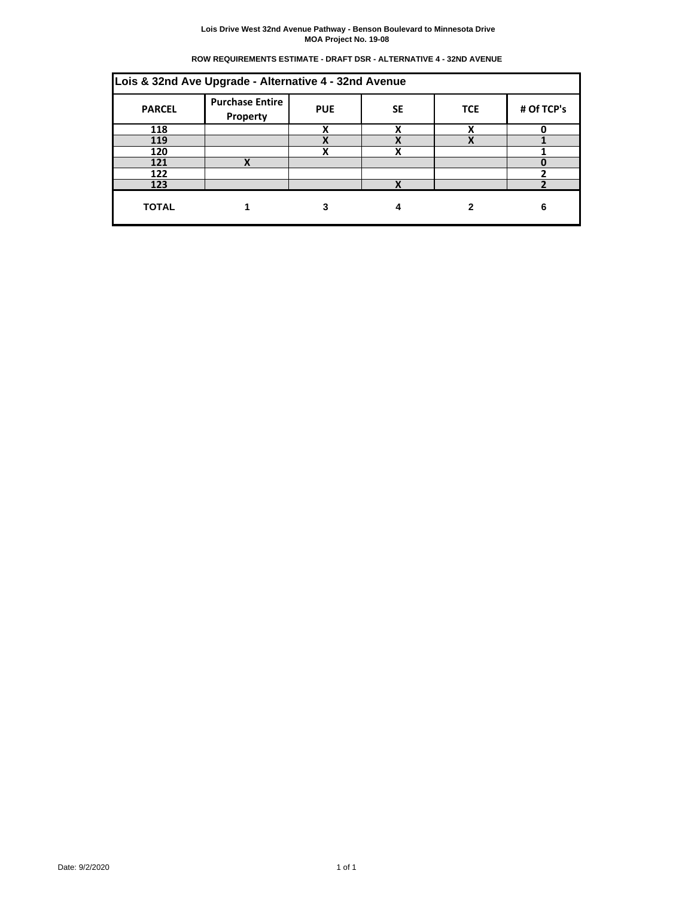**Lois Drive West 32nd Avenue Pathway - Benson Boulevard to Minnesota Drive**
**MOA Project No. 19-08**

**ROW REQUIREMENTS ESTIMATE - DRAFT DSR - ALTERNATIVE 4 - 32ND AVENUE**

| Lois & 32nd Ave Upgrade - Alternative 4 - 32nd Avenue | | | | | |
|---|---|---|---|---|---|
| **PARCEL** | **Purchase Entire Property** | **PUE** | **SE** | **TCE** | **# Of TCP's** |
| 118 | | X | X | X | 0 |
| 119 | | X | X | X | 1 |
| 120 | | X | X | | 1 |
| 121 | X | | | | 0 |
| 122 | | | | | 2 |
| 123 | | | X | | 2 |
| **TOTAL** | **1** | **3** | **4** | **2** | **6** |

Date: 9/2/2020